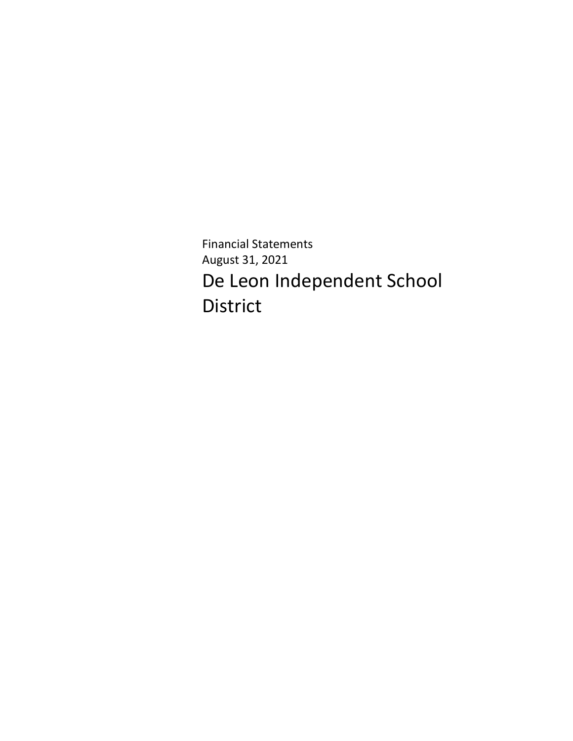Financial Statements
August 31, 2021

# De Leon Independent School District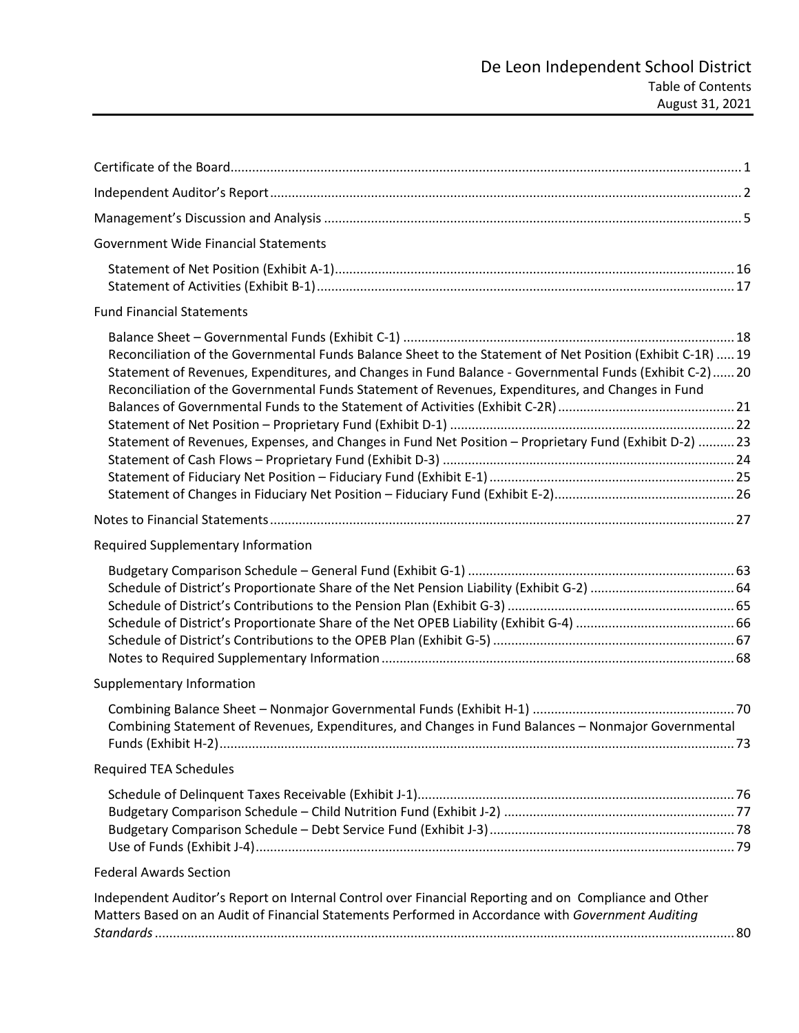# De Leon Independent School District

## Table of Contents

## August 31, 2021

Certificate of the Board ... 1

Independent Auditor's Report ... 2

Management's Discussion and Analysis ... 5

### Government Wide Financial Statements

- Statement of Net Position (Exhibit A-1) ... 16
- Statement of Activities (Exhibit B-1) ... 17

### Fund Financial Statements

- Balance Sheet – Governmental Funds (Exhibit C-1) ... 18
- Reconciliation of the Governmental Funds Balance Sheet to the Statement of Net Position (Exhibit C-1R) ... 19
- Statement of Revenues, Expenditures, and Changes in Fund Balance - Governmental Funds (Exhibit C-2) ... 20
- Reconciliation of the Governmental Funds Statement of Revenues, Expenditures, and Changes in Fund Balances of Governmental Funds to the Statement of Activities (Exhibit C-2R) ... 21
- Statement of Net Position – Proprietary Fund (Exhibit D-1) ... 22
- Statement of Revenues, Expenses, and Changes in Fund Net Position – Proprietary Fund (Exhibit D-2) ... 23
- Statement of Cash Flows – Proprietary Fund (Exhibit D-3) ... 24
- Statement of Fiduciary Net Position – Fiduciary Fund (Exhibit E-1) ... 25
- Statement of Changes in Fiduciary Net Position – Fiduciary Fund (Exhibit E-2) ... 26

Notes to Financial Statements ... 27

### Required Supplementary Information

- Budgetary Comparison Schedule – General Fund (Exhibit G-1) ... 63
- Schedule of District's Proportionate Share of the Net Pension Liability (Exhibit G-2) ... 64
- Schedule of District's Contributions to the Pension Plan (Exhibit G-3) ... 65
- Schedule of District's Proportionate Share of the Net OPEB Liability (Exhibit G-4) ... 66
- Schedule of District's Contributions to the OPEB Plan (Exhibit G-5) ... 67
- Notes to Required Supplementary Information ... 68

### Supplementary Information

- Combining Balance Sheet – Nonmajor Governmental Funds (Exhibit H-1) ... 70
- Combining Statement of Revenues, Expenditures, and Changes in Fund Balances – Nonmajor Governmental Funds (Exhibit H-2) ... 73

### Required TEA Schedules

- Schedule of Delinquent Taxes Receivable (Exhibit J-1) ... 76
- Budgetary Comparison Schedule – Child Nutrition Fund (Exhibit J-2) ... 77
- Budgetary Comparison Schedule – Debt Service Fund (Exhibit J-3) ... 78
- Use of Funds (Exhibit J-4) ... 79

### Federal Awards Section

Independent Auditor's Report on Internal Control over Financial Reporting and on Compliance and Other Matters Based on an Audit of Financial Statements Performed in Accordance with *Government Auditing Standards* ... 80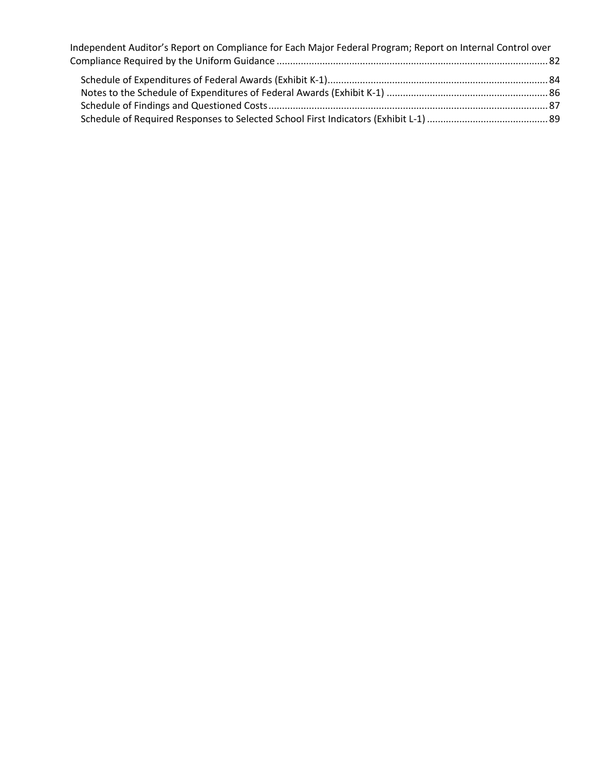Independent Auditor's Report on Compliance for Each Major Federal Program; Report on Internal Control over Compliance Required by the Uniform Guidance ........ 82

- Schedule of Expenditures of Federal Awards (Exhibit K-1) ........ 84
- Notes to the Schedule of Expenditures of Federal Awards (Exhibit K-1) ........ 86
- Schedule of Findings and Questioned Costs ........ 87
- Schedule of Required Responses to Selected School First Indicators (Exhibit L-1) ........ 89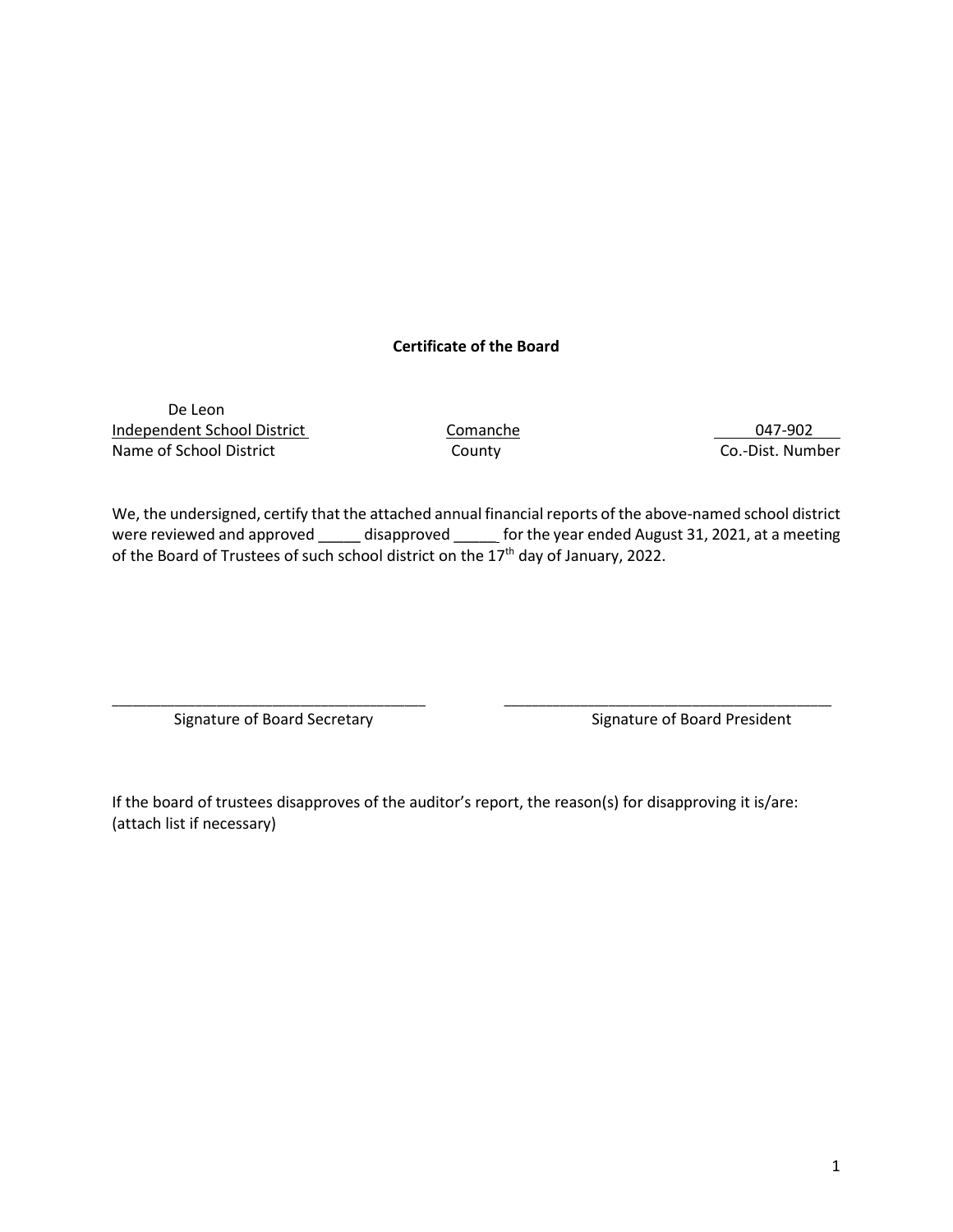## Certificate of the Board

| De Leon Independent School District | Comanche | 047-902 |
| --- | --- | --- |
| Name of School District | County | Co.-Dist. Number |

We, the undersigned, certify that the attached annual financial reports of the above-named school district were reviewed and approved _____ disapproved _____ for the year ended August 31, 2021, at a meeting of the Board of Trustees of such school district on the 17th day of January, 2022.

_____________________________________ Signature of Board Secretary

_______________________________________ Signature of Board President

If the board of trustees disapproves of the auditor's report, the reason(s) for disapproving it is/are: (attach list if necessary)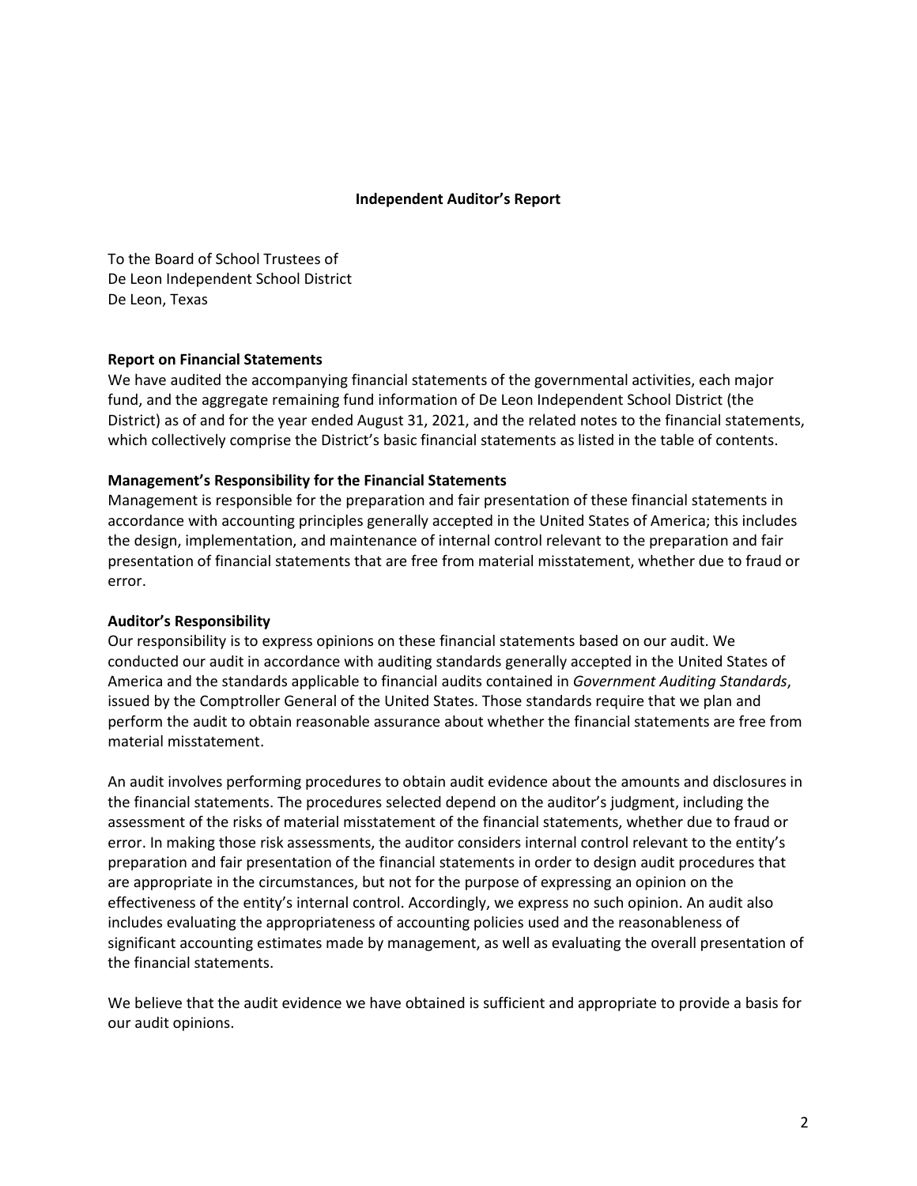## Independent Auditor's Report

To the Board of School Trustees of
De Leon Independent School District
De Leon, Texas

**Report on Financial Statements**

We have audited the accompanying financial statements of the governmental activities, each major fund, and the aggregate remaining fund information of De Leon Independent School District (the District) as of and for the year ended August 31, 2021, and the related notes to the financial statements, which collectively comprise the District's basic financial statements as listed in the table of contents.

**Management's Responsibility for the Financial Statements**

Management is responsible for the preparation and fair presentation of these financial statements in accordance with accounting principles generally accepted in the United States of America; this includes the design, implementation, and maintenance of internal control relevant to the preparation and fair presentation of financial statements that are free from material misstatement, whether due to fraud or error.

**Auditor's Responsibility**

Our responsibility is to express opinions on these financial statements based on our audit. We conducted our audit in accordance with auditing standards generally accepted in the United States of America and the standards applicable to financial audits contained in *Government Auditing Standards*, issued by the Comptroller General of the United States. Those standards require that we plan and perform the audit to obtain reasonable assurance about whether the financial statements are free from material misstatement.

An audit involves performing procedures to obtain audit evidence about the amounts and disclosures in the financial statements. The procedures selected depend on the auditor's judgment, including the assessment of the risks of material misstatement of the financial statements, whether due to fraud or error. In making those risk assessments, the auditor considers internal control relevant to the entity's preparation and fair presentation of the financial statements in order to design audit procedures that are appropriate in the circumstances, but not for the purpose of expressing an opinion on the effectiveness of the entity's internal control. Accordingly, we express no such opinion. An audit also includes evaluating the appropriateness of accounting policies used and the reasonableness of significant accounting estimates made by management, as well as evaluating the overall presentation of the financial statements.

We believe that the audit evidence we have obtained is sufficient and appropriate to provide a basis for our audit opinions.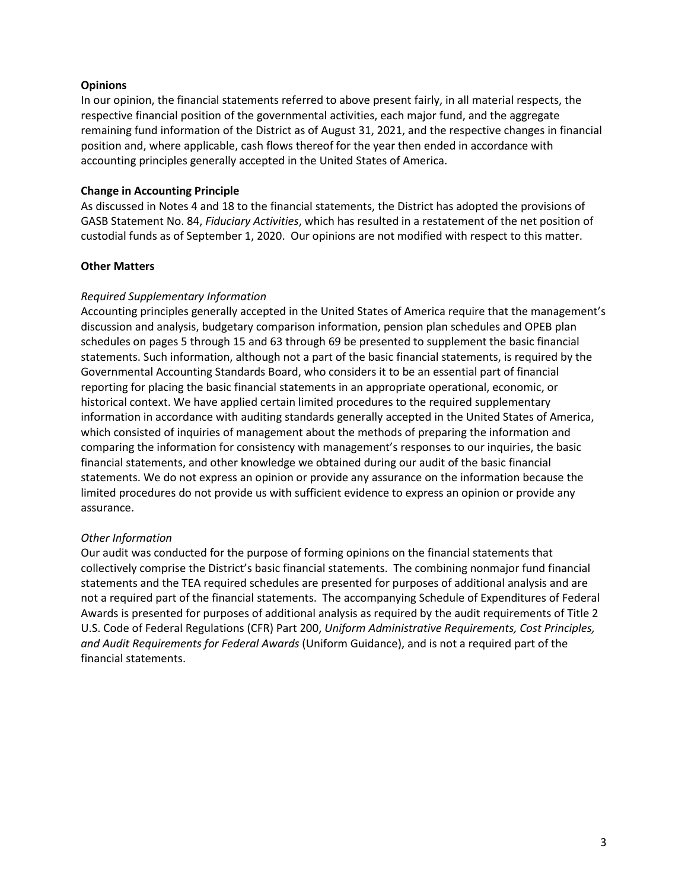**Opinions**

In our opinion, the financial statements referred to above present fairly, in all material respects, the respective financial position of the governmental activities, each major fund, and the aggregate remaining fund information of the District as of August 31, 2021, and the respective changes in financial position and, where applicable, cash flows thereof for the year then ended in accordance with accounting principles generally accepted in the United States of America.

**Change in Accounting Principle**

As discussed in Notes 4 and 18 to the financial statements, the District has adopted the provisions of GASB Statement No. 84, *Fiduciary Activities*, which has resulted in a restatement of the net position of custodial funds as of September 1, 2020. Our opinions are not modified with respect to this matter.

**Other Matters**

*Required Supplementary Information*

Accounting principles generally accepted in the United States of America require that the management's discussion and analysis, budgetary comparison information, pension plan schedules and OPEB plan schedules on pages 5 through 15 and 63 through 69 be presented to supplement the basic financial statements. Such information, although not a part of the basic financial statements, is required by the Governmental Accounting Standards Board, who considers it to be an essential part of financial reporting for placing the basic financial statements in an appropriate operational, economic, or historical context. We have applied certain limited procedures to the required supplementary information in accordance with auditing standards generally accepted in the United States of America, which consisted of inquiries of management about the methods of preparing the information and comparing the information for consistency with management's responses to our inquiries, the basic financial statements, and other knowledge we obtained during our audit of the basic financial statements. We do not express an opinion or provide any assurance on the information because the limited procedures do not provide us with sufficient evidence to express an opinion or provide any assurance.

*Other Information*

Our audit was conducted for the purpose of forming opinions on the financial statements that collectively comprise the District's basic financial statements. The combining nonmajor fund financial statements and the TEA required schedules are presented for purposes of additional analysis and are not a required part of the financial statements. The accompanying Schedule of Expenditures of Federal Awards is presented for purposes of additional analysis as required by the audit requirements of Title 2 U.S. Code of Federal Regulations (CFR) Part 200, *Uniform Administrative Requirements, Cost Principles, and Audit Requirements for Federal Awards* (Uniform Guidance), and is not a required part of the financial statements.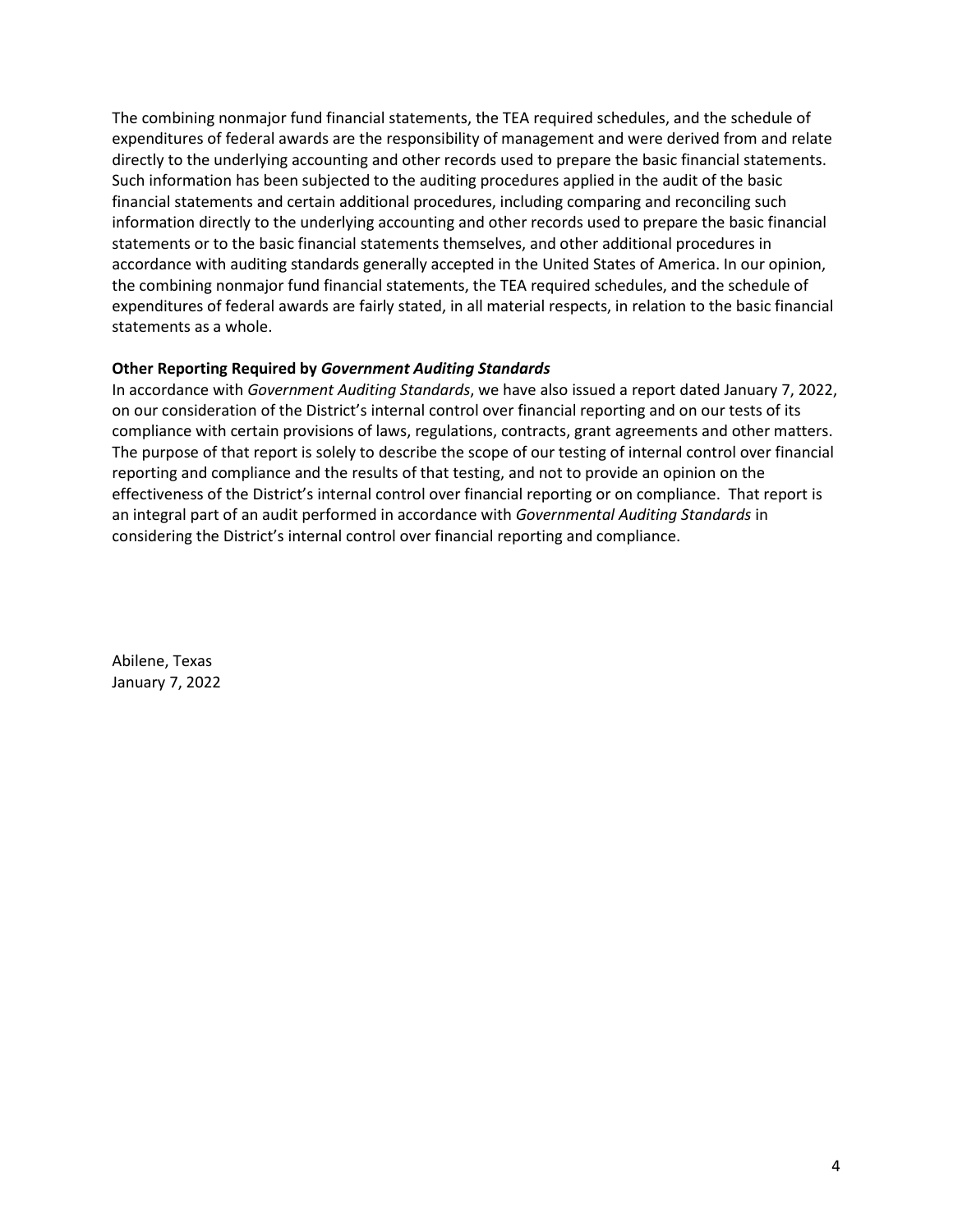The combining nonmajor fund financial statements, the TEA required schedules, and the schedule of expenditures of federal awards are the responsibility of management and were derived from and relate directly to the underlying accounting and other records used to prepare the basic financial statements. Such information has been subjected to the auditing procedures applied in the audit of the basic financial statements and certain additional procedures, including comparing and reconciling such information directly to the underlying accounting and other records used to prepare the basic financial statements or to the basic financial statements themselves, and other additional procedures in accordance with auditing standards generally accepted in the United States of America. In our opinion, the combining nonmajor fund financial statements, the TEA required schedules, and the schedule of expenditures of federal awards are fairly stated, in all material respects, in relation to the basic financial statements as a whole.

**Other Reporting Required by *Government Auditing Standards***

In accordance with *Government Auditing Standards*, we have also issued a report dated January 7, 2022, on our consideration of the District's internal control over financial reporting and on our tests of its compliance with certain provisions of laws, regulations, contracts, grant agreements and other matters. The purpose of that report is solely to describe the scope of our testing of internal control over financial reporting and compliance and the results of that testing, and not to provide an opinion on the effectiveness of the District's internal control over financial reporting or on compliance. That report is an integral part of an audit performed in accordance with *Governmental Auditing Standards* in considering the District's internal control over financial reporting and compliance.

Abilene, Texas
January 7, 2022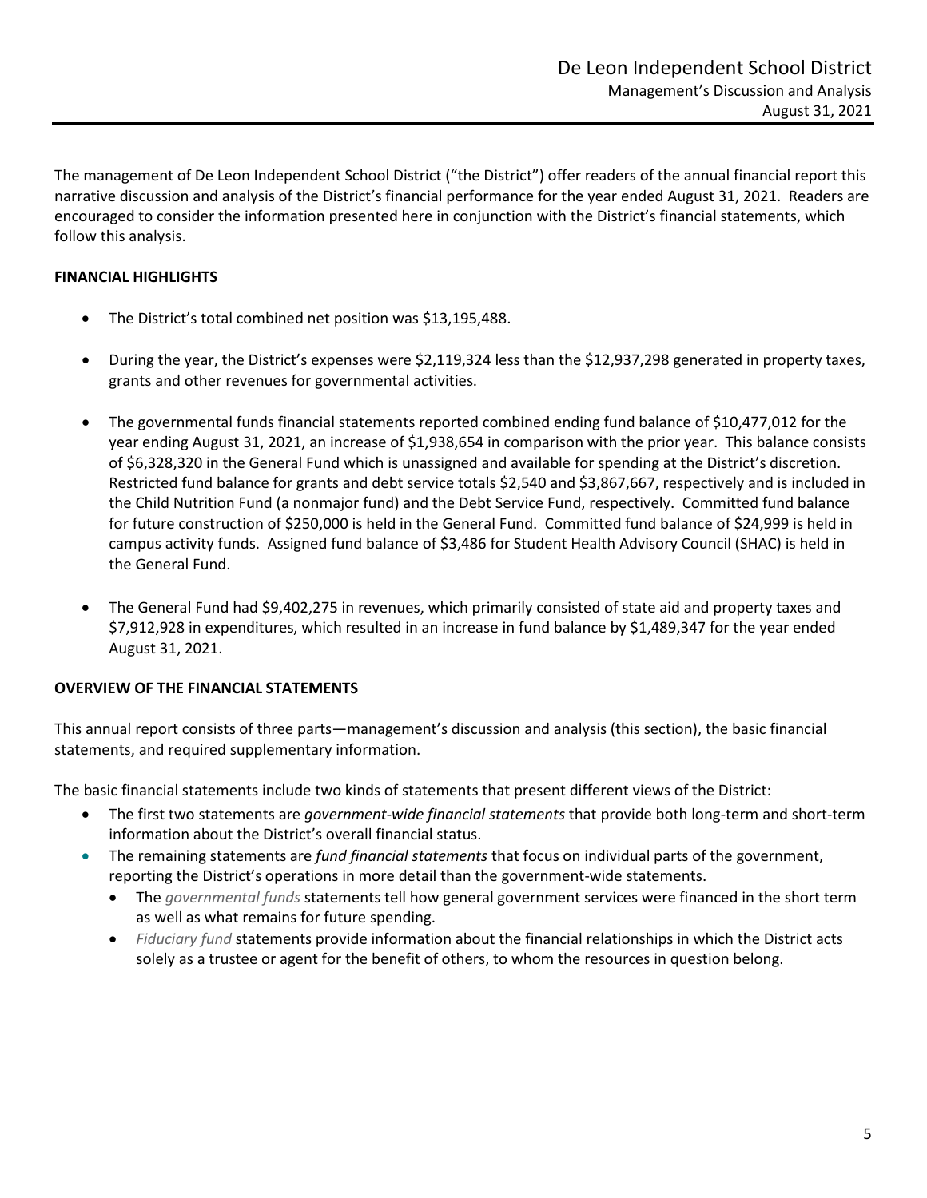The management of De Leon Independent School District ("the District") offer readers of the annual financial report this narrative discussion and analysis of the District's financial performance for the year ended August 31, 2021. Readers are encouraged to consider the information presented here in conjunction with the District's financial statements, which follow this analysis.

## FINANCIAL HIGHLIGHTS

- The District's total combined net position was $13,195,488.
- During the year, the District's expenses were $2,119,324 less than the $12,937,298 generated in property taxes, grants and other revenues for governmental activities.
- The governmental funds financial statements reported combined ending fund balance of $10,477,012 for the year ending August 31, 2021, an increase of $1,938,654 in comparison with the prior year. This balance consists of $6,328,320 in the General Fund which is unassigned and available for spending at the District's discretion. Restricted fund balance for grants and debt service totals $2,540 and $3,867,667, respectively and is included in the Child Nutrition Fund (a nonmajor fund) and the Debt Service Fund, respectively. Committed fund balance for future construction of $250,000 is held in the General Fund. Committed fund balance of $24,999 is held in campus activity funds. Assigned fund balance of $3,486 for Student Health Advisory Council (SHAC) is held in the General Fund.
- The General Fund had $9,402,275 in revenues, which primarily consisted of state aid and property taxes and $7,912,928 in expenditures, which resulted in an increase in fund balance by $1,489,347 for the year ended August 31, 2021.

## OVERVIEW OF THE FINANCIAL STATEMENTS

This annual report consists of three parts—management's discussion and analysis (this section), the basic financial statements, and required supplementary information.

The basic financial statements include two kinds of statements that present different views of the District:

- The first two statements are *government-wide financial statements* that provide both long-term and short-term information about the District's overall financial status.
- The remaining statements are *fund financial statements* that focus on individual parts of the government, reporting the District's operations in more detail than the government-wide statements.
  - The *governmental funds* statements tell how general government services were financed in the short term as well as what remains for future spending.
  - *Fiduciary fund* statements provide information about the financial relationships in which the District acts solely as a trustee or agent for the benefit of others, to whom the resources in question belong.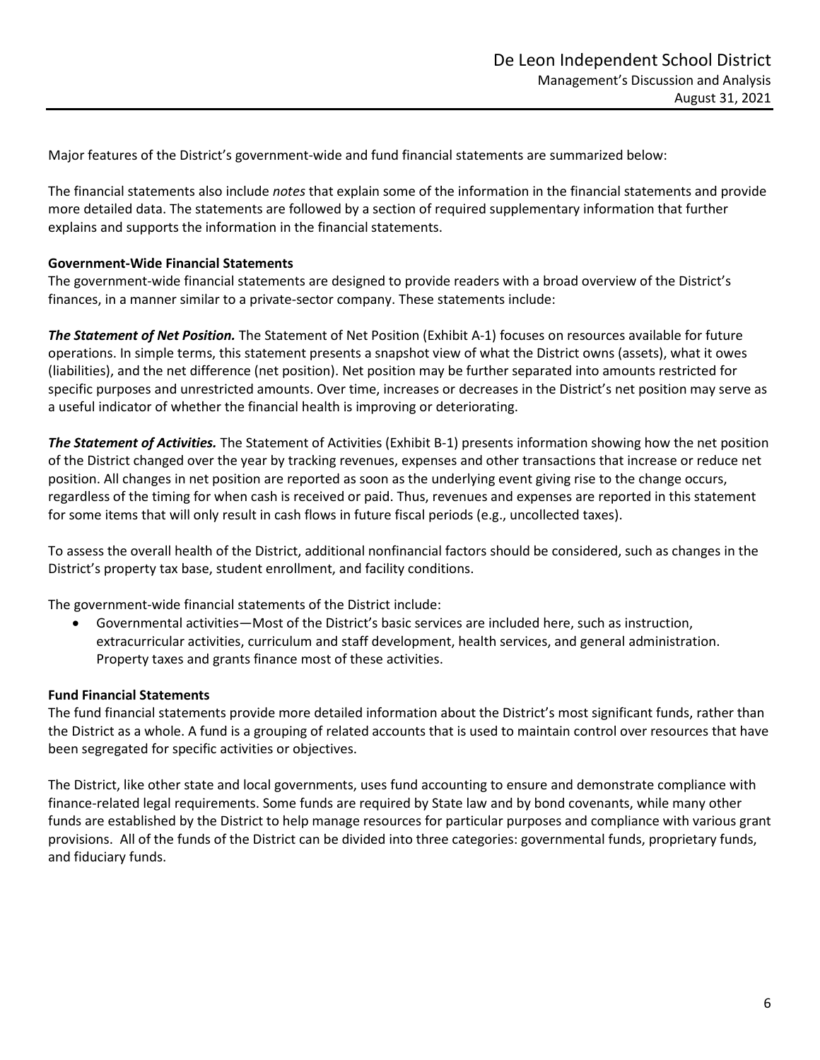Major features of the District's government-wide and fund financial statements are summarized below:

The financial statements also include *notes* that explain some of the information in the financial statements and provide more detailed data. The statements are followed by a section of required supplementary information that further explains and supports the information in the financial statements.

**Government-Wide Financial Statements**
The government-wide financial statements are designed to provide readers with a broad overview of the District's finances, in a manner similar to a private-sector company. These statements include:

***The Statement of Net Position.*** The Statement of Net Position (Exhibit A-1) focuses on resources available for future operations. In simple terms, this statement presents a snapshot view of what the District owns (assets), what it owes (liabilities), and the net difference (net position). Net position may be further separated into amounts restricted for specific purposes and unrestricted amounts. Over time, increases or decreases in the District's net position may serve as a useful indicator of whether the financial health is improving or deteriorating.

***The Statement of Activities.*** The Statement of Activities (Exhibit B-1) presents information showing how the net position of the District changed over the year by tracking revenues, expenses and other transactions that increase or reduce net position. All changes in net position are reported as soon as the underlying event giving rise to the change occurs, regardless of the timing for when cash is received or paid. Thus, revenues and expenses are reported in this statement for some items that will only result in cash flows in future fiscal periods (e.g., uncollected taxes).

To assess the overall health of the District, additional nonfinancial factors should be considered, such as changes in the District's property tax base, student enrollment, and facility conditions.

The government-wide financial statements of the District include:

- Governmental activities—Most of the District's basic services are included here, such as instruction, extracurricular activities, curriculum and staff development, health services, and general administration. Property taxes and grants finance most of these activities.

**Fund Financial Statements**
The fund financial statements provide more detailed information about the District's most significant funds, rather than the District as a whole. A fund is a grouping of related accounts that is used to maintain control over resources that have been segregated for specific activities or objectives.

The District, like other state and local governments, uses fund accounting to ensure and demonstrate compliance with finance-related legal requirements. Some funds are required by State law and by bond covenants, while many other funds are established by the District to help manage resources for particular purposes and compliance with various grant provisions. All of the funds of the District can be divided into three categories: governmental funds, proprietary funds, and fiduciary funds.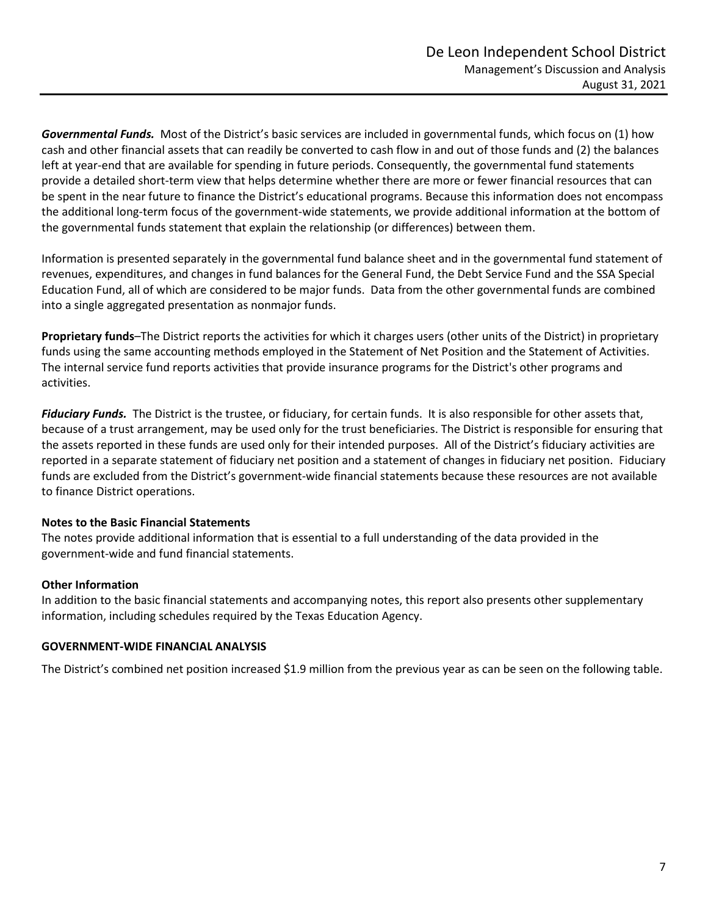***Governmental Funds.*** Most of the District's basic services are included in governmental funds, which focus on (1) how cash and other financial assets that can readily be converted to cash flow in and out of those funds and (2) the balances left at year-end that are available for spending in future periods. Consequently, the governmental fund statements provide a detailed short-term view that helps determine whether there are more or fewer financial resources that can be spent in the near future to finance the District's educational programs. Because this information does not encompass the additional long-term focus of the government-wide statements, we provide additional information at the bottom of the governmental funds statement that explain the relationship (or differences) between them.

Information is presented separately in the governmental fund balance sheet and in the governmental fund statement of revenues, expenditures, and changes in fund balances for the General Fund, the Debt Service Fund and the SSA Special Education Fund, all of which are considered to be major funds. Data from the other governmental funds are combined into a single aggregated presentation as nonmajor funds.

**Proprietary funds**–The District reports the activities for which it charges users (other units of the District) in proprietary funds using the same accounting methods employed in the Statement of Net Position and the Statement of Activities. The internal service fund reports activities that provide insurance programs for the District's other programs and activities.

***Fiduciary Funds.*** The District is the trustee, or fiduciary, for certain funds. It is also responsible for other assets that, because of a trust arrangement, may be used only for the trust beneficiaries. The District is responsible for ensuring that the assets reported in these funds are used only for their intended purposes. All of the District's fiduciary activities are reported in a separate statement of fiduciary net position and a statement of changes in fiduciary net position. Fiduciary funds are excluded from the District's government-wide financial statements because these resources are not available to finance District operations.

**Notes to the Basic Financial Statements**

The notes provide additional information that is essential to a full understanding of the data provided in the government-wide and fund financial statements.

**Other Information**

In addition to the basic financial statements and accompanying notes, this report also presents other supplementary information, including schedules required by the Texas Education Agency.

**GOVERNMENT-WIDE FINANCIAL ANALYSIS**

The District's combined net position increased $1.9 million from the previous year as can be seen on the following table.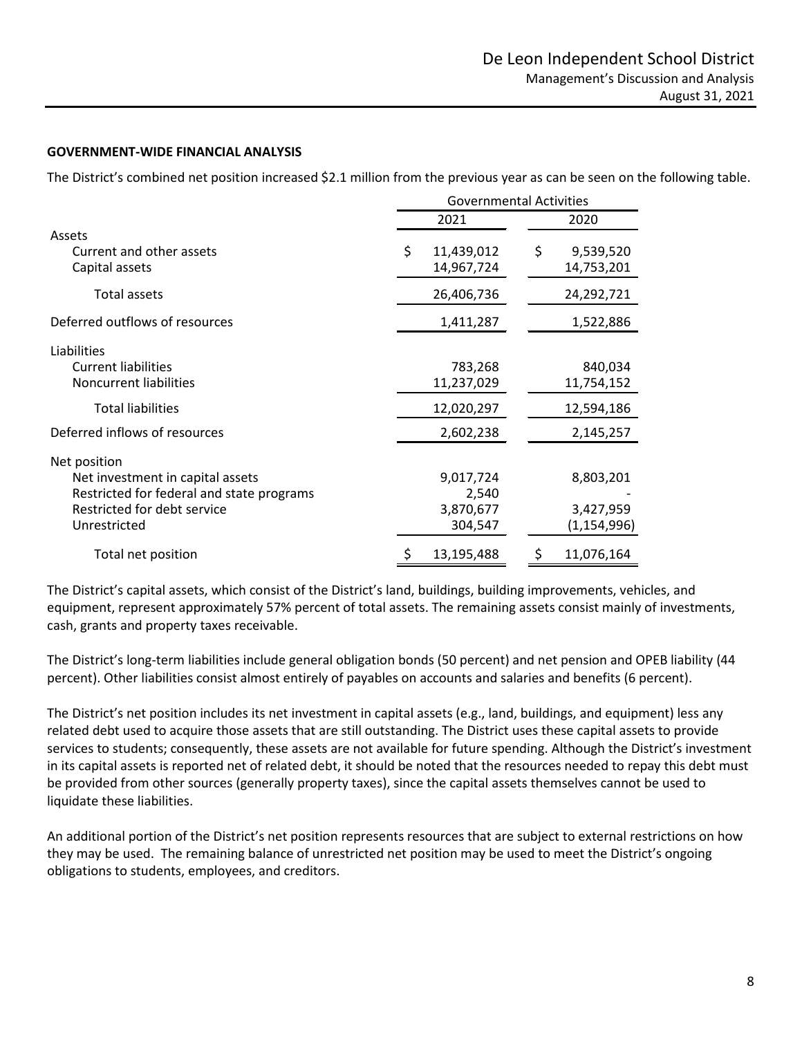**GOVERNMENT-WIDE FINANCIAL ANALYSIS**

The District's combined net position increased $2.1 million from the previous year as can be seen on the following table.

| | Governmental Activities | |
|---|---|---|
| | 2021 | 2020 |
| **Assets** | | |
| Current and other assets | $ 11,439,012 | $ 9,539,520 |
| Capital assets | 14,967,724 | 14,753,201 |
| Total assets | 26,406,736 | 24,292,721 |
| Deferred outflows of resources | 1,411,287 | 1,522,886 |
| **Liabilities** | | |
| Current liabilities | 783,268 | 840,034 |
| Noncurrent liabilities | 11,237,029 | 11,754,152 |
| Total liabilities | 12,020,297 | 12,594,186 |
| Deferred inflows of resources | 2,602,238 | 2,145,257 |
| **Net position** | | |
| Net investment in capital assets | 9,017,724 | 8,803,201 |
| Restricted for federal and state programs | 2,540 | - |
| Restricted for debt service | 3,870,677 | 3,427,959 |
| Unrestricted | 304,547 | (1,154,996) |
| Total net position | $ 13,195,488 | $ 11,076,164 |

The District's capital assets, which consist of the District's land, buildings, building improvements, vehicles, and equipment, represent approximately 57% percent of total assets. The remaining assets consist mainly of investments, cash, grants and property taxes receivable.

The District's long-term liabilities include general obligation bonds (50 percent) and net pension and OPEB liability (44 percent). Other liabilities consist almost entirely of payables on accounts and salaries and benefits (6 percent).

The District's net position includes its net investment in capital assets (e.g., land, buildings, and equipment) less any related debt used to acquire those assets that are still outstanding. The District uses these capital assets to provide services to students; consequently, these assets are not available for future spending. Although the District's investment in its capital assets is reported net of related debt, it should be noted that the resources needed to repay this debt must be provided from other sources (generally property taxes), since the capital assets themselves cannot be used to liquidate these liabilities.

An additional portion of the District's net position represents resources that are subject to external restrictions on how they may be used. The remaining balance of unrestricted net position may be used to meet the District's ongoing obligations to students, employees, and creditors.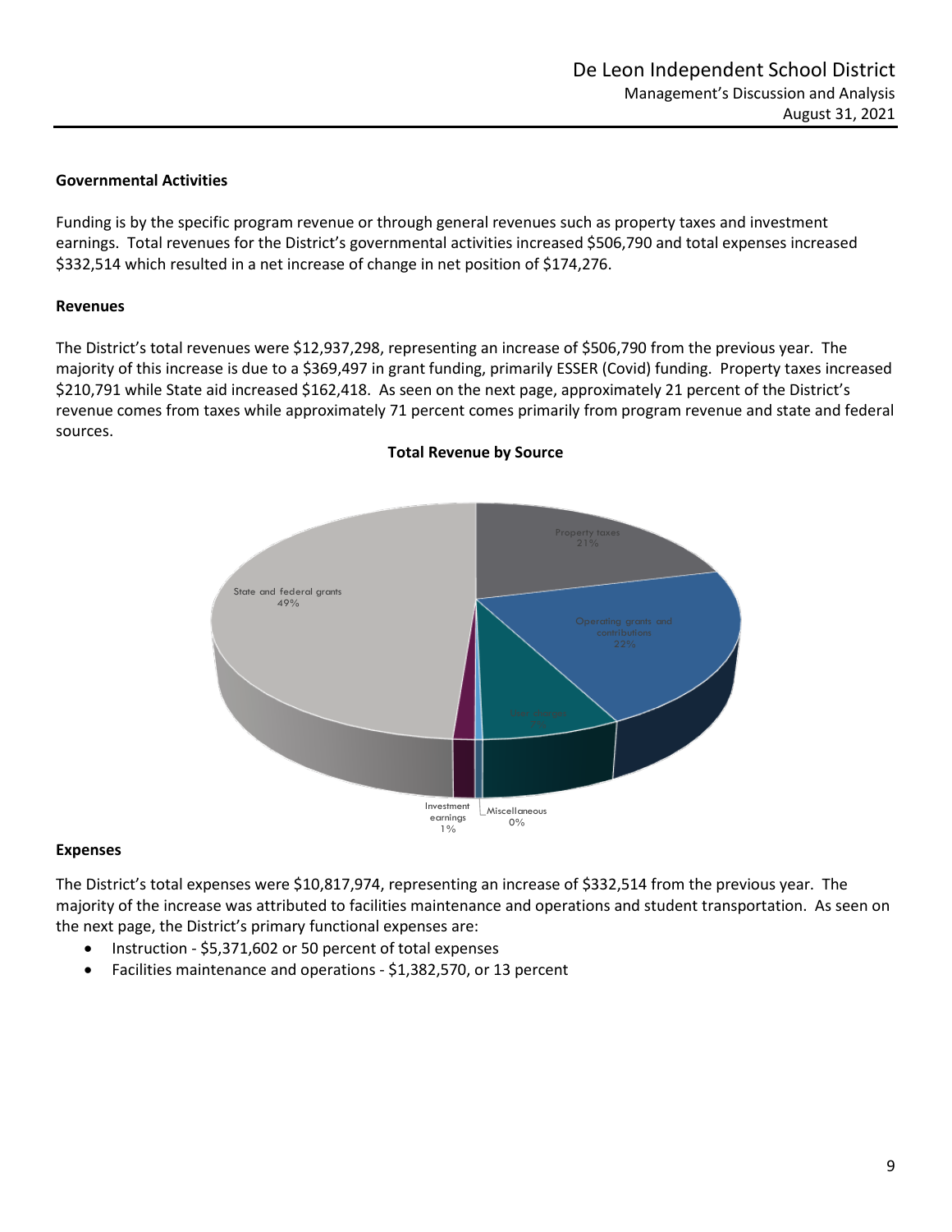### Governmental Activities

Funding is by the specific program revenue or through general revenues such as property taxes and investment earnings. Total revenues for the District's governmental activities increased $506,790 and total expenses increased $332,514 which resulted in a net increase of change in net position of $174,276.

### Revenues

The District's total revenues were $12,937,298, representing an increase of $506,790 from the previous year. The majority of this increase is due to a $369,497 in grant funding, primarily ESSER (Covid) funding. Property taxes increased $210,791 while State aid increased $162,418. As seen on the next page, approximately 21 percent of the District's revenue comes from taxes while approximately 71 percent comes primarily from program revenue and state and federal sources.

**Total Revenue by Source**

Property taxes 21%

Operating grants and contributions 22%

Charges for services 7%

Miscellaneous 0%

Investment earnings 1%

State and federal grants 49%

### Expenses

The District's total expenses were $10,817,974, representing an increase of $332,514 from the previous year. The majority of the increase was attributed to facilities maintenance and operations and student transportation. As seen on the next page, the District's primary functional expenses are:

- Instruction - $5,371,602 or 50 percent of total expenses
- Facilities maintenance and operations - $1,382,570, or 13 percent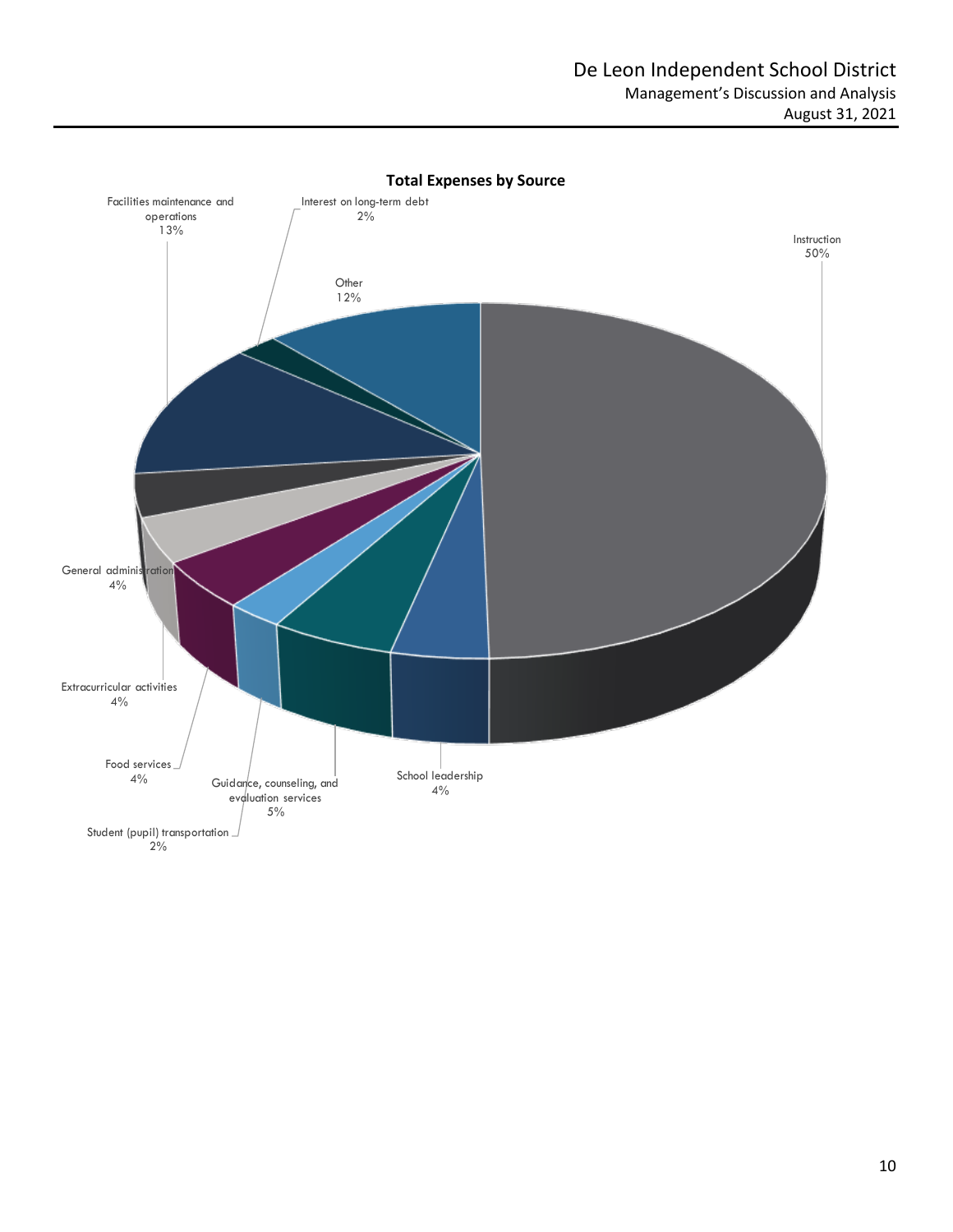**Total Expenses by Source**

| Category | Percentage |
|---|---|
| Instruction | 50% |
| School leadership | 4% |
| Guidance, counseling, and evaluation services | 5% |
| Student (pupil) transportation | 2% |
| Food services | 4% |
| Extracurricular activities | 4% |
| General administration | 4% |
| Facilities maintenance and operations | 13% |
| Interest on long-term debt | 2% |
| Other | 12% |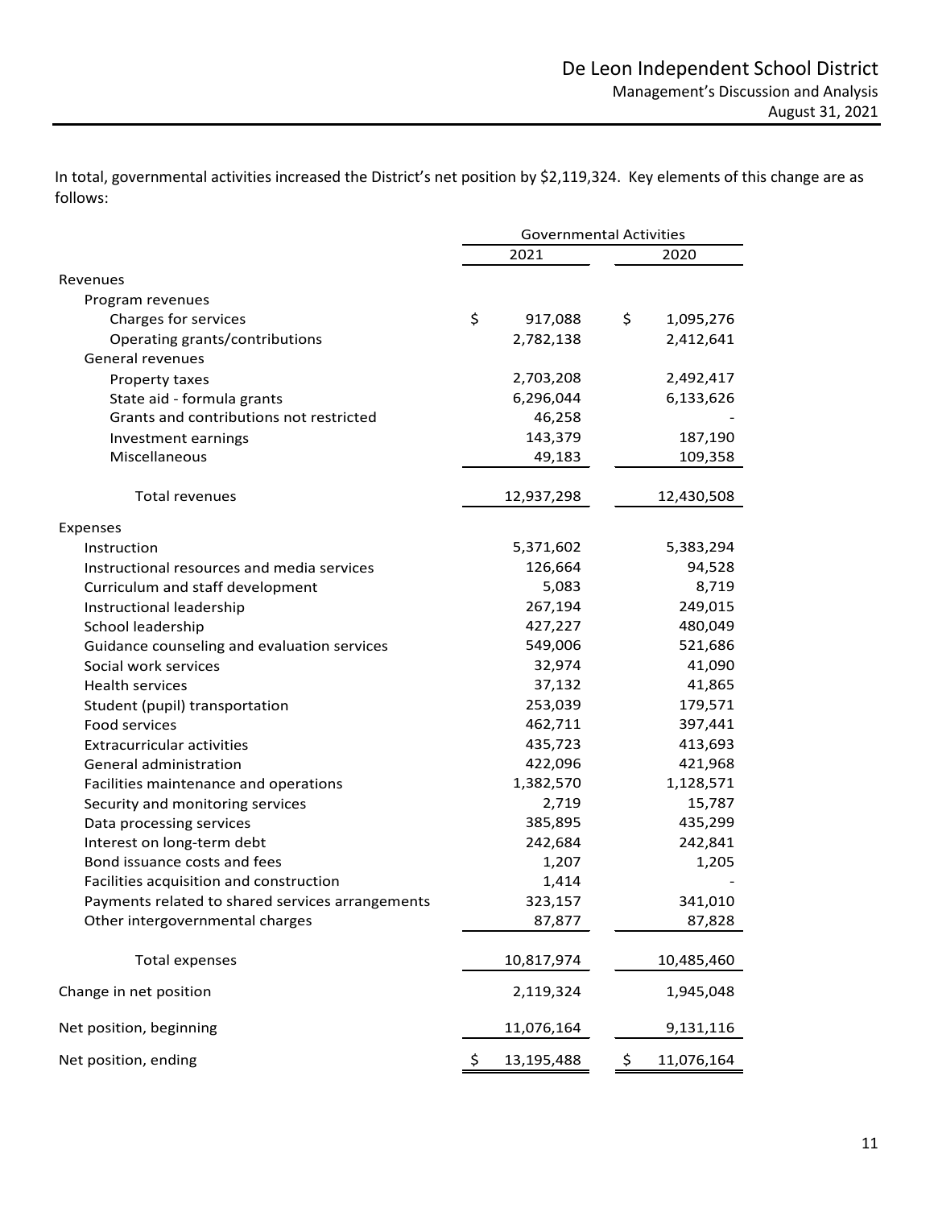In total, governmental activities increased the District's net position by $2,119,324. Key elements of this change are as follows:

| | Governmental Activities | |
|---|---|---|
| | 2021 | 2020 |
| Revenues | | |
| Program revenues | | |
| Charges for services | $ 917,088 | $ 1,095,276 |
| Operating grants/contributions | 2,782,138 | 2,412,641 |
| General revenues | | |
| Property taxes | 2,703,208 | 2,492,417 |
| State aid - formula grants | 6,296,044 | 6,133,626 |
| Grants and contributions not restricted | 46,258 | - |
| Investment earnings | 143,379 | 187,190 |
| Miscellaneous | 49,183 | 109,358 |
| Total revenues | 12,937,298 | 12,430,508 |
| Expenses | | |
| Instruction | 5,371,602 | 5,383,294 |
| Instructional resources and media services | 126,664 | 94,528 |
| Curriculum and staff development | 5,083 | 8,719 |
| Instructional leadership | 267,194 | 249,015 |
| School leadership | 427,227 | 480,049 |
| Guidance counseling and evaluation services | 549,006 | 521,686 |
| Social work services | 32,974 | 41,090 |
| Health services | 37,132 | 41,865 |
| Student (pupil) transportation | 253,039 | 179,571 |
| Food services | 462,711 | 397,441 |
| Extracurricular activities | 435,723 | 413,693 |
| General administration | 422,096 | 421,968 |
| Facilities maintenance and operations | 1,382,570 | 1,128,571 |
| Security and monitoring services | 2,719 | 15,787 |
| Data processing services | 385,895 | 435,299 |
| Interest on long-term debt | 242,684 | 242,841 |
| Bond issuance costs and fees | 1,207 | 1,205 |
| Facilities acquisition and construction | 1,414 | - |
| Payments related to shared services arrangements | 323,157 | 341,010 |
| Other intergovernmental charges | 87,877 | 87,828 |
| Total expenses | 10,817,974 | 10,485,460 |
| Change in net position | 2,119,324 | 1,945,048 |
| Net position, beginning | 11,076,164 | 9,131,116 |
| Net position, ending | $ 13,195,488 | $ 11,076,164 |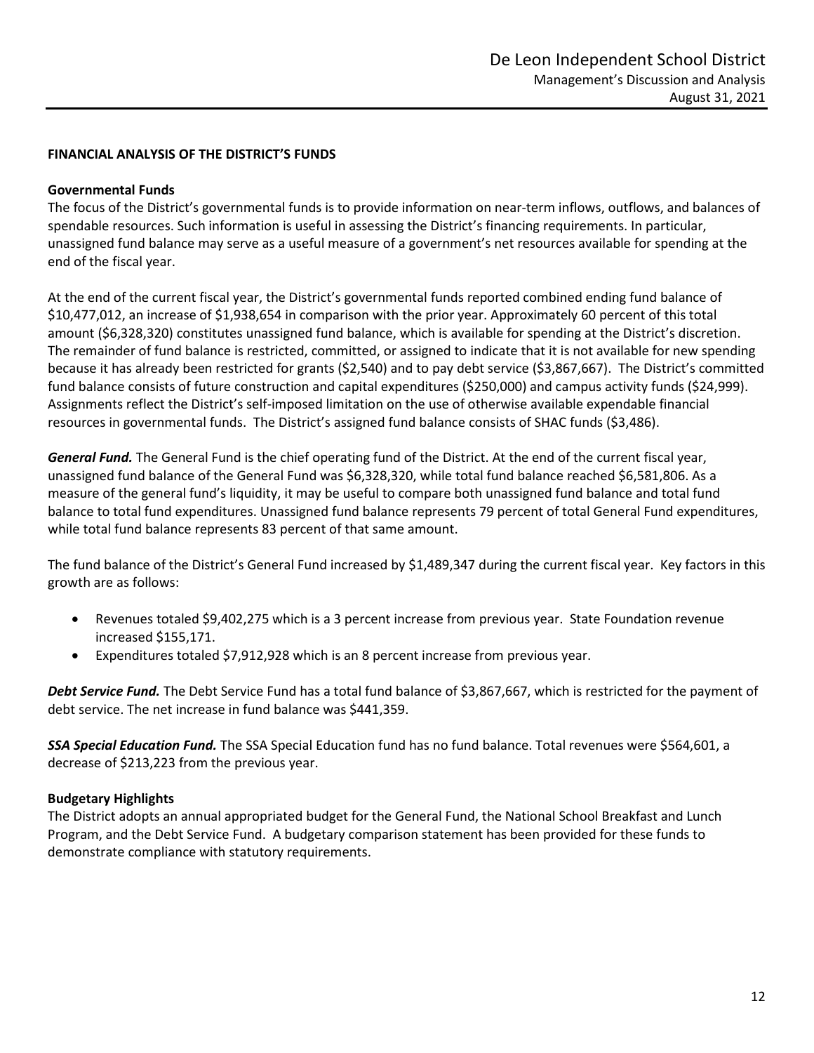## FINANCIAL ANALYSIS OF THE DISTRICT'S FUNDS

### Governmental Funds

The focus of the District's governmental funds is to provide information on near-term inflows, outflows, and balances of spendable resources. Such information is useful in assessing the District's financing requirements. In particular, unassigned fund balance may serve as a useful measure of a government's net resources available for spending at the end of the fiscal year.

At the end of the current fiscal year, the District's governmental funds reported combined ending fund balance of $10,477,012, an increase of $1,938,654 in comparison with the prior year. Approximately 60 percent of this total amount ($6,328,320) constitutes unassigned fund balance, which is available for spending at the District's discretion. The remainder of fund balance is restricted, committed, or assigned to indicate that it is not available for new spending because it has already been restricted for grants ($2,540) and to pay debt service ($3,867,667). The District's committed fund balance consists of future construction and capital expenditures ($250,000) and campus activity funds ($24,999). Assignments reflect the District's self-imposed limitation on the use of otherwise available expendable financial resources in governmental funds. The District's assigned fund balance consists of SHAC funds ($3,486).

***General Fund.*** The General Fund is the chief operating fund of the District. At the end of the current fiscal year, unassigned fund balance of the General Fund was $6,328,320, while total fund balance reached $6,581,806. As a measure of the general fund's liquidity, it may be useful to compare both unassigned fund balance and total fund balance to total fund expenditures. Unassigned fund balance represents 79 percent of total General Fund expenditures, while total fund balance represents 83 percent of that same amount.

The fund balance of the District's General Fund increased by $1,489,347 during the current fiscal year. Key factors in this growth are as follows:

- Revenues totaled $9,402,275 which is a 3 percent increase from previous year. State Foundation revenue increased $155,171.
- Expenditures totaled $7,912,928 which is an 8 percent increase from previous year.

***Debt Service Fund.*** The Debt Service Fund has a total fund balance of $3,867,667, which is restricted for the payment of debt service. The net increase in fund balance was $441,359.

***SSA Special Education Fund.*** The SSA Special Education fund has no fund balance. Total revenues were $564,601, a decrease of $213,223 from the previous year.

### Budgetary Highlights

The District adopts an annual appropriated budget for the General Fund, the National School Breakfast and Lunch Program, and the Debt Service Fund. A budgetary comparison statement has been provided for these funds to demonstrate compliance with statutory requirements.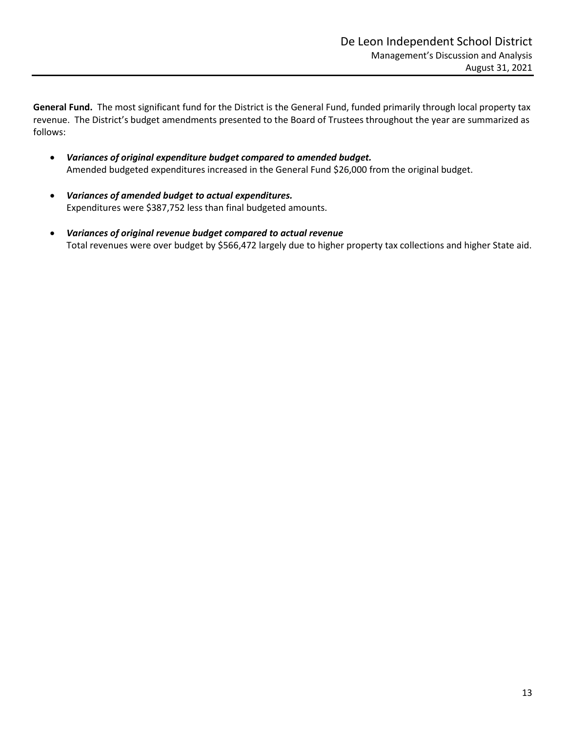**General Fund.** The most significant fund for the District is the General Fund, funded primarily through local property tax revenue. The District's budget amendments presented to the Board of Trustees throughout the year are summarized as follows:

- ***Variances of original expenditure budget compared to amended budget.***
  Amended budgeted expenditures increased in the General Fund $26,000 from the original budget.

- ***Variances of amended budget to actual expenditures.***
  Expenditures were $387,752 less than final budgeted amounts.

- ***Variances of original revenue budget compared to actual revenue***
  Total revenues were over budget by $566,472 largely due to higher property tax collections and higher State aid.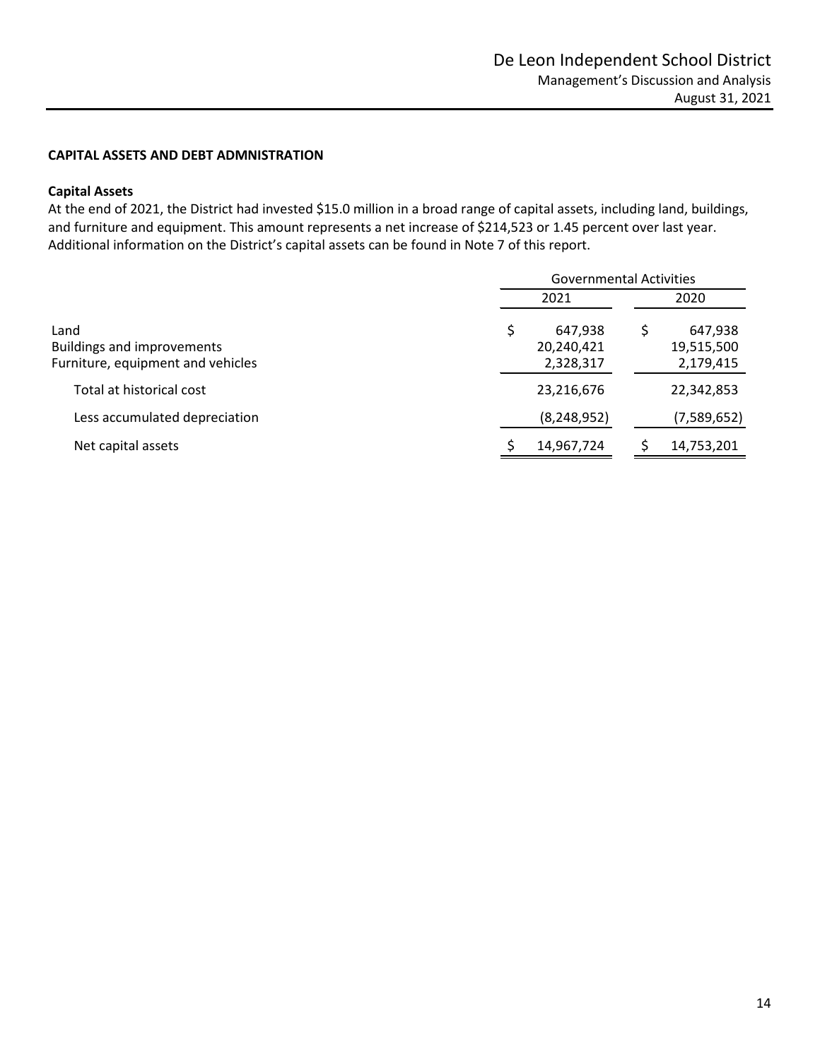**CAPITAL ASSETS AND DEBT ADMNISTRATION**

**Capital Assets**

At the end of 2021, the District had invested $15.0 million in a broad range of capital assets, including land, buildings, and furniture and equipment. This amount represents a net increase of $214,523 or 1.45 percent over last year. Additional information on the District's capital assets can be found in Note 7 of this report.

| | Governmental Activities | |
|---|---|---|
| | 2021 | 2020 |
| Land | $ 647,938 | $ 647,938 |
| Buildings and improvements | 20,240,421 | 19,515,500 |
| Furniture, equipment and vehicles | 2,328,317 | 2,179,415 |
| Total at historical cost | 23,216,676 | 22,342,853 |
| Less accumulated depreciation | (8,248,952) | (7,589,652) |
| Net capital assets | $ 14,967,724 | $ 14,753,201 |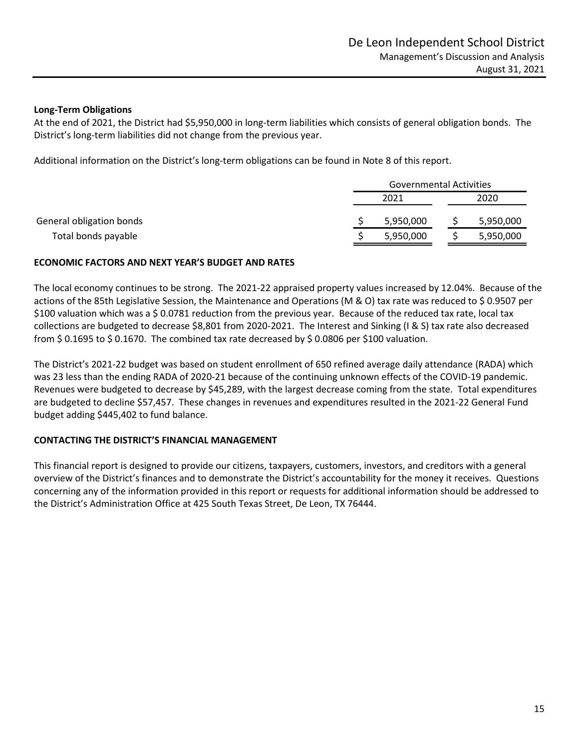### Long-Term Obligations

At the end of 2021, the District had $5,950,000 in long-term liabilities which consists of general obligation bonds. The District's long-term liabilities did not change from the previous year.

Additional information on the District's long-term obligations can be found in Note 8 of this report.

| | Governmental Activities | |
|---|---|---|
| | 2021 | 2020 |
| General obligation bonds | $ 5,950,000 | $ 5,950,000 |
| Total bonds payable | $ 5,950,000 | $ 5,950,000 |

### ECONOMIC FACTORS AND NEXT YEAR'S BUDGET AND RATES

The local economy continues to be strong. The 2021-22 appraised property values increased by 12.04%. Because of the actions of the 85th Legislative Session, the Maintenance and Operations (M & O) tax rate was reduced to $ 0.9507 per $100 valuation which was a $ 0.0781 reduction from the previous year. Because of the reduced tax rate, local tax collections are budgeted to decrease $8,801 from 2020-2021. The Interest and Sinking (I & S) tax rate also decreased from $ 0.1695 to $ 0.1670. The combined tax rate decreased by $ 0.0806 per $100 valuation.

The District's 2021-22 budget was based on student enrollment of 650 refined average daily attendance (RADA) which was 23 less than the ending RADA of 2020-21 because of the continuing unknown effects of the COVID-19 pandemic. Revenues were budgeted to decrease by $45,289, with the largest decrease coming from the state. Total expenditures are budgeted to decline $57,457. These changes in revenues and expenditures resulted in the 2021-22 General Fund budget adding $445,402 to fund balance.

### CONTACTING THE DISTRICT'S FINANCIAL MANAGEMENT

This financial report is designed to provide our citizens, taxpayers, customers, investors, and creditors with a general overview of the District's finances and to demonstrate the District's accountability for the money it receives. Questions concerning any of the information provided in this report or requests for additional information should be addressed to the District's Administration Office at 425 South Texas Street, De Leon, TX 76444.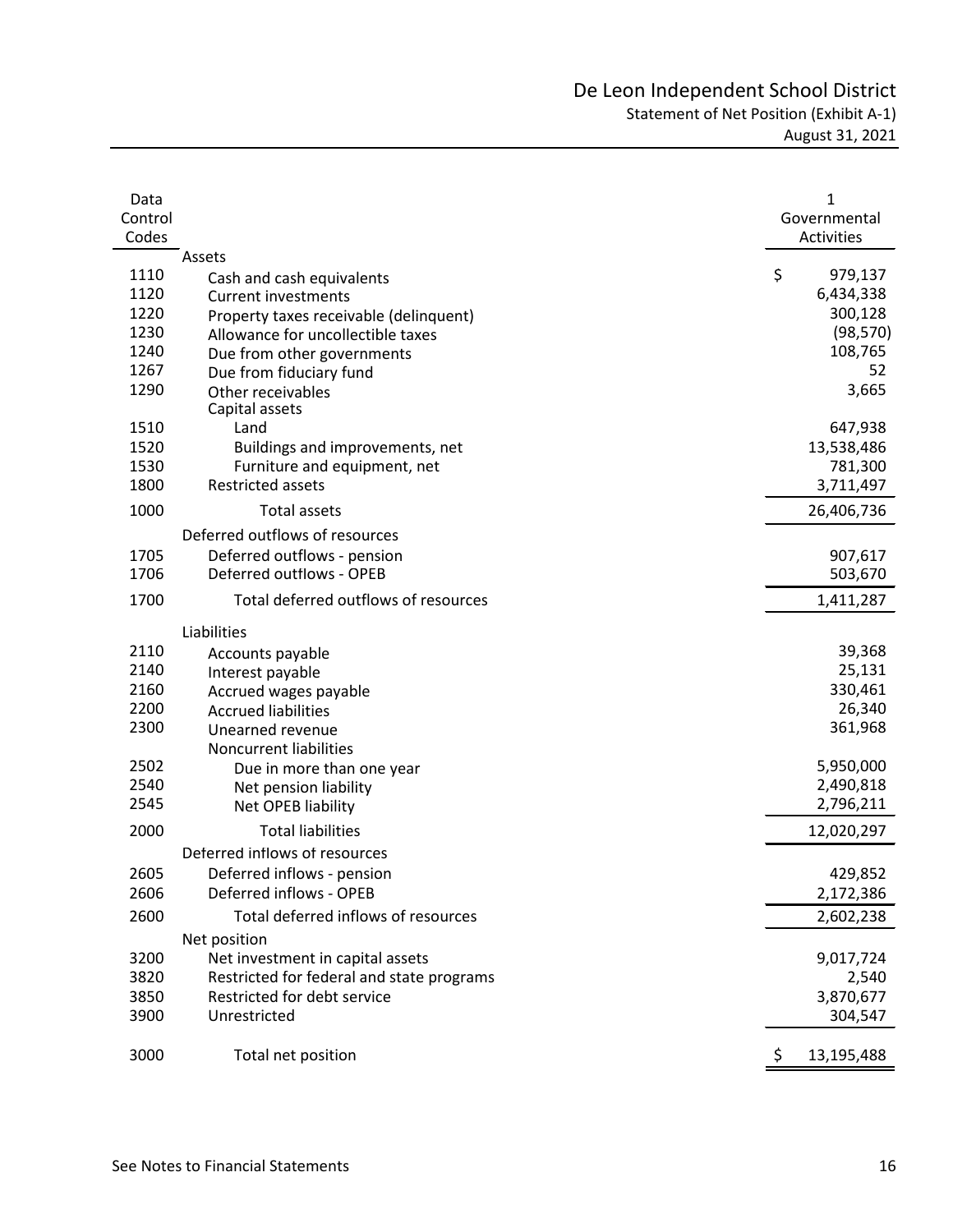# De Leon Independent School District

## Statement of Net Position (Exhibit A-1)

### August 31, 2021

| Data Control Codes | | 1 Governmental Activities |
|---|---|---|
| | **Assets** | |
| 1110 | Cash and cash equivalents | $ 979,137 |
| 1120 | Current investments | 6,434,338 |
| 1220 | Property taxes receivable (delinquent) | 300,128 |
| 1230 | Allowance for uncollectible taxes | (98,570) |
| 1240 | Due from other governments | 108,765 |
| 1267 | Due from fiduciary fund | 52 |
| 1290 | Other receivables | 3,665 |
| | Capital assets | |
| 1510 | Land | 647,938 |
| 1520 | Buildings and improvements, net | 13,538,486 |
| 1530 | Furniture and equipment, net | 781,300 |
| 1800 | Restricted assets | 3,711,497 |
| 1000 | Total assets | 26,406,736 |
| | **Deferred outflows of resources** | |
| 1705 | Deferred outflows - pension | 907,617 |
| 1706 | Deferred outflows - OPEB | 503,670 |
| 1700 | Total deferred outflows of resources | 1,411,287 |
| | **Liabilities** | |
| 2110 | Accounts payable | 39,368 |
| 2140 | Interest payable | 25,131 |
| 2160 | Accrued wages payable | 330,461 |
| 2200 | Accrued liabilities | 26,340 |
| 2300 | Unearned revenue | 361,968 |
| | Noncurrent liabilities | |
| 2502 | Due in more than one year | 5,950,000 |
| 2540 | Net pension liability | 2,490,818 |
| 2545 | Net OPEB liability | 2,796,211 |
| 2000 | Total liabilities | 12,020,297 |
| | **Deferred inflows of resources** | |
| 2605 | Deferred inflows - pension | 429,852 |
| 2606 | Deferred inflows - OPEB | 2,172,386 |
| 2600 | Total deferred inflows of resources | 2,602,238 |
| | **Net position** | |
| 3200 | Net investment in capital assets | 9,017,724 |
| 3820 | Restricted for federal and state programs | 2,540 |
| 3850 | Restricted for debt service | 3,870,677 |
| 3900 | Unrestricted | 304,547 |
| 3000 | Total net position | $ 13,195,488 |

See Notes to Financial Statements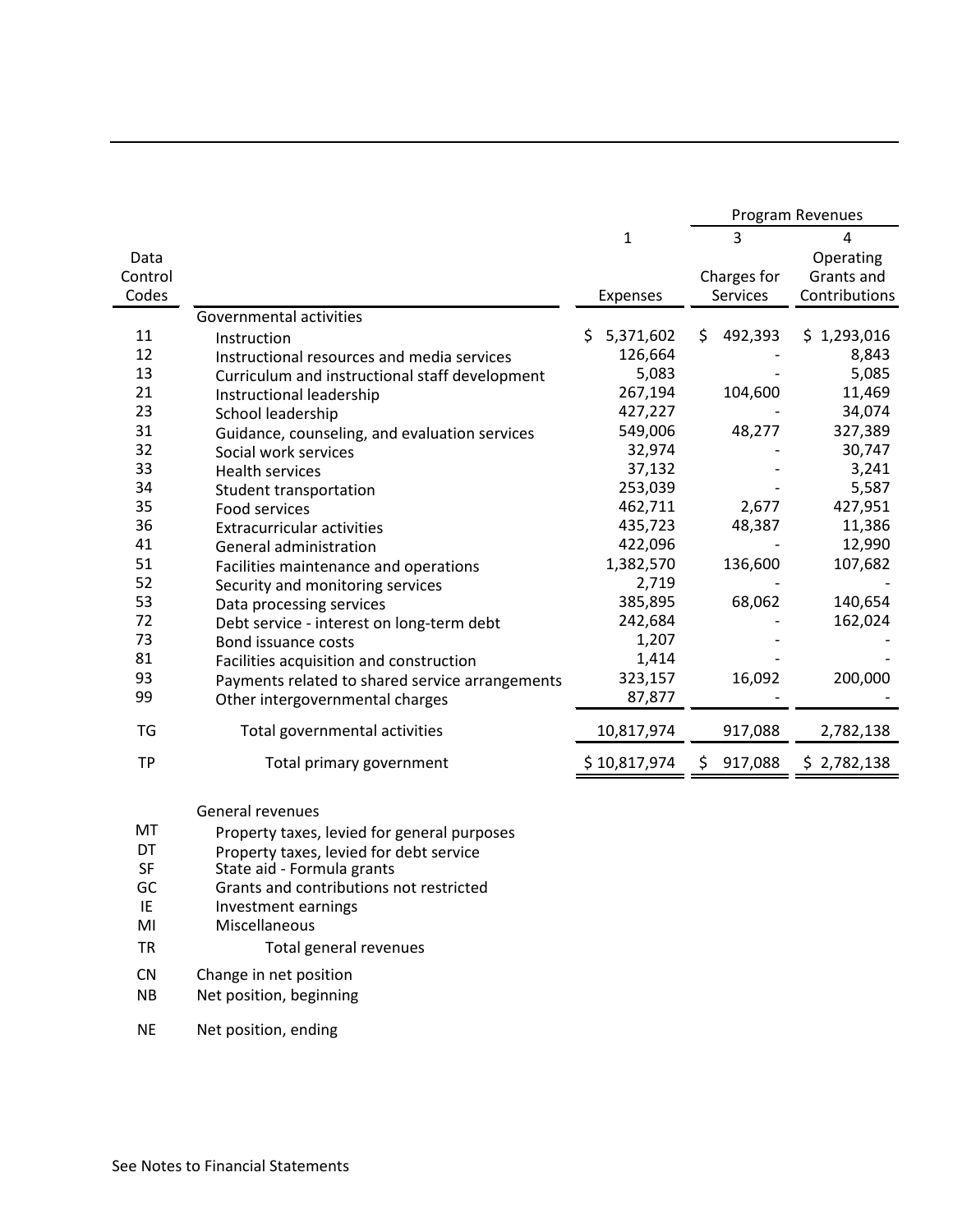| Data Control Codes | | 1 Expenses | Program Revenues 3 Charges for Services | 4 Operating Grants and Contributions |
|---|---|---|---|---|
| | Governmental activities | | | |
| 11 | Instruction | $ 5,371,602 | $ 492,393 | $ 1,293,016 |
| 12 | Instructional resources and media services | 126,664 | - | 8,843 |
| 13 | Curriculum and instructional staff development | 5,083 | - | 5,085 |
| 21 | Instructional leadership | 267,194 | 104,600 | 11,469 |
| 23 | School leadership | 427,227 | - | 34,074 |
| 31 | Guidance, counseling, and evaluation services | 549,006 | 48,277 | 327,389 |
| 32 | Social work services | 32,974 | - | 30,747 |
| 33 | Health services | 37,132 | - | 3,241 |
| 34 | Student transportation | 253,039 | - | 5,587 |
| 35 | Food services | 462,711 | 2,677 | 427,951 |
| 36 | Extracurricular activities | 435,723 | 48,387 | 11,386 |
| 41 | General administration | 422,096 | - | 12,990 |
| 51 | Facilities maintenance and operations | 1,382,570 | 136,600 | 107,682 |
| 52 | Security and monitoring services | 2,719 | - | - |
| 53 | Data processing services | 385,895 | 68,062 | 140,654 |
| 72 | Debt service - interest on long-term debt | 242,684 | - | 162,024 |
| 73 | Bond issuance costs | 1,207 | - | - |
| 81 | Facilities acquisition and construction | 1,414 | - | - |
| 93 | Payments related to shared service arrangements | 323,157 | 16,092 | 200,000 |
| 99 | Other intergovernmental charges | 87,877 | - | - |
| TG | Total governmental activities | 10,817,974 | 917,088 | 2,782,138 |
| TP | Total primary government | $ 10,817,974 | $ 917,088 | $ 2,782,138 |
| | General revenues | | | |
| MT | Property taxes, levied for general purposes | | | |
| DT | Property taxes, levied for debt service | | | |
| SF | State aid - Formula grants | | | |
| GC | Grants and contributions not restricted | | | |
| IE | Investment earnings | | | |
| MI | Miscellaneous | | | |
| TR | Total general revenues | | | |
| CN | Change in net position | | | |
| NB | Net position, beginning | | | |
| NE | Net position, ending | | | |

See Notes to Financial Statements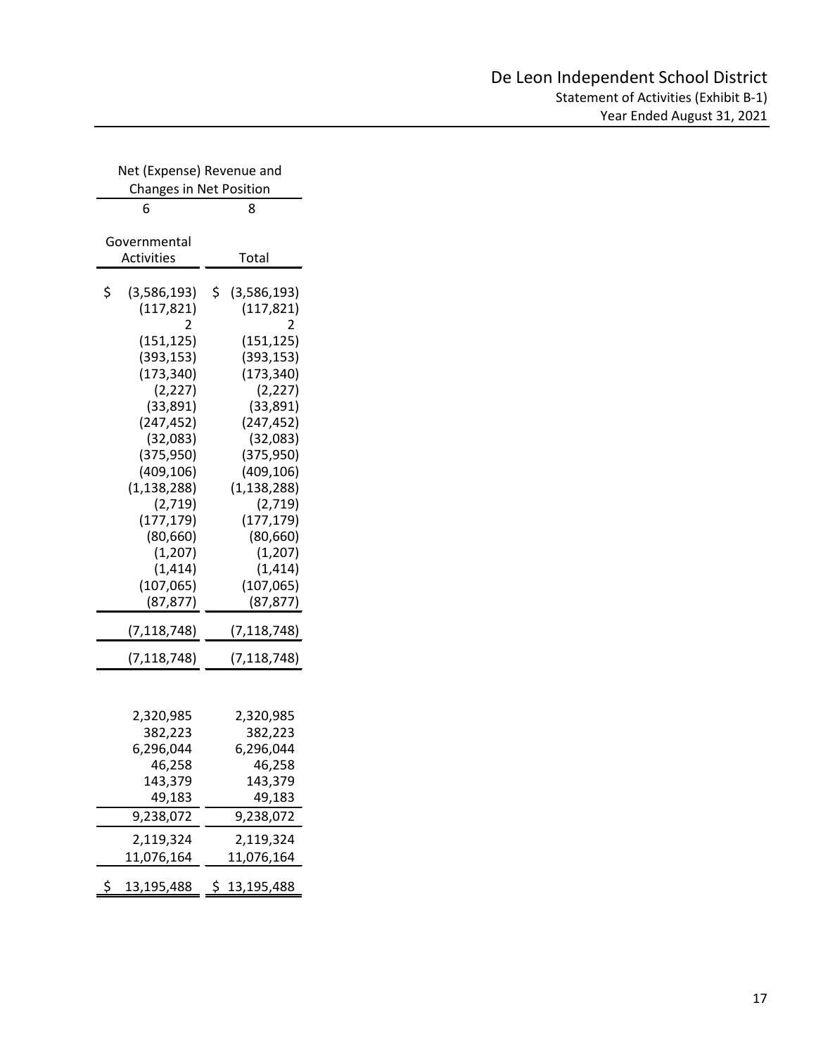# De Leon Independent School District

Statement of Activities (Exhibit B-1)

Year Ended August 31, 2021

| Net (Expense) Revenue and Changes in Net Position | |
|---|---|
| 6 | 8 |
| Governmental Activities | Total |
| $ (3,586,193) | $ (3,586,193) |
| (117,821) | (117,821) |
| 2 | 2 |
| (151,125) | (151,125) |
| (393,153) | (393,153) |
| (173,340) | (173,340) |
| (2,227) | (2,227) |
| (33,891) | (33,891) |
| (247,452) | (247,452) |
| (32,083) | (32,083) |
| (375,950) | (375,950) |
| (409,106) | (409,106) |
| (1,138,288) | (1,138,288) |
| (2,719) | (2,719) |
| (177,179) | (177,179) |
| (80,660) | (80,660) |
| (1,207) | (1,207) |
| (1,414) | (1,414) |
| (107,065) | (107,065) |
| (87,877) | (87,877) |
| (7,118,748) | (7,118,748) |
| (7,118,748) | (7,118,748) |
| | |
| 2,320,985 | 2,320,985 |
| 382,223 | 382,223 |
| 6,296,044 | 6,296,044 |
| 46,258 | 46,258 |
| 143,379 | 143,379 |
| 49,183 | 49,183 |
| 9,238,072 | 9,238,072 |
| 2,119,324 | 2,119,324 |
| 11,076,164 | 11,076,164 |
| $ 13,195,488 | $ 13,195,488 |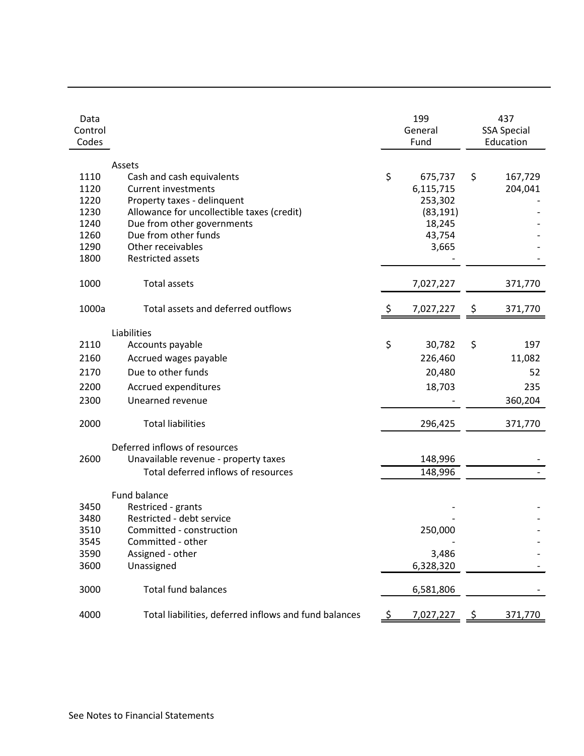| Data Control Codes | | 199 General Fund | 437 SSA Special Education |
|---|---|---|---|
| | **Assets** | | |
| 1110 | Cash and cash equivalents | $ 675,737 | $ 167,729 |
| 1120 | Current investments | 6,115,715 | 204,041 |
| 1220 | Property taxes - delinquent | 253,302 | - |
| 1230 | Allowance for uncollectible taxes (credit) | (83,191) | - |
| 1240 | Due from other governments | 18,245 | - |
| 1260 | Due from other funds | 43,754 | - |
| 1290 | Other receivables | 3,665 | - |
| 1800 | Restricted assets | - | - |
| 1000 | Total assets | 7,027,227 | 371,770 |
| 1000a | Total assets and deferred outflows | $ 7,027,227 | $ 371,770 |
| | **Liabilities** | | |
| 2110 | Accounts payable | $ 30,782 | $ 197 |
| 2160 | Accrued wages payable | 226,460 | 11,082 |
| 2170 | Due to other funds | 20,480 | 52 |
| 2200 | Accrued expenditures | 18,703 | 235 |
| 2300 | Unearned revenue | - | 360,204 |
| 2000 | Total liabilities | 296,425 | 371,770 |
| | **Deferred inflows of resources** | | |
| 2600 | Unavailable revenue - property taxes | 148,996 | - |
| | Total deferred inflows of resources | 148,996 | - |
| | **Fund balance** | | |
| 3450 | Restriced - grants | - | - |
| 3480 | Restricted - debt service | - | - |
| 3510 | Committed - construction | 250,000 | - |
| 3545 | Committed - other | - | - |
| 3590 | Assigned - other | 3,486 | - |
| 3600 | Unassigned | 6,328,320 | - |
| 3000 | Total fund balances | 6,581,806 | - |
| 4000 | Total liabilities, deferred inflows and fund balances | $ 7,027,227 | $ 371,770 |

See Notes to Financial Statements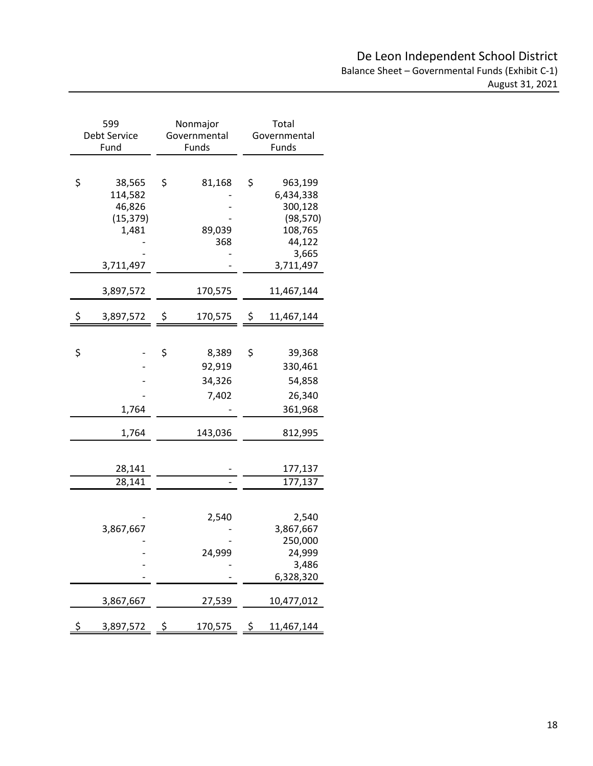# De Leon Independent School District

Balance Sheet – Governmental Funds (Exhibit C-1)

August 31, 2021

| 599 Debt Service Fund | Nonmajor Governmental Funds | Total Governmental Funds |
|---|---|---|
| | | |
| $ 38,565 | $ 81,168 | $ 963,199 |
| 114,582 | - | 6,434,338 |
| 46,826 | - | 300,128 |
| (15,379) | - | (98,570) |
| 1,481 | 89,039 | 108,765 |
| - | 368 | 44,122 |
| - | - | 3,665 |
| 3,711,497 | - | 3,711,497 |
| 3,897,572 | 170,575 | 11,467,144 |
| $ 3,897,572 | $ 170,575 | $ 11,467,144 |
| | | |
| $ - | $ 8,389 | $ 39,368 |
| - | 92,919 | 330,461 |
| - | 34,326 | 54,858 |
| - | 7,402 | 26,340 |
| 1,764 | - | 361,968 |
| 1,764 | 143,036 | 812,995 |
| | | |
| 28,141 | - | 177,137 |
| 28,141 | - | 177,137 |
| | | |
| - | 2,540 | 2,540 |
| 3,867,667 | - | 3,867,667 |
| - | - | 250,000 |
| - | 24,999 | 24,999 |
| - | - | 3,486 |
| - | - | 6,328,320 |
| 3,867,667 | 27,539 | 10,477,012 |
| $ 3,897,572 | $ 170,575 | $ 11,467,144 |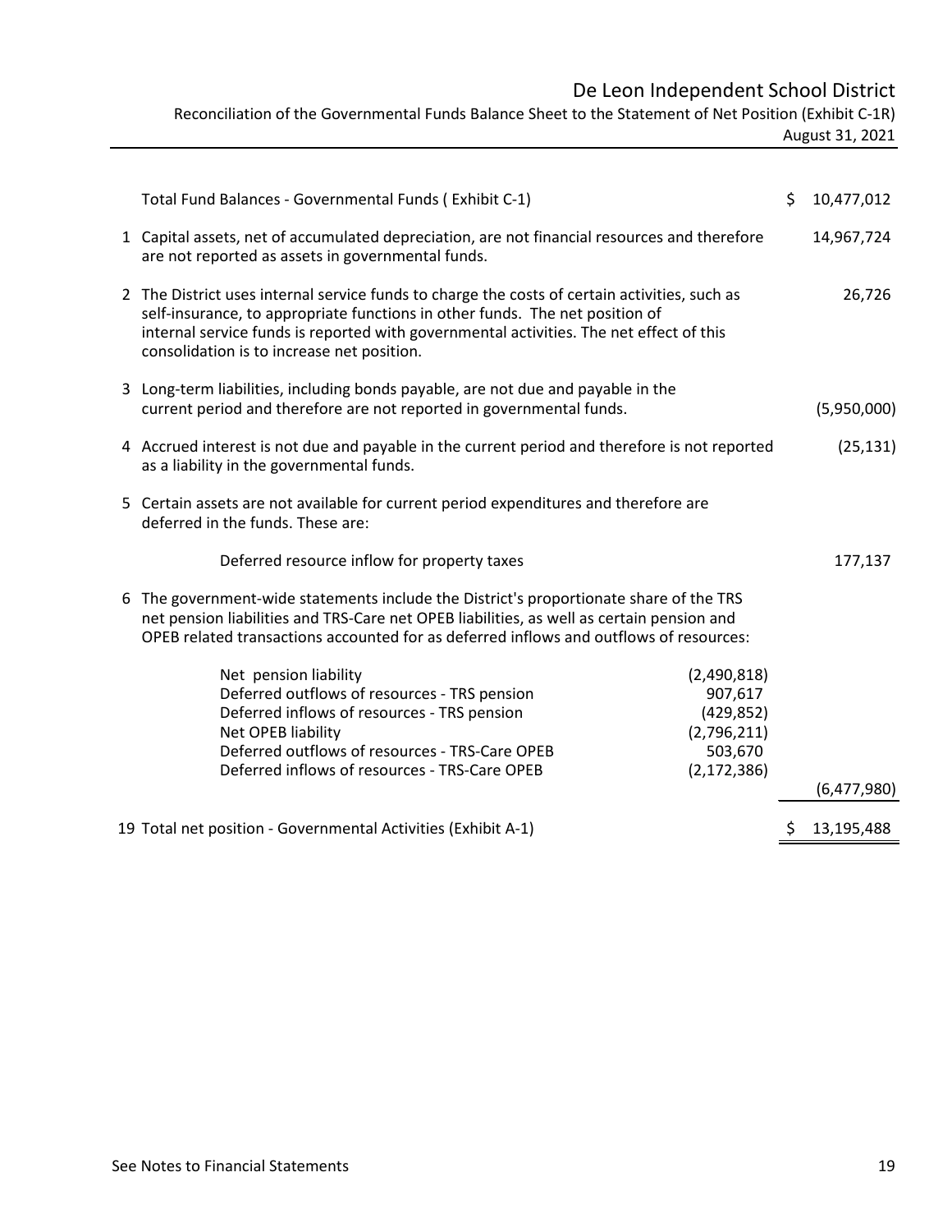# De Leon Independent School District

Reconciliation of the Governmental Funds Balance Sheet to the Statement of Net Position (Exhibit C-1R)

August 31, 2021

| | | | |
|---|---|---|---|
| | Total Fund Balances - Governmental Funds ( Exhibit C-1) | | $ 10,477,012 |
| 1 | Capital assets, net of accumulated depreciation, are not financial resources and therefore are not reported as assets in governmental funds. | | 14,967,724 |
| 2 | The District uses internal service funds to charge the costs of certain activities, such as self-insurance, to appropriate functions in other funds. The net position of internal service funds is reported with governmental activities. The net effect of this consolidation is to increase net position. | | 26,726 |
| 3 | Long-term liabilities, including bonds payable, are not due and payable in the current period and therefore are not reported in governmental funds. | | (5,950,000) |
| 4 | Accrued interest is not due and payable in the current period and therefore is not reported as a liability in the governmental funds. | | (25,131) |
| 5 | Certain assets are not available for current period expenditures and therefore are deferred in the funds. These are: | | |
| | Deferred resource inflow for property taxes | | 177,137 |
| 6 | The government-wide statements include the District's proportionate share of the TRS net pension liabilities and TRS-Care net OPEB liabilities, as well as certain pension and OPEB related transactions accounted for as deferred inflows and outflows of resources: | | |
| | Net pension liability | (2,490,818) | |
| | Deferred outflows of resources - TRS pension | 907,617 | |
| | Deferred inflows of resources - TRS pension | (429,852) | |
| | Net OPEB liability | (2,796,211) | |
| | Deferred outflows of resources - TRS-Care OPEB | 503,670 | |
| | Deferred inflows of resources - TRS-Care OPEB | (2,172,386) | |
| | | | (6,477,980) |
| 19 | Total net position - Governmental Activities (Exhibit A-1) | | $ 13,195,488 |

See Notes to Financial Statements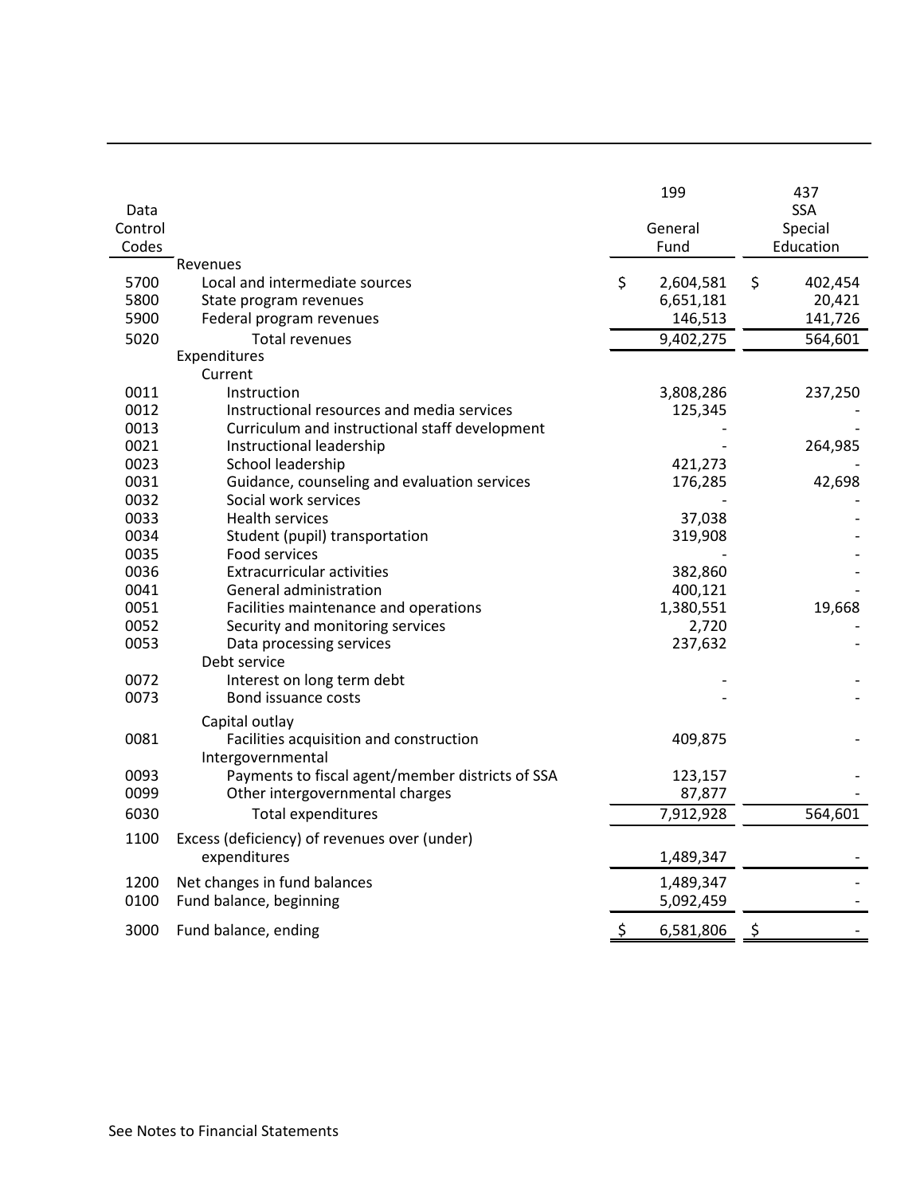| Data Control Codes | | 199 General Fund | 437 SSA Special Education |
|---|---|---|---|
| | Revenues | | |
| 5700 | Local and intermediate sources | $ 2,604,581 | $ 402,454 |
| 5800 | State program revenues | 6,651,181 | 20,421 |
| 5900 | Federal program revenues | 146,513 | 141,726 |
| 5020 | Total revenues | 9,402,275 | 564,601 |
| | Expenditures | | |
| | Current | | |
| 0011 | Instruction | 3,808,286 | 237,250 |
| 0012 | Instructional resources and media services | 125,345 | - |
| 0013 | Curriculum and instructional staff development | - | - |
| 0021 | Instructional leadership | - | 264,985 |
| 0023 | School leadership | 421,273 | - |
| 0031 | Guidance, counseling and evaluation services | 176,285 | 42,698 |
| 0032 | Social work services | - | - |
| 0033 | Health services | 37,038 | - |
| 0034 | Student (pupil) transportation | 319,908 | - |
| 0035 | Food services | - | - |
| 0036 | Extracurricular activities | 382,860 | - |
| 0041 | General administration | 400,121 | - |
| 0051 | Facilities maintenance and operations | 1,380,551 | 19,668 |
| 0052 | Security and monitoring services | 2,720 | - |
| 0053 | Data processing services | 237,632 | - |
| | Debt service | | |
| 0072 | Interest on long term debt | - | - |
| 0073 | Bond issuance costs | - | - |
| | Capital outlay | | |
| 0081 | Facilities acquisition and construction | 409,875 | - |
| | Intergovernmental | | |
| 0093 | Payments to fiscal agent/member districts of SSA | 123,157 | - |
| 0099 | Other intergovernmental charges | 87,877 | - |
| 6030 | Total expenditures | 7,912,928 | 564,601 |
| 1100 | Excess (deficiency) of revenues over (under) expenditures | 1,489,347 | - |
| 1200 | Net changes in fund balances | 1,489,347 | - |
| 0100 | Fund balance, beginning | 5,092,459 | - |
| 3000 | Fund balance, ending | $ 6,581,806 | $ - |

See Notes to Financial Statements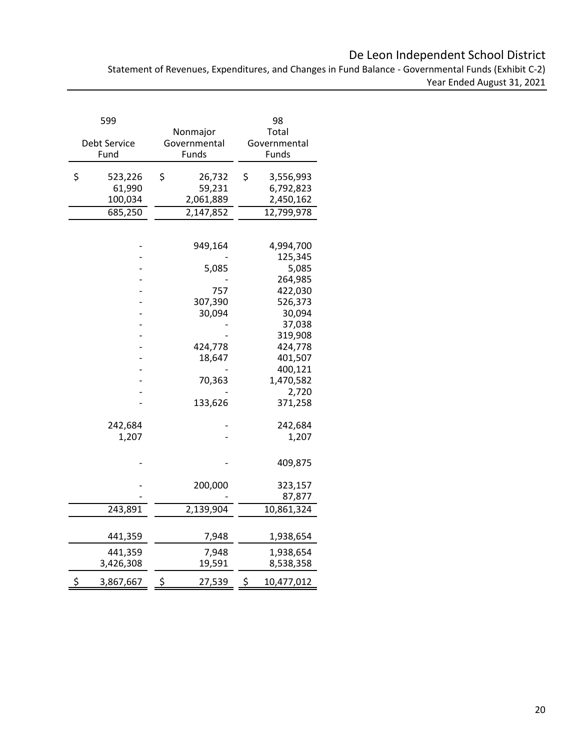# De Leon Independent School District

Statement of Revenues, Expenditures, and Changes in Fund Balance - Governmental Funds (Exhibit C-2)

Year Ended August 31, 2021

| 599<br>Debt Service<br>Fund | Nonmajor<br>Governmental<br>Funds | 98<br>Total<br>Governmental<br>Funds |
|---:|---:|---:|
| $ 523,226 | $ 26,732 | $ 3,556,993 |
| 61,990 | 59,231 | 6,792,823 |
| 100,034 | 2,061,889 | 2,450,162 |
| 685,250 | 2,147,852 | 12,799,978 |
| | | |
| - | 949,164 | 4,994,700 |
| - | - | 125,345 |
| - | 5,085 | 5,085 |
| - | - | 264,985 |
| - | 757 | 422,030 |
| - | 307,390 | 526,373 |
| - | 30,094 | 30,094 |
| - | - | 37,038 |
| - | - | 319,908 |
| - | 424,778 | 424,778 |
| - | 18,647 | 401,507 |
| - | - | 400,121 |
| - | 70,363 | 1,470,582 |
| - | - | 2,720 |
| - | 133,626 | 371,258 |
| | | |
| 242,684 | - | 242,684 |
| 1,207 | - | 1,207 |
| | | |
| - | - | 409,875 |
| | | |
| - | 200,000 | 323,157 |
| - | - | 87,877 |
| 243,891 | 2,139,904 | 10,861,324 |
| | | |
| 441,359 | 7,948 | 1,938,654 |
| 441,359 | 7,948 | 1,938,654 |
| 3,426,308 | 19,591 | 8,538,358 |
| $ 3,867,667 | $ 27,539 | $ 10,477,012 |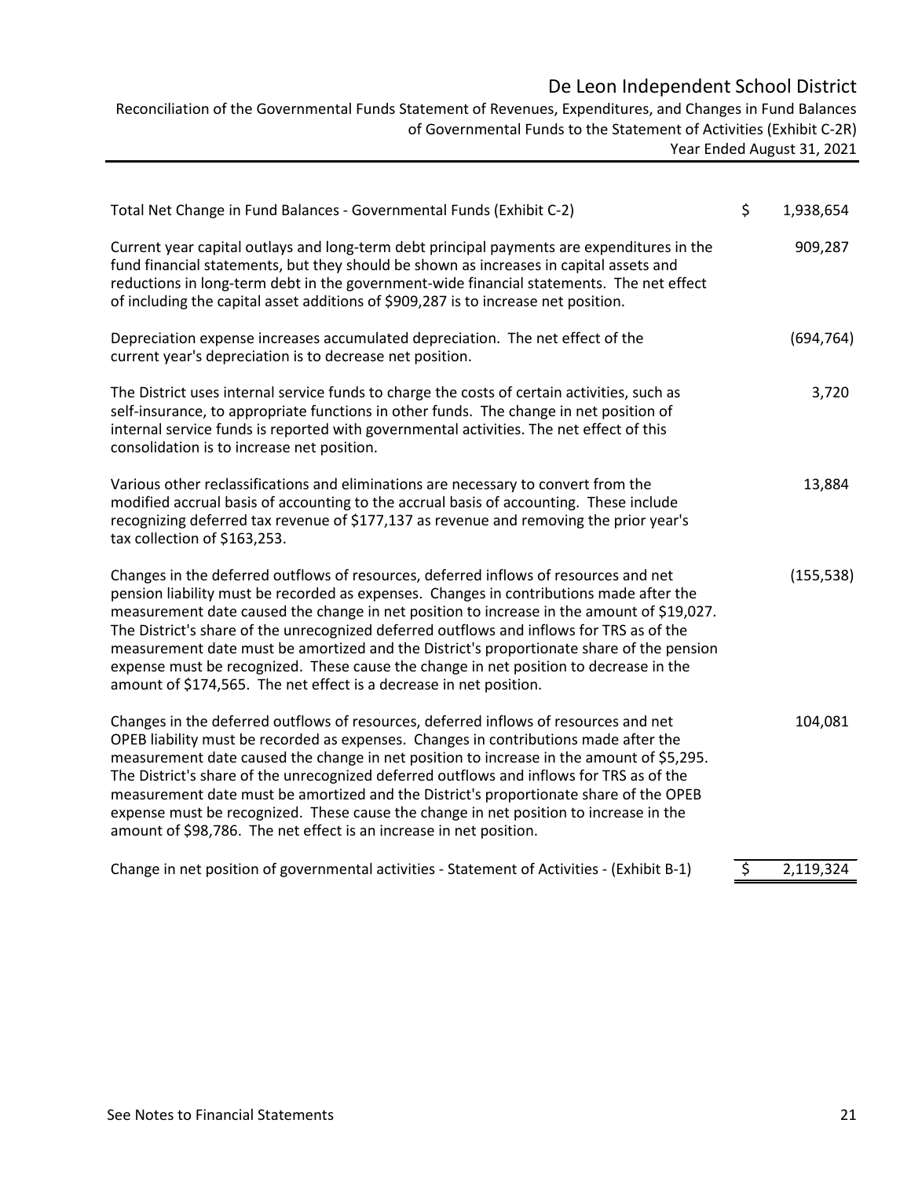# De Leon Independent School District

Reconciliation of the Governmental Funds Statement of Revenues, Expenditures, and Changes in Fund Balances of Governmental Funds to the Statement of Activities (Exhibit C-2R)

Year Ended August 31, 2021

| | | |
|---|---|---|
| Total Net Change in Fund Balances - Governmental Funds (Exhibit C-2) | $ | 1,938,654 |
| Current year capital outlays and long-term debt principal payments are expenditures in the fund financial statements, but they should be shown as increases in capital assets and reductions in long-term debt in the government-wide financial statements. The net effect of including the capital asset additions of $909,287 is to increase net position. | | 909,287 |
| Depreciation expense increases accumulated depreciation. The net effect of the current year's depreciation is to decrease net position. | | (694,764) |
| The District uses internal service funds to charge the costs of certain activities, such as self-insurance, to appropriate functions in other funds. The change in net position of internal service funds is reported with governmental activities. The net effect of this consolidation is to increase net position. | | 3,720 |
| Various other reclassifications and eliminations are necessary to convert from the modified accrual basis of accounting to the accrual basis of accounting. These include recognizing deferred tax revenue of $177,137 as revenue and removing the prior year's tax collection of $163,253. | | 13,884 |
| Changes in the deferred outflows of resources, deferred inflows of resources and net pension liability must be recorded as expenses. Changes in contributions made after the measurement date caused the change in net position to increase in the amount of $19,027. The District's share of the unrecognized deferred outflows and inflows for TRS as of the measurement date must be amortized and the District's proportionate share of the pension expense must be recognized. These cause the change in net position to decrease in the amount of $174,565. The net effect is a decrease in net position. | | (155,538) |
| Changes in the deferred outflows of resources, deferred inflows of resources and net OPEB liability must be recorded as expenses. Changes in contributions made after the measurement date caused the change in net position to increase in the amount of $5,295. The District's share of the unrecognized deferred outflows and inflows for TRS as of the measurement date must be amortized and the District's proportionate share of the OPEB expense must be recognized. These cause the change in net position to increase in the amount of $98,786. The net effect is an increase in net position. | | 104,081 |
| Change in net position of governmental activities - Statement of Activities - (Exhibit B-1) | $ | 2,119,324 |

See Notes to Financial Statements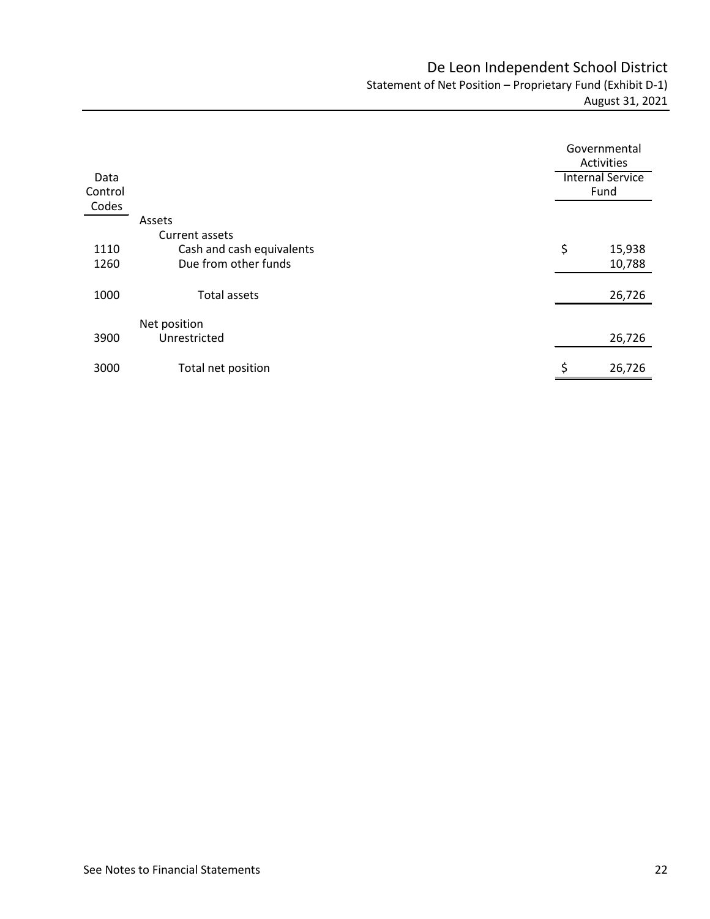# De Leon Independent School District

## Statement of Net Position – Proprietary Fund (Exhibit D-1)

### August 31, 2021

| Data Control Codes | | Governmental Activities Internal Service Fund |
|---|---|---|
| | **Assets** | |
| | Current assets | |
| 1110 | Cash and cash equivalents | $ 15,938 |
| 1260 | Due from other funds | 10,788 |
| 1000 | Total assets | 26,726 |
| | **Net position** | |
| 3900 | Unrestricted | 26,726 |
| 3000 | Total net position | $ 26,726 |

See Notes to Financial Statements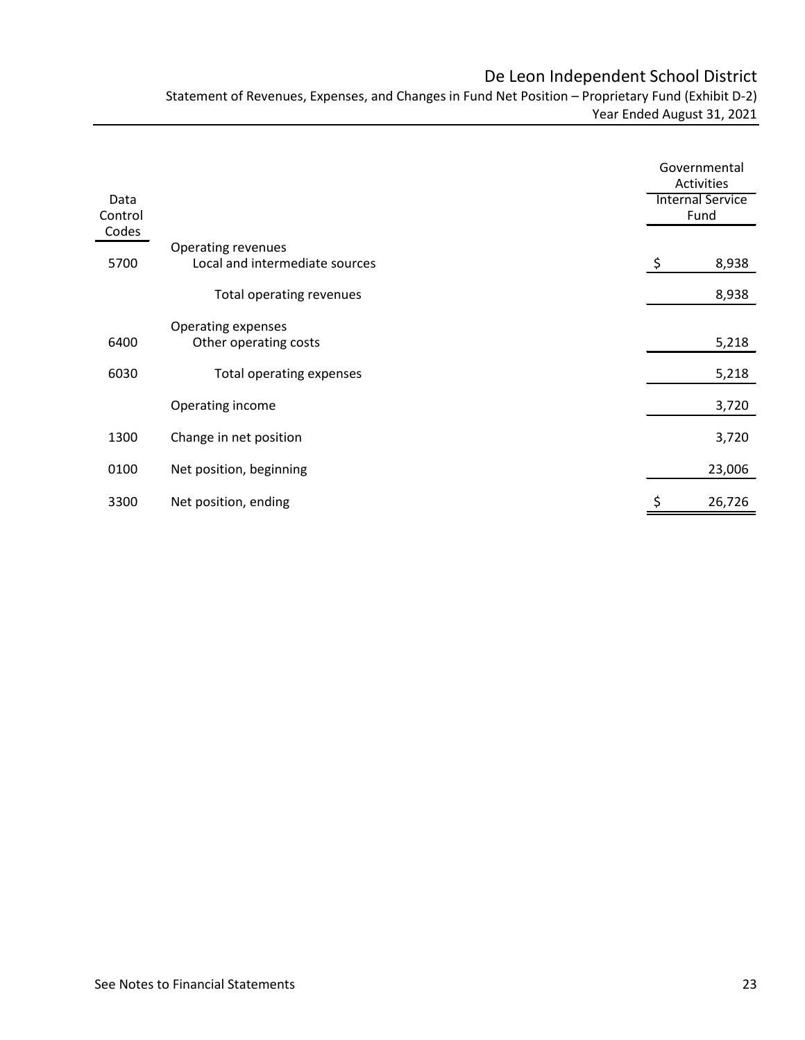# De Leon Independent School District

Statement of Revenues, Expenses, and Changes in Fund Net Position – Proprietary Fund (Exhibit D-2)
Year Ended August 31, 2021

| Data Control Codes | | Governmental Activities Internal Service Fund |
|---|---|---|
| | Operating revenues | |
| 5700 | Local and intermediate sources | $ 8,938 |
| | Total operating revenues | 8,938 |
| | Operating expenses | |
| 6400 | Other operating costs | 5,218 |
| 6030 | Total operating expenses | 5,218 |
| | Operating income | 3,720 |
| 1300 | Change in net position | 3,720 |
| 0100 | Net position, beginning | 23,006 |
| 3300 | Net position, ending | $ 26,726 |

See Notes to Financial Statements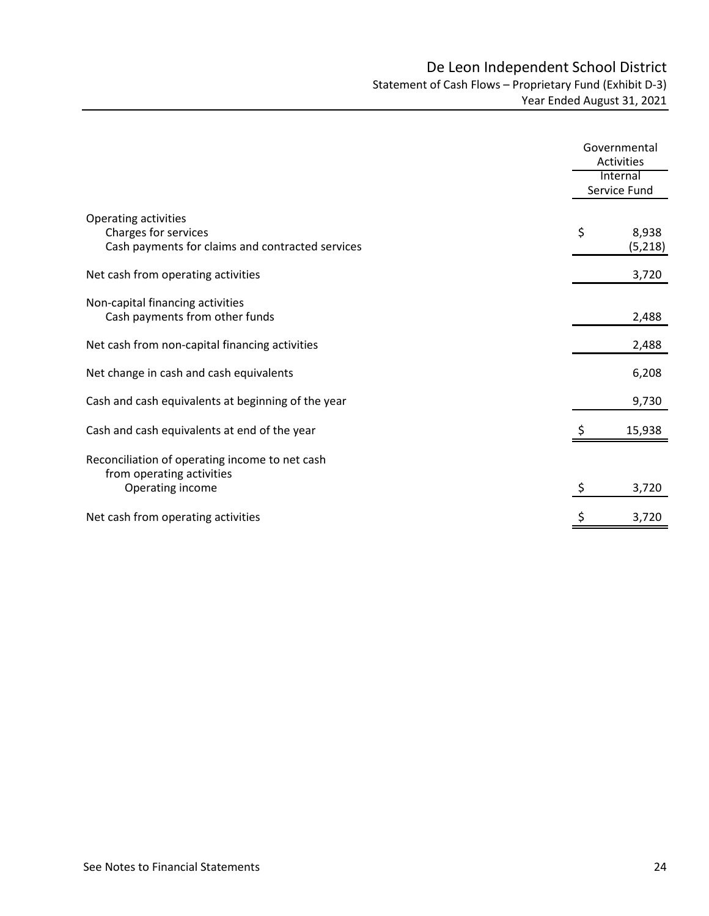# De Leon Independent School District

## Statement of Cash Flows – Proprietary Fund (Exhibit D-3)

### Year Ended August 31, 2021

| | Governmental Activities |
|---|---|
| | Internal Service Fund |
| Operating activities | |
| Charges for services | $ 8,938 |
| Cash payments for claims and contracted services | (5,218) |
| Net cash from operating activities | 3,720 |
| Non-capital financing activities | |
| Cash payments from other funds | 2,488 |
| Net cash from non-capital financing activities | 2,488 |
| Net change in cash and cash equivalents | 6,208 |
| Cash and cash equivalents at beginning of the year | 9,730 |
| Cash and cash equivalents at end of the year | $ 15,938 |
| Reconciliation of operating income to net cash from operating activities | |
| Operating income | $ 3,720 |
| Net cash from operating activities | $ 3,720 |

See Notes to Financial Statements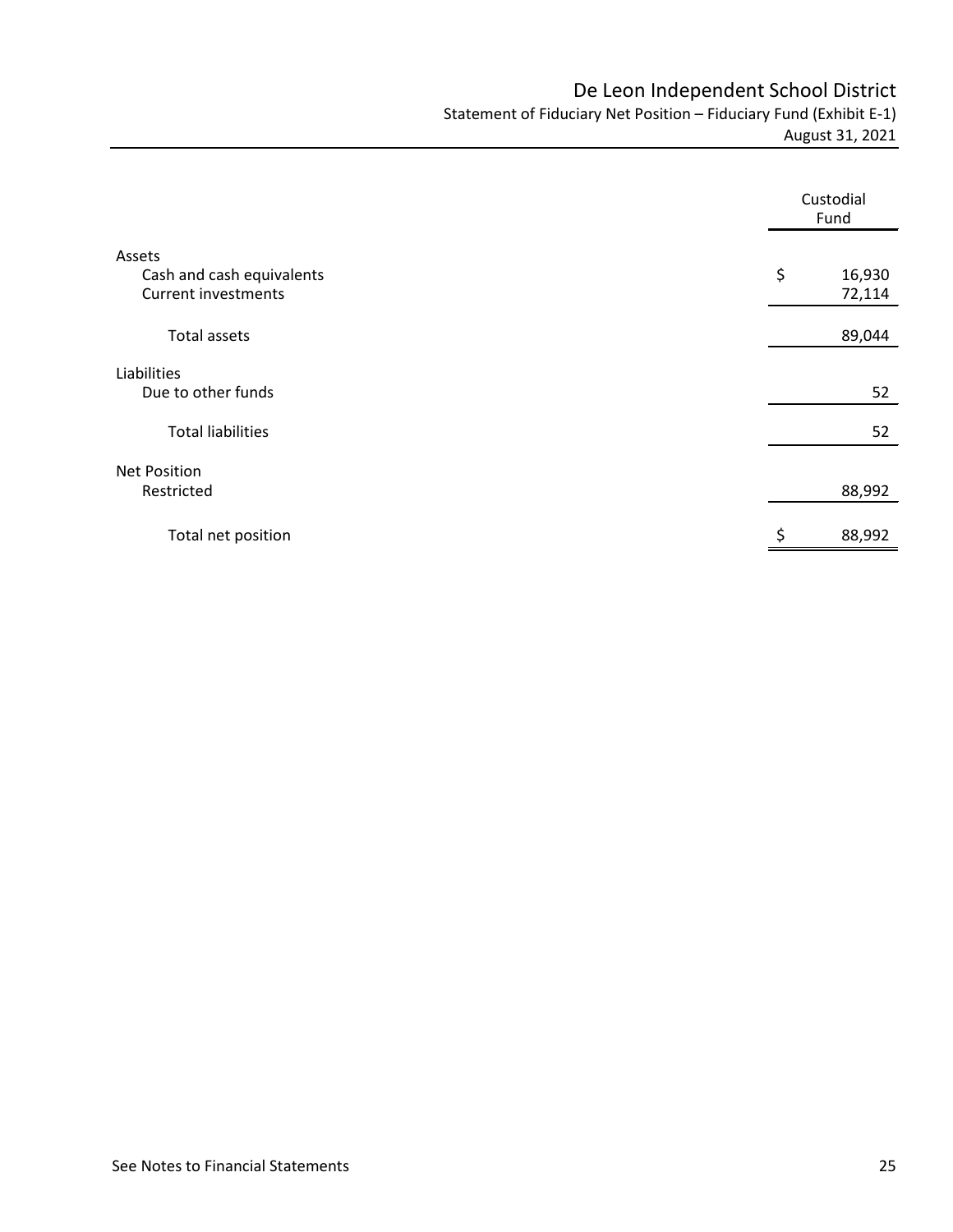# De Leon Independent School District

## Statement of Fiduciary Net Position – Fiduciary Fund (Exhibit E-1)

August 31, 2021

| | Custodial Fund |
|---|---|
| **Assets** | |
| Cash and cash equivalents | $ 16,930 |
| Current investments | 72,114 |
| Total assets | 89,044 |
| **Liabilities** | |
| Due to other funds | 52 |
| Total liabilities | 52 |
| **Net Position** | |
| Restricted | 88,992 |
| Total net position | $ 88,992 |

See Notes to Financial Statements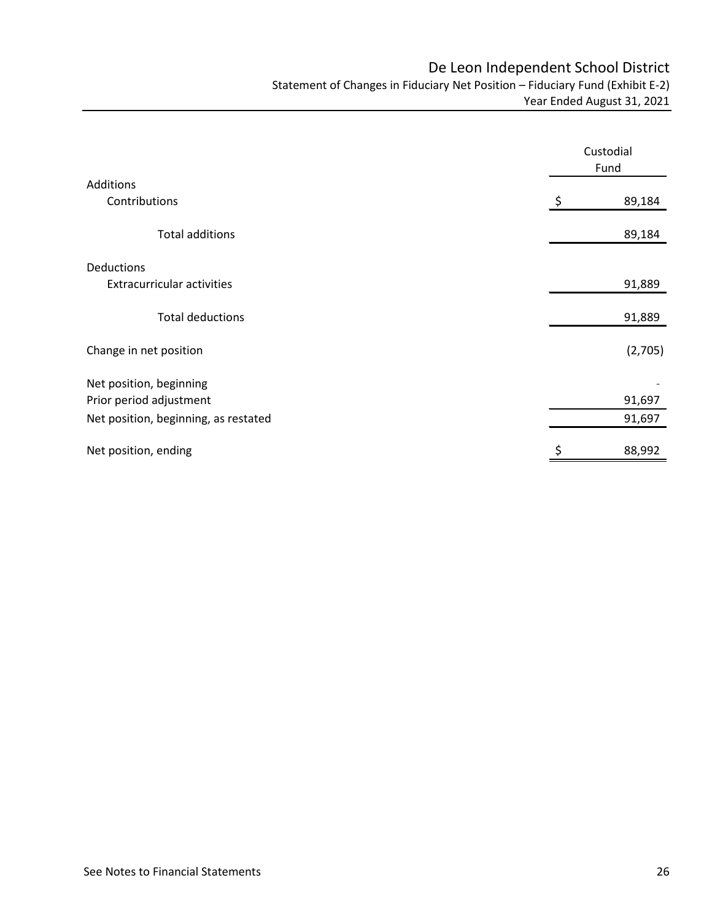# De Leon Independent School District

## Statement of Changes in Fiduciary Net Position – Fiduciary Fund (Exhibit E-2)

### Year Ended August 31, 2021

| | Custodial Fund |
|---|---|
| Additions | |
| Contributions | $ 89,184 |
| Total additions | 89,184 |
| Deductions | |
| Extracurricular activities | 91,889 |
| Total deductions | 91,889 |
| Change in net position | (2,705) |
| Net position, beginning | - |
| Prior period adjustment | 91,697 |
| Net position, beginning, as restated | 91,697 |
| Net position, ending | $ 88,992 |

See Notes to Financial Statements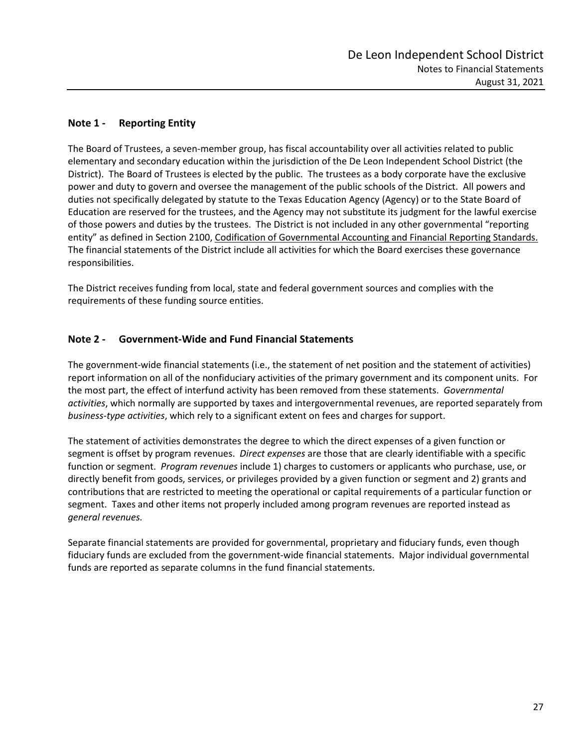## Note 1 - Reporting Entity

The Board of Trustees, a seven-member group, has fiscal accountability over all activities related to public elementary and secondary education within the jurisdiction of the De Leon Independent School District (the District). The Board of Trustees is elected by the public. The trustees as a body corporate have the exclusive power and duty to govern and oversee the management of the public schools of the District. All powers and duties not specifically delegated by statute to the Texas Education Agency (Agency) or to the State Board of Education are reserved for the trustees, and the Agency may not substitute its judgment for the lawful exercise of those powers and duties by the trustees. The District is not included in any other governmental "reporting entity" as defined in Section 2100, Codification of Governmental Accounting and Financial Reporting Standards. The financial statements of the District include all activities for which the Board exercises these governance responsibilities.

The District receives funding from local, state and federal government sources and complies with the requirements of these funding source entities.

## Note 2 - Government-Wide and Fund Financial Statements

The government-wide financial statements (i.e., the statement of net position and the statement of activities) report information on all of the nonfiduciary activities of the primary government and its component units. For the most part, the effect of interfund activity has been removed from these statements. *Governmental activities*, which normally are supported by taxes and intergovernmental revenues, are reported separately from *business-type activities*, which rely to a significant extent on fees and charges for support.

The statement of activities demonstrates the degree to which the direct expenses of a given function or segment is offset by program revenues. *Direct expenses* are those that are clearly identifiable with a specific function or segment. *Program revenues* include 1) charges to customers or applicants who purchase, use, or directly benefit from goods, services, or privileges provided by a given function or segment and 2) grants and contributions that are restricted to meeting the operational or capital requirements of a particular function or segment. Taxes and other items not properly included among program revenues are reported instead as *general revenues.*

Separate financial statements are provided for governmental, proprietary and fiduciary funds, even though fiduciary funds are excluded from the government-wide financial statements. Major individual governmental funds are reported as separate columns in the fund financial statements.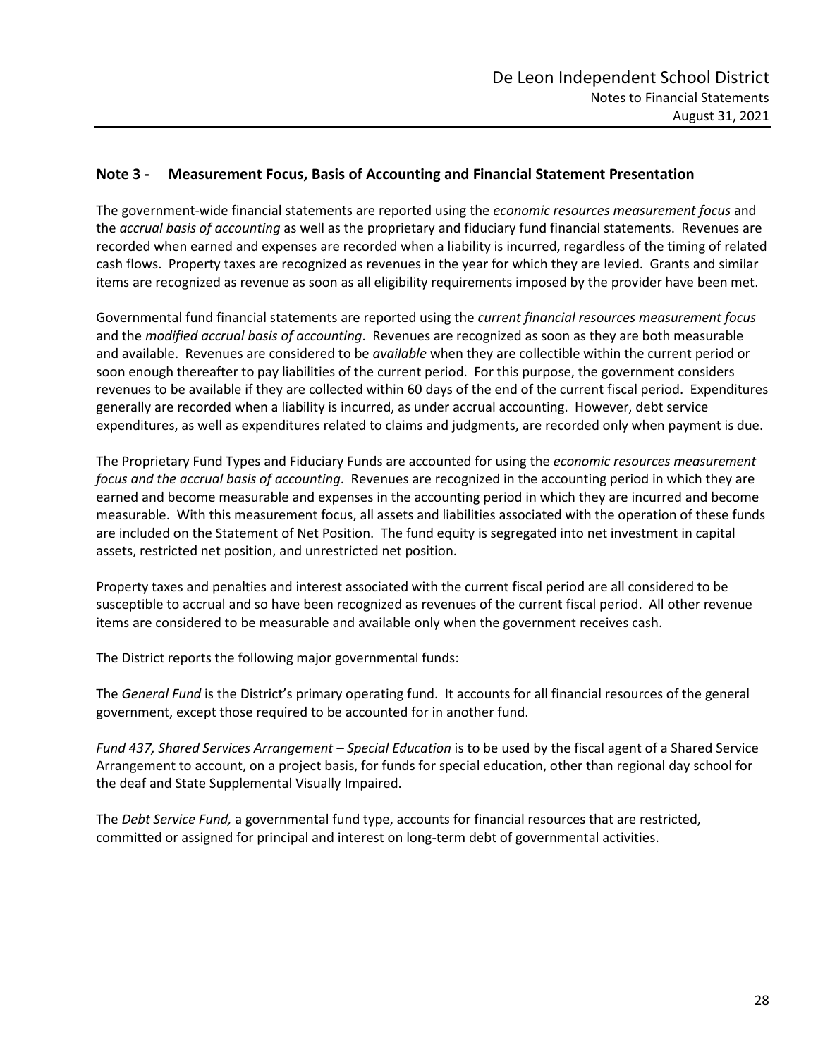## Note 3 - Measurement Focus, Basis of Accounting and Financial Statement Presentation

The government-wide financial statements are reported using the *economic resources measurement focus* and the *accrual basis of accounting* as well as the proprietary and fiduciary fund financial statements. Revenues are recorded when earned and expenses are recorded when a liability is incurred, regardless of the timing of related cash flows. Property taxes are recognized as revenues in the year for which they are levied. Grants and similar items are recognized as revenue as soon as all eligibility requirements imposed by the provider have been met.

Governmental fund financial statements are reported using the *current financial resources measurement focus* and the *modified accrual basis of accounting*. Revenues are recognized as soon as they are both measurable and available. Revenues are considered to be *available* when they are collectible within the current period or soon enough thereafter to pay liabilities of the current period. For this purpose, the government considers revenues to be available if they are collected within 60 days of the end of the current fiscal period. Expenditures generally are recorded when a liability is incurred, as under accrual accounting. However, debt service expenditures, as well as expenditures related to claims and judgments, are recorded only when payment is due.

The Proprietary Fund Types and Fiduciary Funds are accounted for using the *economic resources measurement focus and the accrual basis of accounting*. Revenues are recognized in the accounting period in which they are earned and become measurable and expenses in the accounting period in which they are incurred and become measurable. With this measurement focus, all assets and liabilities associated with the operation of these funds are included on the Statement of Net Position. The fund equity is segregated into net investment in capital assets, restricted net position, and unrestricted net position.

Property taxes and penalties and interest associated with the current fiscal period are all considered to be susceptible to accrual and so have been recognized as revenues of the current fiscal period. All other revenue items are considered to be measurable and available only when the government receives cash.

The District reports the following major governmental funds:

The *General Fund* is the District's primary operating fund. It accounts for all financial resources of the general government, except those required to be accounted for in another fund.

*Fund 437, Shared Services Arrangement – Special Education* is to be used by the fiscal agent of a Shared Service Arrangement to account, on a project basis, for funds for special education, other than regional day school for the deaf and State Supplemental Visually Impaired.

The *Debt Service Fund,* a governmental fund type, accounts for financial resources that are restricted, committed or assigned for principal and interest on long-term debt of governmental activities.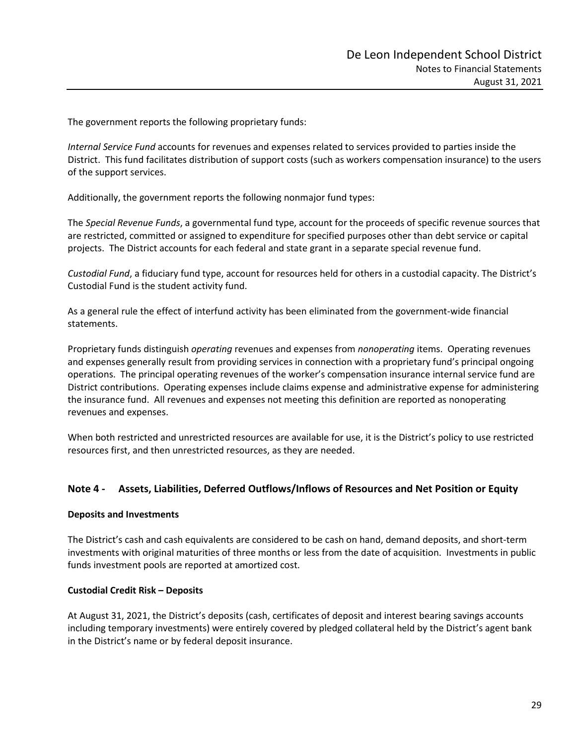The government reports the following proprietary funds:

*Internal Service Fund* accounts for revenues and expenses related to services provided to parties inside the District. This fund facilitates distribution of support costs (such as workers compensation insurance) to the users of the support services.

Additionally, the government reports the following nonmajor fund types:

The *Special Revenue Funds*, a governmental fund type, account for the proceeds of specific revenue sources that are restricted, committed or assigned to expenditure for specified purposes other than debt service or capital projects. The District accounts for each federal and state grant in a separate special revenue fund.

*Custodial Fund*, a fiduciary fund type, account for resources held for others in a custodial capacity. The District's Custodial Fund is the student activity fund.

As a general rule the effect of interfund activity has been eliminated from the government-wide financial statements.

Proprietary funds distinguish *operating* revenues and expenses from *nonoperating* items. Operating revenues and expenses generally result from providing services in connection with a proprietary fund's principal ongoing operations. The principal operating revenues of the worker's compensation insurance internal service fund are District contributions. Operating expenses include claims expense and administrative expense for administering the insurance fund. All revenues and expenses not meeting this definition are reported as nonoperating revenues and expenses.

When both restricted and unrestricted resources are available for use, it is the District's policy to use restricted resources first, and then unrestricted resources, as they are needed.

## Note 4 - Assets, Liabilities, Deferred Outflows/Inflows of Resources and Net Position or Equity

**Deposits and Investments**

The District's cash and cash equivalents are considered to be cash on hand, demand deposits, and short-term investments with original maturities of three months or less from the date of acquisition. Investments in public funds investment pools are reported at amortized cost.

**Custodial Credit Risk – Deposits**

At August 31, 2021, the District's deposits (cash, certificates of deposit and interest bearing savings accounts including temporary investments) were entirely covered by pledged collateral held by the District's agent bank in the District's name or by federal deposit insurance.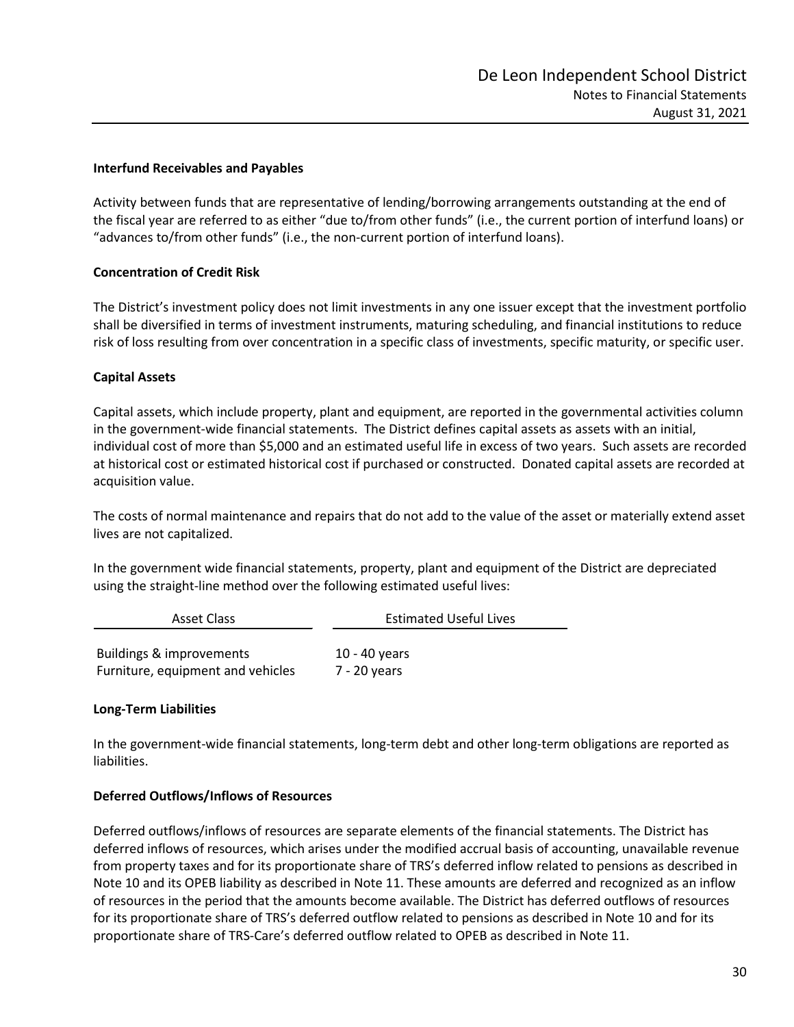#### Interfund Receivables and Payables

Activity between funds that are representative of lending/borrowing arrangements outstanding at the end of the fiscal year are referred to as either "due to/from other funds" (i.e., the current portion of interfund loans) or "advances to/from other funds" (i.e., the non-current portion of interfund loans).

#### Concentration of Credit Risk

The District's investment policy does not limit investments in any one issuer except that the investment portfolio shall be diversified in terms of investment instruments, maturing scheduling, and financial institutions to reduce risk of loss resulting from over concentration in a specific class of investments, specific maturity, or specific user.

#### Capital Assets

Capital assets, which include property, plant and equipment, are reported in the governmental activities column in the government-wide financial statements. The District defines capital assets as assets with an initial, individual cost of more than \$5,000 and an estimated useful life in excess of two years. Such assets are recorded at historical cost or estimated historical cost if purchased or constructed. Donated capital assets are recorded at acquisition value.

The costs of normal maintenance and repairs that do not add to the value of the asset or materially extend asset lives are not capitalized.

In the government wide financial statements, property, plant and equipment of the District are depreciated using the straight-line method over the following estimated useful lives:

| Asset Class | Estimated Useful Lives |
|---|---|
| Buildings & improvements | 10 - 40 years |
| Furniture, equipment and vehicles | 7 - 20 years |

#### Long-Term Liabilities

In the government-wide financial statements, long-term debt and other long-term obligations are reported as liabilities.

#### Deferred Outflows/Inflows of Resources

Deferred outflows/inflows of resources are separate elements of the financial statements. The District has deferred inflows of resources, which arises under the modified accrual basis of accounting, unavailable revenue from property taxes and for its proportionate share of TRS's deferred inflow related to pensions as described in Note 10 and its OPEB liability as described in Note 11. These amounts are deferred and recognized as an inflow of resources in the period that the amounts become available. The District has deferred outflows of resources for its proportionate share of TRS's deferred outflow related to pensions as described in Note 10 and for its proportionate share of TRS-Care's deferred outflow related to OPEB as described in Note 11.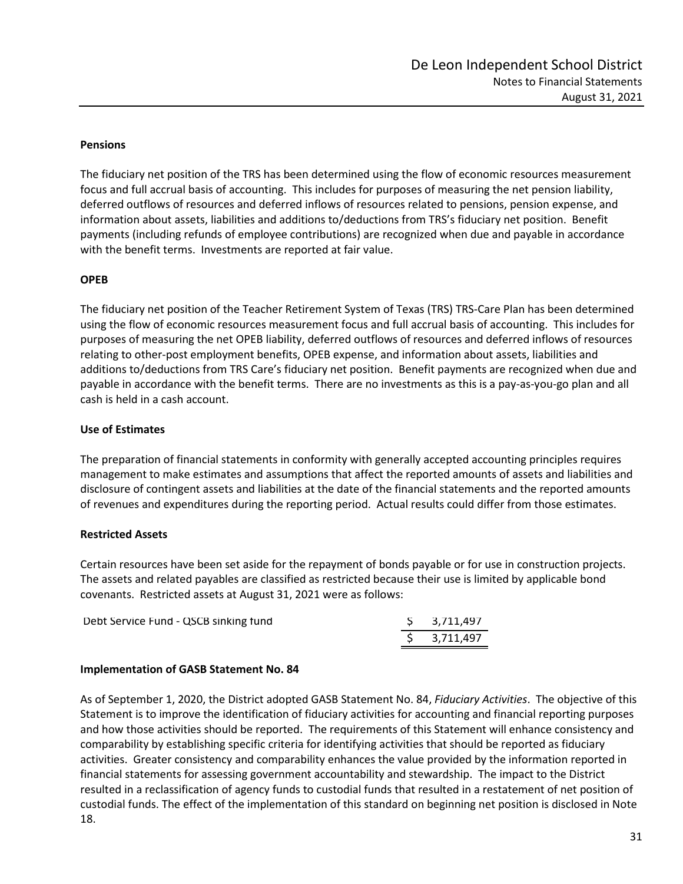**Pensions**

The fiduciary net position of the TRS has been determined using the flow of economic resources measurement focus and full accrual basis of accounting. This includes for purposes of measuring the net pension liability, deferred outflows of resources and deferred inflows of resources related to pensions, pension expense, and information about assets, liabilities and additions to/deductions from TRS's fiduciary net position. Benefit payments (including refunds of employee contributions) are recognized when due and payable in accordance with the benefit terms. Investments are reported at fair value.

**OPEB**

The fiduciary net position of the Teacher Retirement System of Texas (TRS) TRS-Care Plan has been determined using the flow of economic resources measurement focus and full accrual basis of accounting. This includes for purposes of measuring the net OPEB liability, deferred outflows of resources and deferred inflows of resources relating to other-post employment benefits, OPEB expense, and information about assets, liabilities and additions to/deductions from TRS Care's fiduciary net position. Benefit payments are recognized when due and payable in accordance with the benefit terms. There are no investments as this is a pay-as-you-go plan and all cash is held in a cash account.

**Use of Estimates**

The preparation of financial statements in conformity with generally accepted accounting principles requires management to make estimates and assumptions that affect the reported amounts of assets and liabilities and disclosure of contingent assets and liabilities at the date of the financial statements and the reported amounts of revenues and expenditures during the reporting period. Actual results could differ from those estimates.

**Restricted Assets**

Certain resources have been set aside for the repayment of bonds payable or for use in construction projects. The assets and related payables are classified as restricted because their use is limited by applicable bond covenants. Restricted assets at August 31, 2021 were as follows:

| | |
|---|---|
| Debt Service Fund - QSCB sinking fund | $ 3,711,497 |
| | $ 3,711,497 |

**Implementation of GASB Statement No. 84**

As of September 1, 2020, the District adopted GASB Statement No. 84, *Fiduciary Activities*. The objective of this Statement is to improve the identification of fiduciary activities for accounting and financial reporting purposes and how those activities should be reported. The requirements of this Statement will enhance consistency and comparability by establishing specific criteria for identifying activities that should be reported as fiduciary activities. Greater consistency and comparability enhances the value provided by the information reported in financial statements for assessing government accountability and stewardship. The impact to the District resulted in a reclassification of agency funds to custodial funds that resulted in a restatement of net position of custodial funds. The effect of the implementation of this standard on beginning net position is disclosed in Note 18.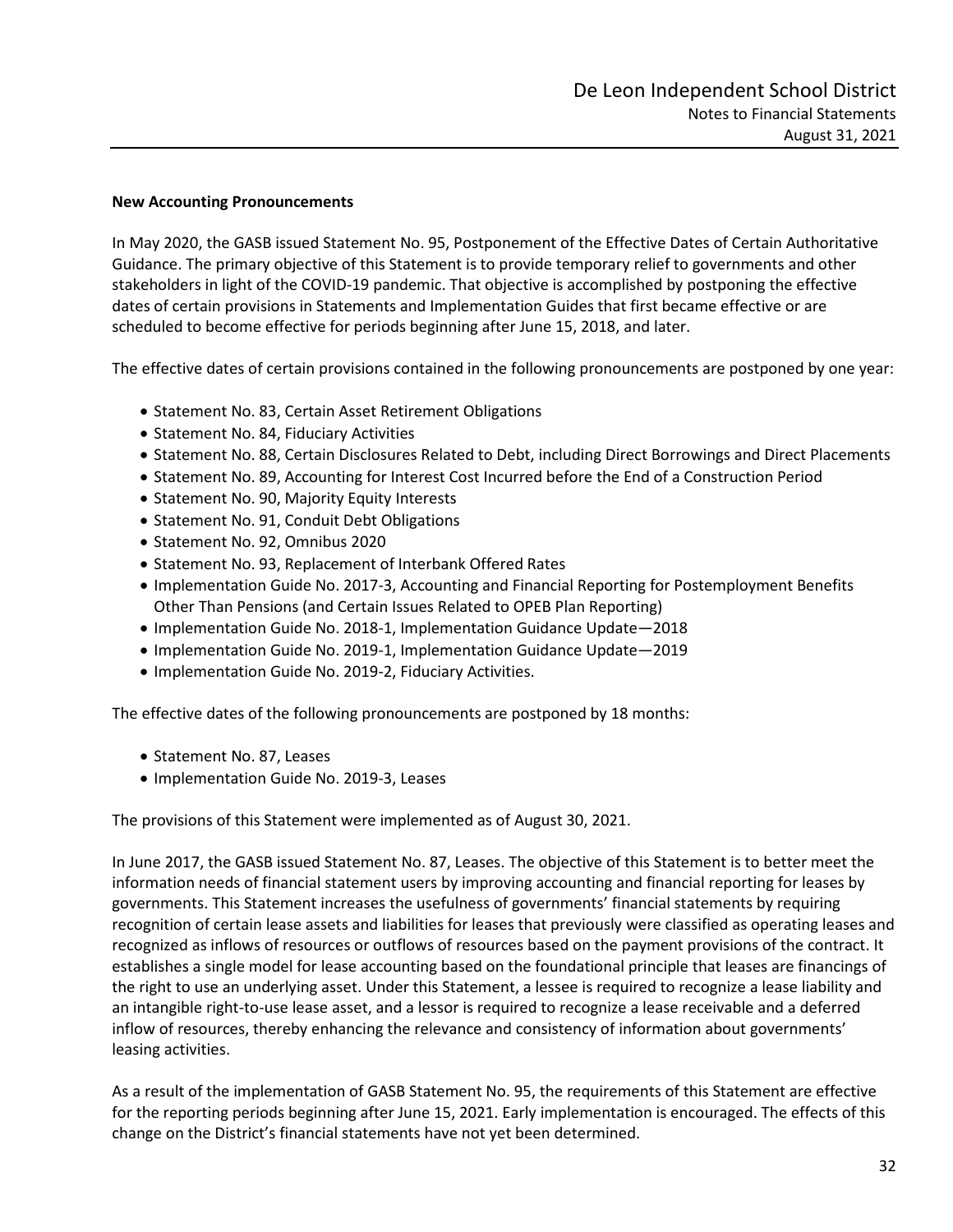**New Accounting Pronouncements**

In May 2020, the GASB issued Statement No. 95, Postponement of the Effective Dates of Certain Authoritative Guidance. The primary objective of this Statement is to provide temporary relief to governments and other stakeholders in light of the COVID-19 pandemic. That objective is accomplished by postponing the effective dates of certain provisions in Statements and Implementation Guides that first became effective or are scheduled to become effective for periods beginning after June 15, 2018, and later.

The effective dates of certain provisions contained in the following pronouncements are postponed by one year:

- Statement No. 83, Certain Asset Retirement Obligations
- Statement No. 84, Fiduciary Activities
- Statement No. 88, Certain Disclosures Related to Debt, including Direct Borrowings and Direct Placements
- Statement No. 89, Accounting for Interest Cost Incurred before the End of a Construction Period
- Statement No. 90, Majority Equity Interests
- Statement No. 91, Conduit Debt Obligations
- Statement No. 92, Omnibus 2020
- Statement No. 93, Replacement of Interbank Offered Rates
- Implementation Guide No. 2017-3, Accounting and Financial Reporting for Postemployment Benefits Other Than Pensions (and Certain Issues Related to OPEB Plan Reporting)
- Implementation Guide No. 2018-1, Implementation Guidance Update—2018
- Implementation Guide No. 2019-1, Implementation Guidance Update—2019
- Implementation Guide No. 2019-2, Fiduciary Activities.

The effective dates of the following pronouncements are postponed by 18 months:

- Statement No. 87, Leases
- Implementation Guide No. 2019-3, Leases

The provisions of this Statement were implemented as of August 30, 2021.

In June 2017, the GASB issued Statement No. 87, Leases. The objective of this Statement is to better meet the information needs of financial statement users by improving accounting and financial reporting for leases by governments. This Statement increases the usefulness of governments' financial statements by requiring recognition of certain lease assets and liabilities for leases that previously were classified as operating leases and recognized as inflows of resources or outflows of resources based on the payment provisions of the contract. It establishes a single model for lease accounting based on the foundational principle that leases are financings of the right to use an underlying asset. Under this Statement, a lessee is required to recognize a lease liability and an intangible right-to-use lease asset, and a lessor is required to recognize a lease receivable and a deferred inflow of resources, thereby enhancing the relevance and consistency of information about governments' leasing activities.

As a result of the implementation of GASB Statement No. 95, the requirements of this Statement are effective for the reporting periods beginning after June 15, 2021. Early implementation is encouraged. The effects of this change on the District's financial statements have not yet been determined.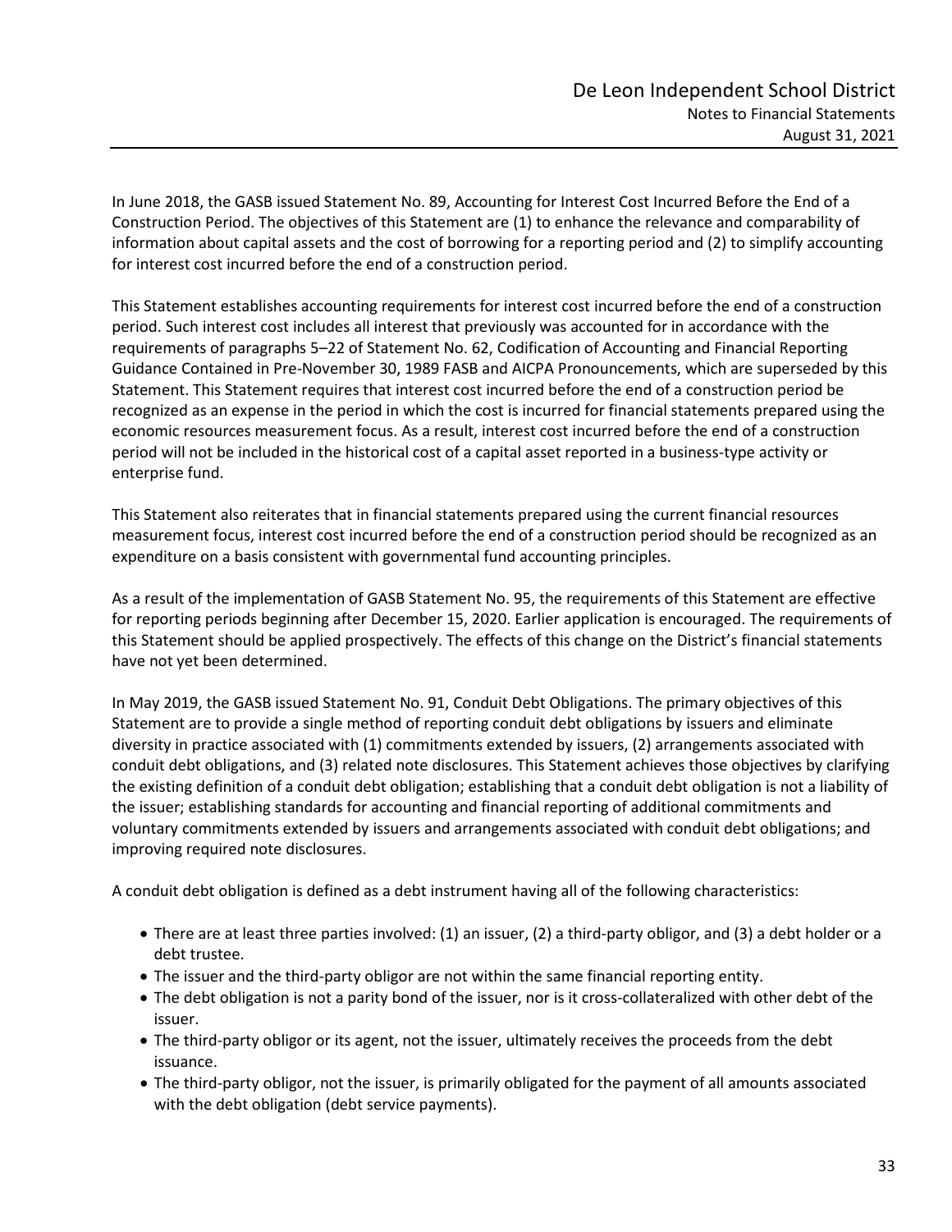In June 2018, the GASB issued Statement No. 89, Accounting for Interest Cost Incurred Before the End of a Construction Period. The objectives of this Statement are (1) to enhance the relevance and comparability of information about capital assets and the cost of borrowing for a reporting period and (2) to simplify accounting for interest cost incurred before the end of a construction period.

This Statement establishes accounting requirements for interest cost incurred before the end of a construction period. Such interest cost includes all interest that previously was accounted for in accordance with the requirements of paragraphs 5–22 of Statement No. 62, Codification of Accounting and Financial Reporting Guidance Contained in Pre-November 30, 1989 FASB and AICPA Pronouncements, which are superseded by this Statement. This Statement requires that interest cost incurred before the end of a construction period be recognized as an expense in the period in which the cost is incurred for financial statements prepared using the economic resources measurement focus. As a result, interest cost incurred before the end of a construction period will not be included in the historical cost of a capital asset reported in a business-type activity or enterprise fund.

This Statement also reiterates that in financial statements prepared using the current financial resources measurement focus, interest cost incurred before the end of a construction period should be recognized as an expenditure on a basis consistent with governmental fund accounting principles.

As a result of the implementation of GASB Statement No. 95, the requirements of this Statement are effective for reporting periods beginning after December 15, 2020. Earlier application is encouraged. The requirements of this Statement should be applied prospectively. The effects of this change on the District's financial statements have not yet been determined.

In May 2019, the GASB issued Statement No. 91, Conduit Debt Obligations. The primary objectives of this Statement are to provide a single method of reporting conduit debt obligations by issuers and eliminate diversity in practice associated with (1) commitments extended by issuers, (2) arrangements associated with conduit debt obligations, and (3) related note disclosures. This Statement achieves those objectives by clarifying the existing definition of a conduit debt obligation; establishing that a conduit debt obligation is not a liability of the issuer; establishing standards for accounting and financial reporting of additional commitments and voluntary commitments extended by issuers and arrangements associated with conduit debt obligations; and improving required note disclosures.

A conduit debt obligation is defined as a debt instrument having all of the following characteristics:

- There are at least three parties involved: (1) an issuer, (2) a third-party obligor, and (3) a debt holder or a debt trustee.
- The issuer and the third-party obligor are not within the same financial reporting entity.
- The debt obligation is not a parity bond of the issuer, nor is it cross-collateralized with other debt of the issuer.
- The third-party obligor or its agent, not the issuer, ultimately receives the proceeds from the debt issuance.
- The third-party obligor, not the issuer, is primarily obligated for the payment of all amounts associated with the debt obligation (debt service payments).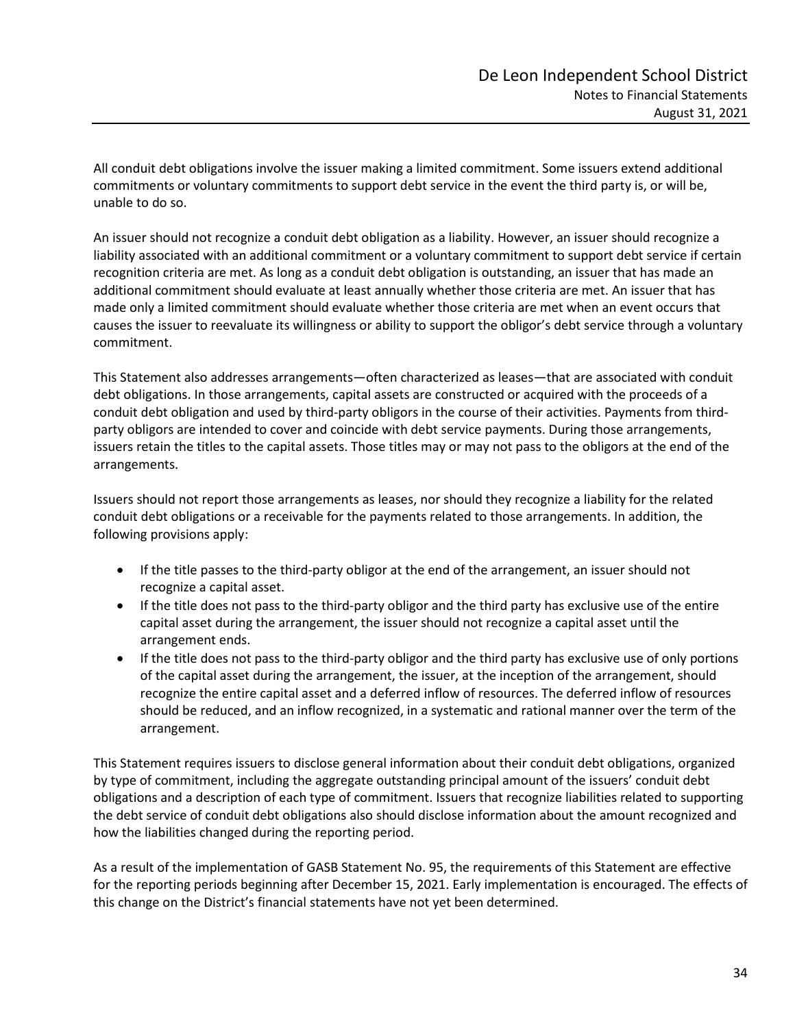All conduit debt obligations involve the issuer making a limited commitment. Some issuers extend additional commitments or voluntary commitments to support debt service in the event the third party is, or will be, unable to do so.

An issuer should not recognize a conduit debt obligation as a liability. However, an issuer should recognize a liability associated with an additional commitment or a voluntary commitment to support debt service if certain recognition criteria are met. As long as a conduit debt obligation is outstanding, an issuer that has made an additional commitment should evaluate at least annually whether those criteria are met. An issuer that has made only a limited commitment should evaluate whether those criteria are met when an event occurs that causes the issuer to reevaluate its willingness or ability to support the obligor's debt service through a voluntary commitment.

This Statement also addresses arrangements—often characterized as leases—that are associated with conduit debt obligations. In those arrangements, capital assets are constructed or acquired with the proceeds of a conduit debt obligation and used by third-party obligors in the course of their activities. Payments from third-party obligors are intended to cover and coincide with debt service payments. During those arrangements, issuers retain the titles to the capital assets. Those titles may or may not pass to the obligors at the end of the arrangements.

Issuers should not report those arrangements as leases, nor should they recognize a liability for the related conduit debt obligations or a receivable for the payments related to those arrangements. In addition, the following provisions apply:

- If the title passes to the third-party obligor at the end of the arrangement, an issuer should not recognize a capital asset.
- If the title does not pass to the third-party obligor and the third party has exclusive use of the entire capital asset during the arrangement, the issuer should not recognize a capital asset until the arrangement ends.
- If the title does not pass to the third-party obligor and the third party has exclusive use of only portions of the capital asset during the arrangement, the issuer, at the inception of the arrangement, should recognize the entire capital asset and a deferred inflow of resources. The deferred inflow of resources should be reduced, and an inflow recognized, in a systematic and rational manner over the term of the arrangement.

This Statement requires issuers to disclose general information about their conduit debt obligations, organized by type of commitment, including the aggregate outstanding principal amount of the issuers' conduit debt obligations and a description of each type of commitment. Issuers that recognize liabilities related to supporting the debt service of conduit debt obligations also should disclose information about the amount recognized and how the liabilities changed during the reporting period.

As a result of the implementation of GASB Statement No. 95, the requirements of this Statement are effective for the reporting periods beginning after December 15, 2021. Early implementation is encouraged. The effects of this change on the District's financial statements have not yet been determined.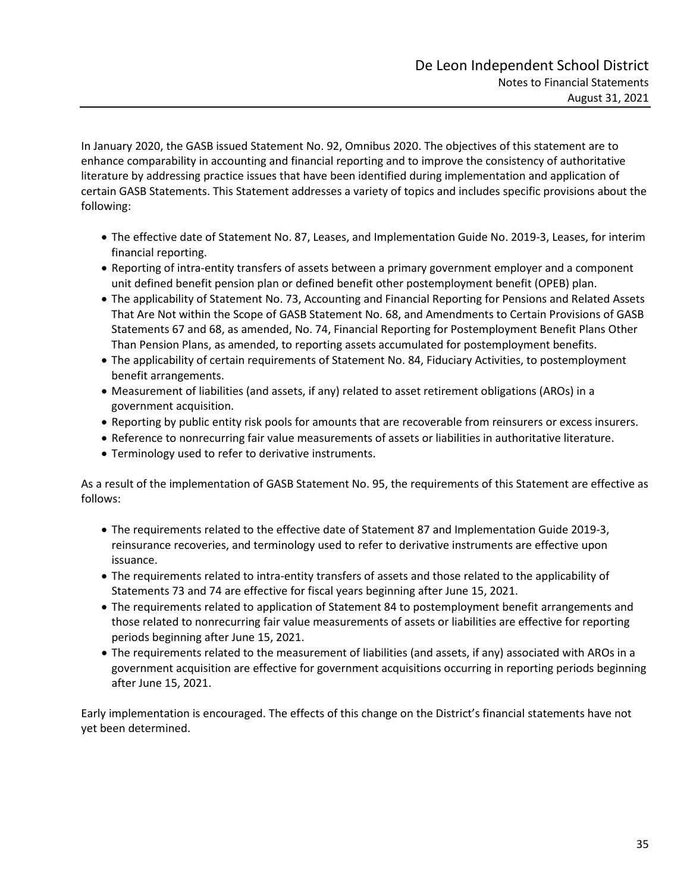In January 2020, the GASB issued Statement No. 92, Omnibus 2020. The objectives of this statement are to enhance comparability in accounting and financial reporting and to improve the consistency of authoritative literature by addressing practice issues that have been identified during implementation and application of certain GASB Statements. This Statement addresses a variety of topics and includes specific provisions about the following:

- The effective date of Statement No. 87, Leases, and Implementation Guide No. 2019-3, Leases, for interim financial reporting.
- Reporting of intra-entity transfers of assets between a primary government employer and a component unit defined benefit pension plan or defined benefit other postemployment benefit (OPEB) plan.
- The applicability of Statement No. 73, Accounting and Financial Reporting for Pensions and Related Assets That Are Not within the Scope of GASB Statement No. 68, and Amendments to Certain Provisions of GASB Statements 67 and 68, as amended, No. 74, Financial Reporting for Postemployment Benefit Plans Other Than Pension Plans, as amended, to reporting assets accumulated for postemployment benefits.
- The applicability of certain requirements of Statement No. 84, Fiduciary Activities, to postemployment benefit arrangements.
- Measurement of liabilities (and assets, if any) related to asset retirement obligations (AROs) in a government acquisition.
- Reporting by public entity risk pools for amounts that are recoverable from reinsurers or excess insurers.
- Reference to nonrecurring fair value measurements of assets or liabilities in authoritative literature.
- Terminology used to refer to derivative instruments.

As a result of the implementation of GASB Statement No. 95, the requirements of this Statement are effective as follows:

- The requirements related to the effective date of Statement 87 and Implementation Guide 2019-3, reinsurance recoveries, and terminology used to refer to derivative instruments are effective upon issuance.
- The requirements related to intra-entity transfers of assets and those related to the applicability of Statements 73 and 74 are effective for fiscal years beginning after June 15, 2021.
- The requirements related to application of Statement 84 to postemployment benefit arrangements and those related to nonrecurring fair value measurements of assets or liabilities are effective for reporting periods beginning after June 15, 2021.
- The requirements related to the measurement of liabilities (and assets, if any) associated with AROs in a government acquisition are effective for government acquisitions occurring in reporting periods beginning after June 15, 2021.

Early implementation is encouraged. The effects of this change on the District's financial statements have not yet been determined.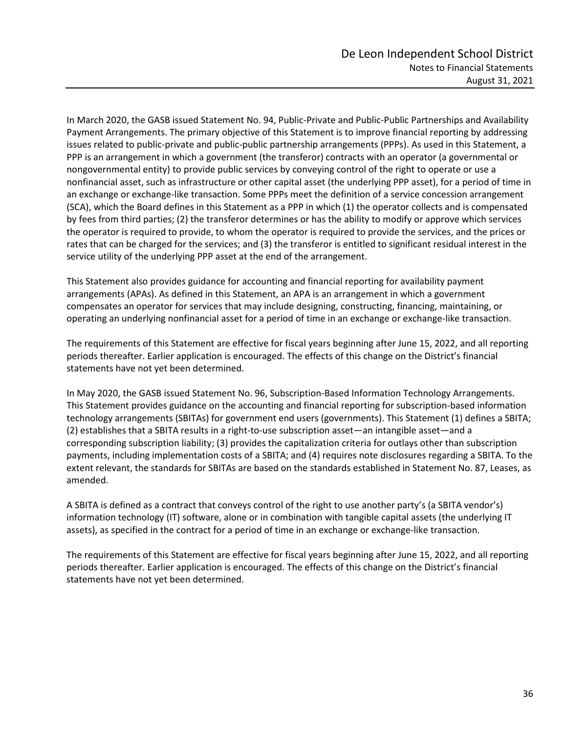In March 2020, the GASB issued Statement No. 94, Public-Private and Public-Public Partnerships and Availability Payment Arrangements. The primary objective of this Statement is to improve financial reporting by addressing issues related to public-private and public-public partnership arrangements (PPPs). As used in this Statement, a PPP is an arrangement in which a government (the transferor) contracts with an operator (a governmental or nongovernmental entity) to provide public services by conveying control of the right to operate or use a nonfinancial asset, such as infrastructure or other capital asset (the underlying PPP asset), for a period of time in an exchange or exchange-like transaction. Some PPPs meet the definition of a service concession arrangement (SCA), which the Board defines in this Statement as a PPP in which (1) the operator collects and is compensated by fees from third parties; (2) the transferor determines or has the ability to modify or approve which services the operator is required to provide, to whom the operator is required to provide the services, and the prices or rates that can be charged for the services; and (3) the transferor is entitled to significant residual interest in the service utility of the underlying PPP asset at the end of the arrangement.

This Statement also provides guidance for accounting and financial reporting for availability payment arrangements (APAs). As defined in this Statement, an APA is an arrangement in which a government compensates an operator for services that may include designing, constructing, financing, maintaining, or operating an underlying nonfinancial asset for a period of time in an exchange or exchange-like transaction.

The requirements of this Statement are effective for fiscal years beginning after June 15, 2022, and all reporting periods thereafter. Earlier application is encouraged. The effects of this change on the District's financial statements have not yet been determined.

In May 2020, the GASB issued Statement No. 96, Subscription-Based Information Technology Arrangements. This Statement provides guidance on the accounting and financial reporting for subscription-based information technology arrangements (SBITAs) for government end users (governments). This Statement (1) defines a SBITA; (2) establishes that a SBITA results in a right-to-use subscription asset—an intangible asset—and a corresponding subscription liability; (3) provides the capitalization criteria for outlays other than subscription payments, including implementation costs of a SBITA; and (4) requires note disclosures regarding a SBITA. To the extent relevant, the standards for SBITAs are based on the standards established in Statement No. 87, Leases, as amended.

A SBITA is defined as a contract that conveys control of the right to use another party's (a SBITA vendor's) information technology (IT) software, alone or in combination with tangible capital assets (the underlying IT assets), as specified in the contract for a period of time in an exchange or exchange-like transaction.

The requirements of this Statement are effective for fiscal years beginning after June 15, 2022, and all reporting periods thereafter. Earlier application is encouraged. The effects of this change on the District's financial statements have not yet been determined.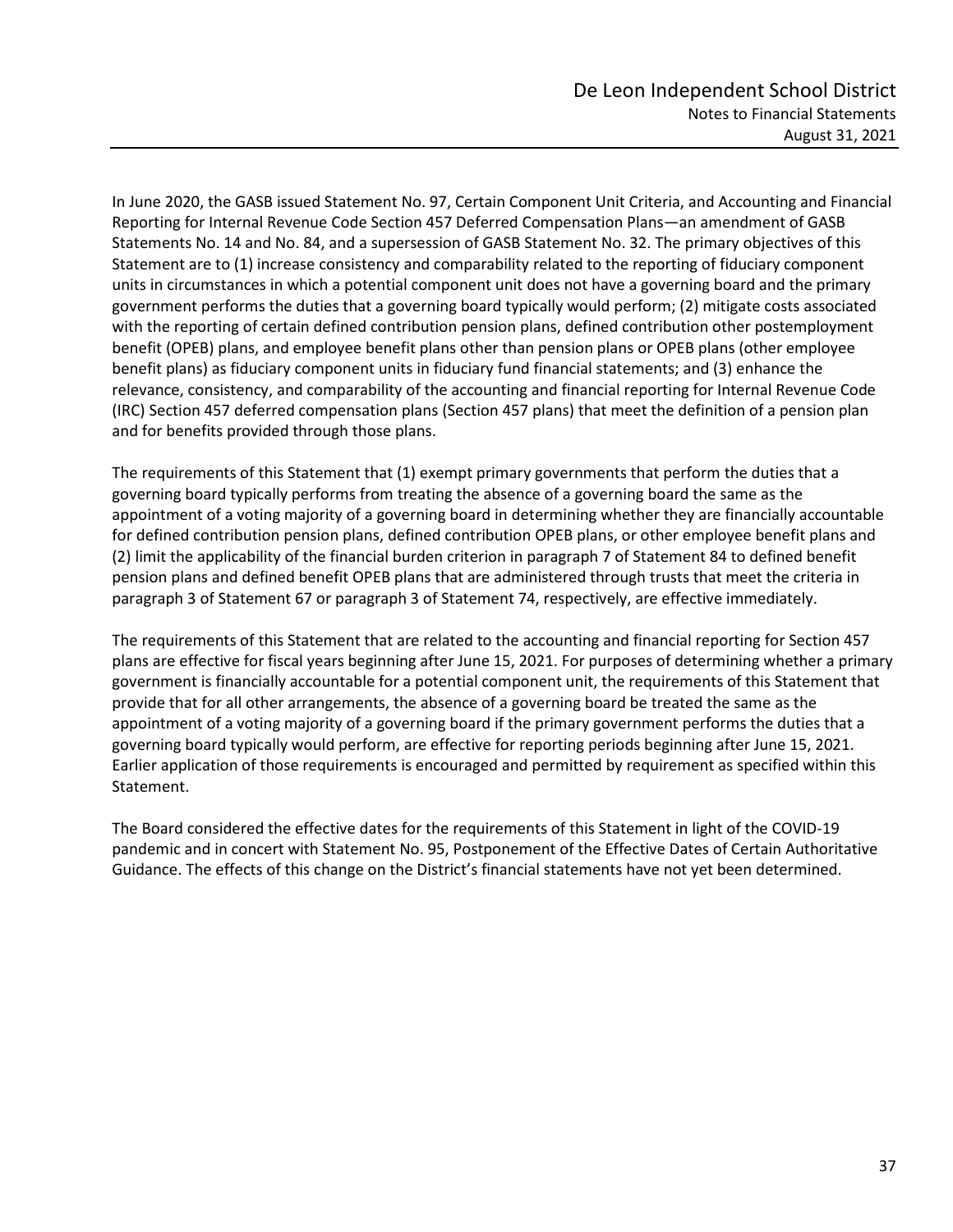In June 2020, the GASB issued Statement No. 97, Certain Component Unit Criteria, and Accounting and Financial Reporting for Internal Revenue Code Section 457 Deferred Compensation Plans—an amendment of GASB Statements No. 14 and No. 84, and a supersession of GASB Statement No. 32. The primary objectives of this Statement are to (1) increase consistency and comparability related to the reporting of fiduciary component units in circumstances in which a potential component unit does not have a governing board and the primary government performs the duties that a governing board typically would perform; (2) mitigate costs associated with the reporting of certain defined contribution pension plans, defined contribution other postemployment benefit (OPEB) plans, and employee benefit plans other than pension plans or OPEB plans (other employee benefit plans) as fiduciary component units in fiduciary fund financial statements; and (3) enhance the relevance, consistency, and comparability of the accounting and financial reporting for Internal Revenue Code (IRC) Section 457 deferred compensation plans (Section 457 plans) that meet the definition of a pension plan and for benefits provided through those plans.

The requirements of this Statement that (1) exempt primary governments that perform the duties that a governing board typically performs from treating the absence of a governing board the same as the appointment of a voting majority of a governing board in determining whether they are financially accountable for defined contribution pension plans, defined contribution OPEB plans, or other employee benefit plans and (2) limit the applicability of the financial burden criterion in paragraph 7 of Statement 84 to defined benefit pension plans and defined benefit OPEB plans that are administered through trusts that meet the criteria in paragraph 3 of Statement 67 or paragraph 3 of Statement 74, respectively, are effective immediately.

The requirements of this Statement that are related to the accounting and financial reporting for Section 457 plans are effective for fiscal years beginning after June 15, 2021. For purposes of determining whether a primary government is financially accountable for a potential component unit, the requirements of this Statement that provide that for all other arrangements, the absence of a governing board be treated the same as the appointment of a voting majority of a governing board if the primary government performs the duties that a governing board typically would perform, are effective for reporting periods beginning after June 15, 2021. Earlier application of those requirements is encouraged and permitted by requirement as specified within this Statement.

The Board considered the effective dates for the requirements of this Statement in light of the COVID-19 pandemic and in concert with Statement No. 95, Postponement of the Effective Dates of Certain Authoritative Guidance. The effects of this change on the District's financial statements have not yet been determined.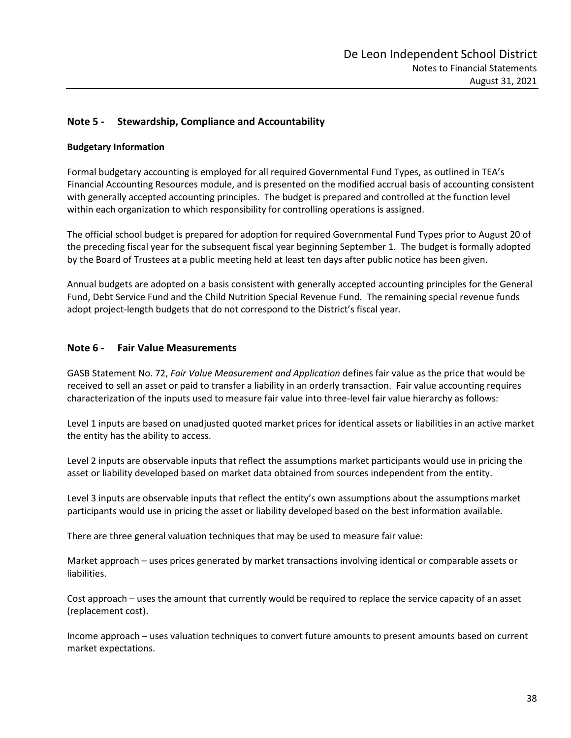## Note 5 - Stewardship, Compliance and Accountability

**Budgetary Information**

Formal budgetary accounting is employed for all required Governmental Fund Types, as outlined in TEA's Financial Accounting Resources module, and is presented on the modified accrual basis of accounting consistent with generally accepted accounting principles. The budget is prepared and controlled at the function level within each organization to which responsibility for controlling operations is assigned.

The official school budget is prepared for adoption for required Governmental Fund Types prior to August 20 of the preceding fiscal year for the subsequent fiscal year beginning September 1. The budget is formally adopted by the Board of Trustees at a public meeting held at least ten days after public notice has been given.

Annual budgets are adopted on a basis consistent with generally accepted accounting principles for the General Fund, Debt Service Fund and the Child Nutrition Special Revenue Fund. The remaining special revenue funds adopt project-length budgets that do not correspond to the District's fiscal year.

## Note 6 - Fair Value Measurements

GASB Statement No. 72, *Fair Value Measurement and Application* defines fair value as the price that would be received to sell an asset or paid to transfer a liability in an orderly transaction. Fair value accounting requires characterization of the inputs used to measure fair value into three-level fair value hierarchy as follows:

Level 1 inputs are based on unadjusted quoted market prices for identical assets or liabilities in an active market the entity has the ability to access.

Level 2 inputs are observable inputs that reflect the assumptions market participants would use in pricing the asset or liability developed based on market data obtained from sources independent from the entity.

Level 3 inputs are observable inputs that reflect the entity's own assumptions about the assumptions market participants would use in pricing the asset or liability developed based on the best information available.

There are three general valuation techniques that may be used to measure fair value:

Market approach – uses prices generated by market transactions involving identical or comparable assets or liabilities.

Cost approach – uses the amount that currently would be required to replace the service capacity of an asset (replacement cost).

Income approach – uses valuation techniques to convert future amounts to present amounts based on current market expectations.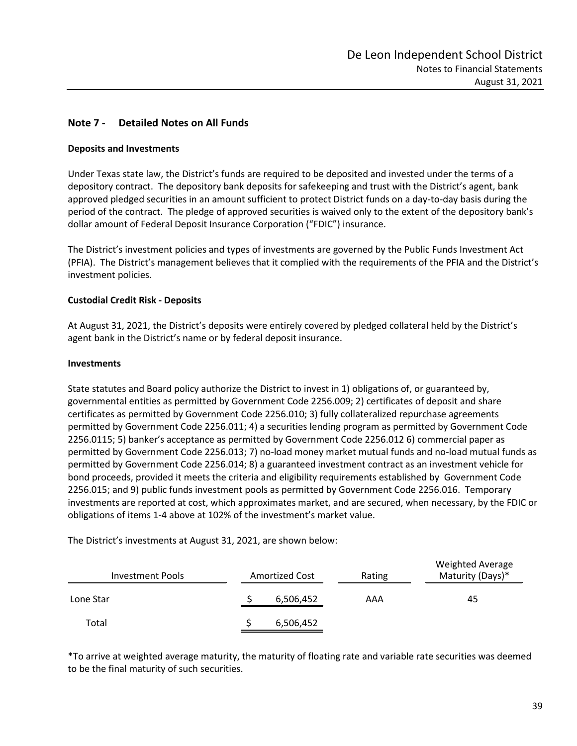## Note 7 - Detailed Notes on All Funds

### Deposits and Investments

Under Texas state law, the District's funds are required to be deposited and invested under the terms of a depository contract. The depository bank deposits for safekeeping and trust with the District's agent, bank approved pledged securities in an amount sufficient to protect District funds on a day-to-day basis during the period of the contract. The pledge of approved securities is waived only to the extent of the depository bank's dollar amount of Federal Deposit Insurance Corporation ("FDIC") insurance.

The District's investment policies and types of investments are governed by the Public Funds Investment Act (PFIA). The District's management believes that it complied with the requirements of the PFIA and the District's investment policies.

### Custodial Credit Risk - Deposits

At August 31, 2021, the District's deposits were entirely covered by pledged collateral held by the District's agent bank in the District's name or by federal deposit insurance.

### Investments

State statutes and Board policy authorize the District to invest in 1) obligations of, or guaranteed by, governmental entities as permitted by Government Code 2256.009; 2) certificates of deposit and share certificates as permitted by Government Code 2256.010; 3) fully collateralized repurchase agreements permitted by Government Code 2256.011; 4) a securities lending program as permitted by Government Code 2256.0115; 5) banker's acceptance as permitted by Government Code 2256.012 6) commercial paper as permitted by Government Code 2256.013; 7) no-load money market mutual funds and no-load mutual funds as permitted by Government Code 2256.014; 8) a guaranteed investment contract as an investment vehicle for bond proceeds, provided it meets the criteria and eligibility requirements established by Government Code 2256.015; and 9) public funds investment pools as permitted by Government Code 2256.016. Temporary investments are reported at cost, which approximates market, and are secured, when necessary, by the FDIC or obligations of items 1-4 above at 102% of the investment's market value.

The District's investments at August 31, 2021, are shown below:

| Investment Pools | Amortized Cost | Rating | Weighted Average Maturity (Days)* |
|---|---|---|---|
| Lone Star | $ 6,506,452 | AAA | 45 |
| Total | $ 6,506,452 | | |

*To arrive at weighted average maturity, the maturity of floating rate and variable rate securities was deemed to be the final maturity of such securities.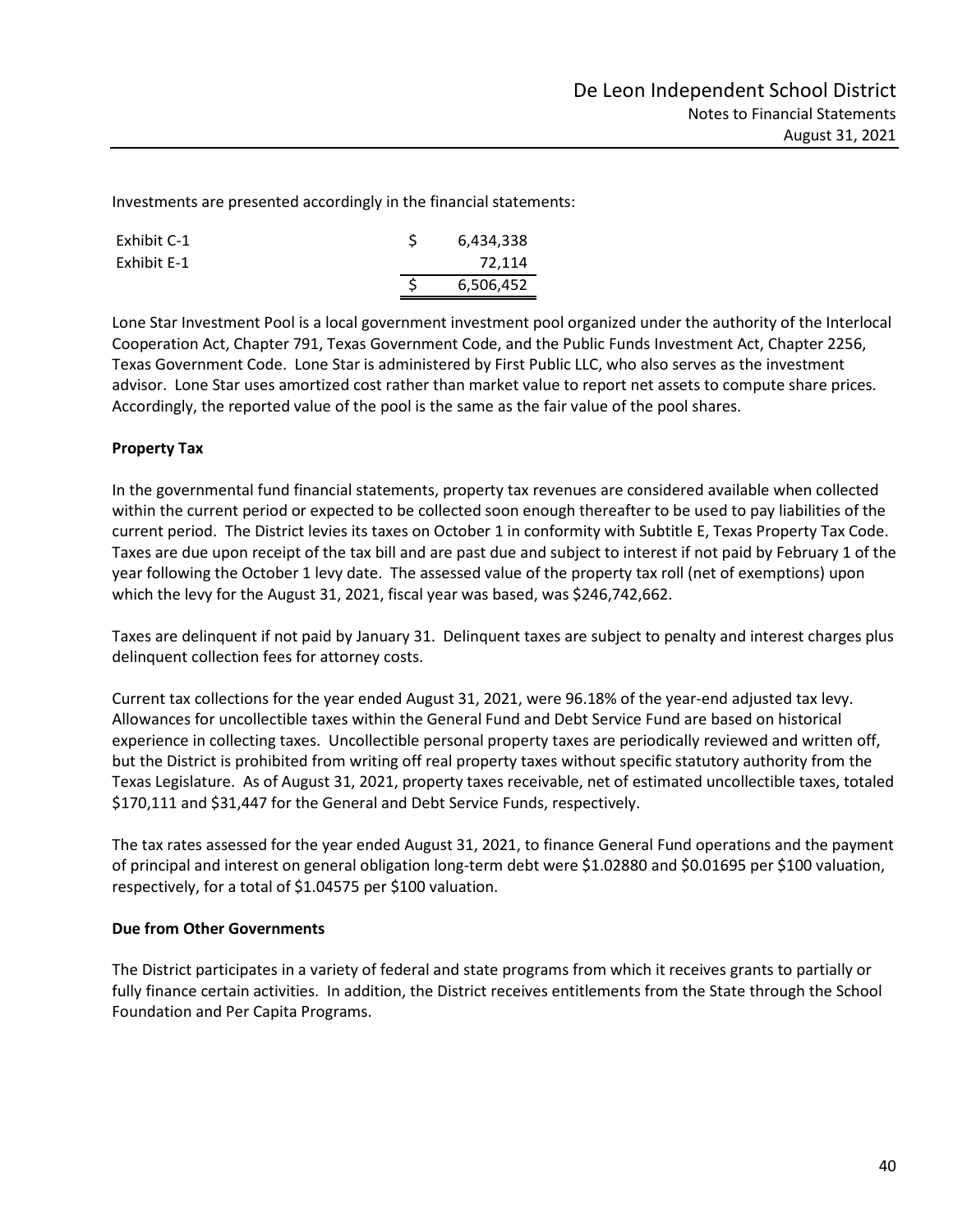Investments are presented accordingly in the financial statements:

| | | |
|---|---|---|
| Exhibit C-1 | $ | 6,434,338 |
| Exhibit E-1 | | 72,114 |
| | $ | 6,506,452 |

Lone Star Investment Pool is a local government investment pool organized under the authority of the Interlocal Cooperation Act, Chapter 791, Texas Government Code, and the Public Funds Investment Act, Chapter 2256, Texas Government Code. Lone Star is administered by First Public LLC, who also serves as the investment advisor. Lone Star uses amortized cost rather than market value to report net assets to compute share prices. Accordingly, the reported value of the pool is the same as the fair value of the pool shares.

**Property Tax**

In the governmental fund financial statements, property tax revenues are considered available when collected within the current period or expected to be collected soon enough thereafter to be used to pay liabilities of the current period. The District levies its taxes on October 1 in conformity with Subtitle E, Texas Property Tax Code. Taxes are due upon receipt of the tax bill and are past due and subject to interest if not paid by February 1 of the year following the October 1 levy date. The assessed value of the property tax roll (net of exemptions) upon which the levy for the August 31, 2021, fiscal year was based, was $246,742,662.

Taxes are delinquent if not paid by January 31. Delinquent taxes are subject to penalty and interest charges plus delinquent collection fees for attorney costs.

Current tax collections for the year ended August 31, 2021, were 96.18% of the year-end adjusted tax levy. Allowances for uncollectible taxes within the General Fund and Debt Service Fund are based on historical experience in collecting taxes. Uncollectible personal property taxes are periodically reviewed and written off, but the District is prohibited from writing off real property taxes without specific statutory authority from the Texas Legislature. As of August 31, 2021, property taxes receivable, net of estimated uncollectible taxes, totaled $170,111 and $31,447 for the General and Debt Service Funds, respectively.

The tax rates assessed for the year ended August 31, 2021, to finance General Fund operations and the payment of principal and interest on general obligation long-term debt were $1.02880 and $0.01695 per $100 valuation, respectively, for a total of $1.04575 per $100 valuation.

**Due from Other Governments**

The District participates in a variety of federal and state programs from which it receives grants to partially or fully finance certain activities. In addition, the District receives entitlements from the State through the School Foundation and Per Capita Programs.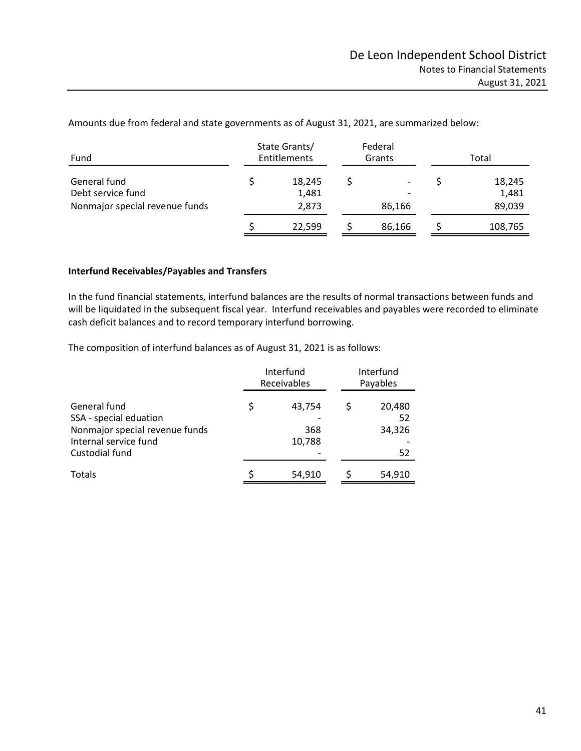Amounts due from federal and state governments as of August 31, 2021, are summarized below:

| Fund | State Grants/ Entitlements | Federal Grants | Total |
|---|---|---|---|
| General fund | $ 18,245 | $ - | $ 18,245 |
| Debt service fund | 1,481 | - | 1,481 |
| Nonmajor special revenue funds | 2,873 | 86,166 | 89,039 |
| | $ 22,599 | $ 86,166 | $ 108,765 |

**Interfund Receivables/Payables and Transfers**

In the fund financial statements, interfund balances are the results of normal transactions between funds and will be liquidated in the subsequent fiscal year. Interfund receivables and payables were recorded to eliminate cash deficit balances and to record temporary interfund borrowing.

The composition of interfund balances as of August 31, 2021 is as follows:

| | Interfund Receivables | Interfund Payables |
|---|---|---|
| General fund | $ 43,754 | $ 20,480 |
| SSA - special eduation | - | 52 |
| Nonmajor special revenue funds | 368 | 34,326 |
| Internal service fund | 10,788 | - |
| Custodial fund | - | 52 |
| Totals | $ 54,910 | $ 54,910 |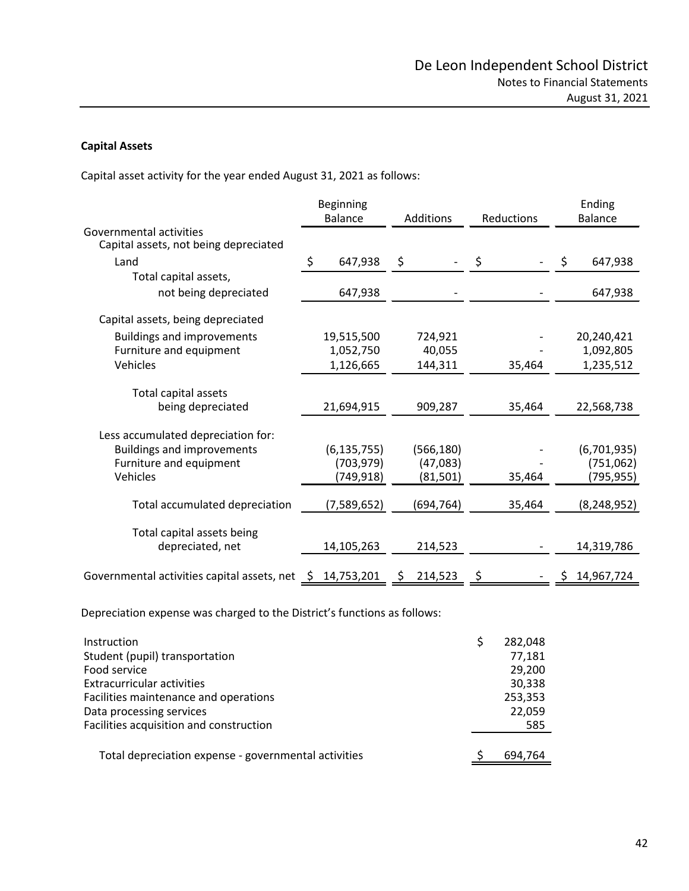**Capital Assets**

Capital asset activity for the year ended August 31, 2021 as follows:

| | Beginning Balance | Additions | Reductions | Ending Balance |
|---|---|---|---|---|
| Governmental activities | | | | |
| Capital assets, not being depreciated | | | | |
| Land | $ 647,938 | $ - | $ - | $ 647,938 |
| Total capital assets, not being depreciated | 647,938 | - | - | 647,938 |
| Capital assets, being depreciated | | | | |
| Buildings and improvements | 19,515,500 | 724,921 | - | 20,240,421 |
| Furniture and equipment | 1,052,750 | 40,055 | - | 1,092,805 |
| Vehicles | 1,126,665 | 144,311 | 35,464 | 1,235,512 |
| Total capital assets being depreciated | 21,694,915 | 909,287 | 35,464 | 22,568,738 |
| Less accumulated depreciation for: | | | | |
| Buildings and improvements | (6,135,755) | (566,180) | - | (6,701,935) |
| Furniture and equipment | (703,979) | (47,083) | - | (751,062) |
| Vehicles | (749,918) | (81,501) | 35,464 | (795,955) |
| Total accumulated depreciation | (7,589,652) | (694,764) | 35,464 | (8,248,952) |
| Total capital assets being depreciated, net | 14,105,263 | 214,523 | - | 14,319,786 |
| Governmental activities capital assets, net | $ 14,753,201 | $ 214,523 | $ - | $ 14,967,724 |

Depreciation expense was charged to the District's functions as follows:

| | |
|---|---|
| Instruction | $ 282,048 |
| Student (pupil) transportation | 77,181 |
| Food service | 29,200 |
| Extracurricular activities | 30,338 |
| Facilities maintenance and operations | 253,353 |
| Data processing services | 22,059 |
| Facilities acquisition and construction | 585 |
| Total depreciation expense - governmental activities | $ 694,764 |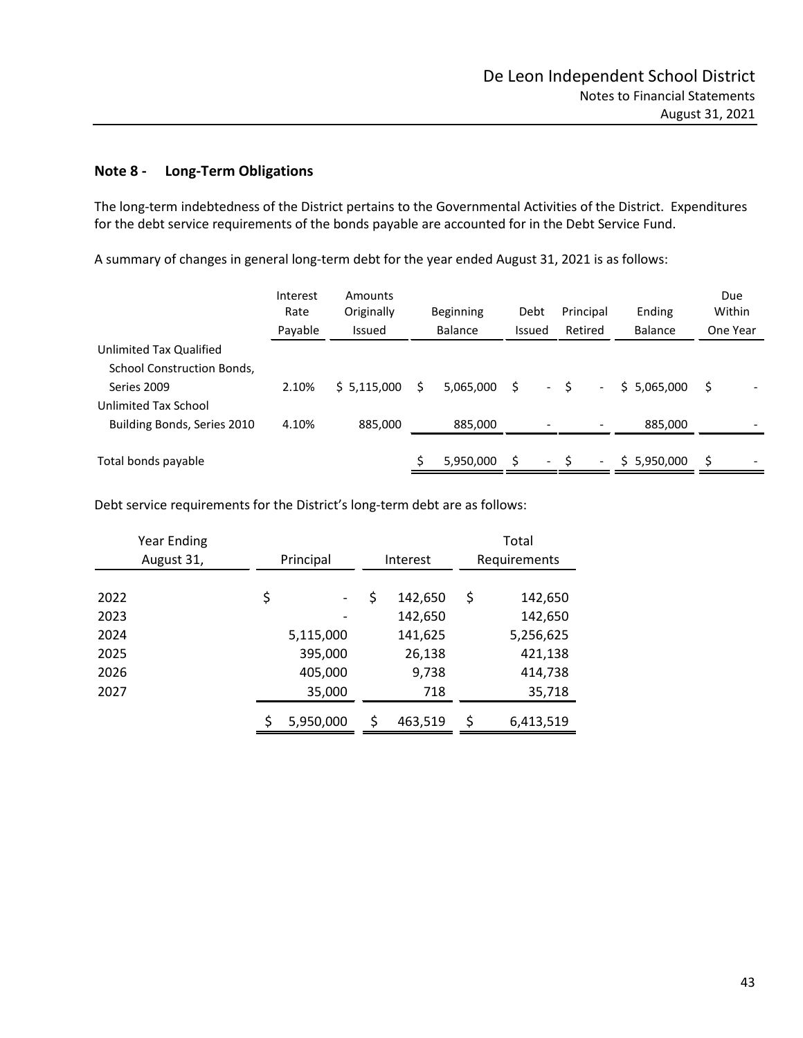## Note 8 - Long-Term Obligations

The long-term indebtedness of the District pertains to the Governmental Activities of the District. Expenditures for the debt service requirements of the bonds payable are accounted for in the Debt Service Fund.

A summary of changes in general long-term debt for the year ended August 31, 2021 is as follows:

| | Interest Rate Payable | Amounts Originally Issued | Beginning Balance | Debt Issued | Principal Retired | Ending Balance | Due Within One Year |
|---|---|---|---|---|---|---|---|
| Unlimited Tax Qualified School Construction Bonds, Series 2009 | 2.10% | $ 5,115,000 | $ 5,065,000 | $ - | $ - | $ 5,065,000 | $ - |
| Unlimited Tax School Building Bonds, Series 2010 | 4.10% | 885,000 | 885,000 | - | - | 885,000 | - |
| Total bonds payable | | | $ 5,950,000 | $ - | $ - | $ 5,950,000 | $ - |

Debt service requirements for the District's long-term debt are as follows:

| Year Ending August 31, | Principal | Interest | Total Requirements |
|---|---|---|---|
| 2022 | $ - | $ 142,650 | $ 142,650 |
| 2023 | - | 142,650 | 142,650 |
| 2024 | 5,115,000 | 141,625 | 5,256,625 |
| 2025 | 395,000 | 26,138 | 421,138 |
| 2026 | 405,000 | 9,738 | 414,738 |
| 2027 | 35,000 | 718 | 35,718 |
| | $ 5,950,000 | $ 463,519 | $ 6,413,519 |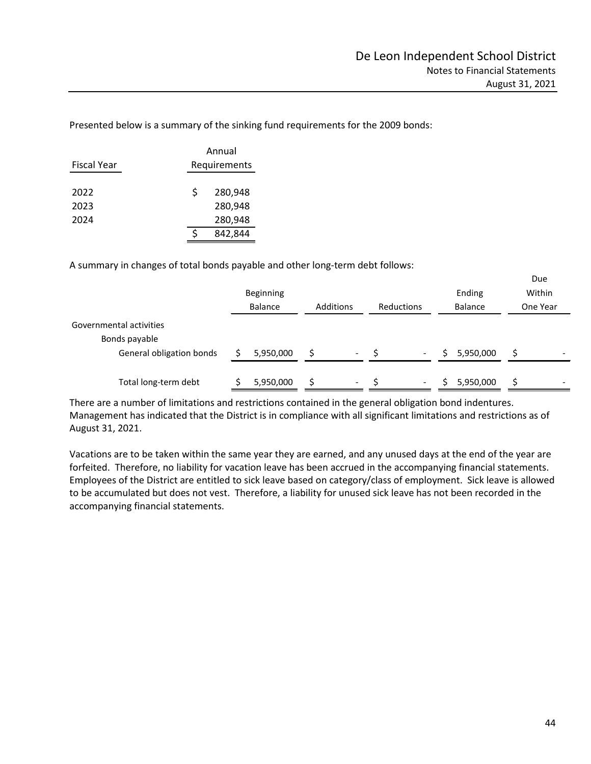Presented below is a summary of the sinking fund requirements for the 2009 bonds:

| Fiscal Year | Annual Requirements |
|---|---|
| 2022 | $ 280,948 |
| 2023 | 280,948 |
| 2024 | 280,948 |
| | $ 842,844 |

A summary in changes of total bonds payable and other long-term debt follows:

| | Beginning Balance | Additions | Reductions | Ending Balance | Due Within One Year |
|---|---|---|---|---|---|
| Governmental activities | | | | | |
| Bonds payable | | | | | |
| General obligation bonds | $ 5,950,000 | $ - | $ - | $ 5,950,000 | $ - |
| Total long-term debt | $ 5,950,000 | $ - | $ - | $ 5,950,000 | $ - |

There are a number of limitations and restrictions contained in the general obligation bond indentures. Management has indicated that the District is in compliance with all significant limitations and restrictions as of August 31, 2021.

Vacations are to be taken within the same year they are earned, and any unused days at the end of the year are forfeited. Therefore, no liability for vacation leave has been accrued in the accompanying financial statements. Employees of the District are entitled to sick leave based on category/class of employment. Sick leave is allowed to be accumulated but does not vest. Therefore, a liability for unused sick leave has not been recorded in the accompanying financial statements.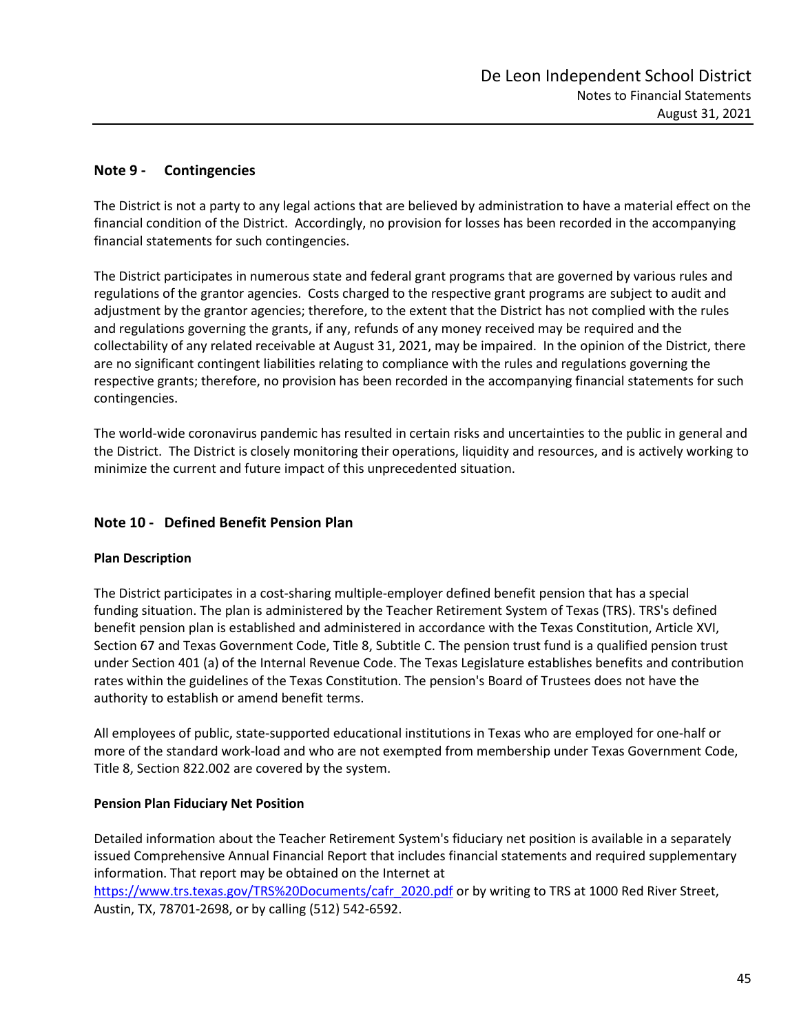## Note 9 - Contingencies

The District is not a party to any legal actions that are believed by administration to have a material effect on the financial condition of the District. Accordingly, no provision for losses has been recorded in the accompanying financial statements for such contingencies.

The District participates in numerous state and federal grant programs that are governed by various rules and regulations of the grantor agencies. Costs charged to the respective grant programs are subject to audit and adjustment by the grantor agencies; therefore, to the extent that the District has not complied with the rules and regulations governing the grants, if any, refunds of any money received may be required and the collectability of any related receivable at August 31, 2021, may be impaired. In the opinion of the District, there are no significant contingent liabilities relating to compliance with the rules and regulations governing the respective grants; therefore, no provision has been recorded in the accompanying financial statements for such contingencies.

The world-wide coronavirus pandemic has resulted in certain risks and uncertainties to the public in general and the District. The District is closely monitoring their operations, liquidity and resources, and is actively working to minimize the current and future impact of this unprecedented situation.

## Note 10 - Defined Benefit Pension Plan

### Plan Description

The District participates in a cost-sharing multiple-employer defined benefit pension that has a special funding situation. The plan is administered by the Teacher Retirement System of Texas (TRS). TRS's defined benefit pension plan is established and administered in accordance with the Texas Constitution, Article XVI, Section 67 and Texas Government Code, Title 8, Subtitle C. The pension trust fund is a qualified pension trust under Section 401 (a) of the Internal Revenue Code. The Texas Legislature establishes benefits and contribution rates within the guidelines of the Texas Constitution. The pension's Board of Trustees does not have the authority to establish or amend benefit terms.

All employees of public, state-supported educational institutions in Texas who are employed for one-half or more of the standard work-load and who are not exempted from membership under Texas Government Code, Title 8, Section 822.002 are covered by the system.

### Pension Plan Fiduciary Net Position

Detailed information about the Teacher Retirement System's fiduciary net position is available in a separately issued Comprehensive Annual Financial Report that includes financial statements and required supplementary information. That report may be obtained on the Internet at https://www.trs.texas.gov/TRS%20Documents/cafr_2020.pdf or by writing to TRS at 1000 Red River Street, Austin, TX, 78701-2698, or by calling (512) 542-6592.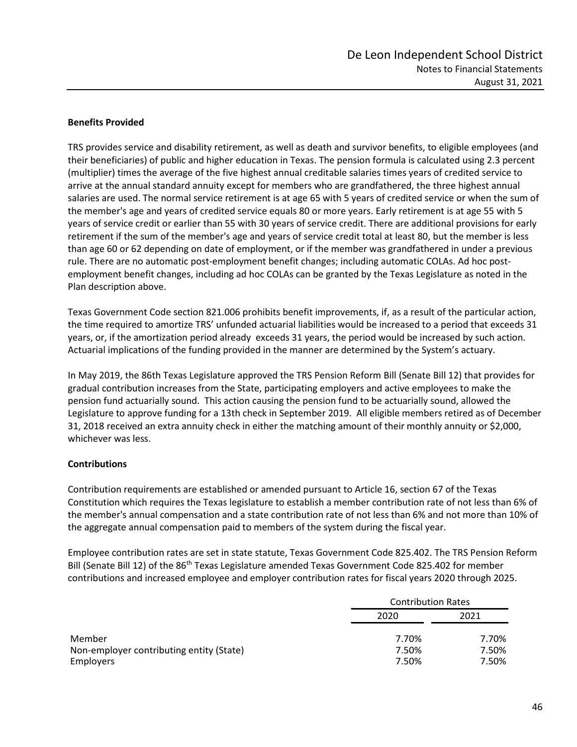### Benefits Provided

TRS provides service and disability retirement, as well as death and survivor benefits, to eligible employees (and their beneficiaries) of public and higher education in Texas. The pension formula is calculated using 2.3 percent (multiplier) times the average of the five highest annual creditable salaries times years of credited service to arrive at the annual standard annuity except for members who are grandfathered, the three highest annual salaries are used. The normal service retirement is at age 65 with 5 years of credited service or when the sum of the member's age and years of credited service equals 80 or more years. Early retirement is at age 55 with 5 years of service credit or earlier than 55 with 30 years of service credit. There are additional provisions for early retirement if the sum of the member's age and years of service credit total at least 80, but the member is less than age 60 or 62 depending on date of employment, or if the member was grandfathered in under a previous rule. There are no automatic post-employment benefit changes; including automatic COLAs. Ad hoc post-employment benefit changes, including ad hoc COLAs can be granted by the Texas Legislature as noted in the Plan description above.

Texas Government Code section 821.006 prohibits benefit improvements, if, as a result of the particular action, the time required to amortize TRS' unfunded actuarial liabilities would be increased to a period that exceeds 31 years, or, if the amortization period already exceeds 31 years, the period would be increased by such action. Actuarial implications of the funding provided in the manner are determined by the System's actuary.

In May 2019, the 86th Texas Legislature approved the TRS Pension Reform Bill (Senate Bill 12) that provides for gradual contribution increases from the State, participating employers and active employees to make the pension fund actuarially sound. This action causing the pension fund to be actuarially sound, allowed the Legislature to approve funding for a 13th check in September 2019. All eligible members retired as of December 31, 2018 received an extra annuity check in either the matching amount of their monthly annuity or $2,000, whichever was less.

### Contributions

Contribution requirements are established or amended pursuant to Article 16, section 67 of the Texas Constitution which requires the Texas legislature to establish a member contribution rate of not less than 6% of the member's annual compensation and a state contribution rate of not less than 6% and not more than 10% of the aggregate annual compensation paid to members of the system during the fiscal year.

Employee contribution rates are set in state statute, Texas Government Code 825.402. The TRS Pension Reform Bill (Senate Bill 12) of the 86th Texas Legislature amended Texas Government Code 825.402 for member contributions and increased employee and employer contribution rates for fiscal years 2020 through 2025.

| | Contribution Rates | |
|---|---|---|
| | 2020 | 2021 |
| Member | 7.70% | 7.70% |
| Non-employer contributing entity (State) | 7.50% | 7.50% |
| Employers | 7.50% | 7.50% |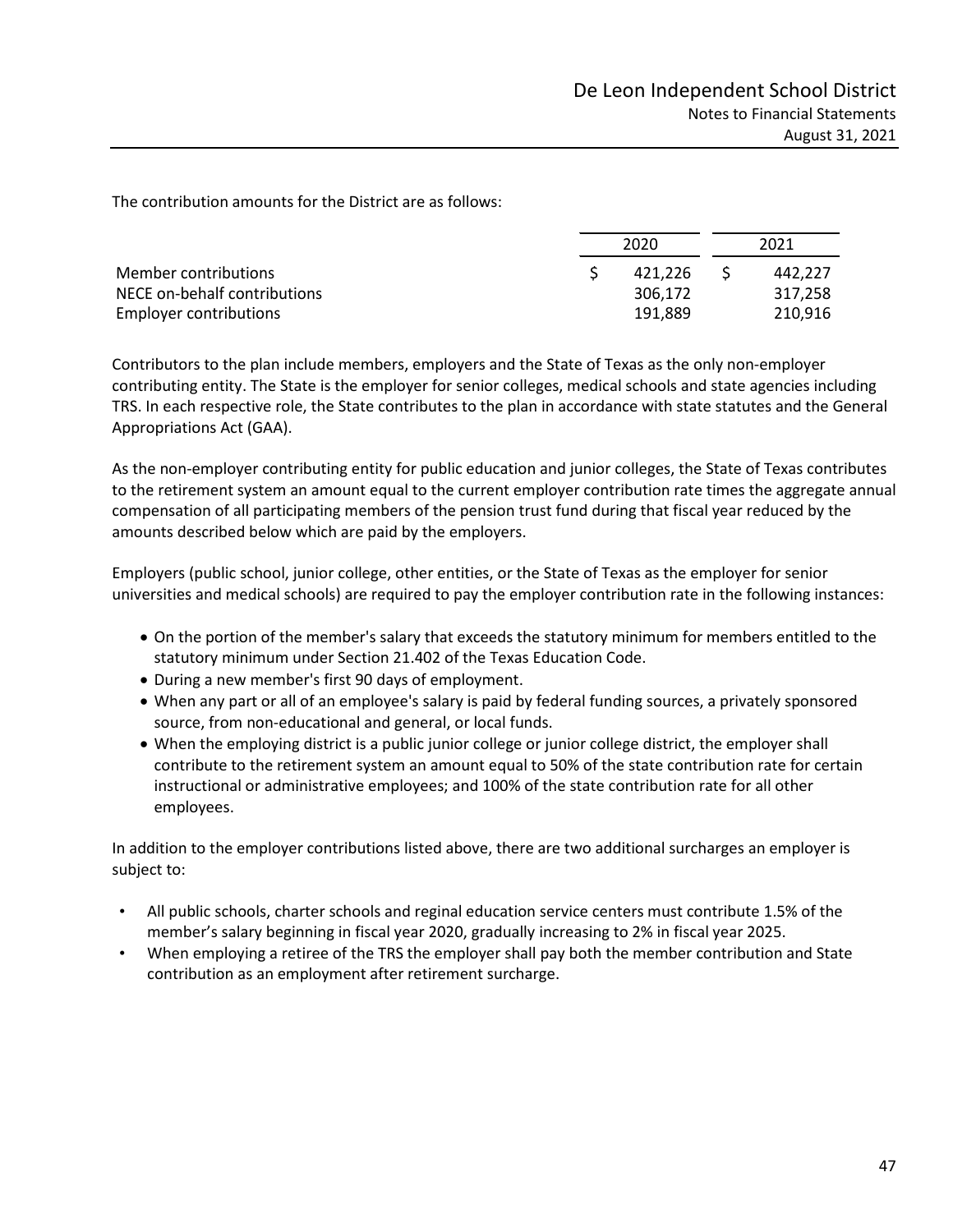The contribution amounts for the District are as follows:

| | 2020 | 2021 |
|---|---|---|
| Member contributions | $ 421,226 | $ 442,227 |
| NECE on-behalf contributions | 306,172 | 317,258 |
| Employer contributions | 191,889 | 210,916 |

Contributors to the plan include members, employers and the State of Texas as the only non-employer contributing entity. The State is the employer for senior colleges, medical schools and state agencies including TRS. In each respective role, the State contributes to the plan in accordance with state statutes and the General Appropriations Act (GAA).

As the non-employer contributing entity for public education and junior colleges, the State of Texas contributes to the retirement system an amount equal to the current employer contribution rate times the aggregate annual compensation of all participating members of the pension trust fund during that fiscal year reduced by the amounts described below which are paid by the employers.

Employers (public school, junior college, other entities, or the State of Texas as the employer for senior universities and medical schools) are required to pay the employer contribution rate in the following instances:

- On the portion of the member's salary that exceeds the statutory minimum for members entitled to the statutory minimum under Section 21.402 of the Texas Education Code.
- During a new member's first 90 days of employment.
- When any part or all of an employee's salary is paid by federal funding sources, a privately sponsored source, from non-educational and general, or local funds.
- When the employing district is a public junior college or junior college district, the employer shall contribute to the retirement system an amount equal to 50% of the state contribution rate for certain instructional or administrative employees; and 100% of the state contribution rate for all other employees.

In addition to the employer contributions listed above, there are two additional surcharges an employer is subject to:

- All public schools, charter schools and reginal education service centers must contribute 1.5% of the member's salary beginning in fiscal year 2020, gradually increasing to 2% in fiscal year 2025.
- When employing a retiree of the TRS the employer shall pay both the member contribution and State contribution as an employment after retirement surcharge.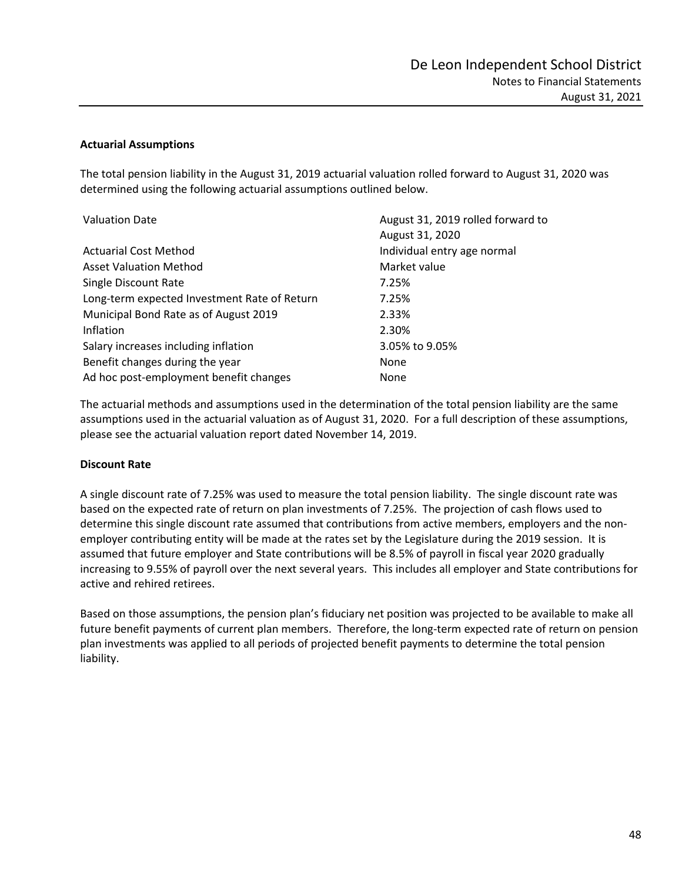### Actuarial Assumptions

The total pension liability in the August 31, 2019 actuarial valuation rolled forward to August 31, 2020 was determined using the following actuarial assumptions outlined below.

| | |
|---|---|
| Valuation Date | August 31, 2019 rolled forward to August 31, 2020 |
| Actuarial Cost Method | Individual entry age normal |
| Asset Valuation Method | Market value |
| Single Discount Rate | 7.25% |
| Long-term expected Investment Rate of Return | 7.25% |
| Municipal Bond Rate as of August 2019 | 2.33% |
| Inflation | 2.30% |
| Salary increases including inflation | 3.05% to 9.05% |
| Benefit changes during the year | None |
| Ad hoc post-employment benefit changes | None |

The actuarial methods and assumptions used in the determination of the total pension liability are the same assumptions used in the actuarial valuation as of August 31, 2020. For a full description of these assumptions, please see the actuarial valuation report dated November 14, 2019.

### Discount Rate

A single discount rate of 7.25% was used to measure the total pension liability. The single discount rate was based on the expected rate of return on plan investments of 7.25%. The projection of cash flows used to determine this single discount rate assumed that contributions from active members, employers and the non-employer contributing entity will be made at the rates set by the Legislature during the 2019 session. It is assumed that future employer and State contributions will be 8.5% of payroll in fiscal year 2020 gradually increasing to 9.55% of payroll over the next several years. This includes all employer and State contributions for active and rehired retirees.

Based on those assumptions, the pension plan's fiduciary net position was projected to be available to make all future benefit payments of current plan members. Therefore, the long-term expected rate of return on pension plan investments was applied to all periods of projected benefit payments to determine the total pension liability.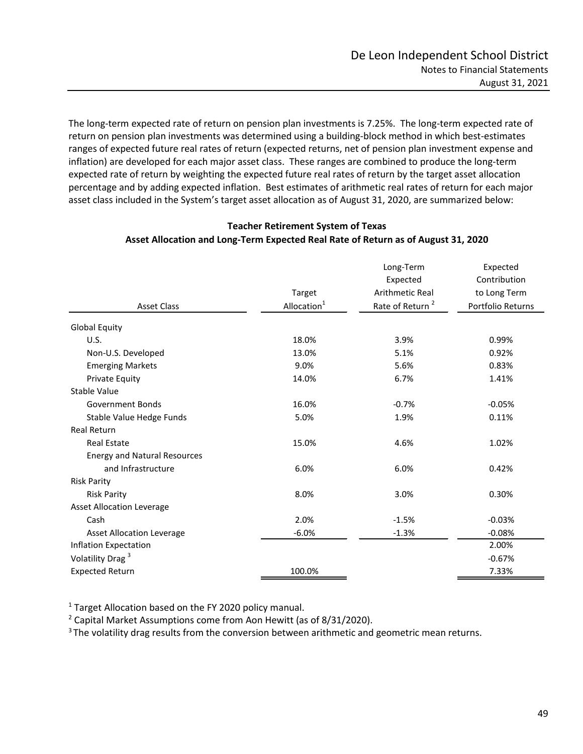The long-term expected rate of return on pension plan investments is 7.25%. The long-term expected rate of return on pension plan investments was determined using a building-block method in which best-estimates ranges of expected future real rates of return (expected returns, net of pension plan investment expense and inflation) are developed for each major asset class. These ranges are combined to produce the long-term expected rate of return by weighting the expected future real rates of return by the target asset allocation percentage and by adding expected inflation. Best estimates of arithmetic real rates of return for each major asset class included in the System's target asset allocation as of August 31, 2020, are summarized below:

**Teacher Retirement System of Texas**
**Asset Allocation and Long-Term Expected Real Rate of Return as of August 31, 2020**

| Asset Class | Target Allocation[1] | Long-Term Expected Arithmetic Real Rate of Return [2] | Expected Contribution to Long Term Portfolio Returns |
|---|---|---|---|
| Global Equity | | | |
| U.S. | 18.0% | 3.9% | 0.99% |
| Non-U.S. Developed | 13.0% | 5.1% | 0.92% |
| Emerging Markets | 9.0% | 5.6% | 0.83% |
| Private Equity | 14.0% | 6.7% | 1.41% |
| Stable Value | | | |
| Government Bonds | 16.0% | -0.7% | -0.05% |
| Stable Value Hedge Funds | 5.0% | 1.9% | 0.11% |
| Real Return | | | |
| Real Estate | 15.0% | 4.6% | 1.02% |
| Energy and Natural Resources and Infrastructure | 6.0% | 6.0% | 0.42% |
| Risk Parity | | | |
| Risk Parity | 8.0% | 3.0% | 0.30% |
| Asset Allocation Leverage | | | |
| Cash | 2.0% | -1.5% | -0.03% |
| Asset Allocation Leverage | -6.0% | -1.3% | -0.08% |
| Inflation Expectation | | | 2.00% |
| Volatility Drag [3] | | | -0.67% |
| Expected Return | 100.0% | | 7.33% |

[1] Target Allocation based on the FY 2020 policy manual.

[2] Capital Market Assumptions come from Aon Hewitt (as of 8/31/2020).

[3] The volatility drag results from the conversion between arithmetic and geometric mean returns.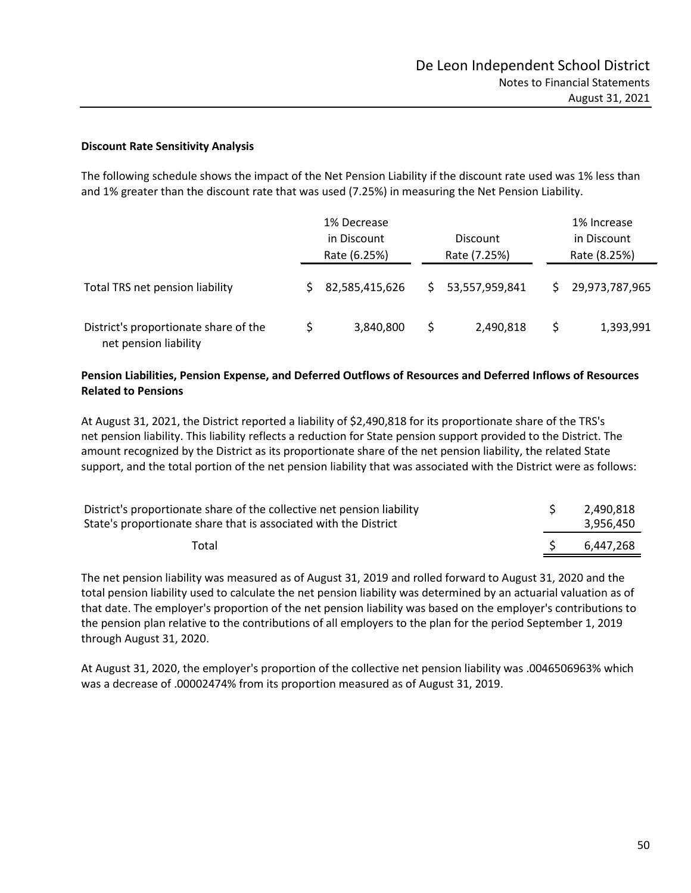**Discount Rate Sensitivity Analysis**

The following schedule shows the impact of the Net Pension Liability if the discount rate used was 1% less than and 1% greater than the discount rate that was used (7.25%) in measuring the Net Pension Liability.

| | 1% Decrease in Discount Rate (6.25%) | Discount Rate (7.25%) | 1% Increase in Discount Rate (8.25%) |
|---|---|---|---|
| Total TRS net pension liability | $ 82,585,415,626 | $ 53,557,959,841 | $ 29,973,787,965 |
| District's proportionate share of the net pension liability | $ 3,840,800 | $ 2,490,818 | $ 1,393,991 |

**Pension Liabilities, Pension Expense, and Deferred Outflows of Resources and Deferred Inflows of Resources Related to Pensions**

At August 31, 2021, the District reported a liability of $2,490,818 for its proportionate share of the TRS's net pension liability. This liability reflects a reduction for State pension support provided to the District. The amount recognized by the District as its proportionate share of the net pension liability, the related State support, and the total portion of the net pension liability that was associated with the District were as follows:

| | |
|---|---|
| District's proportionate share of the collective net pension liability | $ 2,490,818 |
| State's proportionate share that is associated with the District | 3,956,450 |
| Total | $ 6,447,268 |

The net pension liability was measured as of August 31, 2019 and rolled forward to August 31, 2020 and the total pension liability used to calculate the net pension liability was determined by an actuarial valuation as of that date. The employer's proportion of the net pension liability was based on the employer's contributions to the pension plan relative to the contributions of all employers to the plan for the period September 1, 2019 through August 31, 2020.

At August 31, 2020, the employer's proportion of the collective net pension liability was .0046506963% which was a decrease of .00002474% from its proportion measured as of August 31, 2019.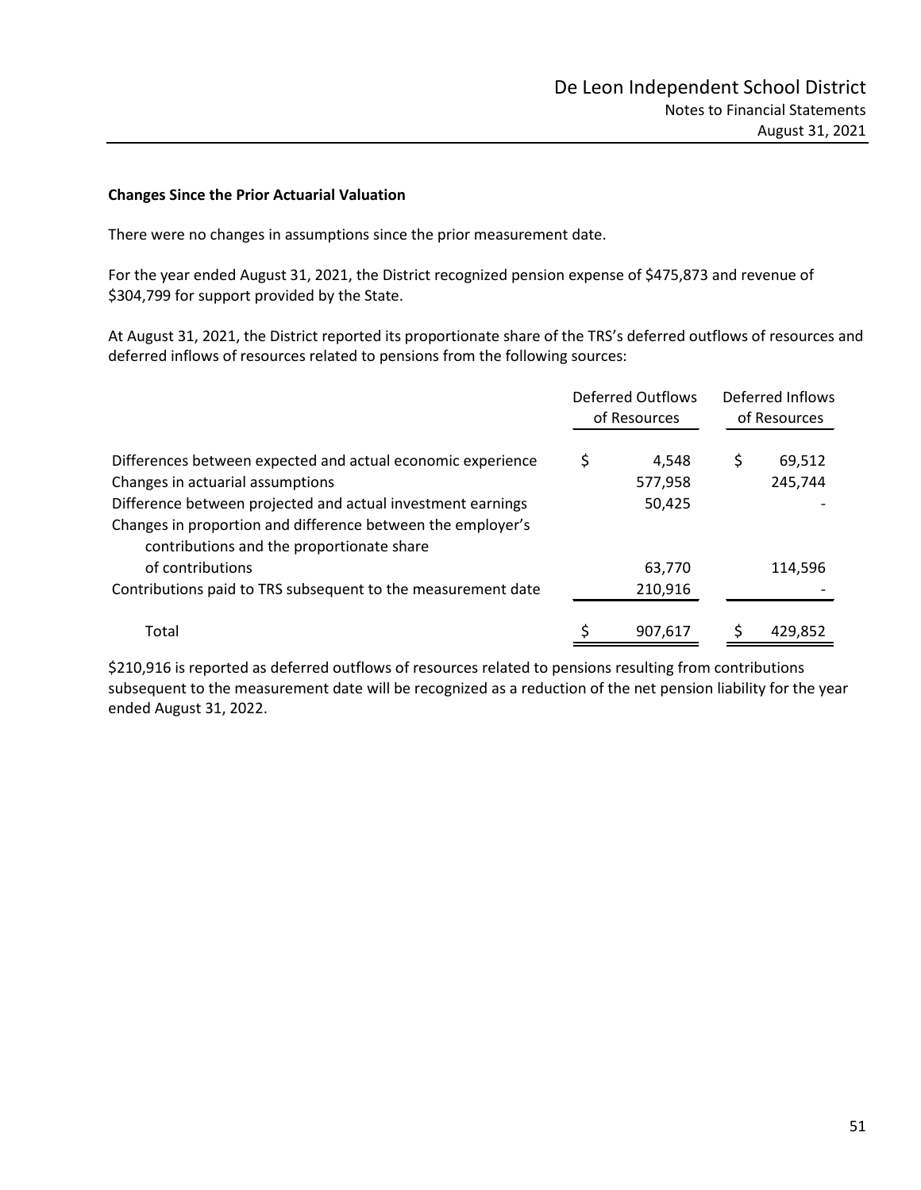**Changes Since the Prior Actuarial Valuation**

There were no changes in assumptions since the prior measurement date.

For the year ended August 31, 2021, the District recognized pension expense of $475,873 and revenue of $304,799 for support provided by the State.

At August 31, 2021, the District reported its proportionate share of the TRS's deferred outflows of resources and deferred inflows of resources related to pensions from the following sources:

| | Deferred Outflows of Resources | Deferred Inflows of Resources |
|---|---|---|
| Differences between expected and actual economic experience | $ 4,548 | $ 69,512 |
| Changes in actuarial assumptions | 577,958 | 245,744 |
| Difference between projected and actual investment earnings | 50,425 | - |
| Changes in proportion and difference between the employer's contributions and the proportionate share of contributions | 63,770 | 114,596 |
| Contributions paid to TRS subsequent to the measurement date | 210,916 | - |
| Total | $ 907,617 | $ 429,852 |

$210,916 is reported as deferred outflows of resources related to pensions resulting from contributions subsequent to the measurement date will be recognized as a reduction of the net pension liability for the year ended August 31, 2022.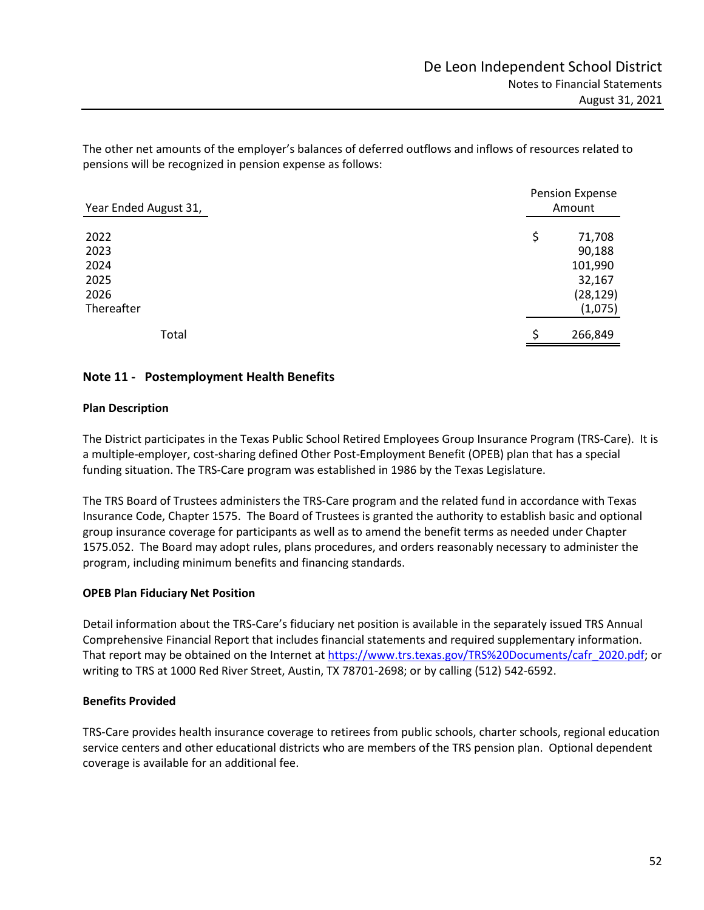The other net amounts of the employer's balances of deferred outflows and inflows of resources related to pensions will be recognized in pension expense as follows:

| Year Ended August 31, | Pension Expense Amount |
|---|---|
| 2022 | $ 71,708 |
| 2023 | 90,188 |
| 2024 | 101,990 |
| 2025 | 32,167 |
| 2026 | (28,129) |
| Thereafter | (1,075) |
| Total | $ 266,849 |

## Note 11 - Postemployment Health Benefits

### Plan Description

The District participates in the Texas Public School Retired Employees Group Insurance Program (TRS-Care). It is a multiple-employer, cost-sharing defined Other Post-Employment Benefit (OPEB) plan that has a special funding situation. The TRS-Care program was established in 1986 by the Texas Legislature.

The TRS Board of Trustees administers the TRS-Care program and the related fund in accordance with Texas Insurance Code, Chapter 1575. The Board of Trustees is granted the authority to establish basic and optional group insurance coverage for participants as well as to amend the benefit terms as needed under Chapter 1575.052. The Board may adopt rules, plans procedures, and orders reasonably necessary to administer the program, including minimum benefits and financing standards.

### OPEB Plan Fiduciary Net Position

Detail information about the TRS-Care's fiduciary net position is available in the separately issued TRS Annual Comprehensive Financial Report that includes financial statements and required supplementary information. That report may be obtained on the Internet at https://www.trs.texas.gov/TRS%20Documents/cafr_2020.pdf; or writing to TRS at 1000 Red River Street, Austin, TX 78701-2698; or by calling (512) 542-6592.

### Benefits Provided

TRS-Care provides health insurance coverage to retirees from public schools, charter schools, regional education service centers and other educational districts who are members of the TRS pension plan. Optional dependent coverage is available for an additional fee.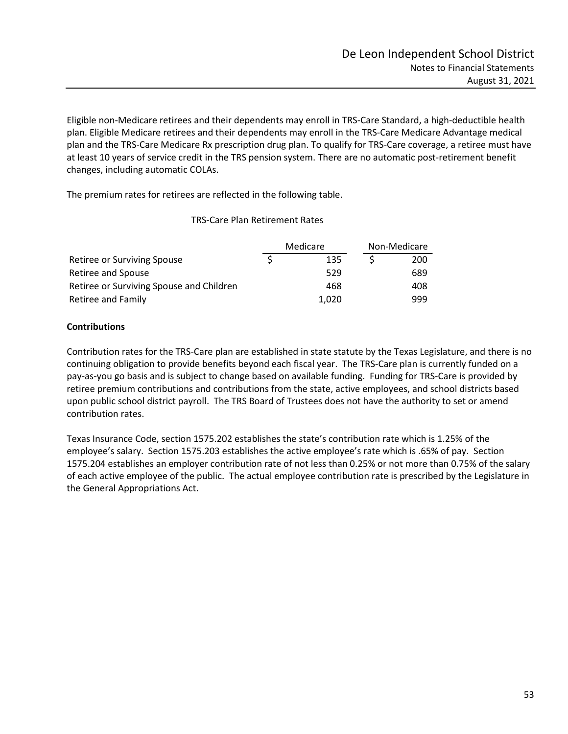Eligible non-Medicare retirees and their dependents may enroll in TRS-Care Standard, a high-deductible health plan. Eligible Medicare retirees and their dependents may enroll in the TRS-Care Medicare Advantage medical plan and the TRS-Care Medicare Rx prescription drug plan. To qualify for TRS-Care coverage, a retiree must have at least 10 years of service credit in the TRS pension system. There are no automatic post-retirement benefit changes, including automatic COLAs.

The premium rates for retirees are reflected in the following table.

TRS-Care Plan Retirement Rates

| | Medicare | Non-Medicare |
|---|---|---|
| Retiree or Surviving Spouse | $ 135 | $ 200 |
| Retiree and Spouse | 529 | 689 |
| Retiree or Surviving Spouse and Children | 468 | 408 |
| Retiree and Family | 1,020 | 999 |

**Contributions**

Contribution rates for the TRS-Care plan are established in state statute by the Texas Legislature, and there is no continuing obligation to provide benefits beyond each fiscal year. The TRS-Care plan is currently funded on a pay-as-you go basis and is subject to change based on available funding. Funding for TRS-Care is provided by retiree premium contributions and contributions from the state, active employees, and school districts based upon public school district payroll. The TRS Board of Trustees does not have the authority to set or amend contribution rates.

Texas Insurance Code, section 1575.202 establishes the state's contribution rate which is 1.25% of the employee's salary. Section 1575.203 establishes the active employee's rate which is .65% of pay. Section 1575.204 establishes an employer contribution rate of not less than 0.25% or not more than 0.75% of the salary of each active employee of the public. The actual employee contribution rate is prescribed by the Legislature in the General Appropriations Act.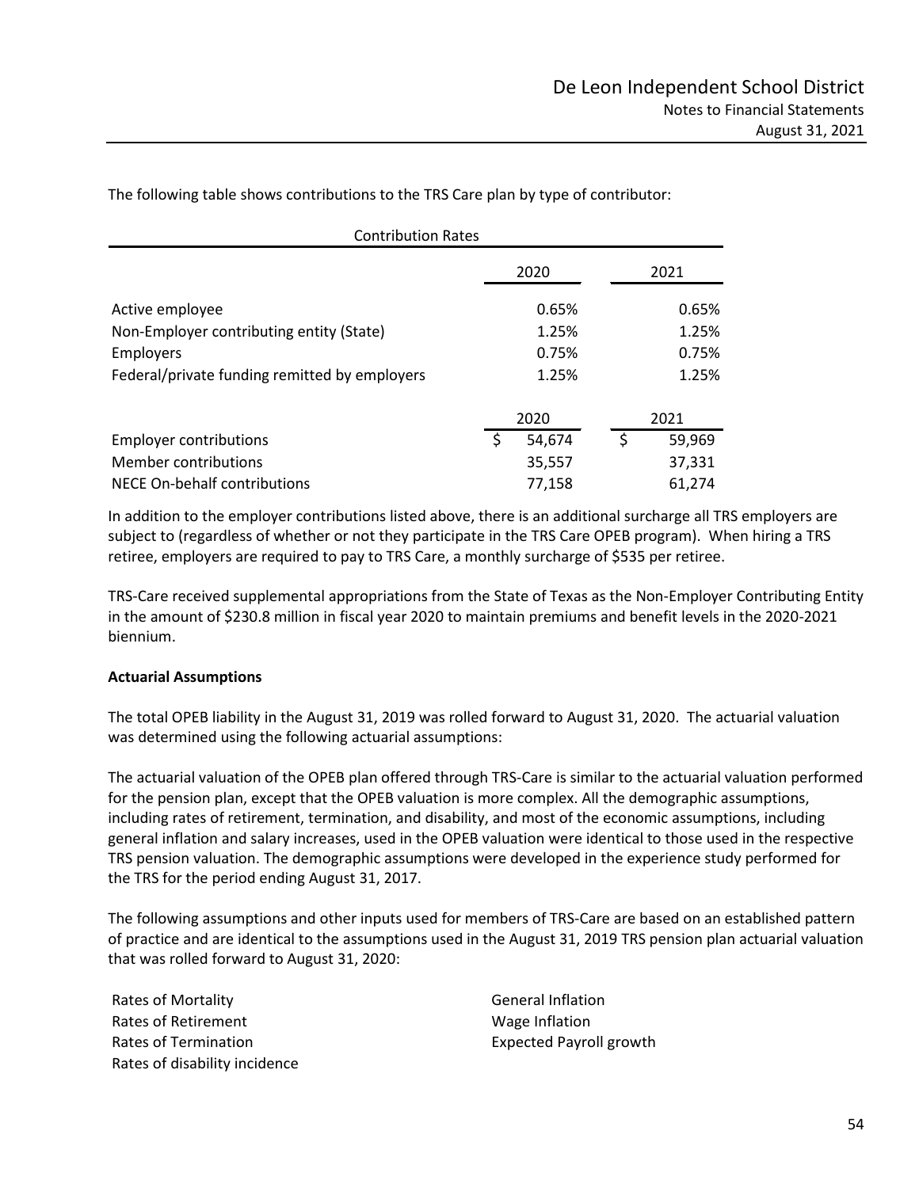The following table shows contributions to the TRS Care plan by type of contributor:

| Contribution Rates | 2020 | 2021 |
|---|---|---|
| Active employee | 0.65% | 0.65% |
| Non-Employer contributing entity (State) | 1.25% | 1.25% |
| Employers | 0.75% | 0.75% |
| Federal/private funding remitted by employers | 1.25% | 1.25% |

| | 2020 | 2021 |
|---|---|---|
| Employer contributions | $ 54,674 | $ 59,969 |
| Member contributions | 35,557 | 37,331 |
| NECE On-behalf contributions | 77,158 | 61,274 |

In addition to the employer contributions listed above, there is an additional surcharge all TRS employers are subject to (regardless of whether or not they participate in the TRS Care OPEB program). When hiring a TRS retiree, employers are required to pay to TRS Care, a monthly surcharge of $535 per retiree.

TRS-Care received supplemental appropriations from the State of Texas as the Non-Employer Contributing Entity in the amount of $230.8 million in fiscal year 2020 to maintain premiums and benefit levels in the 2020-2021 biennium.

**Actuarial Assumptions**

The total OPEB liability in the August 31, 2019 was rolled forward to August 31, 2020. The actuarial valuation was determined using the following actuarial assumptions:

The actuarial valuation of the OPEB plan offered through TRS-Care is similar to the actuarial valuation performed for the pension plan, except that the OPEB valuation is more complex. All the demographic assumptions, including rates of retirement, termination, and disability, and most of the economic assumptions, including general inflation and salary increases, used in the OPEB valuation were identical to those used in the respective TRS pension valuation. The demographic assumptions were developed in the experience study performed for the TRS for the period ending August 31, 2017.

The following assumptions and other inputs used for members of TRS-Care are based on an established pattern of practice and are identical to the assumptions used in the August 31, 2019 TRS pension plan actuarial valuation that was rolled forward to August 31, 2020:

Rates of Mortality
Rates of Retirement
Rates of Termination
Rates of disability incidence
General Inflation
Wage Inflation
Expected Payroll growth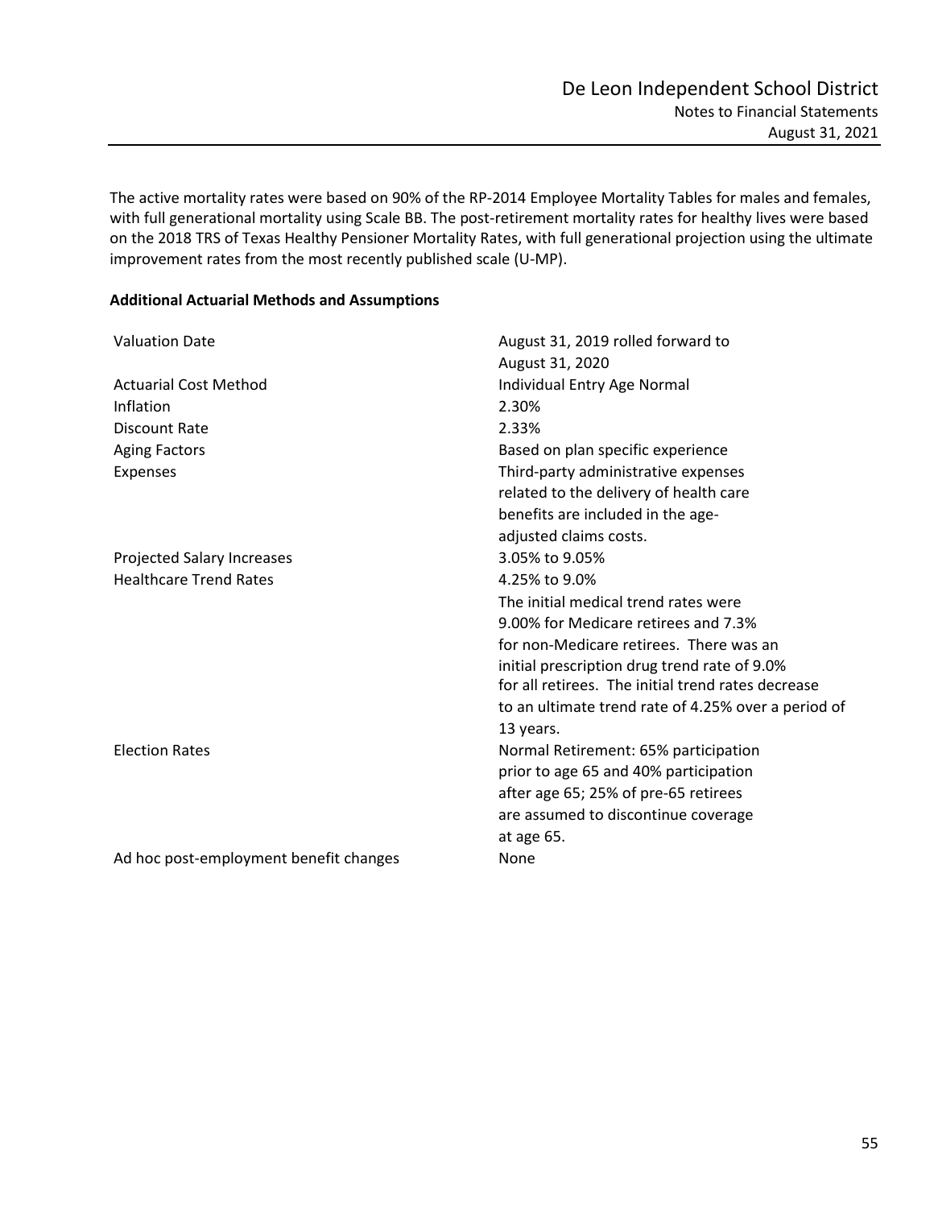The active mortality rates were based on 90% of the RP-2014 Employee Mortality Tables for males and females, with full generational mortality using Scale BB. The post-retirement mortality rates for healthy lives were based on the 2018 TRS of Texas Healthy Pensioner Mortality Rates, with full generational projection using the ultimate improvement rates from the most recently published scale (U-MP).

**Additional Actuarial Methods and Assumptions**

| | |
|---|---|
| Valuation Date | August 31, 2019 rolled forward to August 31, 2020 |
| Actuarial Cost Method | Individual Entry Age Normal |
| Inflation | 2.30% |
| Discount Rate | 2.33% |
| Aging Factors | Based on plan specific experience |
| Expenses | Third-party administrative expenses related to the delivery of health care benefits are included in the age-adjusted claims costs. |
| Projected Salary Increases | 3.05% to 9.05% |
| Healthcare Trend Rates | 4.25% to 9.0%<br>The initial medical trend rates were 9.00% for Medicare retirees and 7.3% for non-Medicare retirees. There was an initial prescription drug trend rate of 9.0% for all retirees. The initial trend rates decrease to an ultimate trend rate of 4.25% over a period of 13 years. |
| Election Rates | Normal Retirement: 65% participation prior to age 65 and 40% participation after age 65; 25% of pre-65 retirees are assumed to discontinue coverage at age 65. |
| Ad hoc post-employment benefit changes | None |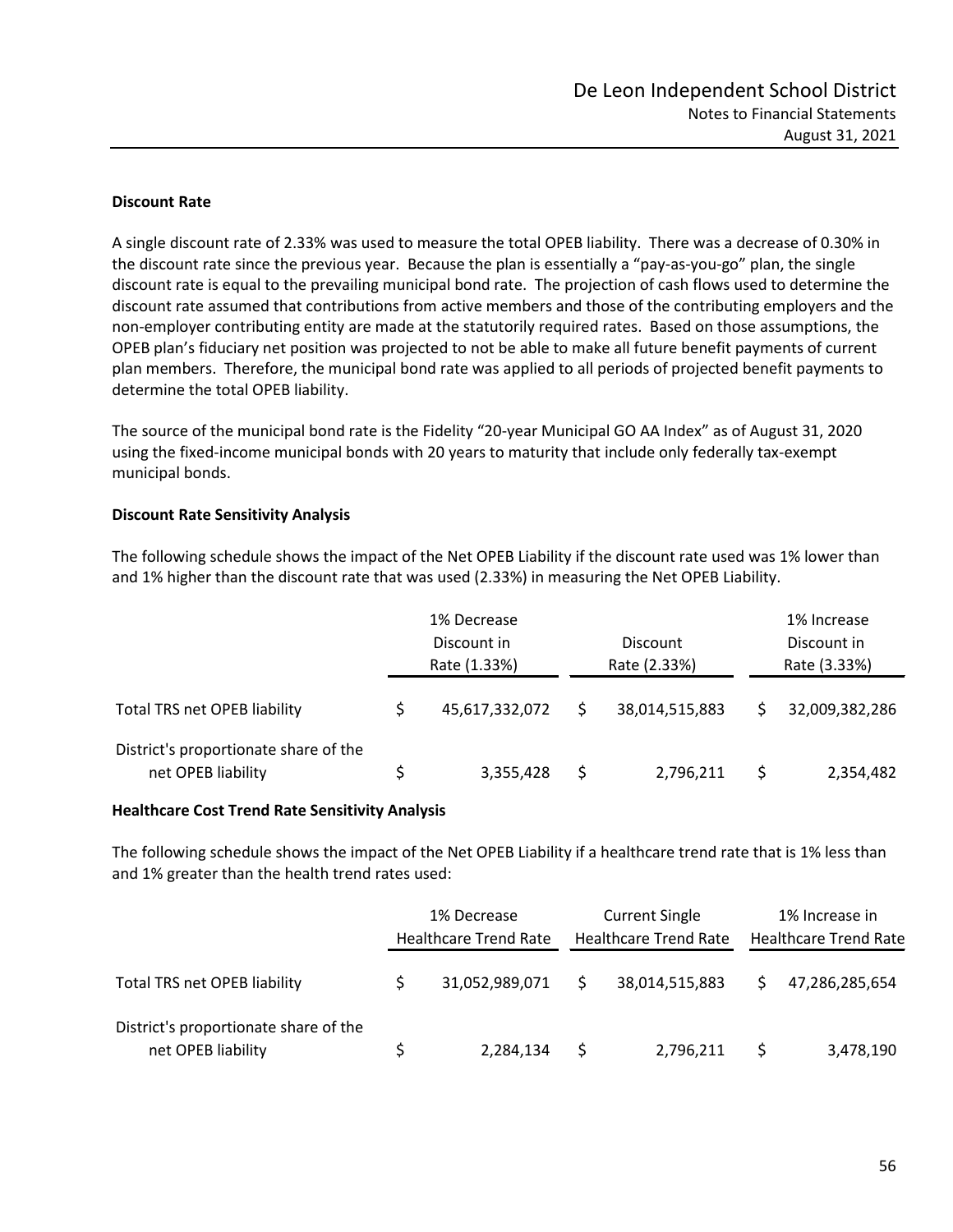### Discount Rate

A single discount rate of 2.33% was used to measure the total OPEB liability. There was a decrease of 0.30% in the discount rate since the previous year. Because the plan is essentially a "pay-as-you-go" plan, the single discount rate is equal to the prevailing municipal bond rate. The projection of cash flows used to determine the discount rate assumed that contributions from active members and those of the contributing employers and the non-employer contributing entity are made at the statutorily required rates. Based on those assumptions, the OPEB plan's fiduciary net position was projected to not be able to make all future benefit payments of current plan members. Therefore, the municipal bond rate was applied to all periods of projected benefit payments to determine the total OPEB liability.

The source of the municipal bond rate is the Fidelity "20-year Municipal GO AA Index" as of August 31, 2020 using the fixed-income municipal bonds with 20 years to maturity that include only federally tax-exempt municipal bonds.

### Discount Rate Sensitivity Analysis

The following schedule shows the impact of the Net OPEB Liability if the discount rate used was 1% lower than and 1% higher than the discount rate that was used (2.33%) in measuring the Net OPEB Liability.

| | 1% Decrease Discount in Rate (1.33%) | Discount Rate (2.33%) | 1% Increase Discount in Rate (3.33%) |
|---|---|---|---|
| Total TRS net OPEB liability | $ 45,617,332,072 | $ 38,014,515,883 | $ 32,009,382,286 |
| District's proportionate share of the net OPEB liability | $ 3,355,428 | $ 2,796,211 | $ 2,354,482 |

### Healthcare Cost Trend Rate Sensitivity Analysis

The following schedule shows the impact of the Net OPEB Liability if a healthcare trend rate that is 1% less than and 1% greater than the health trend rates used:

| | 1% Decrease Healthcare Trend Rate | Current Single Healthcare Trend Rate | 1% Increase in Healthcare Trend Rate |
|---|---|---|---|
| Total TRS net OPEB liability | $ 31,052,989,071 | $ 38,014,515,883 | $ 47,286,285,654 |
| District's proportionate share of the net OPEB liability | $ 2,284,134 | $ 2,796,211 | $ 3,478,190 |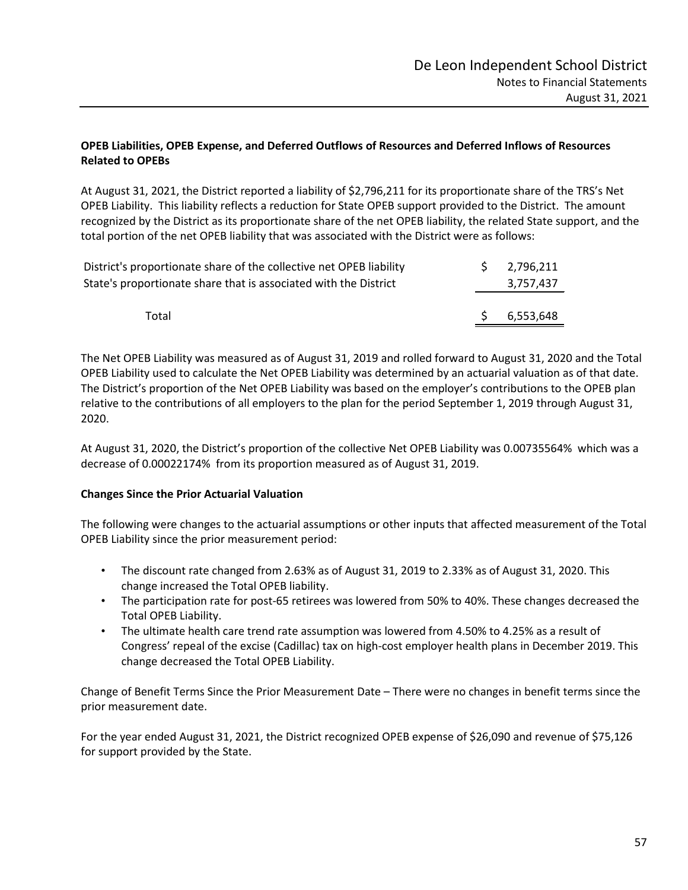**OPEB Liabilities, OPEB Expense, and Deferred Outflows of Resources and Deferred Inflows of Resources Related to OPEBs**

At August 31, 2021, the District reported a liability of $2,796,211 for its proportionate share of the TRS's Net OPEB Liability. This liability reflects a reduction for State OPEB support provided to the District. The amount recognized by the District as its proportionate share of the net OPEB liability, the related State support, and the total portion of the net OPEB liability that was associated with the District were as follows:

| | |
|---|---|
| District's proportionate share of the collective net OPEB liability | $ 2,796,211 |
| State's proportionate share that is associated with the District | 3,757,437 |
| Total | $ 6,553,648 |

The Net OPEB Liability was measured as of August 31, 2019 and rolled forward to August 31, 2020 and the Total OPEB Liability used to calculate the Net OPEB Liability was determined by an actuarial valuation as of that date. The District's proportion of the Net OPEB Liability was based on the employer's contributions to the OPEB plan relative to the contributions of all employers to the plan for the period September 1, 2019 through August 31, 2020.

At August 31, 2020, the District's proportion of the collective Net OPEB Liability was 0.00735564% which was a decrease of 0.00022174% from its proportion measured as of August 31, 2019.

**Changes Since the Prior Actuarial Valuation**

The following were changes to the actuarial assumptions or other inputs that affected measurement of the Total OPEB Liability since the prior measurement period:

- The discount rate changed from 2.63% as of August 31, 2019 to 2.33% as of August 31, 2020. This change increased the Total OPEB liability.
- The participation rate for post-65 retirees was lowered from 50% to 40%. These changes decreased the Total OPEB Liability.
- The ultimate health care trend rate assumption was lowered from 4.50% to 4.25% as a result of Congress' repeal of the excise (Cadillac) tax on high-cost employer health plans in December 2019. This change decreased the Total OPEB Liability.

Change of Benefit Terms Since the Prior Measurement Date – There were no changes in benefit terms since the prior measurement date.

For the year ended August 31, 2021, the District recognized OPEB expense of $26,090 and revenue of $75,126 for support provided by the State.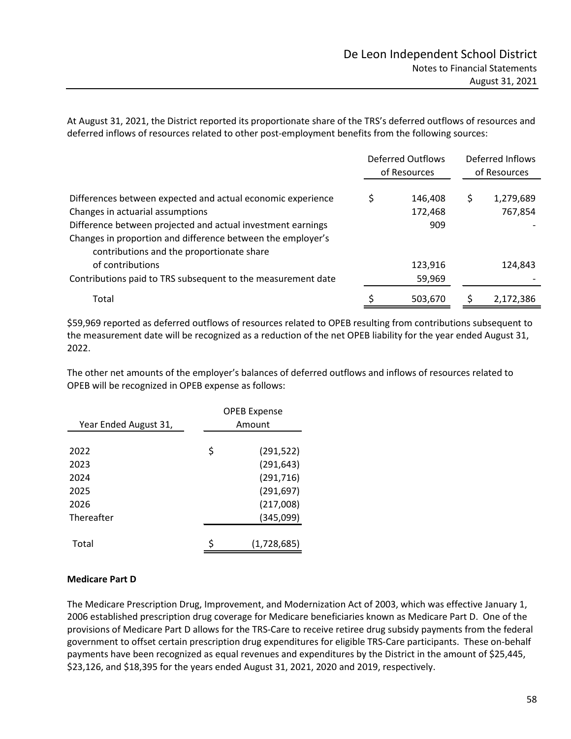At August 31, 2021, the District reported its proportionate share of the TRS's deferred outflows of resources and deferred inflows of resources related to other post-employment benefits from the following sources:

| | Deferred Outflows of Resources | Deferred Inflows of Resources |
|---|---|---|
| Differences between expected and actual economic experience | $ 146,408 | $ 1,279,689 |
| Changes in actuarial assumptions | 172,468 | 767,854 |
| Difference between projected and actual investment earnings | 909 | - |
| Changes in proportion and difference between the employer's contributions and the proportionate share of contributions | 123,916 | 124,843 |
| Contributions paid to TRS subsequent to the measurement date | 59,969 | - |
| Total | $ 503,670 | $ 2,172,386 |

$59,969 reported as deferred outflows of resources related to OPEB resulting from contributions subsequent to the measurement date will be recognized as a reduction of the net OPEB liability for the year ended August 31, 2022.

The other net amounts of the employer's balances of deferred outflows and inflows of resources related to OPEB will be recognized in OPEB expense as follows:

| Year Ended August 31, | OPEB Expense Amount |
|---|---|
| 2022 | $ (291,522) |
| 2023 | (291,643) |
| 2024 | (291,716) |
| 2025 | (291,697) |
| 2026 | (217,008) |
| Thereafter | (345,099) |
| Total | $ (1,728,685) |

**Medicare Part D**

The Medicare Prescription Drug, Improvement, and Modernization Act of 2003, which was effective January 1, 2006 established prescription drug coverage for Medicare beneficiaries known as Medicare Part D. One of the provisions of Medicare Part D allows for the TRS-Care to receive retiree drug subsidy payments from the federal government to offset certain prescription drug expenditures for eligible TRS-Care participants. These on-behalf payments have been recognized as equal revenues and expenditures by the District in the amount of $25,445, $23,126, and $18,395 for the years ended August 31, 2021, 2020 and 2019, respectively.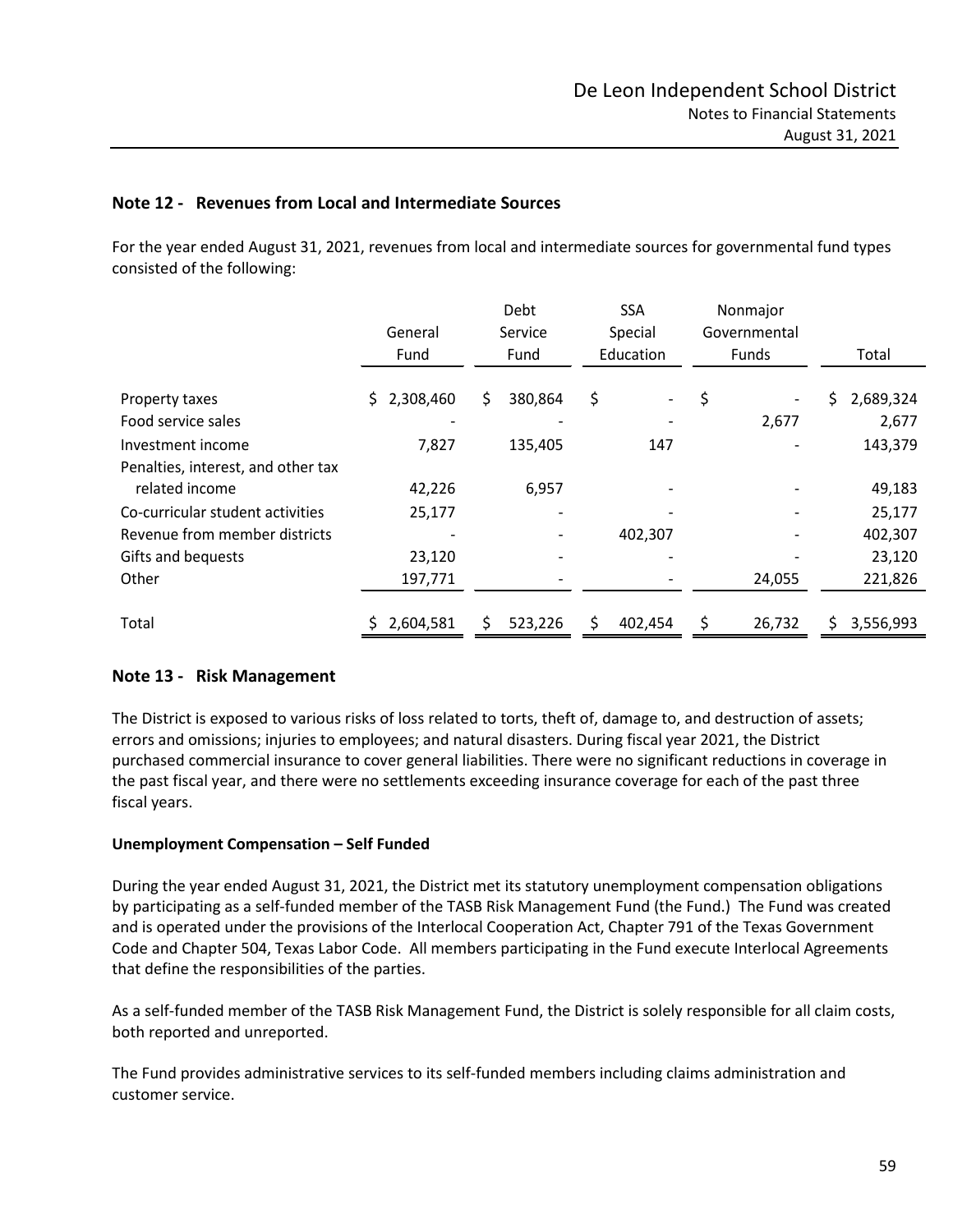## Note 12 - Revenues from Local and Intermediate Sources

For the year ended August 31, 2021, revenues from local and intermediate sources for governmental fund types consisted of the following:

| | General Fund | Debt Service Fund | SSA Special Education | Nonmajor Governmental Funds | Total |
|---|---|---|---|---|---|
| Property taxes | $ 2,308,460 | $ 380,864 | $ - | $ - | $ 2,689,324 |
| Food service sales | - | - | - | 2,677 | 2,677 |
| Investment income | 7,827 | 135,405 | 147 | - | 143,379 |
| Penalties, interest, and other tax related income | 42,226 | 6,957 | - | - | 49,183 |
| Co-curricular student activities | 25,177 | - | - | - | 25,177 |
| Revenue from member districts | - | - | 402,307 | - | 402,307 |
| Gifts and bequests | 23,120 | - | - | - | 23,120 |
| Other | 197,771 | - | - | 24,055 | 221,826 |
| Total | $ 2,604,581 | $ 523,226 | $ 402,454 | $ 26,732 | $ 3,556,993 |

## Note 13 - Risk Management

The District is exposed to various risks of loss related to torts, theft of, damage to, and destruction of assets; errors and omissions; injuries to employees; and natural disasters. During fiscal year 2021, the District purchased commercial insurance to cover general liabilities. There were no significant reductions in coverage in the past fiscal year, and there were no settlements exceeding insurance coverage for each of the past three fiscal years.

### Unemployment Compensation – Self Funded

During the year ended August 31, 2021, the District met its statutory unemployment compensation obligations by participating as a self-funded member of the TASB Risk Management Fund (the Fund.) The Fund was created and is operated under the provisions of the Interlocal Cooperation Act, Chapter 791 of the Texas Government Code and Chapter 504, Texas Labor Code. All members participating in the Fund execute Interlocal Agreements that define the responsibilities of the parties.

As a self-funded member of the TASB Risk Management Fund, the District is solely responsible for all claim costs, both reported and unreported.

The Fund provides administrative services to its self-funded members including claims administration and customer service.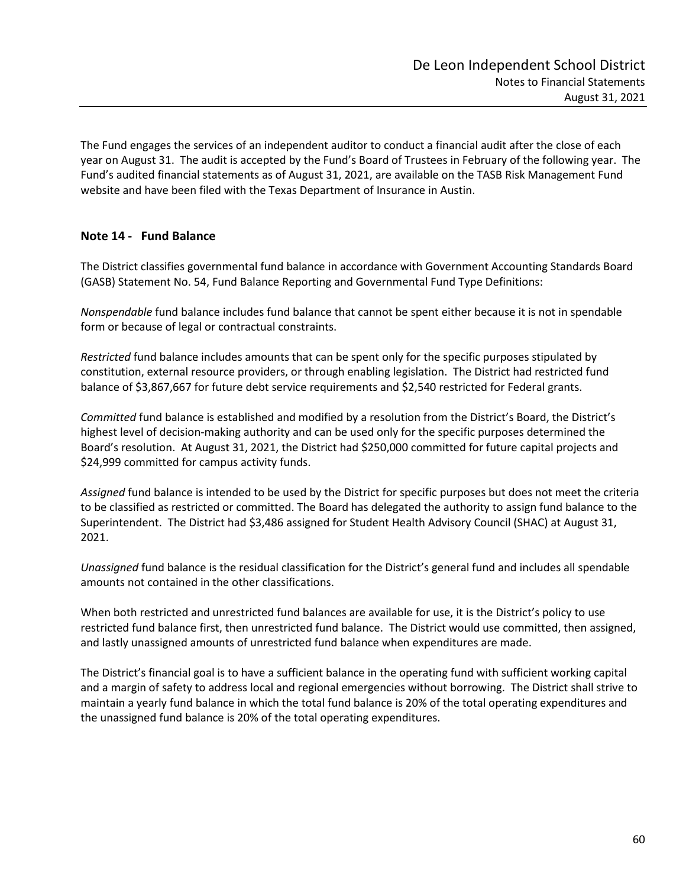The Fund engages the services of an independent auditor to conduct a financial audit after the close of each year on August 31. The audit is accepted by the Fund's Board of Trustees in February of the following year. The Fund's audited financial statements as of August 31, 2021, are available on the TASB Risk Management Fund website and have been filed with the Texas Department of Insurance in Austin.

## Note 14 - Fund Balance

The District classifies governmental fund balance in accordance with Government Accounting Standards Board (GASB) Statement No. 54, Fund Balance Reporting and Governmental Fund Type Definitions:

*Nonspendable* fund balance includes fund balance that cannot be spent either because it is not in spendable form or because of legal or contractual constraints.

*Restricted* fund balance includes amounts that can be spent only for the specific purposes stipulated by constitution, external resource providers, or through enabling legislation. The District had restricted fund balance of $3,867,667 for future debt service requirements and $2,540 restricted for Federal grants.

*Committed* fund balance is established and modified by a resolution from the District's Board, the District's highest level of decision-making authority and can be used only for the specific purposes determined the Board's resolution. At August 31, 2021, the District had $250,000 committed for future capital projects and $24,999 committed for campus activity funds.

*Assigned* fund balance is intended to be used by the District for specific purposes but does not meet the criteria to be classified as restricted or committed. The Board has delegated the authority to assign fund balance to the Superintendent. The District had $3,486 assigned for Student Health Advisory Council (SHAC) at August 31, 2021.

*Unassigned* fund balance is the residual classification for the District's general fund and includes all spendable amounts not contained in the other classifications.

When both restricted and unrestricted fund balances are available for use, it is the District's policy to use restricted fund balance first, then unrestricted fund balance. The District would use committed, then assigned, and lastly unassigned amounts of unrestricted fund balance when expenditures are made.

The District's financial goal is to have a sufficient balance in the operating fund with sufficient working capital and a margin of safety to address local and regional emergencies without borrowing. The District shall strive to maintain a yearly fund balance in which the total fund balance is 20% of the total operating expenditures and the unassigned fund balance is 20% of the total operating expenditures.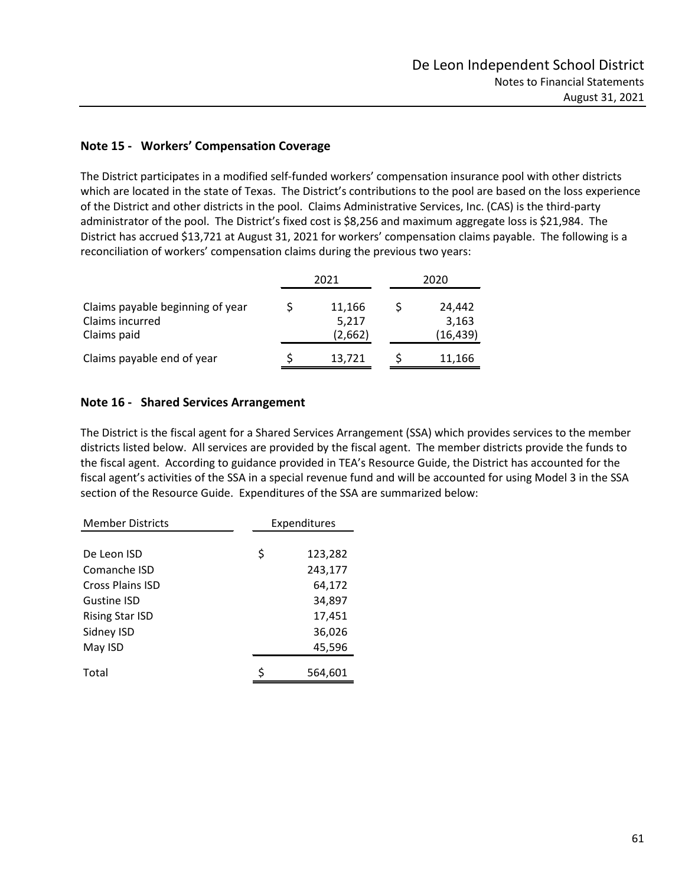## Note 15 - Workers' Compensation Coverage

The District participates in a modified self-funded workers' compensation insurance pool with other districts which are located in the state of Texas. The District's contributions to the pool are based on the loss experience of the District and other districts in the pool. Claims Administrative Services, Inc. (CAS) is the third-party administrator of the pool. The District's fixed cost is $8,256 and maximum aggregate loss is $21,984. The District has accrued $13,721 at August 31, 2021 for workers' compensation claims payable. The following is a reconciliation of workers' compensation claims during the previous two years:

| | 2021 | 2020 |
|---|---|---|
| Claims payable beginning of year | $ 11,166 | $ 24,442 |
| Claims incurred | 5,217 | 3,163 |
| Claims paid | (2,662) | (16,439) |
| Claims payable end of year | $ 13,721 | $ 11,166 |

## Note 16 - Shared Services Arrangement

The District is the fiscal agent for a Shared Services Arrangement (SSA) which provides services to the member districts listed below. All services are provided by the fiscal agent. The member districts provide the funds to the fiscal agent. According to guidance provided in TEA's Resource Guide, the District has accounted for the fiscal agent's activities of the SSA in a special revenue fund and will be accounted for using Model 3 in the SSA section of the Resource Guide. Expenditures of the SSA are summarized below:

| Member Districts | Expenditures |
|---|---|
| De Leon ISD | $ 123,282 |
| Comanche ISD | 243,177 |
| Cross Plains ISD | 64,172 |
| Gustine ISD | 34,897 |
| Rising Star ISD | 17,451 |
| Sidney ISD | 36,026 |
| May ISD | 45,596 |
| Total | $ 564,601 |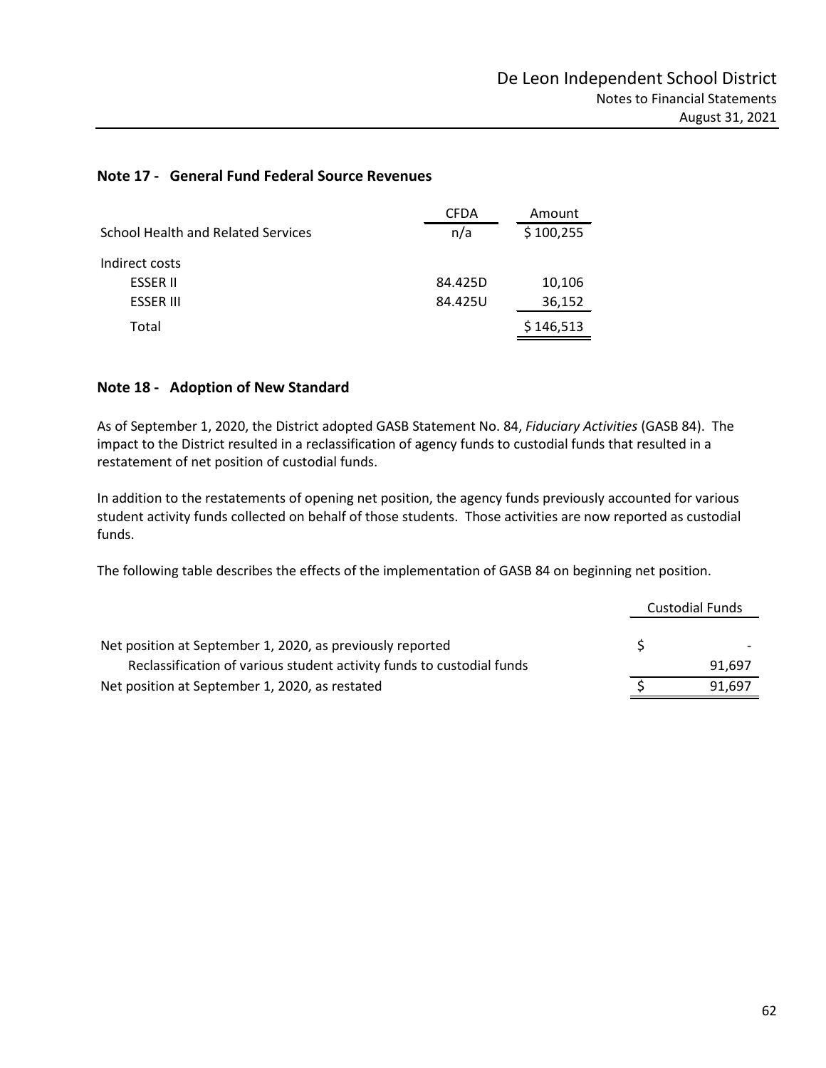## Note 17 - General Fund Federal Source Revenues

| | CFDA | Amount |
|---|---|---|
| School Health and Related Services | n/a | $ 100,255 |
| Indirect costs | | |
| ESSER II | 84.425D | 10,106 |
| ESSER III | 84.425U | 36,152 |
| Total | | $ 146,513 |

## Note 18 - Adoption of New Standard

As of September 1, 2020, the District adopted GASB Statement No. 84, *Fiduciary Activities* (GASB 84). The impact to the District resulted in a reclassification of agency funds to custodial funds that resulted in a restatement of net position of custodial funds.

In addition to the restatements of opening net position, the agency funds previously accounted for various student activity funds collected on behalf of those students. Those activities are now reported as custodial funds.

The following table describes the effects of the implementation of GASB 84 on beginning net position.

| | Custodial Funds |
|---|---|
| Net position at September 1, 2020, as previously reported | $ - |
| Reclassification of various student activity funds to custodial funds | 91,697 |
| Net position at September 1, 2020, as restated | $ 91,697 |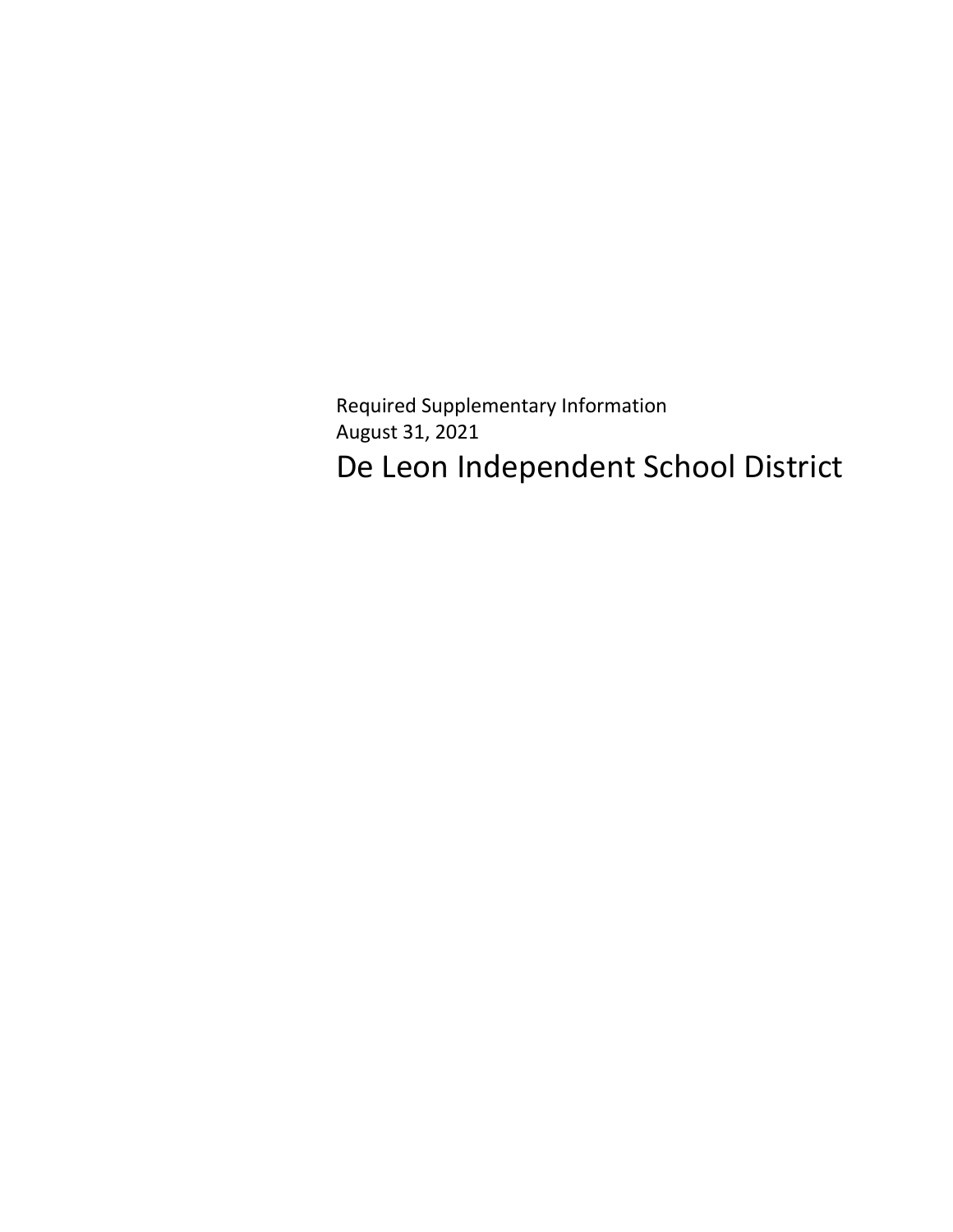Required Supplementary Information

August 31, 2021

# De Leon Independent School District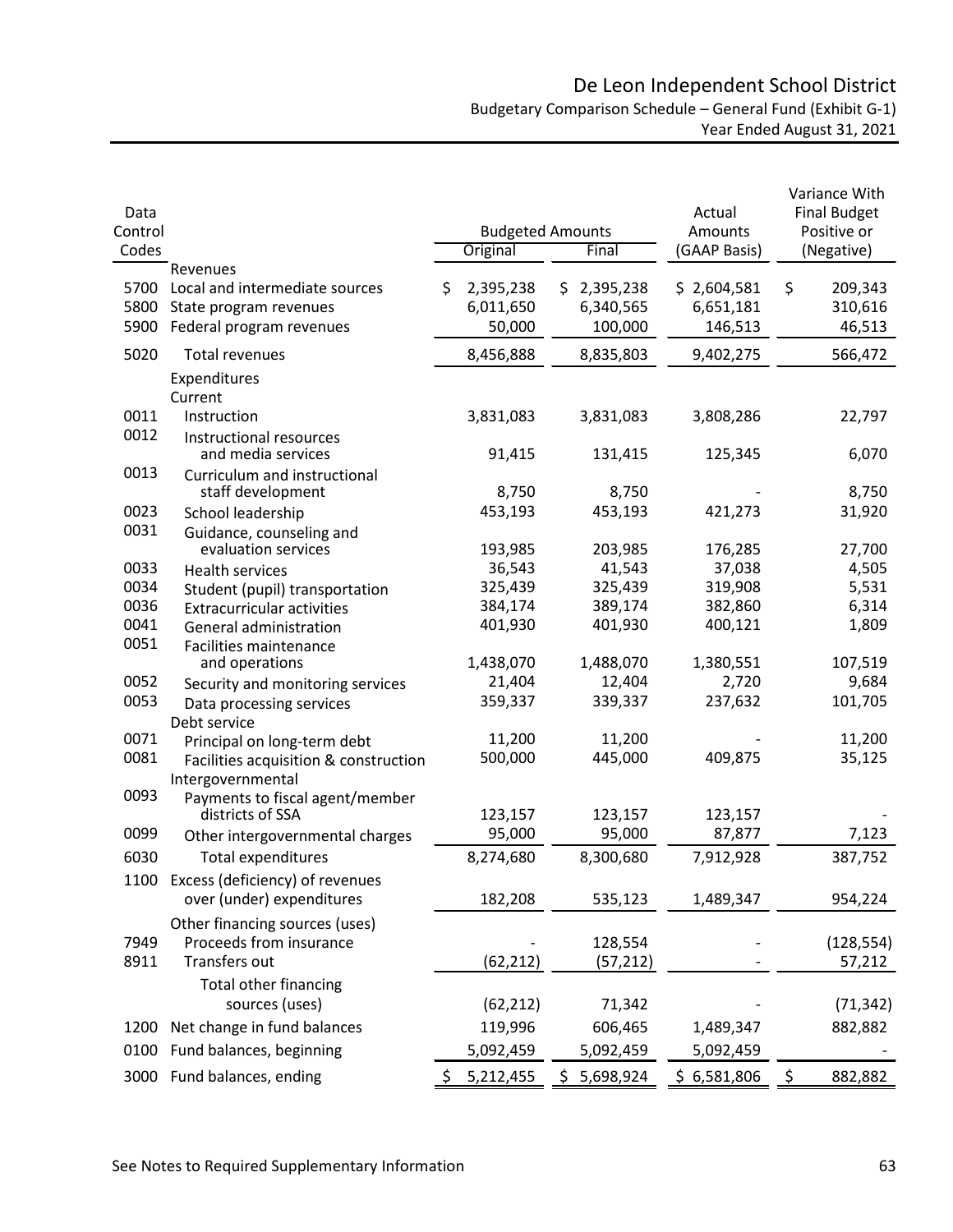# De Leon Independent School District

Budgetary Comparison Schedule – General Fund (Exhibit G-1)

Year Ended August 31, 2021

| Data Control Codes | | Budgeted Amounts Original | Budgeted Amounts Final | Actual Amounts (GAAP Basis) | Variance With Final Budget Positive or (Negative) |
|---|---|---|---|---|---|
| | Revenues | | | | |
| 5700 | Local and intermediate sources | $ 2,395,238 | $ 2,395,238 | $ 2,604,581 | $ 209,343 |
| 5800 | State program revenues | 6,011,650 | 6,340,565 | 6,651,181 | 310,616 |
| 5900 | Federal program revenues | 50,000 | 100,000 | 146,513 | 46,513 |
| 5020 | Total revenues | 8,456,888 | 8,835,803 | 9,402,275 | 566,472 |
| | Expenditures | | | | |
| | Current | | | | |
| 0011 | Instruction | 3,831,083 | 3,831,083 | 3,808,286 | 22,797 |
| 0012 | Instructional resources and media services | 91,415 | 131,415 | 125,345 | 6,070 |
| 0013 | Curriculum and instructional staff development | 8,750 | 8,750 | - | 8,750 |
| 0023 | School leadership | 453,193 | 453,193 | 421,273 | 31,920 |
| 0031 | Guidance, counseling and evaluation services | 193,985 | 203,985 | 176,285 | 27,700 |
| 0033 | Health services | 36,543 | 41,543 | 37,038 | 4,505 |
| 0034 | Student (pupil) transportation | 325,439 | 325,439 | 319,908 | 5,531 |
| 0036 | Extracurricular activities | 384,174 | 389,174 | 382,860 | 6,314 |
| 0041 | General administration | 401,930 | 401,930 | 400,121 | 1,809 |
| 0051 | Facilities maintenance and operations | 1,438,070 | 1,488,070 | 1,380,551 | 107,519 |
| 0052 | Security and monitoring services | 21,404 | 12,404 | 2,720 | 9,684 |
| 0053 | Data processing services | 359,337 | 339,337 | 237,632 | 101,705 |
| | Debt service | | | | |
| 0071 | Principal on long-term debt | 11,200 | 11,200 | - | 11,200 |
| 0081 | Facilities acquisition & construction | 500,000 | 445,000 | 409,875 | 35,125 |
| | Intergovernmental | | | | |
| 0093 | Payments to fiscal agent/member districts of SSA | 123,157 | 123,157 | 123,157 | - |
| 0099 | Other intergovernmental charges | 95,000 | 95,000 | 87,877 | 7,123 |
| 6030 | Total expenditures | 8,274,680 | 8,300,680 | 7,912,928 | 387,752 |
| 1100 | Excess (deficiency) of revenues over (under) expenditures | 182,208 | 535,123 | 1,489,347 | 954,224 |
| | Other financing sources (uses) | | | | |
| 7949 | Proceeds from insurance | - | 128,554 | - | (128,554) |
| 8911 | Transfers out | (62,212) | (57,212) | - | 57,212 |
| | Total other financing sources (uses) | (62,212) | 71,342 | - | (71,342) |
| 1200 | Net change in fund balances | 119,996 | 606,465 | 1,489,347 | 882,882 |
| 0100 | Fund balances, beginning | 5,092,459 | 5,092,459 | 5,092,459 | - |
| 3000 | Fund balances, ending | $ 5,212,455 | $ 5,698,924 | $ 6,581,806 | $ 882,882 |

See Notes to Required Supplementary Information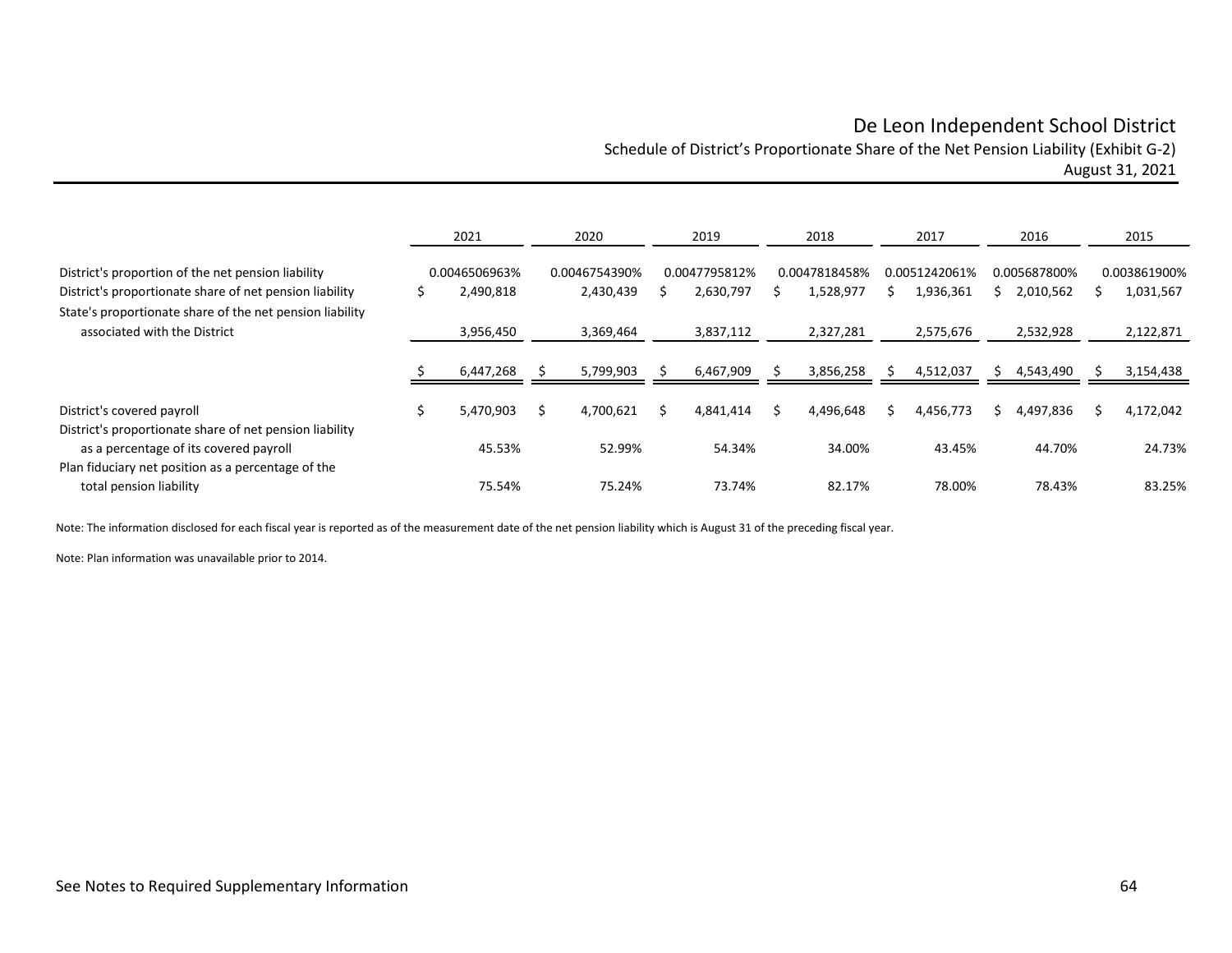# De Leon Independent School District

## Schedule of District's Proportionate Share of the Net Pension Liability (Exhibit G-2)

August 31, 2021

| | 2021 | 2020 | 2019 | 2018 | 2017 | 2016 | 2015 |
|---|---|---|---|---|---|---|---|
| District's proportion of the net pension liability | 0.0046506963% | 0.0046754390% | 0.0047795812% | 0.0047818458% | 0.0051242061% | 0.005687800% | 0.003861900% |
| District's proportionate share of net pension liability | $ 2,490,818 | 2,430,439 | $ 2,630,797 | $ 1,528,977 | $ 1,936,361 | $ 2,010,562 | $ 1,031,567 |
| State's proportionate share of the net pension liability associated with the District | 3,956,450 | 3,369,464 | 3,837,112 | 2,327,281 | 2,575,676 | 2,532,928 | 2,122,871 |
| | $ 6,447,268 | $ 5,799,903 | $ 6,467,909 | $ 3,856,258 | $ 4,512,037 | $ 4,543,490 | $ 3,154,438 |
| District's covered payroll | $ 5,470,903 | $ 4,700,621 | $ 4,841,414 | $ 4,496,648 | $ 4,456,773 | $ 4,497,836 | $ 4,172,042 |
| District's proportionate share of net pension liability as a percentage of its covered payroll | 45.53% | 52.99% | 54.34% | 34.00% | 43.45% | 44.70% | 24.73% |
| Plan fiduciary net position as a percentage of the total pension liability | 75.54% | 75.24% | 73.74% | 82.17% | 78.00% | 78.43% | 83.25% |

Note: The information disclosed for each fiscal year is reported as of the measurement date of the net pension liability which is August 31 of the preceding fiscal year.

Note: Plan information was unavailable prior to 2014.

See Notes to Required Supplementary Information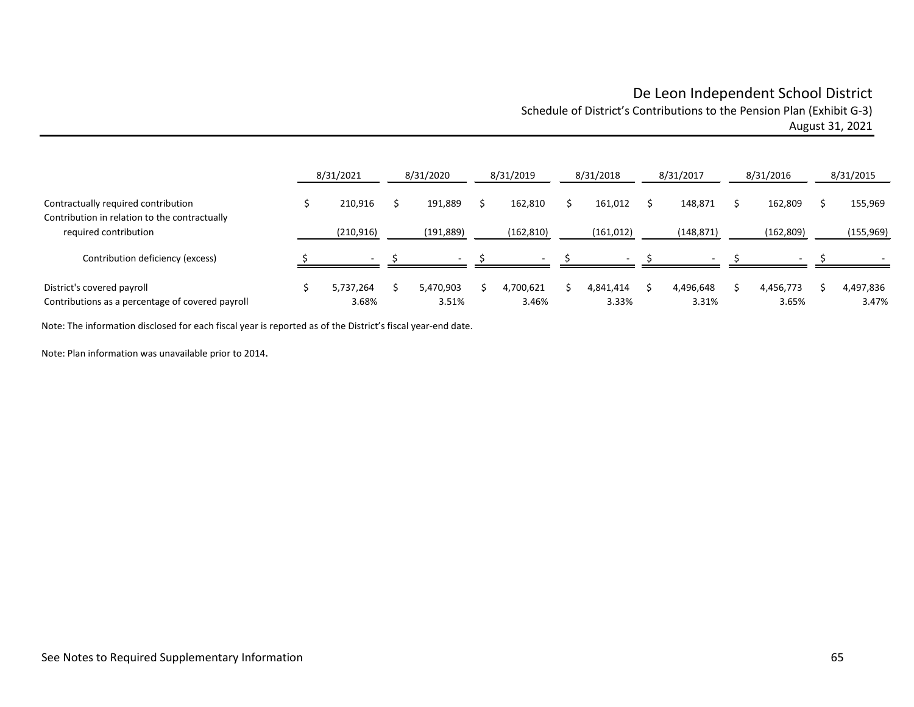# De Leon Independent School District

## Schedule of District's Contributions to the Pension Plan (Exhibit G-3)

## August 31, 2021

| | 8/31/2021 | 8/31/2020 | 8/31/2019 | 8/31/2018 | 8/31/2017 | 8/31/2016 | 8/31/2015 |
|---|---|---|---|---|---|---|---|
| Contractually required contribution | $ 210,916 | $ 191,889 | $ 162,810 | $ 161,012 | $ 148,871 | $ 162,809 | $ 155,969 |
| Contribution in relation to the contractually required contribution | (210,916) | (191,889) | (162,810) | (161,012) | (148,871) | (162,809) | (155,969) |
| Contribution deficiency (excess) | $ - | $ - | $ - | $ - | $ - | $ - | $ - |
| District's covered payroll | $ 5,737,264 | $ 5,470,903 | $ 4,700,621 | $ 4,841,414 | $ 4,496,648 | $ 4,456,773 | $ 4,497,836 |
| Contributions as a percentage of covered payroll | 3.68% | 3.51% | 3.46% | 3.33% | 3.31% | 3.65% | 3.47% |

Note: The information disclosed for each fiscal year is reported as of the District's fiscal year-end date.

Note: Plan information was unavailable prior to 2014.

See Notes to Required Supplementary Information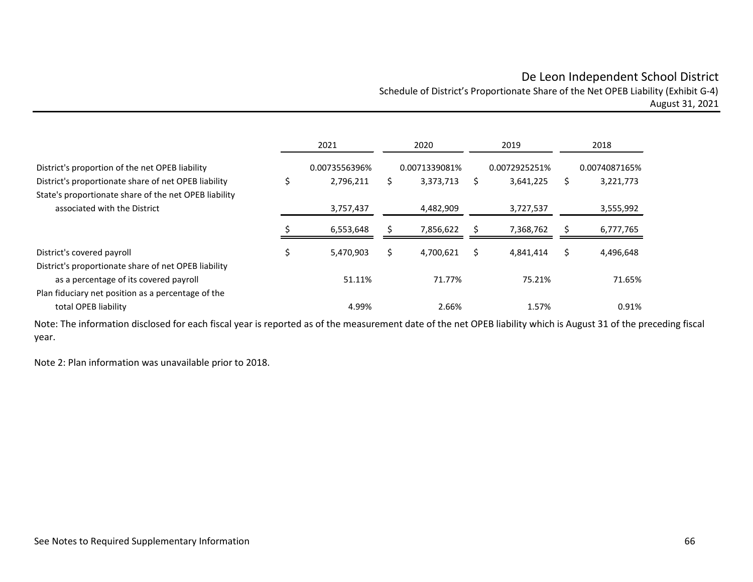# De Leon Independent School District

Schedule of District's Proportionate Share of the Net OPEB Liability (Exhibit G-4)

August 31, 2021

| | 2021 | 2020 | 2019 | 2018 |
|---|---|---|---|---|
| District's proportion of the net OPEB liability | 0.0073556396% | 0.0071339081% | 0.0072925251% | 0.0074087165% |
| District's proportionate share of net OPEB liability | $ 2,796,211 | $ 3,373,713 | $ 3,641,225 | $ 3,221,773 |
| State's proportionate share of the net OPEB liability associated with the District | 3,757,437 | 4,482,909 | 3,727,537 | 3,555,992 |
| | $ 6,553,648 | $ 7,856,622 | $ 7,368,762 | $ 6,777,765 |
| District's covered payroll | $ 5,470,903 | $ 4,700,621 | $ 4,841,414 | $ 4,496,648 |
| District's proportionate share of net OPEB liability as a percentage of its covered payroll | 51.11% | 71.77% | 75.21% | 71.65% |
| Plan fiduciary net position as a percentage of the total OPEB liability | 4.99% | 2.66% | 1.57% | 0.91% |

Note: The information disclosed for each fiscal year is reported as of the measurement date of the net OPEB liability which is August 31 of the preceding fiscal year.

Note 2: Plan information was unavailable prior to 2018.

See Notes to Required Supplementary Information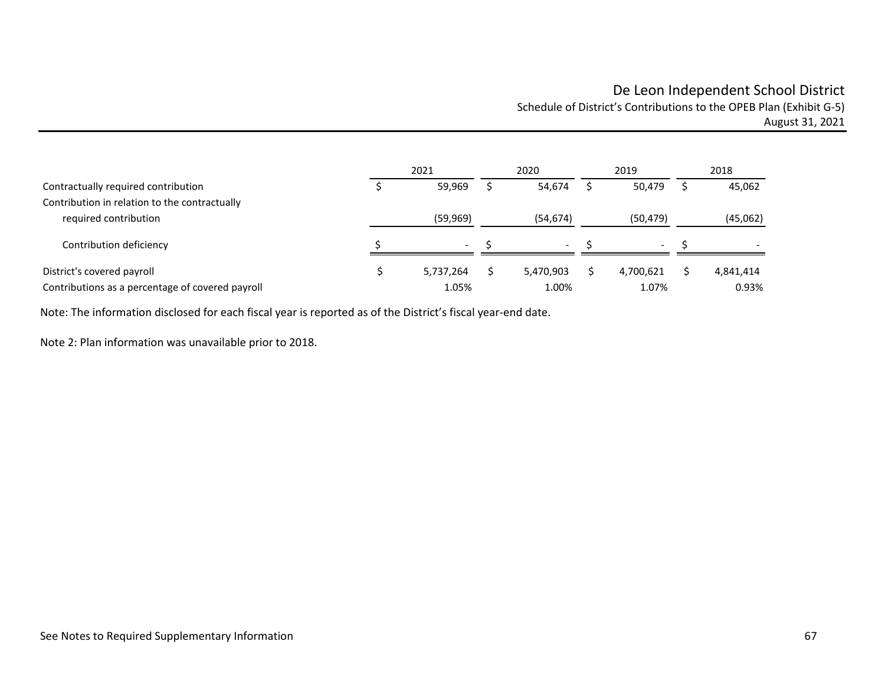# De Leon Independent School District

## Schedule of District's Contributions to the OPEB Plan (Exhibit G-5)

August 31, 2021

| | 2021 | 2020 | 2019 | 2018 |
|---|---|---|---|---|
| Contractually required contribution | $ 59,969 | $ 54,674 | $ 50,479 | $ 45,062 |
| Contribution in relation to the contractually required contribution | (59,969) | (54,674) | (50,479) | (45,062) |
| Contribution deficiency | $ - | $ - | $ - | $ - |
| District's covered payroll | $ 5,737,264 | $ 5,470,903 | $ 4,700,621 | $ 4,841,414 |
| Contributions as a percentage of covered payroll | 1.05% | 1.00% | 1.07% | 0.93% |

Note: The information disclosed for each fiscal year is reported as of the District's fiscal year-end date.

Note 2: Plan information was unavailable prior to 2018.

See Notes to Required Supplementary Information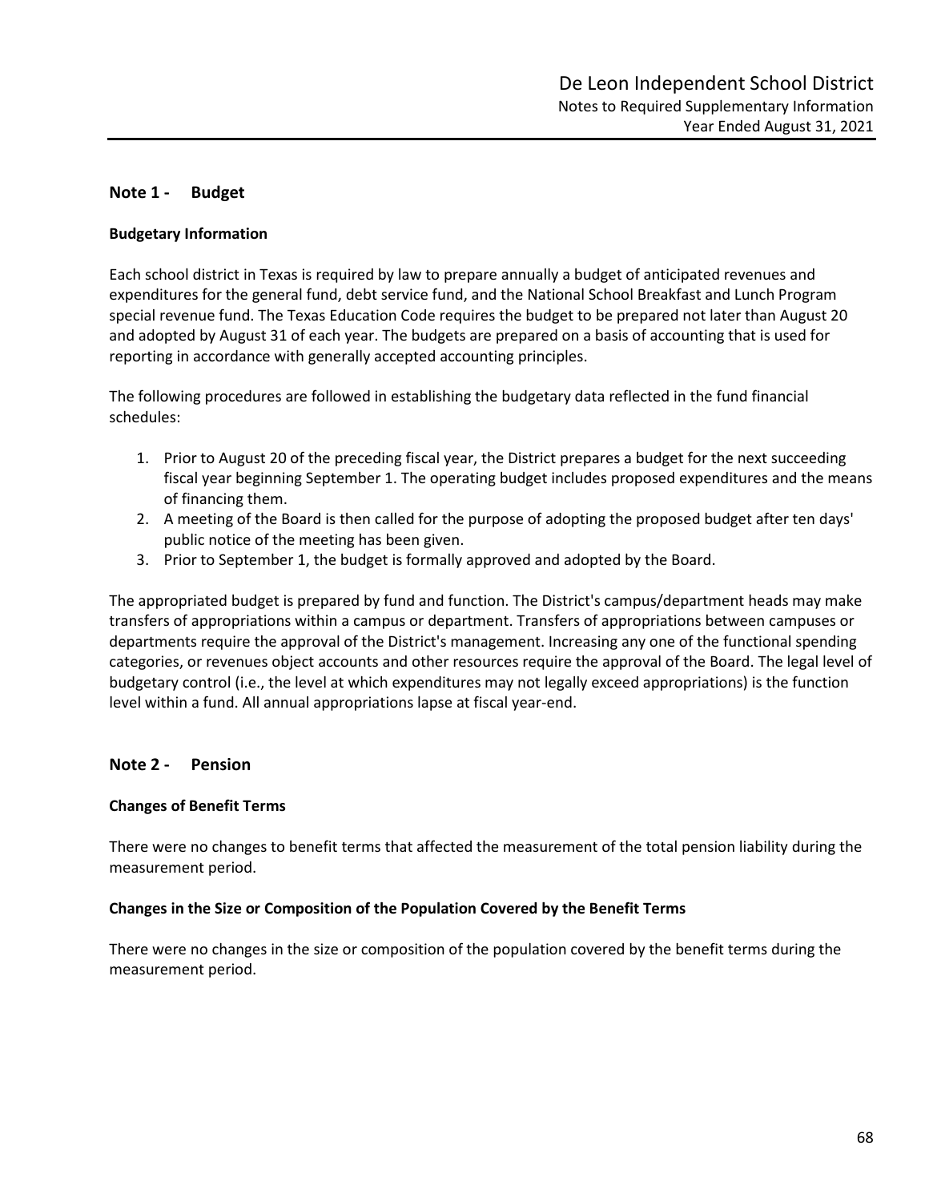## Note 1 - Budget

### Budgetary Information

Each school district in Texas is required by law to prepare annually a budget of anticipated revenues and expenditures for the general fund, debt service fund, and the National School Breakfast and Lunch Program special revenue fund. The Texas Education Code requires the budget to be prepared not later than August 20 and adopted by August 31 of each year. The budgets are prepared on a basis of accounting that is used for reporting in accordance with generally accepted accounting principles.

The following procedures are followed in establishing the budgetary data reflected in the fund financial schedules:

1. Prior to August 20 of the preceding fiscal year, the District prepares a budget for the next succeeding fiscal year beginning September 1. The operating budget includes proposed expenditures and the means of financing them.
2. A meeting of the Board is then called for the purpose of adopting the proposed budget after ten days' public notice of the meeting has been given.
3. Prior to September 1, the budget is formally approved and adopted by the Board.

The appropriated budget is prepared by fund and function. The District's campus/department heads may make transfers of appropriations within a campus or department. Transfers of appropriations between campuses or departments require the approval of the District's management. Increasing any one of the functional spending categories, or revenues object accounts and other resources require the approval of the Board. The legal level of budgetary control (i.e., the level at which expenditures may not legally exceed appropriations) is the function level within a fund. All annual appropriations lapse at fiscal year-end.

## Note 2 - Pension

### Changes of Benefit Terms

There were no changes to benefit terms that affected the measurement of the total pension liability during the measurement period.

### Changes in the Size or Composition of the Population Covered by the Benefit Terms

There were no changes in the size or composition of the population covered by the benefit terms during the measurement period.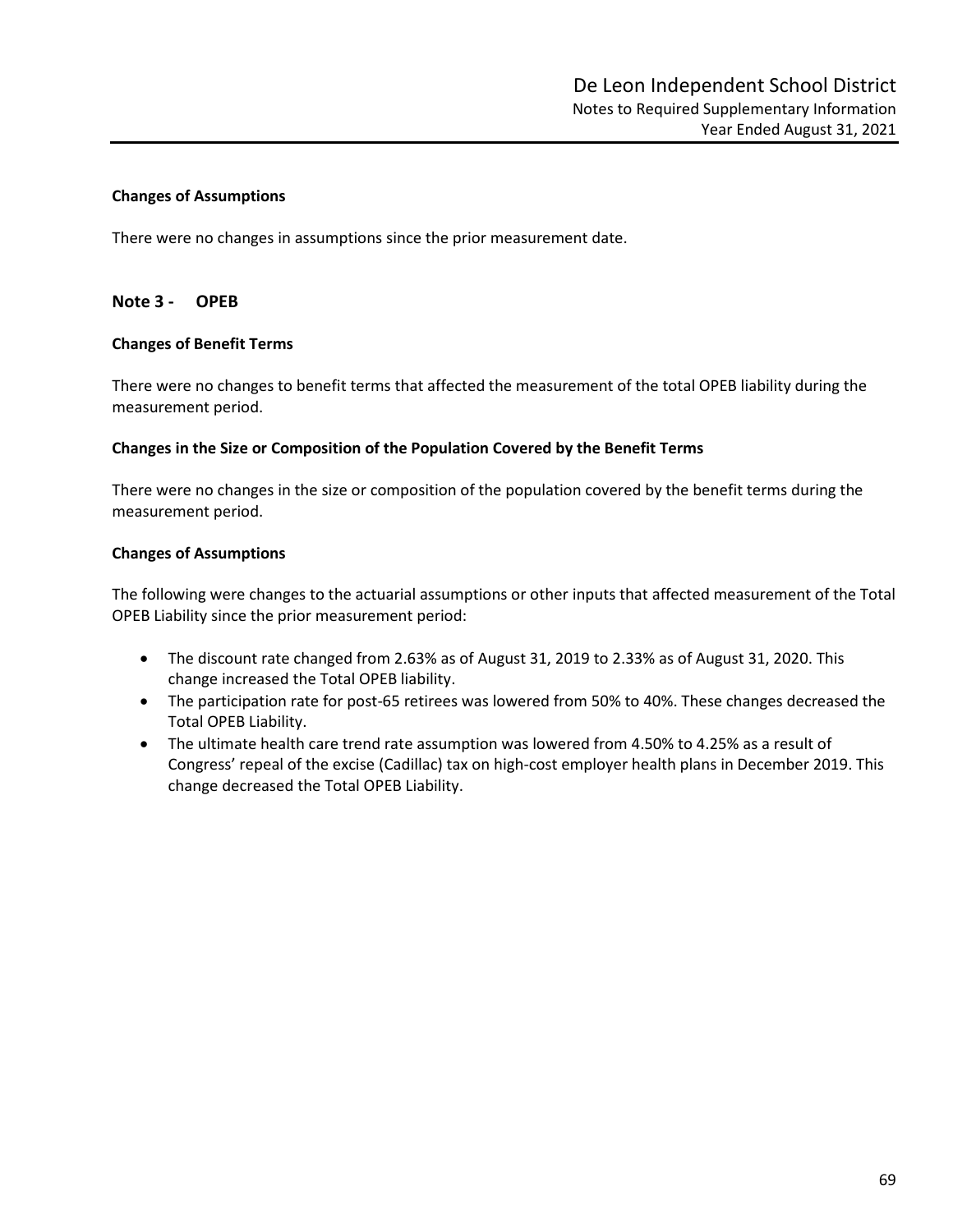### Changes of Assumptions

There were no changes in assumptions since the prior measurement date.

## Note 3 - OPEB

### Changes of Benefit Terms

There were no changes to benefit terms that affected the measurement of the total OPEB liability during the measurement period.

### Changes in the Size or Composition of the Population Covered by the Benefit Terms

There were no changes in the size or composition of the population covered by the benefit terms during the measurement period.

### Changes of Assumptions

The following were changes to the actuarial assumptions or other inputs that affected measurement of the Total OPEB Liability since the prior measurement period:

- The discount rate changed from 2.63% as of August 31, 2019 to 2.33% as of August 31, 2020. This change increased the Total OPEB liability.
- The participation rate for post-65 retirees was lowered from 50% to 40%. These changes decreased the Total OPEB Liability.
- The ultimate health care trend rate assumption was lowered from 4.50% to 4.25% as a result of Congress' repeal of the excise (Cadillac) tax on high-cost employer health plans in December 2019. This change decreased the Total OPEB Liability.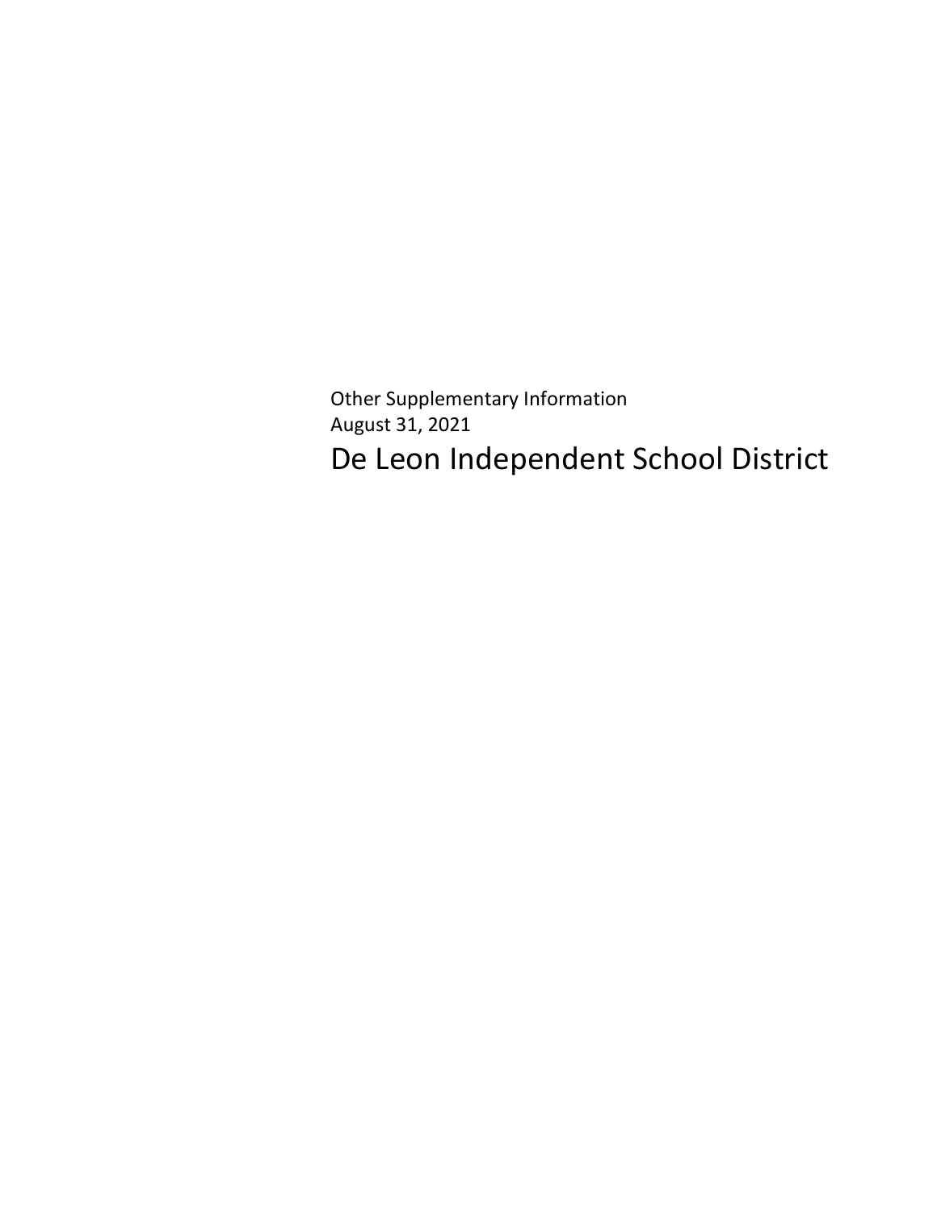Other Supplementary Information

August 31, 2021

# De Leon Independent School District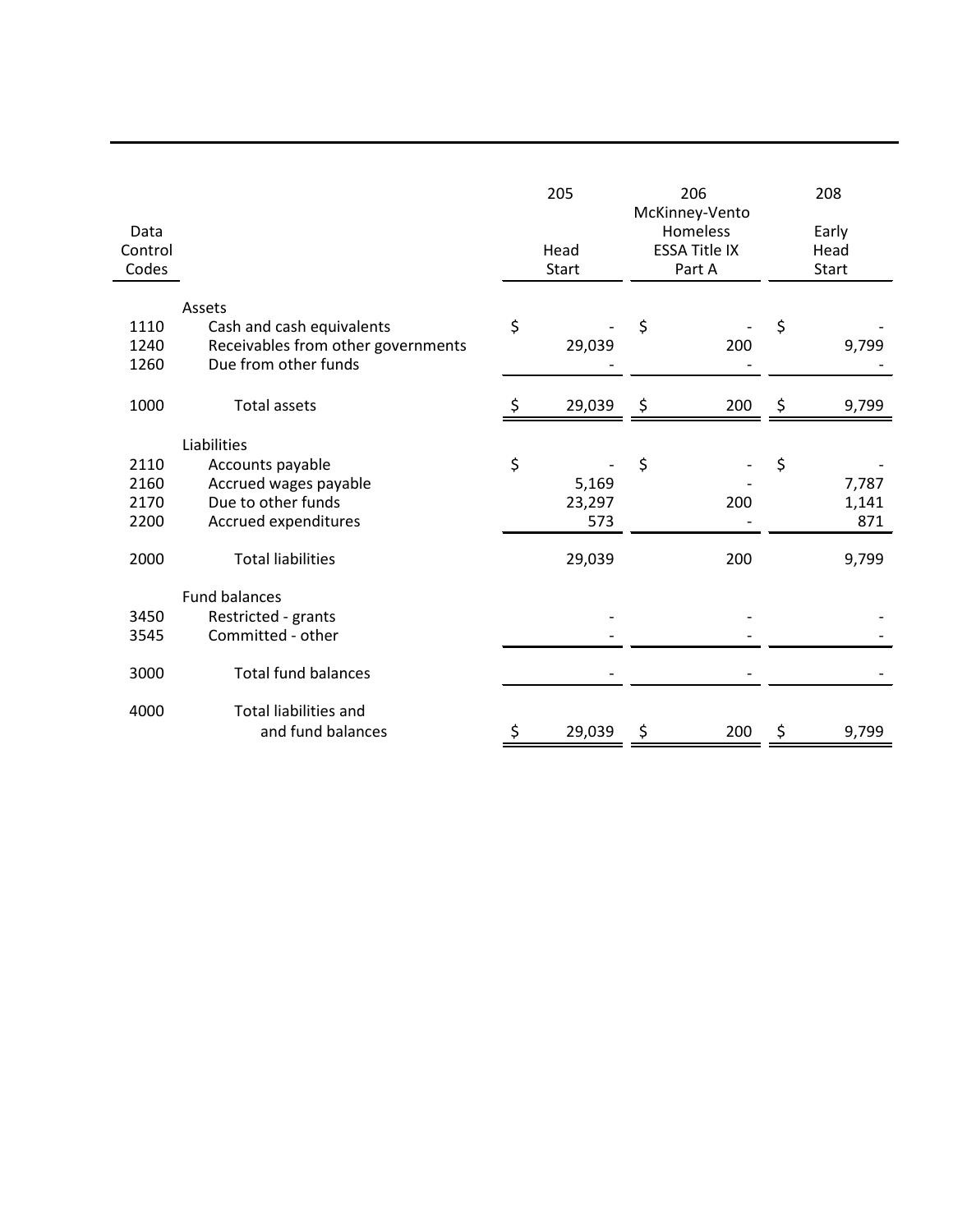| Data Control Codes | | 205 Head Start | 206 McKinney-Vento Homeless ESSA Title IX Part A | 208 Early Head Start |
|---|---|---|---|---|
| | Assets | | | |
| 1110 | Cash and cash equivalents | $ - | $ - | $ - |
| 1240 | Receivables from other governments | 29,039 | 200 | 9,799 |
| 1260 | Due from other funds | - | - | - |
| 1000 | Total assets | $ 29,039 | $ 200 | $ 9,799 |
| | Liabilities | | | |
| 2110 | Accounts payable | $ - | $ - | $ - |
| 2160 | Accrued wages payable | 5,169 | - | 7,787 |
| 2170 | Due to other funds | 23,297 | 200 | 1,141 |
| 2200 | Accrued expenditures | 573 | - | 871 |
| 2000 | Total liabilities | 29,039 | 200 | 9,799 |
| | Fund balances | | | |
| 3450 | Restricted - grants | - | - | - |
| 3545 | Committed - other | - | - | - |
| 3000 | Total fund balances | - | - | - |
| 4000 | Total liabilities and and fund balances | $ 29,039 | $ 200 | $ 9,799 |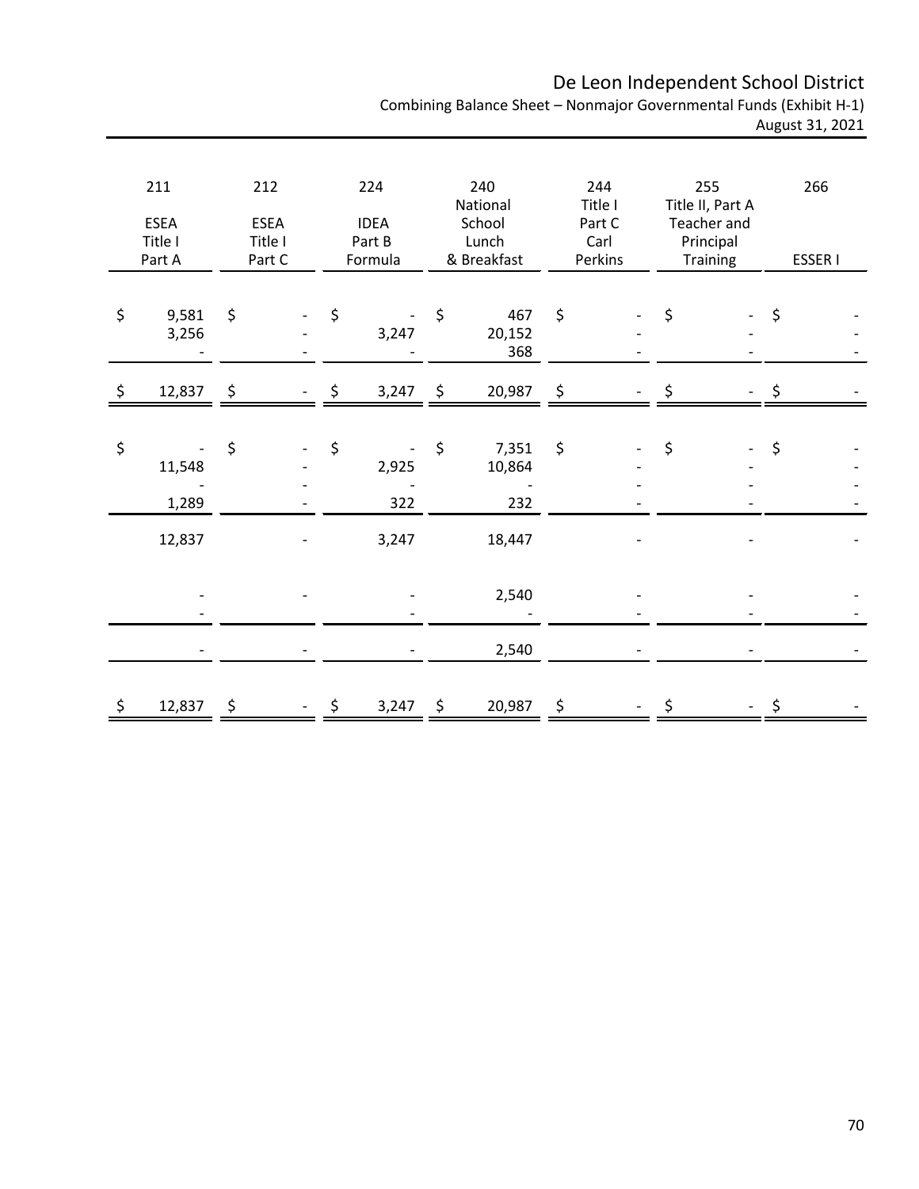# De Leon Independent School District

Combining Balance Sheet – Nonmajor Governmental Funds (Exhibit H-1)

August 31, 2021

| 211 ESEA Title I Part A | 212 ESEA Title I Part C | 224 IDEA Part B Formula | 240 National School Lunch & Breakfast | 244 Title I Part C Carl Perkins | 255 Title II, Part A Teacher and Principal Training | 266 ESSER I |
|---|---|---|---|---|---|---|
| $ 9,581 | $ - | $ - | $ 467 | $ - | $ - | $ - |
| 3,256 | - | 3,247 | 20,152 | - | - | - |
| - | - | - | 368 | - | - | - |
| $ 12,837 | $ - | $ 3,247 | $ 20,987 | $ - | $ - | $ - |
| | | | | | | |
| $ - | $ - | $ - | $ 7,351 | $ - | $ - | $ - |
| 11,548 | - | 2,925 | 10,864 | - | - | - |
| - | - | - | - | - | - | - |
| 1,289 | - | 322 | 232 | - | - | - |
| 12,837 | - | 3,247 | 18,447 | - | - | - |
| | | | | | | |
| - | - | - | 2,540 | - | - | - |
| - | - | - | - | - | - | - |
| - | - | - | 2,540 | - | - | - |
| | | | | | | |
| $ 12,837 | $ - | $ 3,247 | $ 20,987 | $ - | $ - | $ - |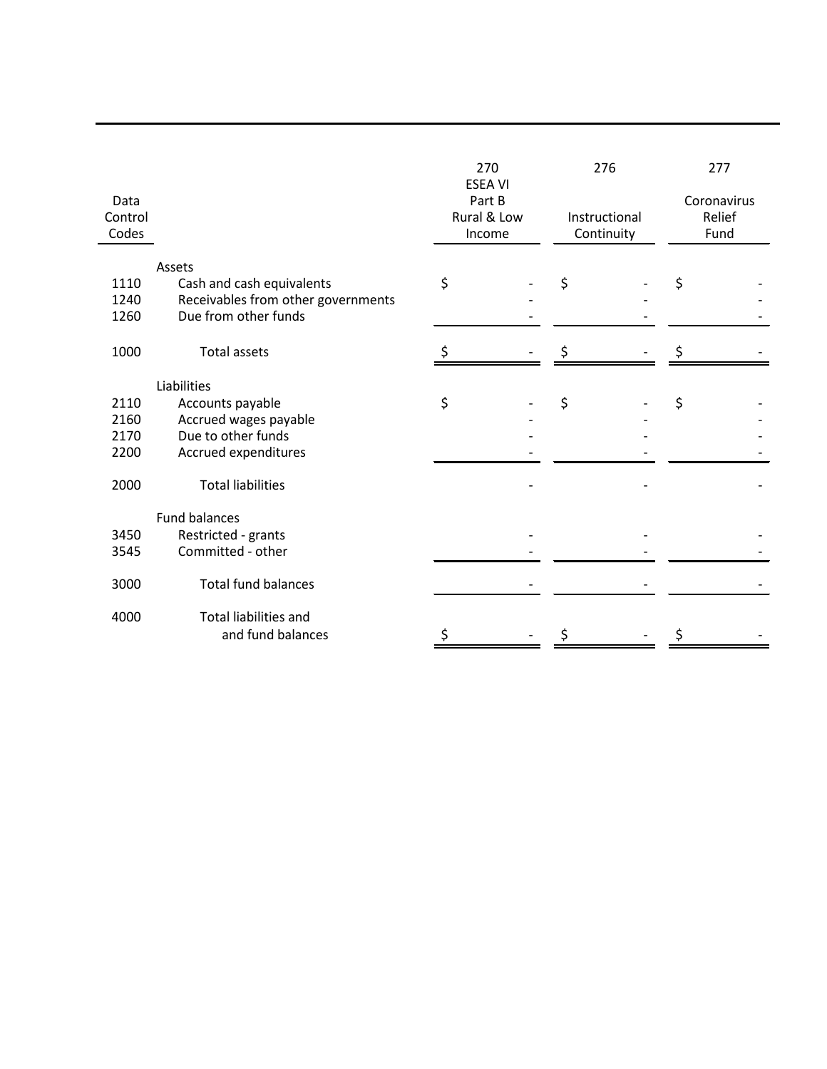| Data Control Codes | | 270 ESEA VI Part B Rural & Low Income | 276 Instructional Continuity | 277 Coronavirus Relief Fund |
|---|---|---|---|---|
| | Assets | | | |
| 1110 | Cash and cash equivalents | $ - | $ - | $ - |
| 1240 | Receivables from other governments | - | - | - |
| 1260 | Due from other funds | - | - | - |
| 1000 | Total assets | $ - | $ - | $ - |
| | Liabilities | | | |
| 2110 | Accounts payable | $ - | $ - | $ - |
| 2160 | Accrued wages payable | - | - | - |
| 2170 | Due to other funds | - | - | - |
| 2200 | Accrued expenditures | - | - | - |
| 2000 | Total liabilities | - | - | - |
| | Fund balances | | | |
| 3450 | Restricted - grants | - | - | - |
| 3545 | Committed - other | - | - | - |
| 3000 | Total fund balances | - | - | - |
| 4000 | Total liabilities and and fund balances | $ - | $ - | $ - |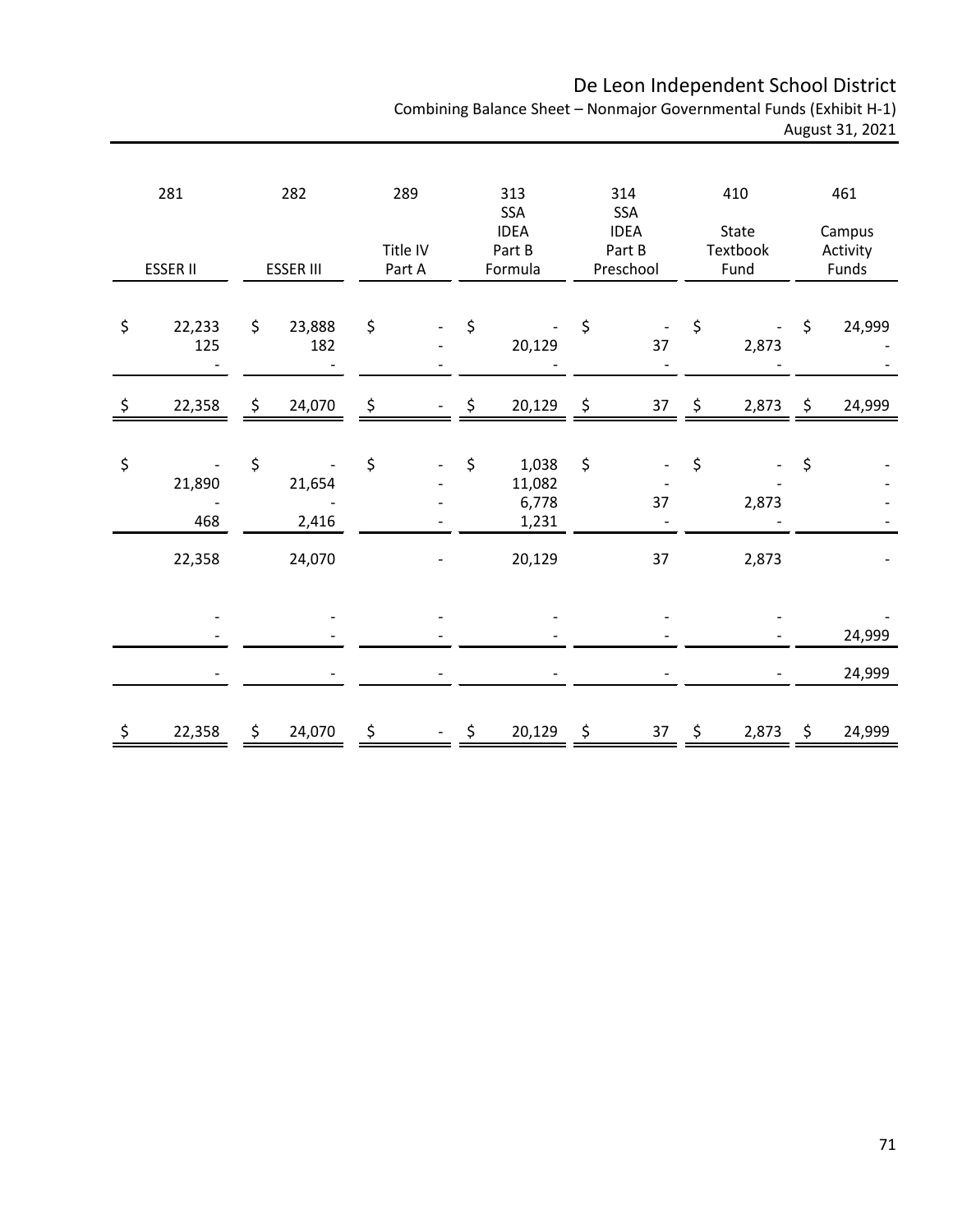# De Leon Independent School District

Combining Balance Sheet – Nonmajor Governmental Funds (Exhibit H-1)

August 31, 2021

| 281 ESSER II | 282 ESSER III | 289 Title IV Part A | 313 SSA IDEA Part B Formula | 314 SSA IDEA Part B Preschool | 410 State Textbook Fund | 461 Campus Activity Funds |
|---|---|---|---|---|---|---|
| $ 22,233 | $ 23,888 | $ - | $ - | $ - | $ - | $ 24,999 |
| 125 | 182 | - | 20,129 | 37 | 2,873 | - |
| - | - | - | - | - | - | - |
| $ 22,358 | $ 24,070 | $ - | $ 20,129 | $ 37 | $ 2,873 | $ 24,999 |
| $ - | $ - | $ - | $ 1,038 | $ - | $ - | $ - |
| 21,890 | 21,654 | - | 11,082 | - | - | - |
| - | - | - | 6,778 | 37 | 2,873 | - |
| 468 | 2,416 | - | 1,231 | - | - | - |
| 22,358 | 24,070 | - | 20,129 | 37 | 2,873 | - |
| - | - | - | - | - | - | - |
| - | - | - | - | - | - | 24,999 |
| - | - | - | - | - | - | 24,999 |
| $ 22,358 | $ 24,070 | $ - | $ 20,129 | $ 37 | $ 2,873 | $ 24,999 |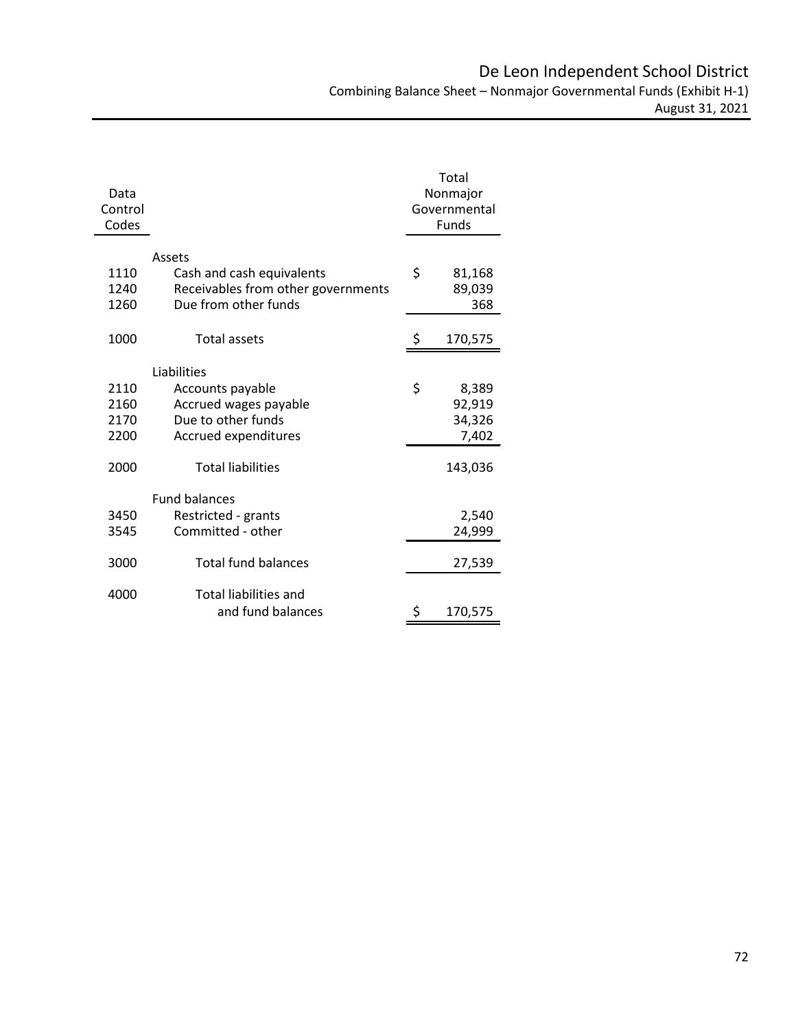# De Leon Independent School District

## Combining Balance Sheet – Nonmajor Governmental Funds (Exhibit H-1)

### August 31, 2021

| Data Control Codes | | Total Nonmajor Governmental Funds |
|---|---|---|
| | **Assets** | |
| 1110 | Cash and cash equivalents | $ 81,168 |
| 1240 | Receivables from other governments | 89,039 |
| 1260 | Due from other funds | 368 |
| 1000 | Total assets | $ 170,575 |
| | **Liabilities** | |
| 2110 | Accounts payable | $ 8,389 |
| 2160 | Accrued wages payable | 92,919 |
| 2170 | Due to other funds | 34,326 |
| 2200 | Accrued expenditures | 7,402 |
| 2000 | Total liabilities | 143,036 |
| | **Fund balances** | |
| 3450 | Restricted - grants | 2,540 |
| 3545 | Committed - other | 24,999 |
| 3000 | Total fund balances | 27,539 |
| 4000 | Total liabilities and and fund balances | $ 170,575 |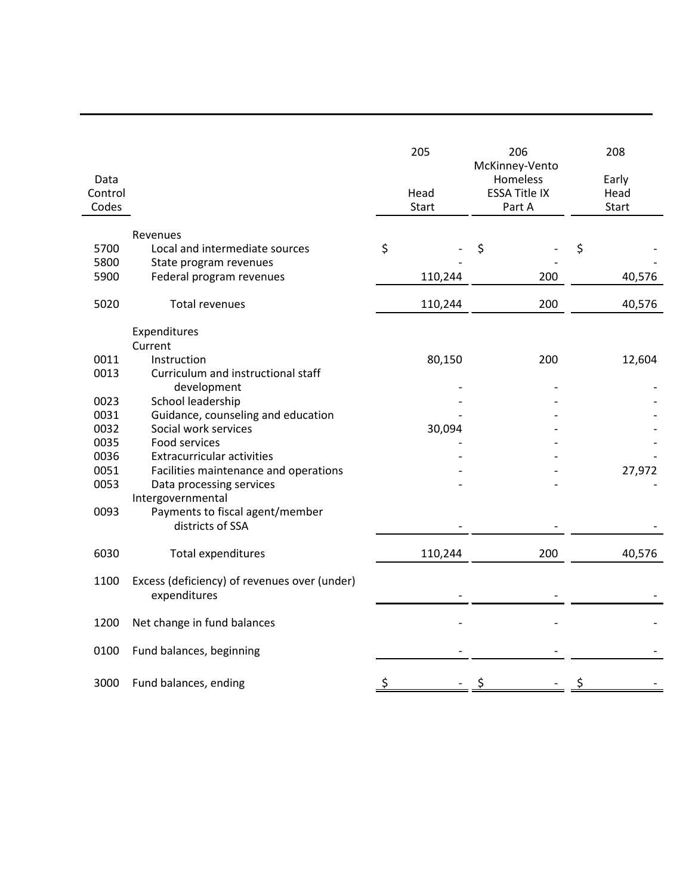| Data Control Codes | | 205 Head Start | 206 McKinney-Vento Homeless ESSA Title IX Part A | 208 Early Head Start |
|---|---|---|---|---|
| | Revenues | | | |
| 5700 | Local and intermediate sources | $ - | $ - | $ - |
| 5800 | State program revenues | - | - | - |
| 5900 | Federal program revenues | 110,244 | 200 | 40,576 |
| 5020 | Total revenues | 110,244 | 200 | 40,576 |
| | Expenditures | | | |
| | Current | | | |
| 0011 | Instruction | 80,150 | 200 | 12,604 |
| 0013 | Curriculum and instructional staff development | - | - | - |
| 0023 | School leadership | - | - | - |
| 0031 | Guidance, counseling and education | - | - | - |
| 0032 | Social work services | 30,094 | - | - |
| 0035 | Food services | - | - | - |
| 0036 | Extracurricular activities | - | - | - |
| 0051 | Facilities maintenance and operations | - | - | 27,972 |
| 0053 | Data processing services | - | - | - |
| | Intergovernmental | | | |
| 0093 | Payments to fiscal agent/member districts of SSA | - | - | - |
| 6030 | Total expenditures | 110,244 | 200 | 40,576 |
| 1100 | Excess (deficiency) of revenues over (under) expenditures | - | - | - |
| 1200 | Net change in fund balances | - | - | - |
| 0100 | Fund balances, beginning | - | - | - |
| 3000 | Fund balances, ending | $ - | $ - | $ - |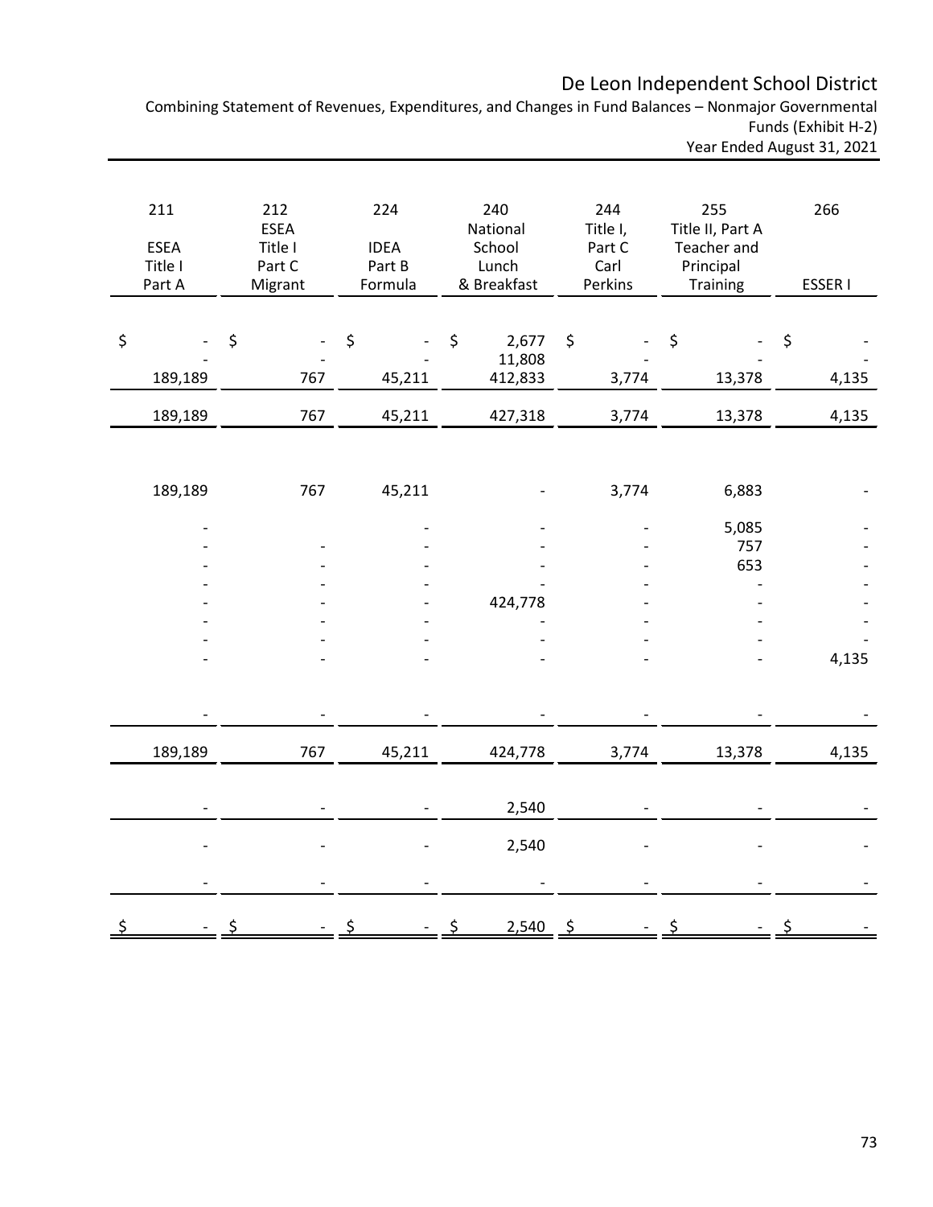# De Leon Independent School District

Combining Statement of Revenues, Expenditures, and Changes in Fund Balances – Nonmajor Governmental Funds (Exhibit H-2)
Year Ended August 31, 2021

| 211 ESEA Title I Part A | 212 ESEA Title I Part C Migrant | 224 IDEA Part B Formula | 240 National School Lunch & Breakfast | 244 Title I, Part C Carl Perkins | 255 Title II, Part A Teacher and Principal Training | 266 ESSER I |
|---|---|---|---|---|---|---|
| $ - | $ - | $ - | $ 2,677 | $ - | $ - | $ - |
| - | - | - | 11,808 | - | - | - |
| 189,189 | 767 | 45,211 | 412,833 | 3,774 | 13,378 | 4,135 |
| 189,189 | 767 | 45,211 | 427,318 | 3,774 | 13,378 | 4,135 |
| | | | | | | |
| 189,189 | 767 | 45,211 | - | 3,774 | 6,883 | - |
| - | | - | - | - | 5,085 | - |
| - | - | - | - | - | 757 | - |
| - | - | - | - | - | 653 | - |
| - | - | - | - | - | - | - |
| - | - | - | 424,778 | - | - | - |
| - | - | - | - | - | - | - |
| - | - | - | - | - | - | - |
| - | - | - | - | - | - | 4,135 |
| | | | | | | |
| - | - | - | - | - | - | - |
| 189,189 | 767 | 45,211 | 424,778 | 3,774 | 13,378 | 4,135 |
| - | - | - | 2,540 | - | - | - |
| - | - | - | 2,540 | - | - | - |
| - | - | - | - | - | - | - |
| $ - | $ - | $ - | $ 2,540 | $ - | $ - | $ - |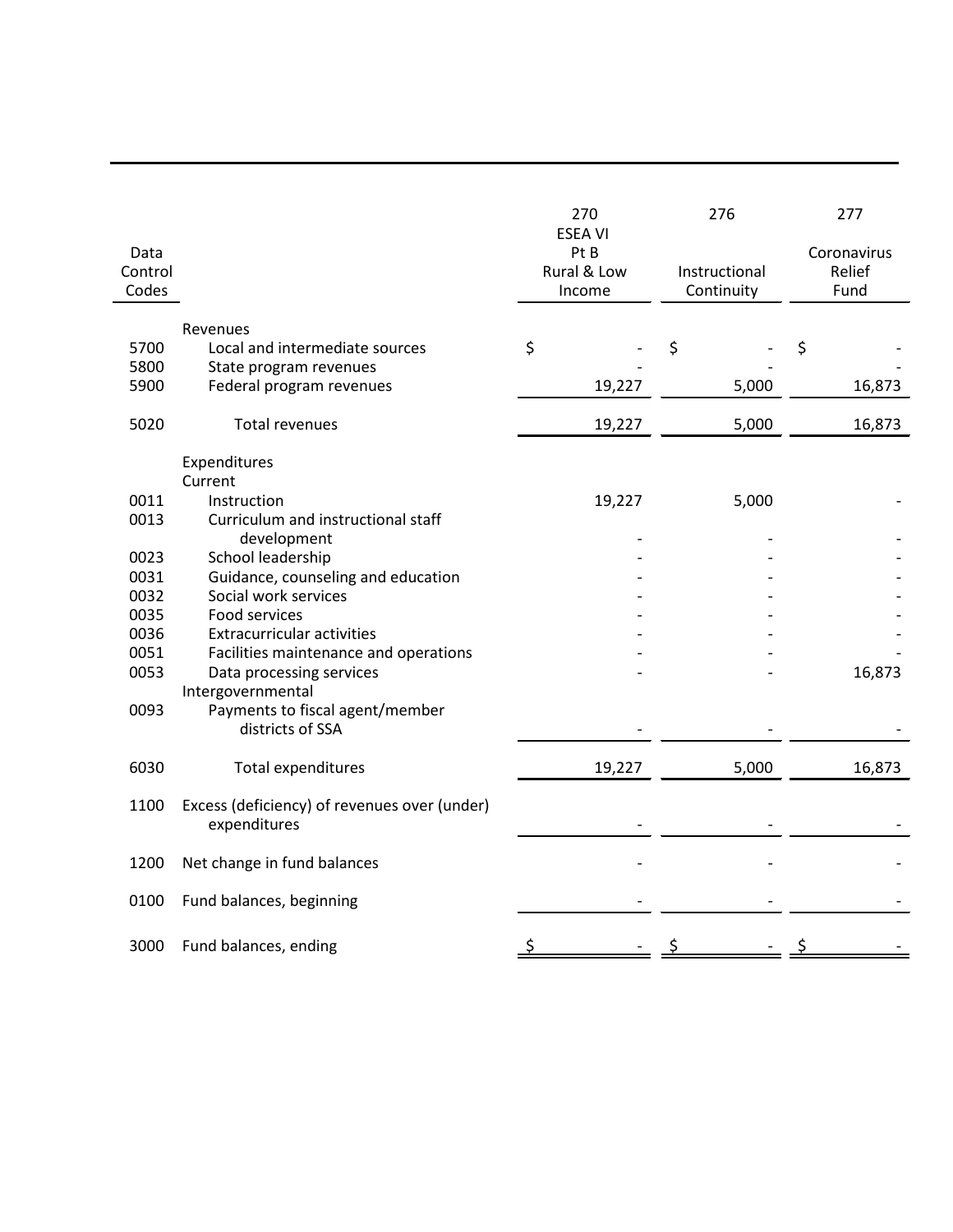| Data Control Codes | | 270 ESEA VI Pt B Rural & Low Income | 276 Instructional Continuity | 277 Coronavirus Relief Fund |
|---|---|---|---|---|
| | Revenues | | | |
| 5700 | Local and intermediate sources | $ - | $ - | $ - |
| 5800 | State program revenues | - | - | - |
| 5900 | Federal program revenues | 19,227 | 5,000 | 16,873 |
| 5020 | Total revenues | 19,227 | 5,000 | 16,873 |
| | Expenditures | | | |
| | Current | | | |
| 0011 | Instruction | 19,227 | 5,000 | - |
| 0013 | Curriculum and instructional staff development | - | - | - |
| 0023 | School leadership | - | - | - |
| 0031 | Guidance, counseling and education | - | - | - |
| 0032 | Social work services | - | - | - |
| 0035 | Food services | - | - | - |
| 0036 | Extracurricular activities | - | - | - |
| 0051 | Facilities maintenance and operations | - | - | - |
| 0053 | Data processing services | - | - | 16,873 |
| | Intergovernmental | | | |
| 0093 | Payments to fiscal agent/member districts of SSA | - | - | - |
| 6030 | Total expenditures | 19,227 | 5,000 | 16,873 |
| 1100 | Excess (deficiency) of revenues over (under) expenditures | - | - | - |
| 1200 | Net change in fund balances | - | - | - |
| 0100 | Fund balances, beginning | - | - | - |
| 3000 | Fund balances, ending | $ - | $ - | $ - |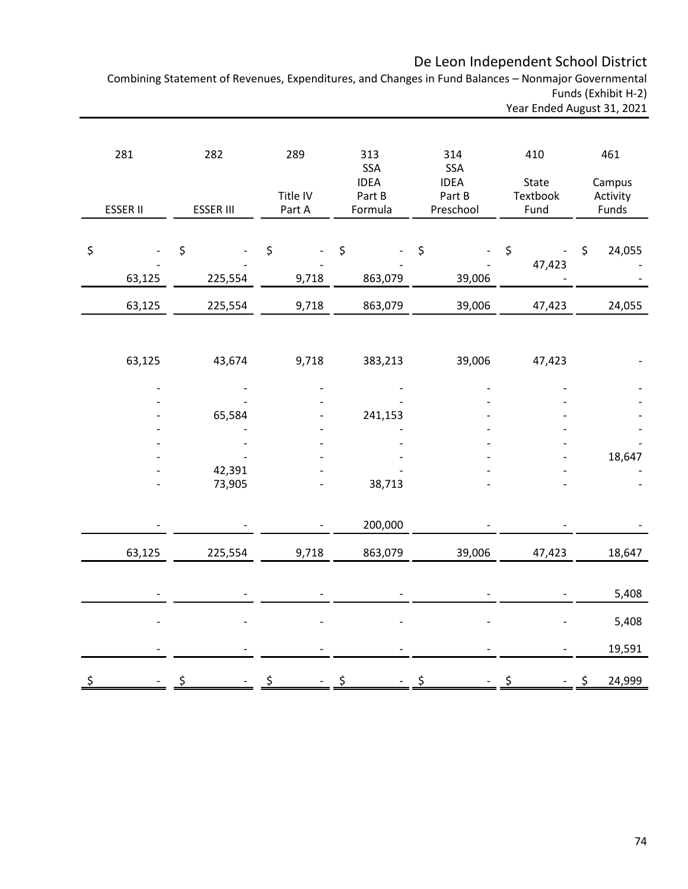# De Leon Independent School District

Combining Statement of Revenues, Expenditures, and Changes in Fund Balances – Nonmajor Governmental Funds (Exhibit H-2)

Year Ended August 31, 2021

| 281 | 282 | 289 | 313 | 314 | 410 | 461 |
|---|---|---|---|---|---|---|
| | | | SSA | SSA | | |
| | | | IDEA | IDEA | State | Campus |
| | | Title IV | Part B | Part B | Textbook | Activity |
| ESSER II | ESSER III | Part A | Formula | Preschool | Fund | Funds |
| $ - | $ - | $ - | $ - | $ - | $ - | $ 24,055 |
| - | - | - | - | - | 47,423 | - |
| 63,125 | 225,554 | 9,718 | 863,079 | 39,006 | - | - |
| 63,125 | 225,554 | 9,718 | 863,079 | 39,006 | 47,423 | 24,055 |
| | | | | | | |
| 63,125 | 43,674 | 9,718 | 383,213 | 39,006 | 47,423 | - |
| - | - | - | - | - | - | - |
| - | - | - | - | - | - | - |
| - | 65,584 | - | 241,153 | - | - | - |
| - | - | - | - | - | - | - |
| - | - | - | - | - | - | - |
| - | - | - | - | - | - | 18,647 |
| - | 42,391 | - | - | - | - | - |
| - | 73,905 | - | 38,713 | - | - | - |
| | | | | | | |
| - | - | - | 200,000 | - | - | - |
| 63,125 | 225,554 | 9,718 | 863,079 | 39,006 | 47,423 | 18,647 |
| - | - | - | - | - | - | 5,408 |
| - | - | - | - | - | - | 5,408 |
| - | - | - | - | - | - | 19,591 |
| $ - | $ - | $ - | $ - | $ - | $ - | $ 24,999 |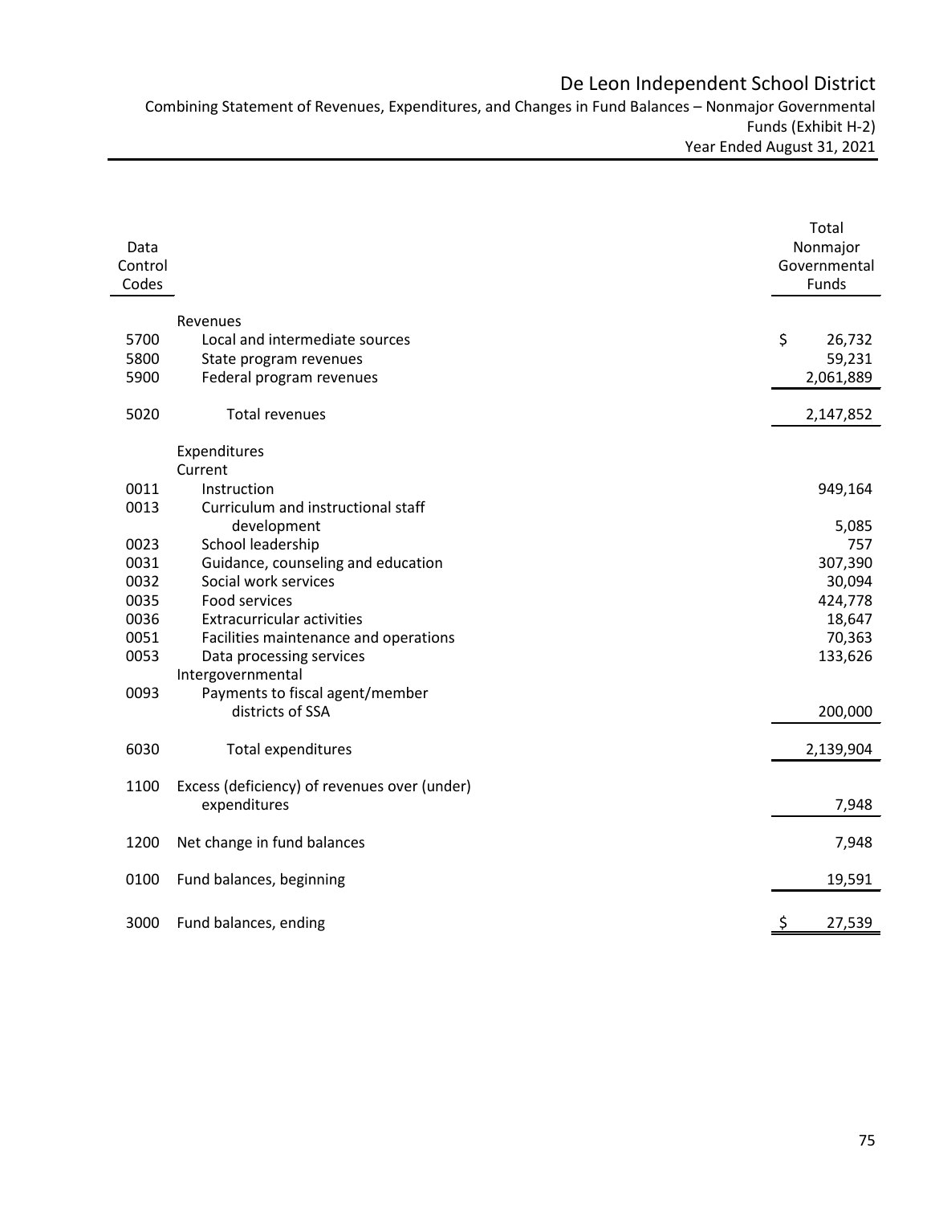# De Leon Independent School District

Combining Statement of Revenues, Expenditures, and Changes in Fund Balances – Nonmajor Governmental Funds (Exhibit H-2)

Year Ended August 31, 2021

| Data Control Codes | | Total Nonmajor Governmental Funds |
|---|---|---|
| | **Revenues** | |
| 5700 | Local and intermediate sources | $ 26,732 |
| 5800 | State program revenues | 59,231 |
| 5900 | Federal program revenues | 2,061,889 |
| 5020 | Total revenues | 2,147,852 |
| | **Expenditures** | |
| | Current | |
| 0011 | Instruction | 949,164 |
| 0013 | Curriculum and instructional staff development | 5,085 |
| 0023 | School leadership | 757 |
| 0031 | Guidance, counseling and education | 307,390 |
| 0032 | Social work services | 30,094 |
| 0035 | Food services | 424,778 |
| 0036 | Extracurricular activities | 18,647 |
| 0051 | Facilities maintenance and operations | 70,363 |
| 0053 | Data processing services | 133,626 |
| | Intergovernmental | |
| 0093 | Payments to fiscal agent/member districts of SSA | 200,000 |
| 6030 | Total expenditures | 2,139,904 |
| 1100 | Excess (deficiency) of revenues over (under) expenditures | 7,948 |
| 1200 | Net change in fund balances | 7,948 |
| 0100 | Fund balances, beginning | 19,591 |
| 3000 | Fund balances, ending | $ 27,539 |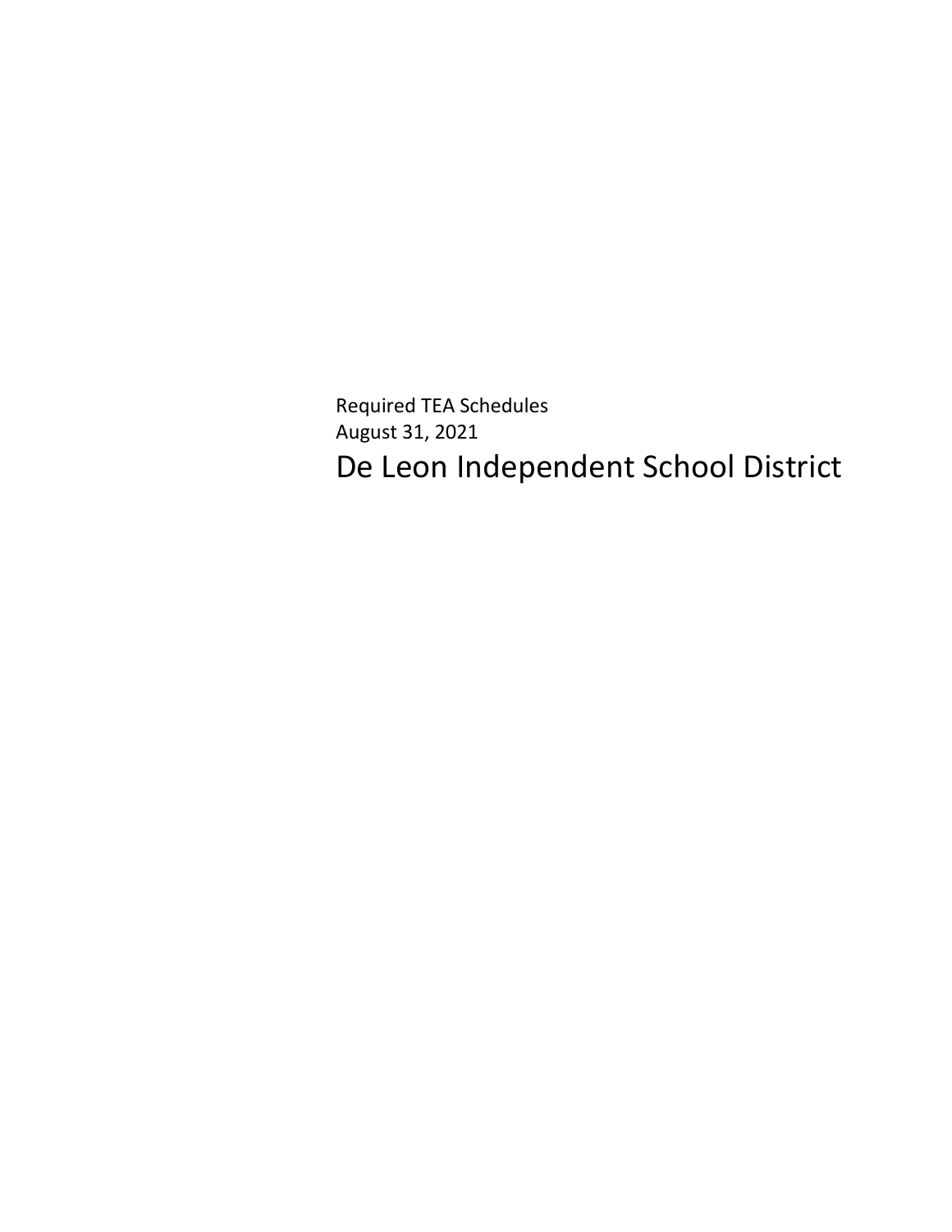Required TEA Schedules
August 31, 2021

# De Leon Independent School District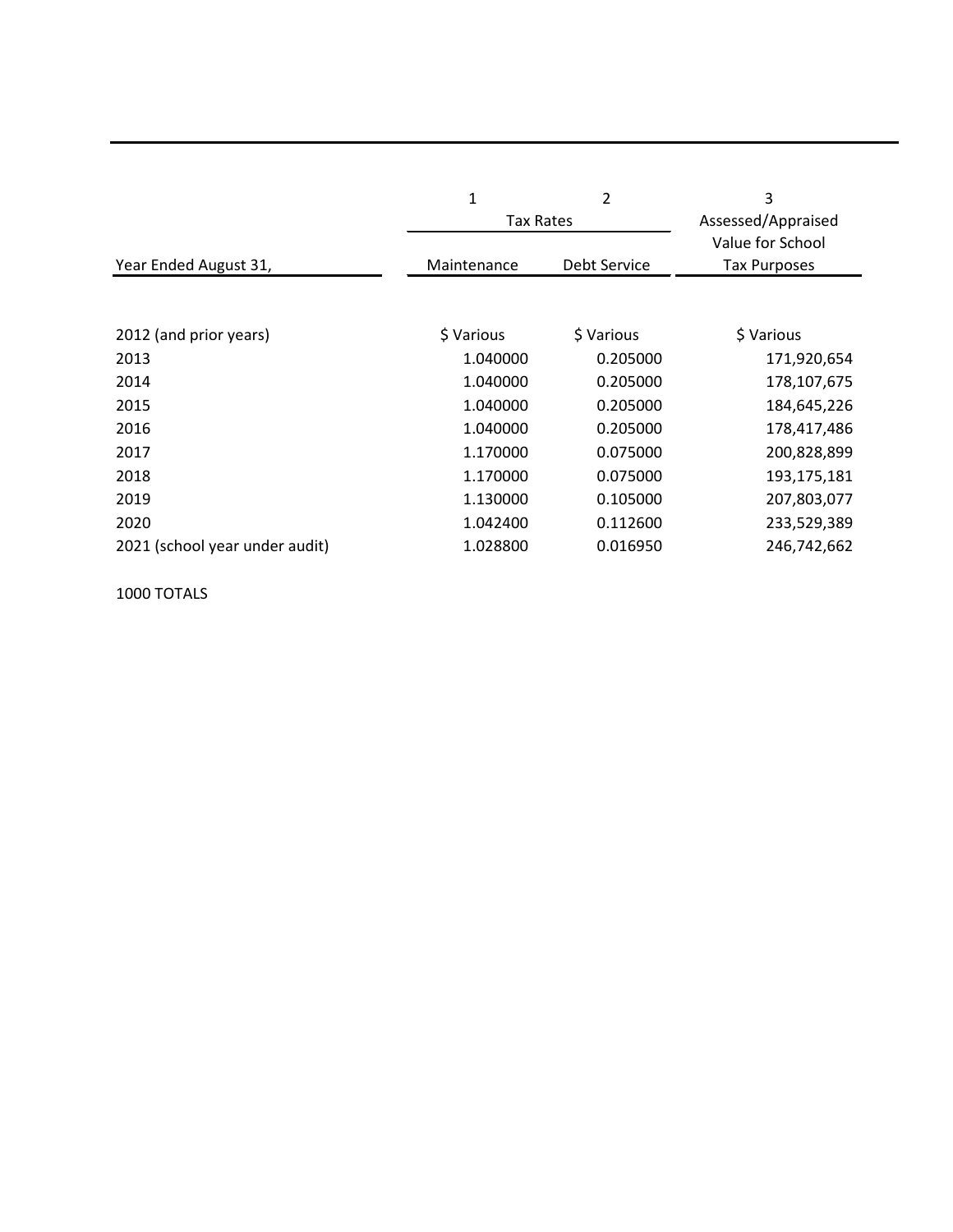| Year Ended August 31, | 1<br>Tax Rates<br>Maintenance | 2<br><br>Debt Service | 3<br>Assessed/Appraised<br>Value for School<br>Tax Purposes |
|---|---|---|---|
| 2012 (and prior years) | $ Various | $ Various | $ Various |
| 2013 | 1.040000 | 0.205000 | 171,920,654 |
| 2014 | 1.040000 | 0.205000 | 178,107,675 |
| 2015 | 1.040000 | 0.205000 | 184,645,226 |
| 2016 | 1.040000 | 0.205000 | 178,417,486 |
| 2017 | 1.170000 | 0.075000 | 200,828,899 |
| 2018 | 1.170000 | 0.075000 | 193,175,181 |
| 2019 | 1.130000 | 0.105000 | 207,803,077 |
| 2020 | 1.042400 | 0.112600 | 233,529,389 |
| 2021 (school year under audit) | 1.028800 | 0.016950 | 246,742,662 |
| 1000 TOTALS | | | |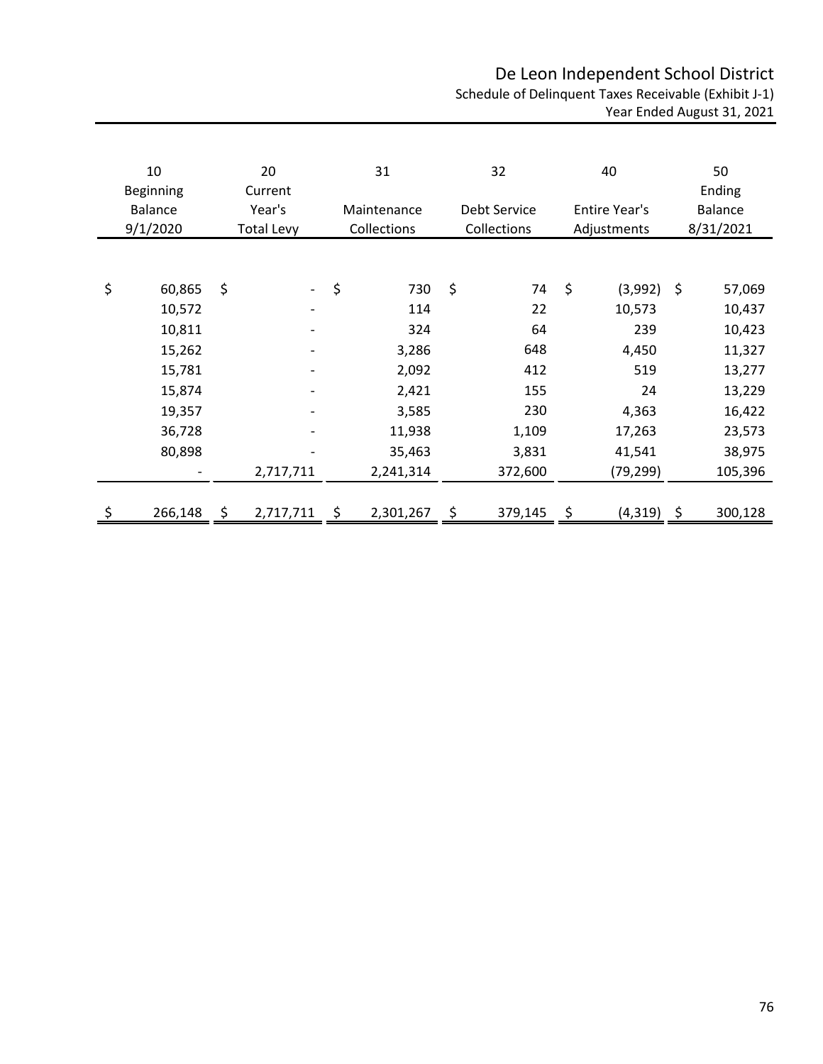# De Leon Independent School District

Schedule of Delinquent Taxes Receivable (Exhibit J-1)
Year Ended August 31, 2021

| 10<br>Beginning<br>Balance<br>9/1/2020 | 20<br>Current<br>Year's<br>Total Levy | 31<br>Maintenance<br>Collections | 32<br>Debt Service<br>Collections | 40<br>Entire Year's<br>Adjustments | 50<br>Ending<br>Balance<br>8/31/2021 |
|---|---|---|---|---|---|
| $ 60,865 | $ - | $ 730 | $ 74 | $ (3,992) | $ 57,069 |
| 10,572 | - | 114 | 22 | 10,573 | 10,437 |
| 10,811 | - | 324 | 64 | 239 | 10,423 |
| 15,262 | - | 3,286 | 648 | 4,450 | 11,327 |
| 15,781 | - | 2,092 | 412 | 519 | 13,277 |
| 15,874 | - | 2,421 | 155 | 24 | 13,229 |
| 19,357 | - | 3,585 | 230 | 4,363 | 16,422 |
| 36,728 | - | 11,938 | 1,109 | 17,263 | 23,573 |
| 80,898 | - | 35,463 | 3,831 | 41,541 | 38,975 |
| - | 2,717,711 | 2,241,314 | 372,600 | (79,299) | 105,396 |
| $ 266,148 | $ 2,717,711 | $ 2,301,267 | $ 379,145 | $ (4,319) | $ 300,128 |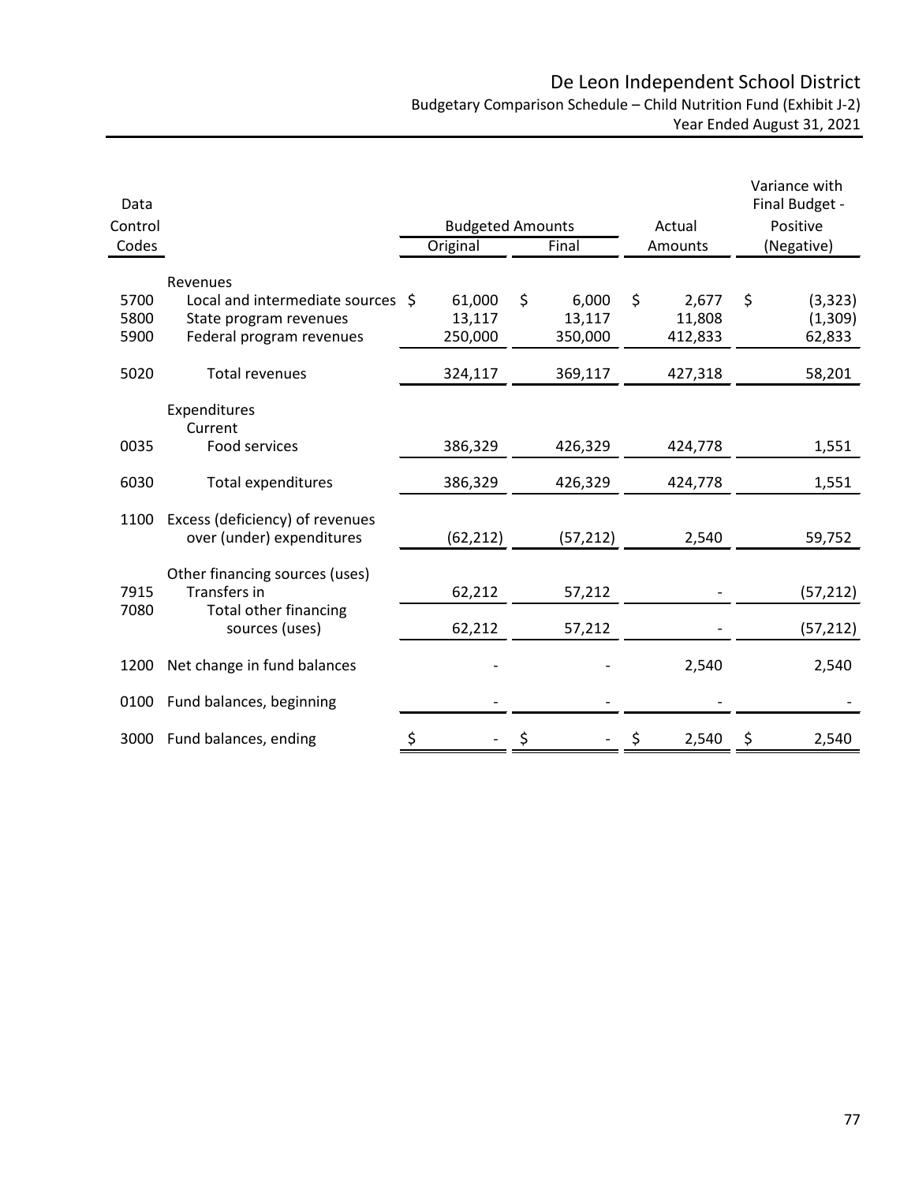# De Leon Independent School District

Budgetary Comparison Schedule – Child Nutrition Fund (Exhibit J-2)

Year Ended August 31, 2021

| Data Control Codes | | Budgeted Amounts Original | Budgeted Amounts Final | Actual Amounts | Variance with Final Budget - Positive (Negative) |
|---|---|---|---|---|---|
| | **Revenues** | | | | |
| 5700 | Local and intermediate sources | $ 61,000 | $ 6,000 | $ 2,677 | $ (3,323) |
| 5800 | State program revenues | 13,117 | 13,117 | 11,808 | (1,309) |
| 5900 | Federal program revenues | 250,000 | 350,000 | 412,833 | 62,833 |
| 5020 | Total revenues | 324,117 | 369,117 | 427,318 | 58,201 |
| | **Expenditures** | | | | |
| | Current | | | | |
| 0035 | Food services | 386,329 | 426,329 | 424,778 | 1,551 |
| 6030 | Total expenditures | 386,329 | 426,329 | 424,778 | 1,551 |
| 1100 | Excess (deficiency) of revenues over (under) expenditures | (62,212) | (57,212) | 2,540 | 59,752 |
| | **Other financing sources (uses)** | | | | |
| 7915 | Transfers in | 62,212 | 57,212 | - | (57,212) |
| 7080 | Total other financing sources (uses) | 62,212 | 57,212 | - | (57,212) |
| 1200 | Net change in fund balances | - | - | 2,540 | 2,540 |
| 0100 | Fund balances, beginning | - | - | - | - |
| 3000 | Fund balances, ending | $ - | $ - | $ 2,540 | $ 2,540 |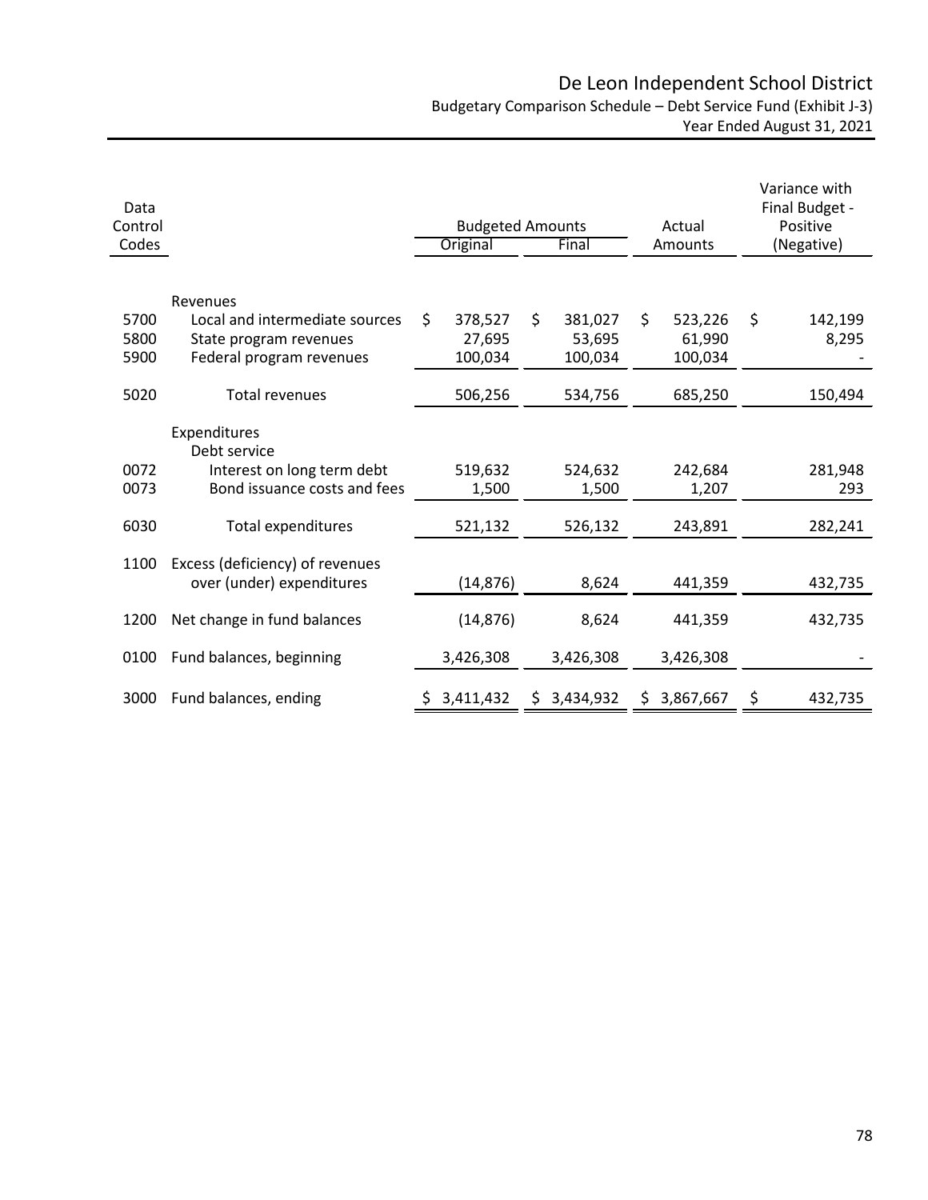# De Leon Independent School District

Budgetary Comparison Schedule – Debt Service Fund (Exhibit J-3)
Year Ended August 31, 2021

| Data Control Codes | | Budgeted Amounts Original | Budgeted Amounts Final | Actual Amounts | Variance with Final Budget - Positive (Negative) |
|---|---|---|---|---|---|
| | Revenues | | | | |
| 5700 | Local and intermediate sources | $ 378,527 | $ 381,027 | $ 523,226 | $ 142,199 |
| 5800 | State program revenues | 27,695 | 53,695 | 61,990 | 8,295 |
| 5900 | Federal program revenues | 100,034 | 100,034 | 100,034 | - |
| 5020 | Total revenues | 506,256 | 534,756 | 685,250 | 150,494 |
| | Expenditures | | | | |
| | Debt service | | | | |
| 0072 | Interest on long term debt | 519,632 | 524,632 | 242,684 | 281,948 |
| 0073 | Bond issuance costs and fees | 1,500 | 1,500 | 1,207 | 293 |
| 6030 | Total expenditures | 521,132 | 526,132 | 243,891 | 282,241 |
| 1100 | Excess (deficiency) of revenues over (under) expenditures | (14,876) | 8,624 | 441,359 | 432,735 |
| 1200 | Net change in fund balances | (14,876) | 8,624 | 441,359 | 432,735 |
| 0100 | Fund balances, beginning | 3,426,308 | 3,426,308 | 3,426,308 | - |
| 3000 | Fund balances, ending | $ 3,411,432 | $ 3,434,932 | $ 3,867,667 | $ 432,735 |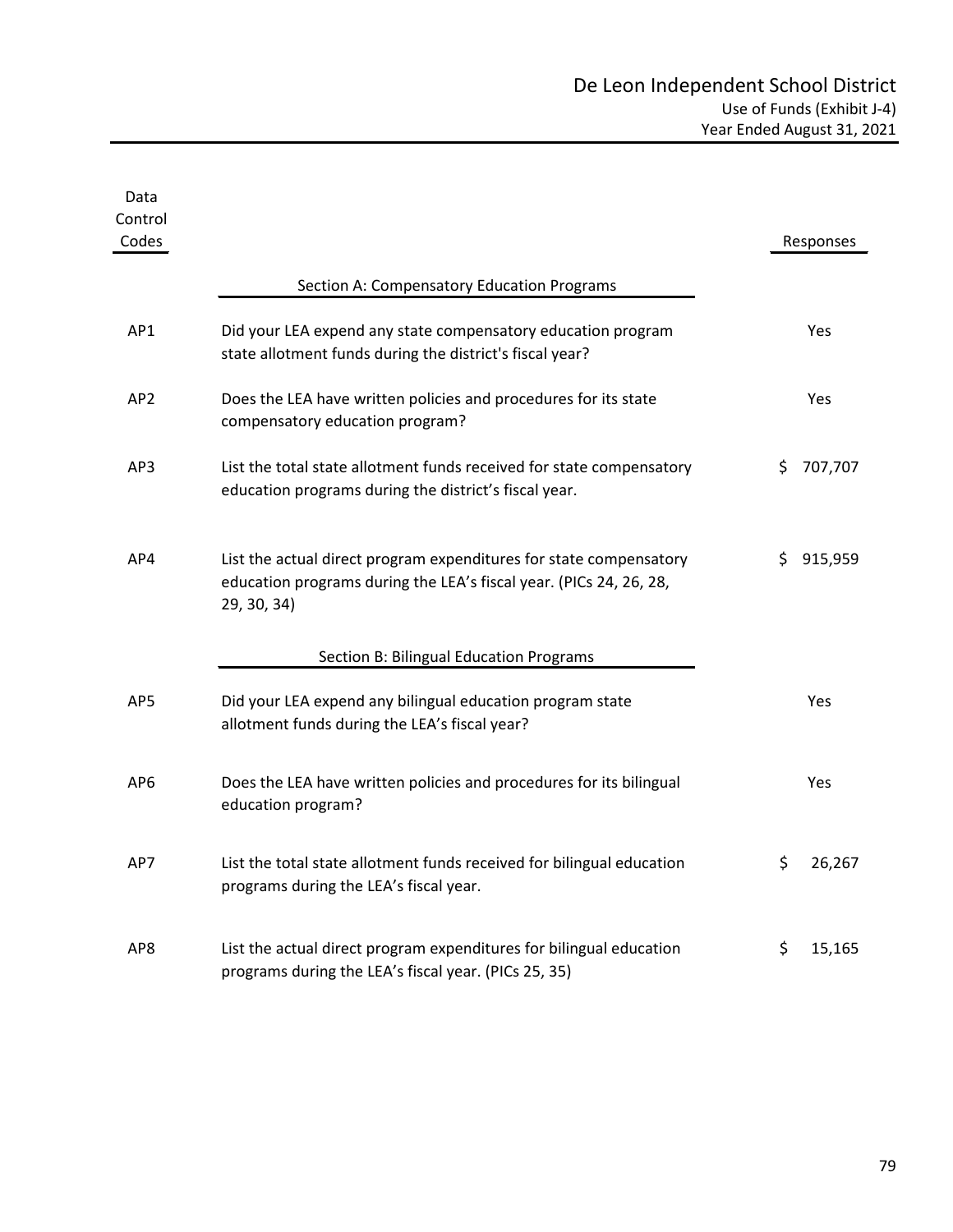# De Leon Independent School District

## Use of Funds (Exhibit J-4)

### Year Ended August 31, 2021

| Data Control Codes | | Responses |
|---|---|---|
| | **Section A: Compensatory Education Programs** | |
| AP1 | Did your LEA expend any state compensatory education program state allotment funds during the district's fiscal year? | Yes |
| AP2 | Does the LEA have written policies and procedures for its state compensatory education program? | Yes |
| AP3 | List the total state allotment funds received for state compensatory education programs during the district's fiscal year. | $ 707,707 |
| AP4 | List the actual direct program expenditures for state compensatory education programs during the LEA's fiscal year. (PICs 24, 26, 28, 29, 30, 34) | $ 915,959 |
| | **Section B: Bilingual Education Programs** | |
| AP5 | Did your LEA expend any bilingual education program state allotment funds during the LEA's fiscal year? | Yes |
| AP6 | Does the LEA have written policies and procedures for its bilingual education program? | Yes |
| AP7 | List the total state allotment funds received for bilingual education programs during the LEA's fiscal year. | $ 26,267 |
| AP8 | List the actual direct program expenditures for bilingual education programs during the LEA's fiscal year. (PICs 25, 35) | $ 15,165 |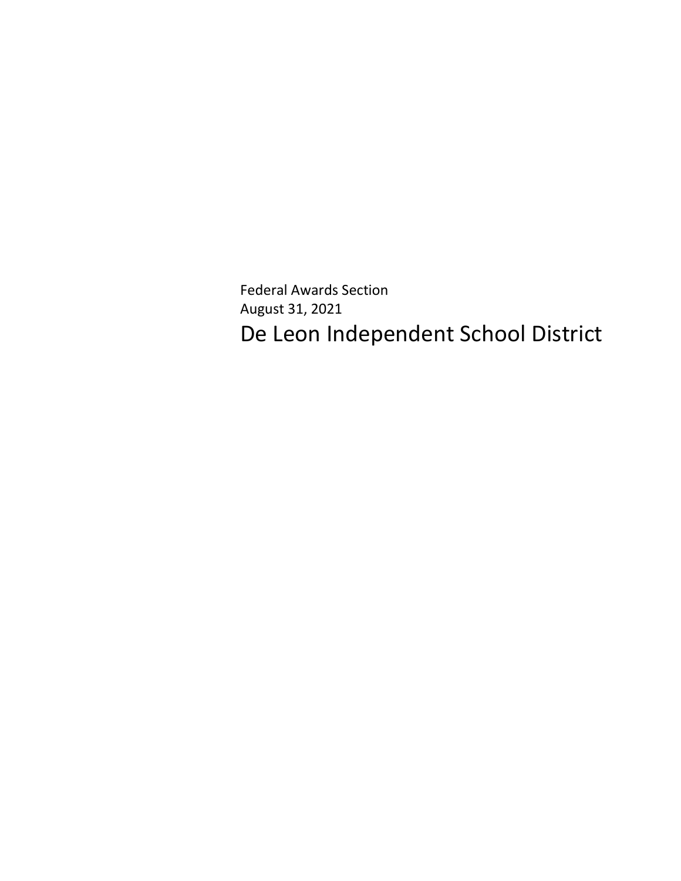Federal Awards Section

August 31, 2021

# De Leon Independent School District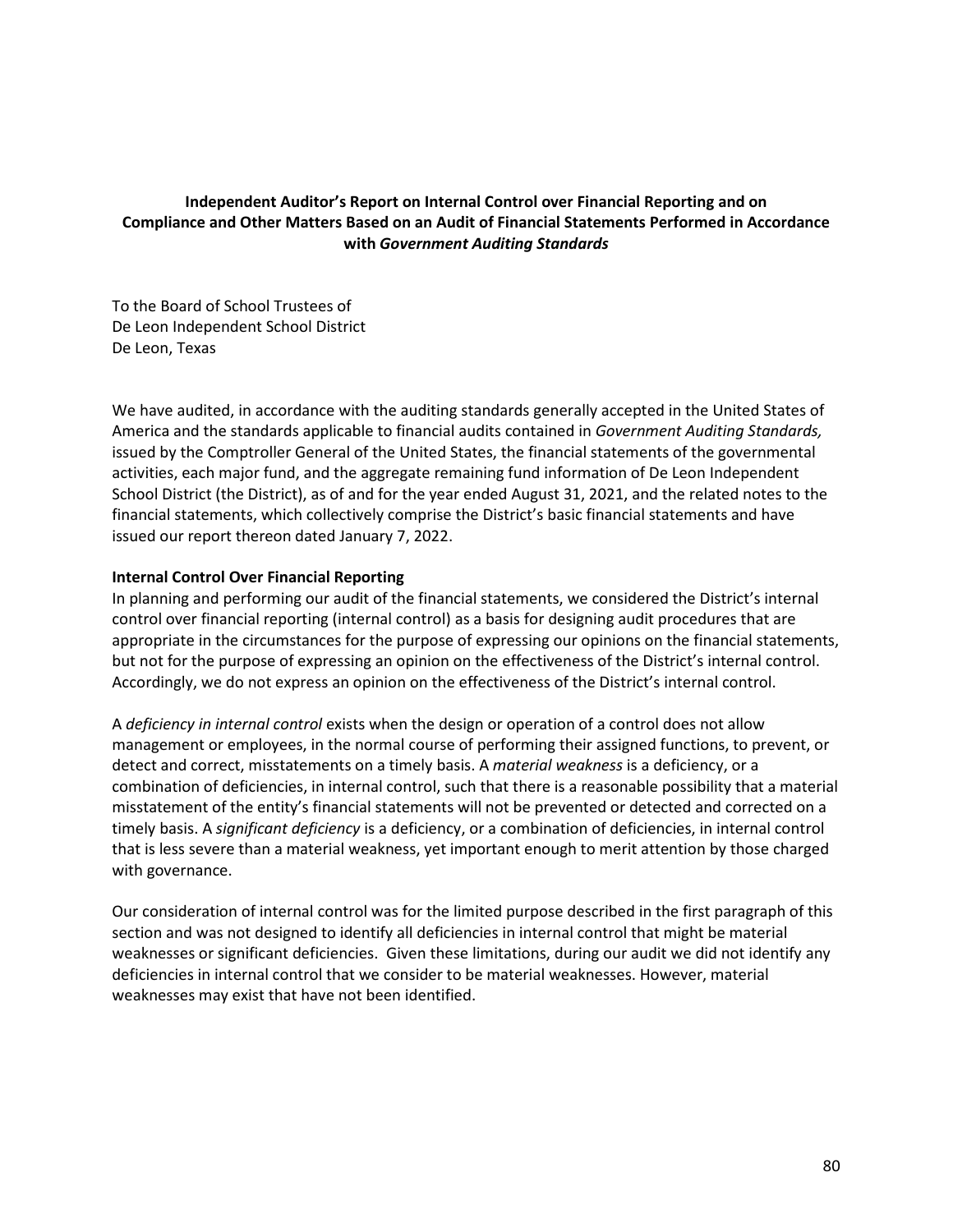# Independent Auditor's Report on Internal Control over Financial Reporting and on Compliance and Other Matters Based on an Audit of Financial Statements Performed in Accordance with *Government Auditing Standards*

To the Board of School Trustees of
De Leon Independent School District
De Leon, Texas

We have audited, in accordance with the auditing standards generally accepted in the United States of America and the standards applicable to financial audits contained in *Government Auditing Standards,* issued by the Comptroller General of the United States, the financial statements of the governmental activities, each major fund, and the aggregate remaining fund information of De Leon Independent School District (the District), as of and for the year ended August 31, 2021, and the related notes to the financial statements, which collectively comprise the District's basic financial statements and have issued our report thereon dated January 7, 2022.

**Internal Control Over Financial Reporting**

In planning and performing our audit of the financial statements, we considered the District's internal control over financial reporting (internal control) as a basis for designing audit procedures that are appropriate in the circumstances for the purpose of expressing our opinions on the financial statements, but not for the purpose of expressing an opinion on the effectiveness of the District's internal control. Accordingly, we do not express an opinion on the effectiveness of the District's internal control.

A *deficiency in internal control* exists when the design or operation of a control does not allow management or employees, in the normal course of performing their assigned functions, to prevent, or detect and correct, misstatements on a timely basis. A *material weakness* is a deficiency, or a combination of deficiencies, in internal control, such that there is a reasonable possibility that a material misstatement of the entity's financial statements will not be prevented or detected and corrected on a timely basis. A *significant deficiency* is a deficiency, or a combination of deficiencies, in internal control that is less severe than a material weakness, yet important enough to merit attention by those charged with governance.

Our consideration of internal control was for the limited purpose described in the first paragraph of this section and was not designed to identify all deficiencies in internal control that might be material weaknesses or significant deficiencies. Given these limitations, during our audit we did not identify any deficiencies in internal control that we consider to be material weaknesses. However, material weaknesses may exist that have not been identified.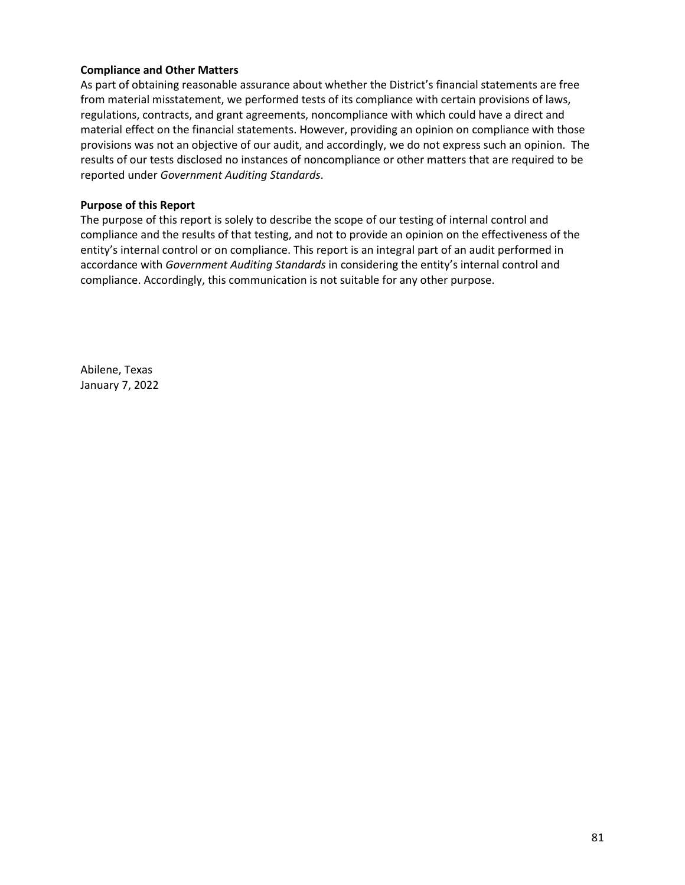**Compliance and Other Matters**

As part of obtaining reasonable assurance about whether the District's financial statements are free from material misstatement, we performed tests of its compliance with certain provisions of laws, regulations, contracts, and grant agreements, noncompliance with which could have a direct and material effect on the financial statements. However, providing an opinion on compliance with those provisions was not an objective of our audit, and accordingly, we do not express such an opinion. The results of our tests disclosed no instances of noncompliance or other matters that are required to be reported under *Government Auditing Standards*.

**Purpose of this Report**

The purpose of this report is solely to describe the scope of our testing of internal control and compliance and the results of that testing, and not to provide an opinion on the effectiveness of the entity's internal control or on compliance. This report is an integral part of an audit performed in accordance with *Government Auditing Standards* in considering the entity's internal control and compliance. Accordingly, this communication is not suitable for any other purpose.

Abilene, Texas
January 7, 2022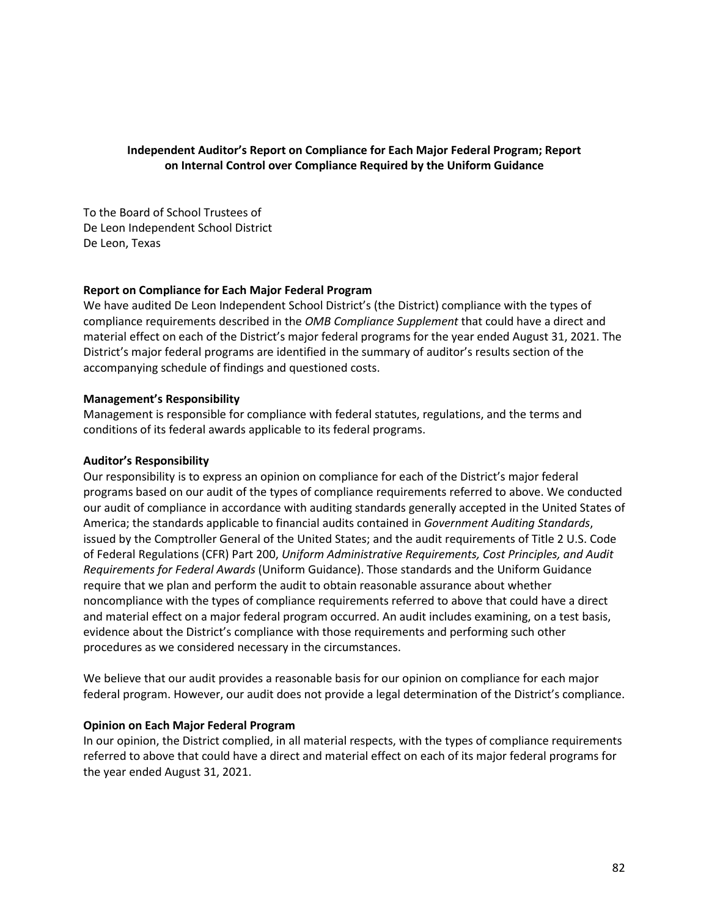## Independent Auditor's Report on Compliance for Each Major Federal Program; Report on Internal Control over Compliance Required by the Uniform Guidance

To the Board of School Trustees of
De Leon Independent School District
De Leon, Texas

### Report on Compliance for Each Major Federal Program

We have audited De Leon Independent School District's (the District) compliance with the types of compliance requirements described in the *OMB Compliance Supplement* that could have a direct and material effect on each of the District's major federal programs for the year ended August 31, 2021. The District's major federal programs are identified in the summary of auditor's results section of the accompanying schedule of findings and questioned costs.

### Management's Responsibility

Management is responsible for compliance with federal statutes, regulations, and the terms and conditions of its federal awards applicable to its federal programs.

### Auditor's Responsibility

Our responsibility is to express an opinion on compliance for each of the District's major federal programs based on our audit of the types of compliance requirements referred to above. We conducted our audit of compliance in accordance with auditing standards generally accepted in the United States of America; the standards applicable to financial audits contained in *Government Auditing Standards*, issued by the Comptroller General of the United States; and the audit requirements of Title 2 U.S. Code of Federal Regulations (CFR) Part 200, *Uniform Administrative Requirements, Cost Principles, and Audit Requirements for Federal Awards* (Uniform Guidance). Those standards and the Uniform Guidance require that we plan and perform the audit to obtain reasonable assurance about whether noncompliance with the types of compliance requirements referred to above that could have a direct and material effect on a major federal program occurred. An audit includes examining, on a test basis, evidence about the District's compliance with those requirements and performing such other procedures as we considered necessary in the circumstances.

We believe that our audit provides a reasonable basis for our opinion on compliance for each major federal program. However, our audit does not provide a legal determination of the District's compliance.

### Opinion on Each Major Federal Program

In our opinion, the District complied, in all material respects, with the types of compliance requirements referred to above that could have a direct and material effect on each of its major federal programs for the year ended August 31, 2021.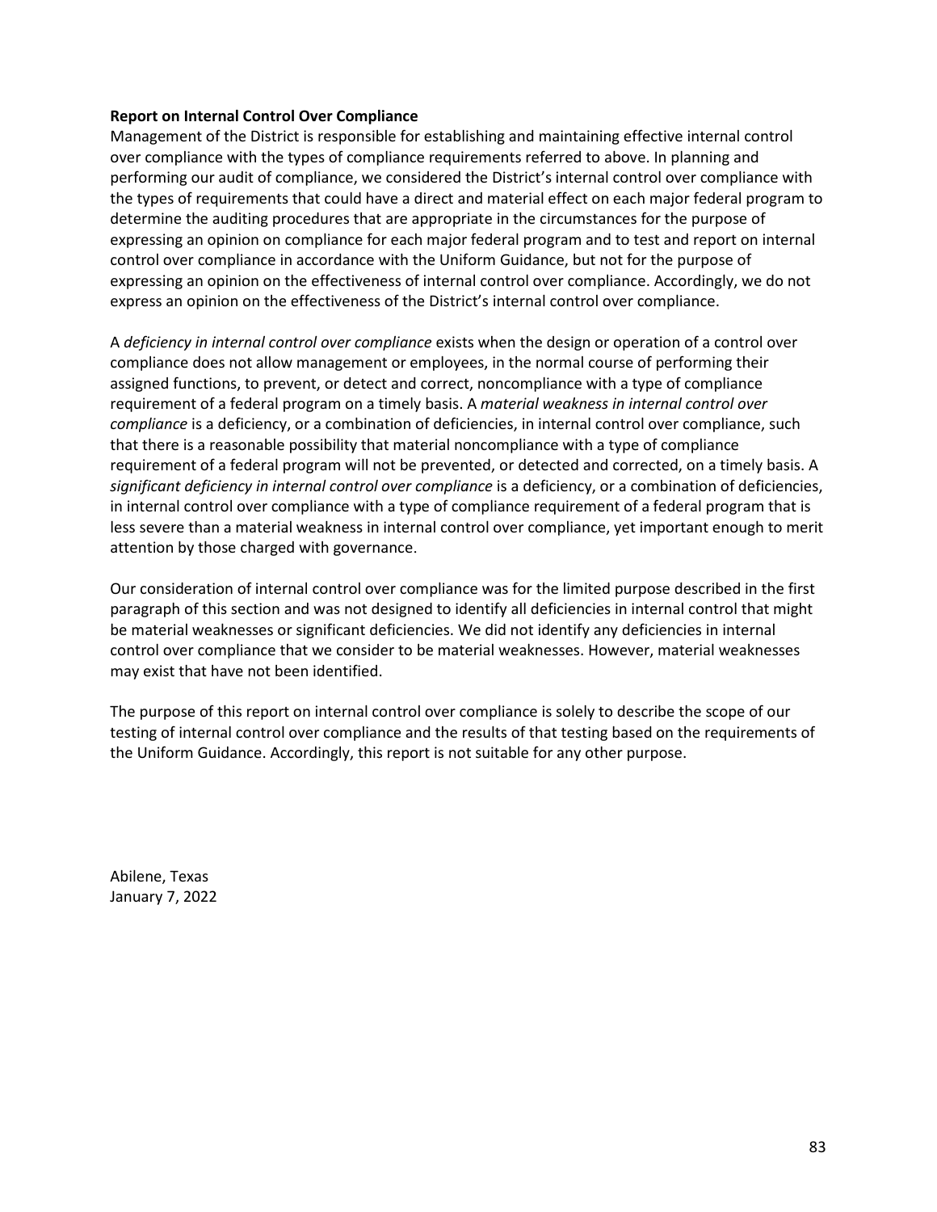**Report on Internal Control Over Compliance**

Management of the District is responsible for establishing and maintaining effective internal control over compliance with the types of compliance requirements referred to above. In planning and performing our audit of compliance, we considered the District's internal control over compliance with the types of requirements that could have a direct and material effect on each major federal program to determine the auditing procedures that are appropriate in the circumstances for the purpose of expressing an opinion on compliance for each major federal program and to test and report on internal control over compliance in accordance with the Uniform Guidance, but not for the purpose of expressing an opinion on the effectiveness of internal control over compliance. Accordingly, we do not express an opinion on the effectiveness of the District's internal control over compliance.

A *deficiency in internal control over compliance* exists when the design or operation of a control over compliance does not allow management or employees, in the normal course of performing their assigned functions, to prevent, or detect and correct, noncompliance with a type of compliance requirement of a federal program on a timely basis. A *material weakness in internal control over compliance* is a deficiency, or a combination of deficiencies, in internal control over compliance, such that there is a reasonable possibility that material noncompliance with a type of compliance requirement of a federal program will not be prevented, or detected and corrected, on a timely basis. A *significant deficiency in internal control over compliance* is a deficiency, or a combination of deficiencies, in internal control over compliance with a type of compliance requirement of a federal program that is less severe than a material weakness in internal control over compliance, yet important enough to merit attention by those charged with governance.

Our consideration of internal control over compliance was for the limited purpose described in the first paragraph of this section and was not designed to identify all deficiencies in internal control that might be material weaknesses or significant deficiencies. We did not identify any deficiencies in internal control over compliance that we consider to be material weaknesses. However, material weaknesses may exist that have not been identified.

The purpose of this report on internal control over compliance is solely to describe the scope of our testing of internal control over compliance and the results of that testing based on the requirements of the Uniform Guidance. Accordingly, this report is not suitable for any other purpose.

Abilene, Texas
January 7, 2022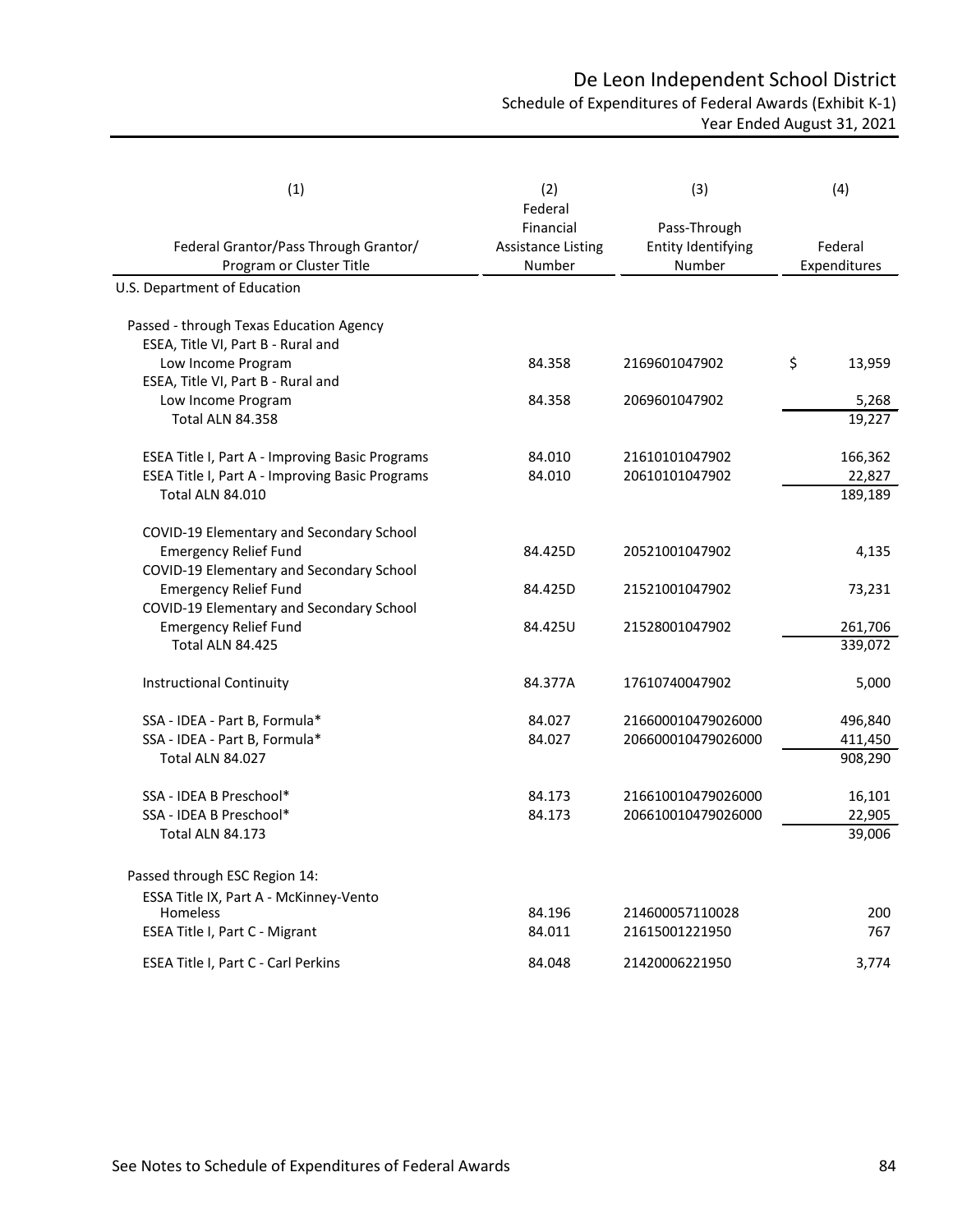# De Leon Independent School District

## Schedule of Expenditures of Federal Awards (Exhibit K-1)

### Year Ended August 31, 2021

| (1)<br>Federal Grantor/Pass Through Grantor/<br>Program or Cluster Title | (2)<br>Federal Financial Assistance Listing Number | (3)<br>Pass-Through Entity Identifying Number | (4)<br>Federal Expenditures |
|---|---|---|---|
| U.S. Department of Education | | | |
| Passed - through Texas Education Agency | | | |
| ESEA, Title VI, Part B - Rural and Low Income Program | 84.358 | 2169601047902 | $ 13,959 |
| ESEA, Title VI, Part B - Rural and Low Income Program | 84.358 | 2069601047902 | 5,268 |
| Total ALN 84.358 | | | 19,227 |
| ESEA Title I, Part A - Improving Basic Programs | 84.010 | 21610101047902 | 166,362 |
| ESEA Title I, Part A - Improving Basic Programs | 84.010 | 20610101047902 | 22,827 |
| Total ALN 84.010 | | | 189,189 |
| COVID-19 Elementary and Secondary School Emergency Relief Fund | 84.425D | 20521001047902 | 4,135 |
| COVID-19 Elementary and Secondary School Emergency Relief Fund | 84.425D | 21521001047902 | 73,231 |
| COVID-19 Elementary and Secondary School Emergency Relief Fund | 84.425U | 21528001047902 | 261,706 |
| Total ALN 84.425 | | | 339,072 |
| Instructional Continuity | 84.377A | 17610740047902 | 5,000 |
| SSA - IDEA - Part B, Formula* | 84.027 | 216600010479026000 | 496,840 |
| SSA - IDEA - Part B, Formula* | 84.027 | 206600010479026000 | 411,450 |
| Total ALN 84.027 | | | 908,290 |
| SSA - IDEA B Preschool* | 84.173 | 216610010479026000 | 16,101 |
| SSA - IDEA B Preschool* | 84.173 | 206610010479026000 | 22,905 |
| Total ALN 84.173 | | | 39,006 |
| Passed through ESC Region 14: | | | |
| ESSA Title IX, Part A - McKinney-Vento Homeless | 84.196 | 214600057110028 | 200 |
| ESEA Title I, Part C - Migrant | 84.011 | 21615001221950 | 767 |
| ESEA Title I, Part C - Carl Perkins | 84.048 | 21420006221950 | 3,774 |

See Notes to Schedule of Expenditures of Federal Awards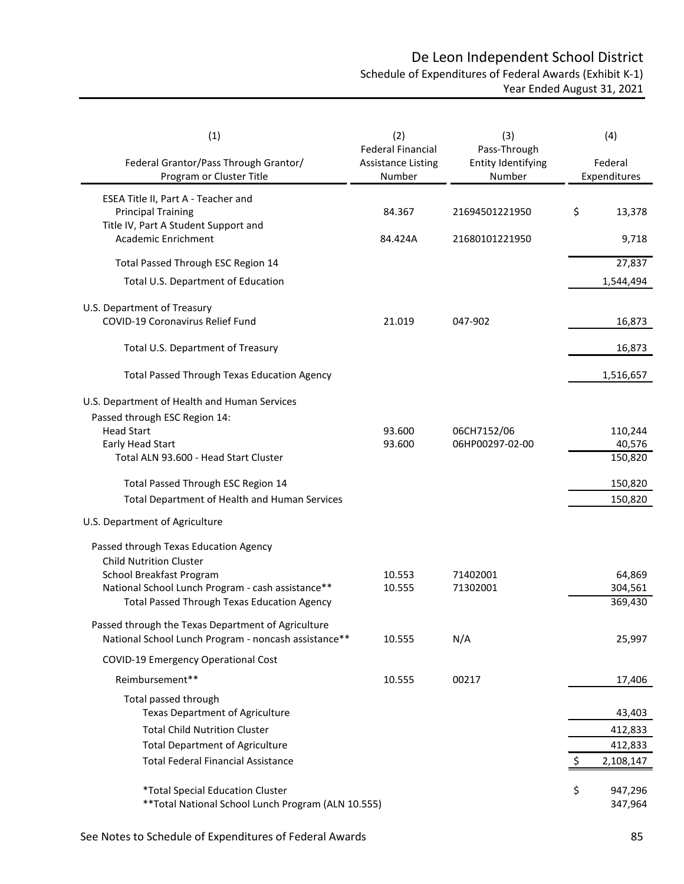# De Leon Independent School District

## Schedule of Expenditures of Federal Awards (Exhibit K-1)

### Year Ended August 31, 2021

| (1)<br>Federal Grantor/Pass Through Grantor/<br>Program or Cluster Title | (2)<br>Federal Financial Assistance Listing Number | (3)<br>Pass-Through Entity Identifying Number | (4)<br>Federal Expenditures |
|---|---|---|---|
| ESEA Title II, Part A - Teacher and Principal Training | 84.367 | 21694501221950 | $ 13,378 |
| Title IV, Part A Student Support and Academic Enrichment | 84.424A | 21680101221950 | 9,718 |
| Total Passed Through ESC Region 14 | | | 27,837 |
| Total U.S. Department of Education | | | 1,544,494 |
| U.S. Department of Treasury | | | |
| COVID-19 Coronavirus Relief Fund | 21.019 | 047-902 | 16,873 |
| Total U.S. Department of Treasury | | | 16,873 |
| Total Passed Through Texas Education Agency | | | 1,516,657 |
| U.S. Department of Health and Human Services | | | |
| Passed through ESC Region 14: | | | |
| Head Start | 93.600 | 06CH7152/06 | 110,244 |
| Early Head Start | 93.600 | 06HP00297-02-00 | 40,576 |
| Total ALN 93.600 - Head Start Cluster | | | 150,820 |
| Total Passed Through ESC Region 14 | | | 150,820 |
| Total Department of Health and Human Services | | | 150,820 |
| U.S. Department of Agriculture | | | |
| Passed through Texas Education Agency | | | |
| Child Nutrition Cluster | | | |
| School Breakfast Program | 10.553 | 71402001 | 64,869 |
| National School Lunch Program - cash assistance** | 10.555 | 71302001 | 304,561 |
| Total Passed Through Texas Education Agency | | | 369,430 |
| Passed through the Texas Department of Agriculture | | | |
| National School Lunch Program - noncash assistance** | 10.555 | N/A | 25,997 |
| COVID-19 Emergency Operational Cost Reimbursement** | 10.555 | 00217 | 17,406 |
| Total passed through Texas Department of Agriculture | | | 43,403 |
| Total Child Nutrition Cluster | | | 412,833 |
| Total Department of Agriculture | | | 412,833 |
| Total Federal Financial Assistance | | | $ 2,108,147 |
| *Total Special Education Cluster | | | $ 947,296 |
| **Total National School Lunch Program (ALN 10.555) | | | 347,964 |

See Notes to Schedule of Expenditures of Federal Awards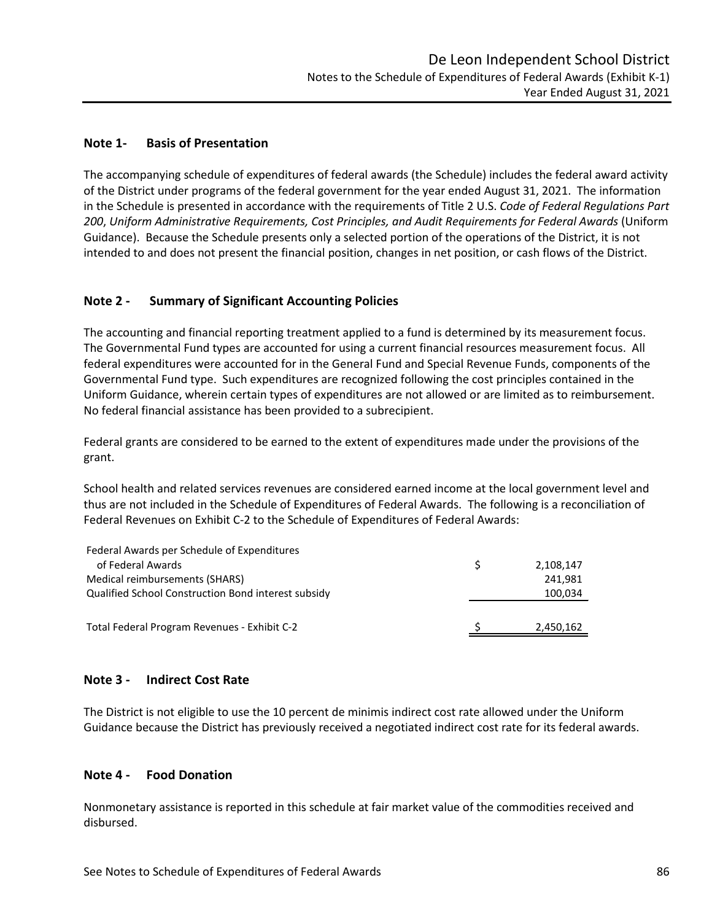# De Leon Independent School District

Notes to the Schedule of Expenditures of Federal Awards (Exhibit K-1)
Year Ended August 31, 2021

## Note 1- Basis of Presentation

The accompanying schedule of expenditures of federal awards (the Schedule) includes the federal award activity of the District under programs of the federal government for the year ended August 31, 2021. The information in the Schedule is presented in accordance with the requirements of Title 2 U.S. *Code of Federal Regulations Part 200*, *Uniform Administrative Requirements, Cost Principles, and Audit Requirements for Federal Awards* (Uniform Guidance). Because the Schedule presents only a selected portion of the operations of the District, it is not intended to and does not present the financial position, changes in net position, or cash flows of the District.

## Note 2 - Summary of Significant Accounting Policies

The accounting and financial reporting treatment applied to a fund is determined by its measurement focus. The Governmental Fund types are accounted for using a current financial resources measurement focus. All federal expenditures were accounted for in the General Fund and Special Revenue Funds, components of the Governmental Fund type. Such expenditures are recognized following the cost principles contained in the Uniform Guidance, wherein certain types of expenditures are not allowed or are limited as to reimbursement. No federal financial assistance has been provided to a subrecipient.

Federal grants are considered to be earned to the extent of expenditures made under the provisions of the grant.

School health and related services revenues are considered earned income at the local government level and thus are not included in the Schedule of Expenditures of Federal Awards. The following is a reconciliation of Federal Revenues on Exhibit C-2 to the Schedule of Expenditures of Federal Awards:

| | |
|---|---|
| Federal Awards per Schedule of Expenditures of Federal Awards | $ 2,108,147 |
| Medical reimbursements (SHARS) | 241,981 |
| Qualified School Construction Bond interest subsidy | 100,034 |
| Total Federal Program Revenues - Exhibit C-2 | $ 2,450,162 |

## Note 3 - Indirect Cost Rate

The District is not eligible to use the 10 percent de minimis indirect cost rate allowed under the Uniform Guidance because the District has previously received a negotiated indirect cost rate for its federal awards.

## Note 4 - Food Donation

Nonmonetary assistance is reported in this schedule at fair market value of the commodities received and disbursed.

See Notes to Schedule of Expenditures of Federal Awards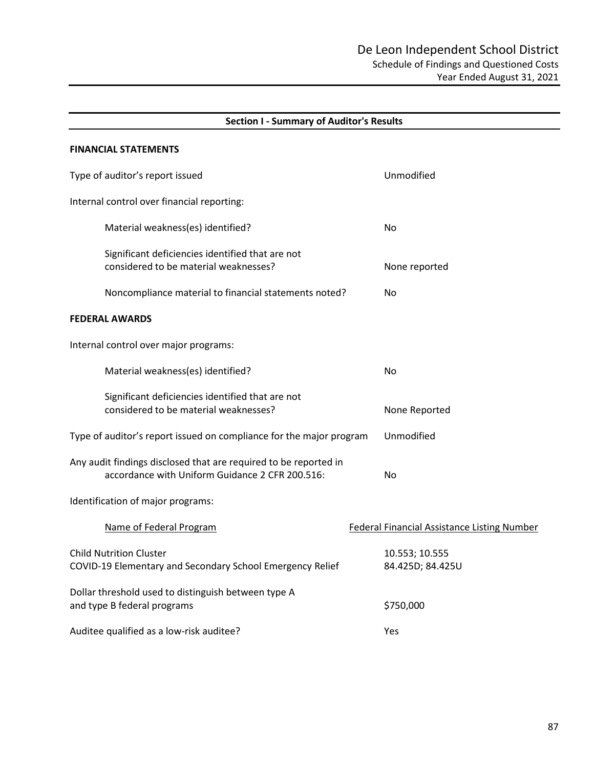# De Leon Independent School District

## Schedule of Findings and Questioned Costs

### Year Ended August 31, 2021

## Section I - Summary of Auditor's Results

**FINANCIAL STATEMENTS**

| | |
|---|---|
| Type of auditor's report issued | Unmodified |
| Internal control over financial reporting: | |
| Material weakness(es) identified? | No |
| Significant deficiencies identified that are not considered to be material weaknesses? | None reported |
| Noncompliance material to financial statements noted? | No |

**FEDERAL AWARDS**

| | |
|---|---|
| Internal control over major programs: | |
| Material weakness(es) identified? | No |
| Significant deficiencies identified that are not considered to be material weaknesses? | None Reported |
| Type of auditor's report issued on compliance for the major program | Unmodified |
| Any audit findings disclosed that are required to be reported in accordance with Uniform Guidance 2 CFR 200.516: | No |

Identification of major programs:

| Name of Federal Program | Federal Financial Assistance Listing Number |
|---|---|
| Child Nutrition Cluster | 10.553; 10.555 |
| COVID-19 Elementary and Secondary School Emergency Relief | 84.425D; 84.425U |

| | |
|---|---|
| Dollar threshold used to distinguish between type A and type B federal programs | $750,000 |
| Auditee qualified as a low-risk auditee? | Yes |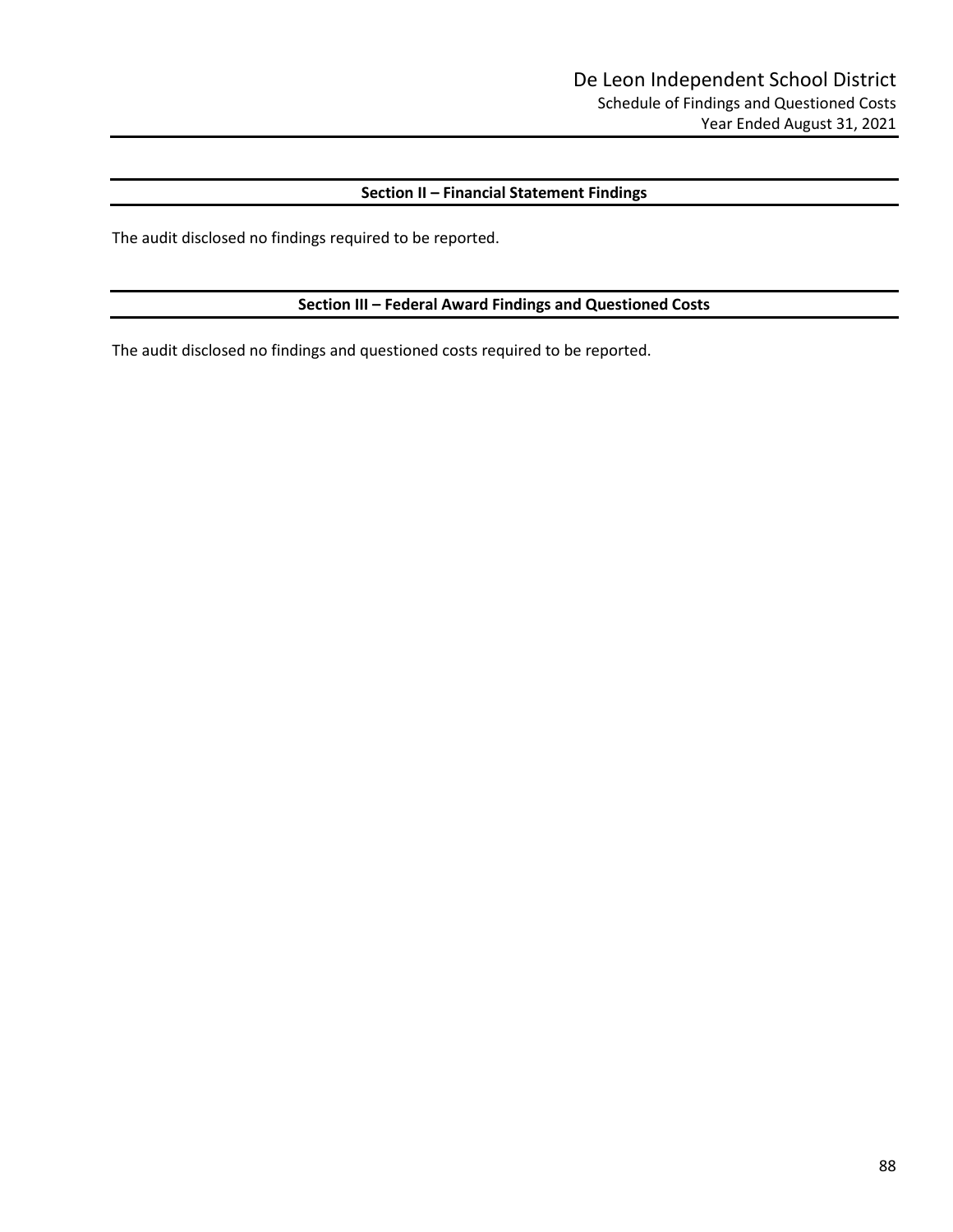## Section II – Financial Statement Findings

The audit disclosed no findings required to be reported.

## Section III – Federal Award Findings and Questioned Costs

The audit disclosed no findings and questioned costs required to be reported.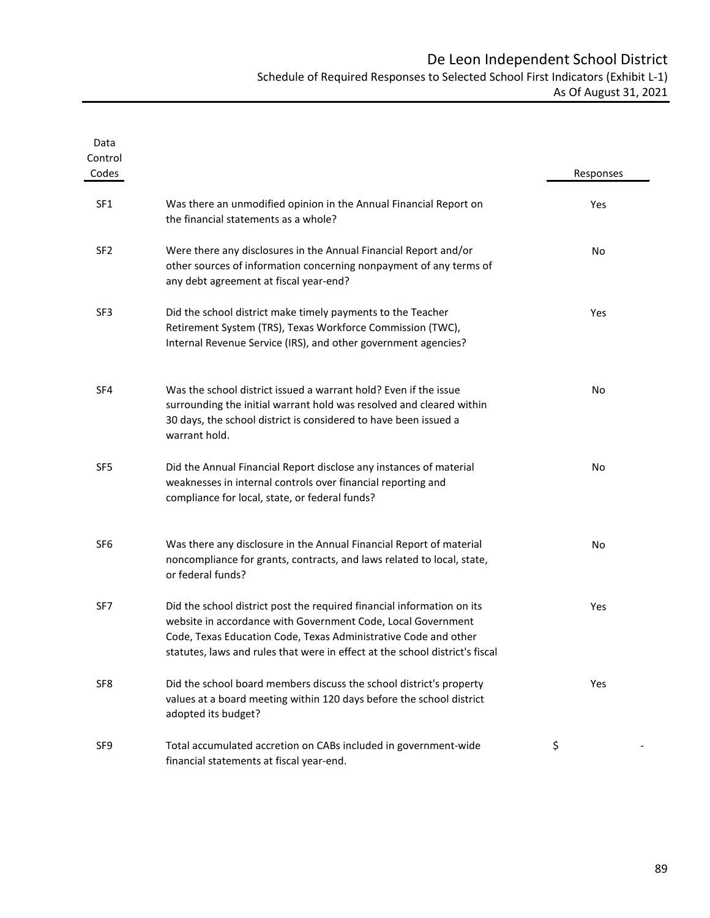# De Leon Independent School District

## Schedule of Required Responses to Selected School First Indicators (Exhibit L-1)

### As Of August 31, 2021

| Data Control Codes | | Responses |
|---|---|---|
| SF1 | Was there an unmodified opinion in the Annual Financial Report on the financial statements as a whole? | Yes |
| SF2 | Were there any disclosures in the Annual Financial Report and/or other sources of information concerning nonpayment of any terms of any debt agreement at fiscal year-end? | No |
| SF3 | Did the school district make timely payments to the Teacher Retirement System (TRS), Texas Workforce Commission (TWC), Internal Revenue Service (IRS), and other government agencies? | Yes |
| SF4 | Was the school district issued a warrant hold? Even if the issue surrounding the initial warrant hold was resolved and cleared within 30 days, the school district is considered to have been issued a warrant hold. | No |
| SF5 | Did the Annual Financial Report disclose any instances of material weaknesses in internal controls over financial reporting and compliance for local, state, or federal funds? | No |
| SF6 | Was there any disclosure in the Annual Financial Report of material noncompliance for grants, contracts, and laws related to local, state, or federal funds? | No |
| SF7 | Did the school district post the required financial information on its website in accordance with Government Code, Local Government Code, Texas Education Code, Texas Administrative Code and other statutes, laws and rules that were in effect at the school district's fiscal | Yes |
| SF8 | Did the school board members discuss the school district's property values at a board meeting within 120 days before the school district adopted its budget? | Yes |
| SF9 | Total accumulated accretion on CABs included in government-wide financial statements at fiscal year-end. | $ - |